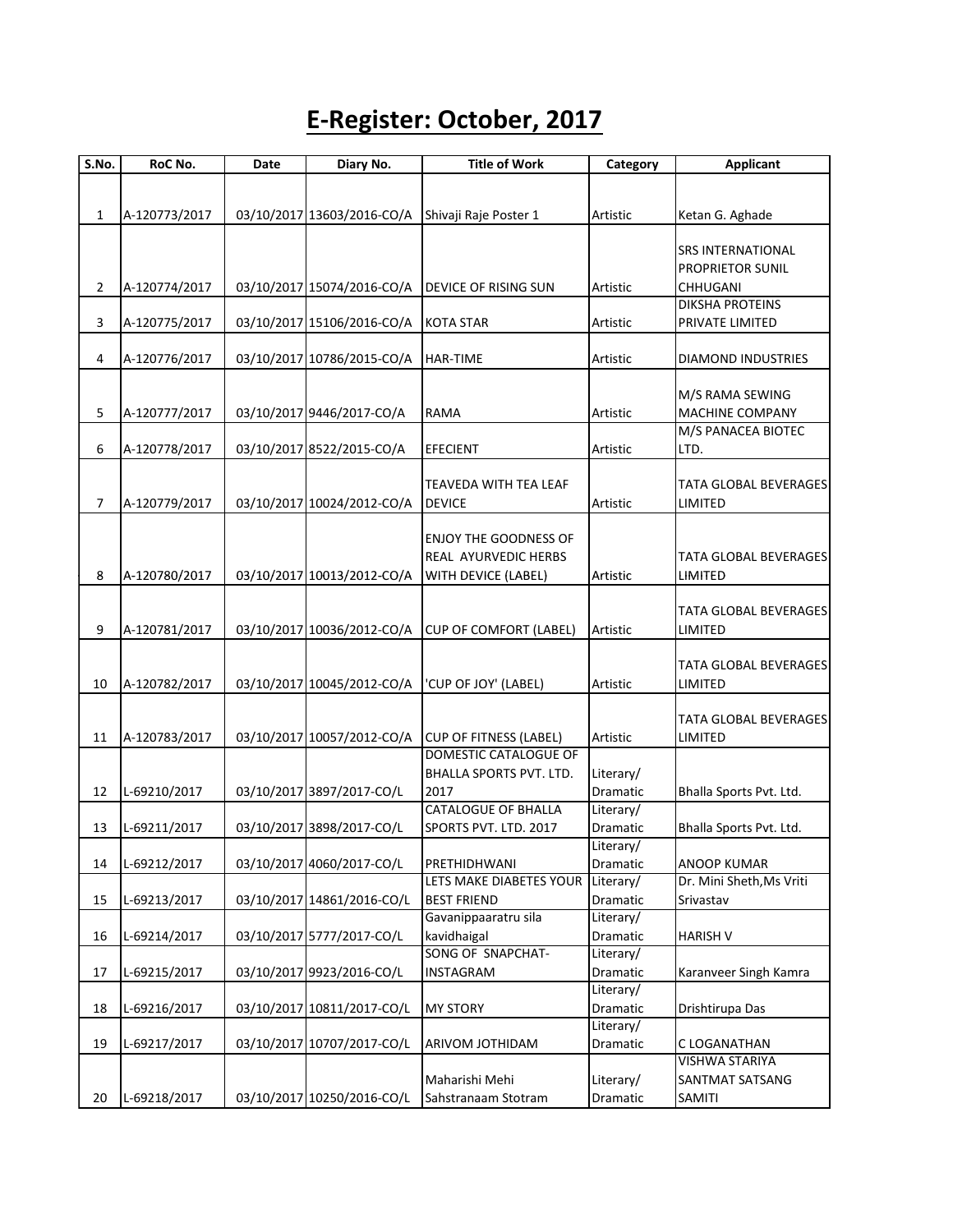# E-Register: October, 2017

| S.No. | RoC No. | Date | Diary No. | Title of Work | Category | Applicant |
|---|---|---|---|---|---|---|
| 1 | A-120773/2017 | 03/10/2017 | 13603/2016-CO/A | Shivaji Raje Poster 1 | Artistic | Ketan G. Aghade |
| 2 | A-120774/2017 | 03/10/2017 | 15074/2016-CO/A | DEVICE OF RISING SUN | Artistic | SRS INTERNATIONAL PROPRIETOR SUNIL CHHUGANI |
| 3 | A-120775/2017 | 03/10/2017 | 15106/2016-CO/A | KOTA STAR | Artistic | DIKSHA PROTEINS PRIVATE LIMITED |
| 4 | A-120776/2017 | 03/10/2017 | 10786/2015-CO/A | HAR-TIME | Artistic | DIAMOND INDUSTRIES |
| 5 | A-120777/2017 | 03/10/2017 | 9446/2017-CO/A | RAMA | Artistic | M/S RAMA SEWING MACHINE COMPANY |
| 6 | A-120778/2017 | 03/10/2017 | 8522/2015-CO/A | EFECIENT | Artistic | M/S PANACEA BIOTEC LTD. |
| 7 | A-120779/2017 | 03/10/2017 | 10024/2012-CO/A | TEAVEDA WITH TEA LEAF DEVICE | Artistic | TATA GLOBAL BEVERAGES LIMITED |
| 8 | A-120780/2017 | 03/10/2017 | 10013/2012-CO/A | ENJOY THE GOODNESS OF REAL AYURVEDIC HERBS WITH DEVICE (LABEL) | Artistic | TATA GLOBAL BEVERAGES LIMITED |
| 9 | A-120781/2017 | 03/10/2017 | 10036/2012-CO/A | CUP OF COMFORT (LABEL) | Artistic | TATA GLOBAL BEVERAGES LIMITED |
| 10 | A-120782/2017 | 03/10/2017 | 10045/2012-CO/A | 'CUP OF JOY' (LABEL) | Artistic | TATA GLOBAL BEVERAGES LIMITED |
| 11 | A-120783/2017 | 03/10/2017 | 10057/2012-CO/A | CUP OF FITNESS (LABEL) | Artistic | TATA GLOBAL BEVERAGES LIMITED |
| 12 | L-69210/2017 | 03/10/2017 | 3897/2017-CO/L | DOMESTIC CATALOGUE OF BHALLA SPORTS PVT. LTD. 2017 | Literary/ Dramatic | Bhalla Sports Pvt. Ltd. |
| 13 | L-69211/2017 | 03/10/2017 | 3898/2017-CO/L | CATALOGUE OF BHALLA SPORTS PVT. LTD. 2017 | Literary/ Dramatic | Bhalla Sports Pvt. Ltd. |
| 14 | L-69212/2017 | 03/10/2017 | 4060/2017-CO/L | PRETHIDHWANI | Literary/ Dramatic | ANOOP KUMAR |
| 15 | L-69213/2017 | 03/10/2017 | 14861/2016-CO/L | LETS MAKE DIABETES YOUR BEST FRIEND | Literary/ Dramatic | Dr. Mini Sheth,Ms Vriti Srivastav |
| 16 | L-69214/2017 | 03/10/2017 | 5777/2017-CO/L | Gavanippaaratru sila kavidhaigal | Literary/ Dramatic | HARISH V |
| 17 | L-69215/2017 | 03/10/2017 | 9923/2016-CO/L | SONG OF SNAPCHAT-INSTAGRAM | Literary/ Dramatic | Karanveer Singh Kamra |
| 18 | L-69216/2017 | 03/10/2017 | 10811/2017-CO/L | MY STORY | Literary/ Dramatic | Drishtirupa Das |
| 19 | L-69217/2017 | 03/10/2017 | 10707/2017-CO/L | ARIVOM JOTHIDAM | Literary/ Dramatic | C LOGANATHAN |
| 20 | L-69218/2017 | 03/10/2017 | 10250/2016-CO/L | Maharishi Mehi Sahstranaam Stotram | Literary/ Dramatic | VISHWA STARIYA SANTMAT SATSANG SAMITI |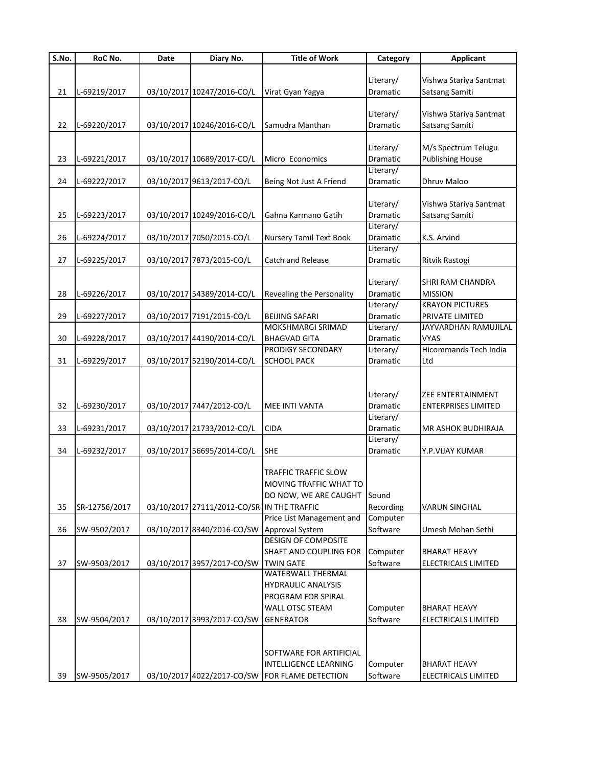| S.No. | RoC No. | Date | Diary No. | Title of Work | Category | Applicant |
|---|---|---|---|---|---|---|
| 21 | L-69219/2017 | 03/10/2017 | 10247/2016-CO/L | Virat Gyan Yagya | Literary/ Dramatic | Vishwa Stariya Santmat Satsang Samiti |
| 22 | L-69220/2017 | 03/10/2017 | 10246/2016-CO/L | Samudra Manthan | Literary/ Dramatic | Vishwa Stariya Santmat Satsang Samiti |
| 23 | L-69221/2017 | 03/10/2017 | 10689/2017-CO/L | Micro Economics | Literary/ Dramatic | M/s Spectrum Telugu Publishing House |
| 24 | L-69222/2017 | 03/10/2017 | 9613/2017-CO/L | Being Not Just A Friend | Literary/ Dramatic | Dhruv Maloo |
| 25 | L-69223/2017 | 03/10/2017 | 10249/2016-CO/L | Gahna Karmano Gatih | Literary/ Dramatic | Vishwa Stariya Santmat Satsang Samiti |
| 26 | L-69224/2017 | 03/10/2017 | 7050/2015-CO/L | Nursery Tamil Text Book | Literary/ Dramatic | K.S. Arvind |
| 27 | L-69225/2017 | 03/10/2017 | 7873/2015-CO/L | Catch and Release | Literary/ Dramatic | Ritvik Rastogi |
| 28 | L-69226/2017 | 03/10/2017 | 54389/2014-CO/L | Revealing the Personality | Literary/ Dramatic | SHRI RAM CHANDRA MISSION |
| 29 | L-69227/2017 | 03/10/2017 | 7191/2015-CO/L | BEIJING SAFARI | Literary/ Dramatic | KRAYON PICTURES PRIVATE LIMITED |
| 30 | L-69228/2017 | 03/10/2017 | 44190/2014-CO/L | MOKSHMARGI SRIMAD BHAGVAD GITA | Literary/ Dramatic | JAYVARDHAN RAMUJILAL VYAS |
| 31 | L-69229/2017 | 03/10/2017 | 52190/2014-CO/L | PRODIGY SECONDARY SCHOOL PACK | Literary/ Dramatic | Hicommands Tech India Ltd |
| 32 | L-69230/2017 | 03/10/2017 | 7447/2012-CO/L | MEE INTI VANTA | Literary/ Dramatic | ZEE ENTERTAINMENT ENTERPRISES LIMITED |
| 33 | L-69231/2017 | 03/10/2017 | 21733/2012-CO/L | CIDA | Literary/ Dramatic | MR ASHOK BUDHIRAJA |
| 34 | L-69232/2017 | 03/10/2017 | 56695/2014-CO/L | SHE | Literary/ Dramatic | Y.P.VIJAY KUMAR |
| 35 | SR-12756/2017 | 03/10/2017 | 27111/2012-CO/SR | TRAFFIC TRAFFIC SLOW MOVING TRAFFIC WHAT TO DO NOW, WE ARE CAUGHT IN THE TRAFFIC | Sound Recording | VARUN SINGHAL |
| 36 | SW-9502/2017 | 03/10/2017 | 8340/2016-CO/SW | Price List Management and Approval System | Computer Software | Umesh Mohan Sethi |
| 37 | SW-9503/2017 | 03/10/2017 | 3957/2017-CO/SW | DESIGN OF COMPOSITE SHAFT AND COUPLING FOR TWIN GATE | Computer Software | BHARAT HEAVY ELECTRICALS LIMITED |
| 38 | SW-9504/2017 | 03/10/2017 | 3993/2017-CO/SW | WATERWALL THERMAL HYDRAULIC ANALYSIS PROGRAM FOR SPIRAL WALL OTSC STEAM GENERATOR | Computer Software | BHARAT HEAVY ELECTRICALS LIMITED |
| 39 | SW-9505/2017 | 03/10/2017 | 4022/2017-CO/SW | SOFTWARE FOR ARTIFICIAL INTELLIGENCE LEARNING FOR FLAME DETECTION | Computer Software | BHARAT HEAVY ELECTRICALS LIMITED |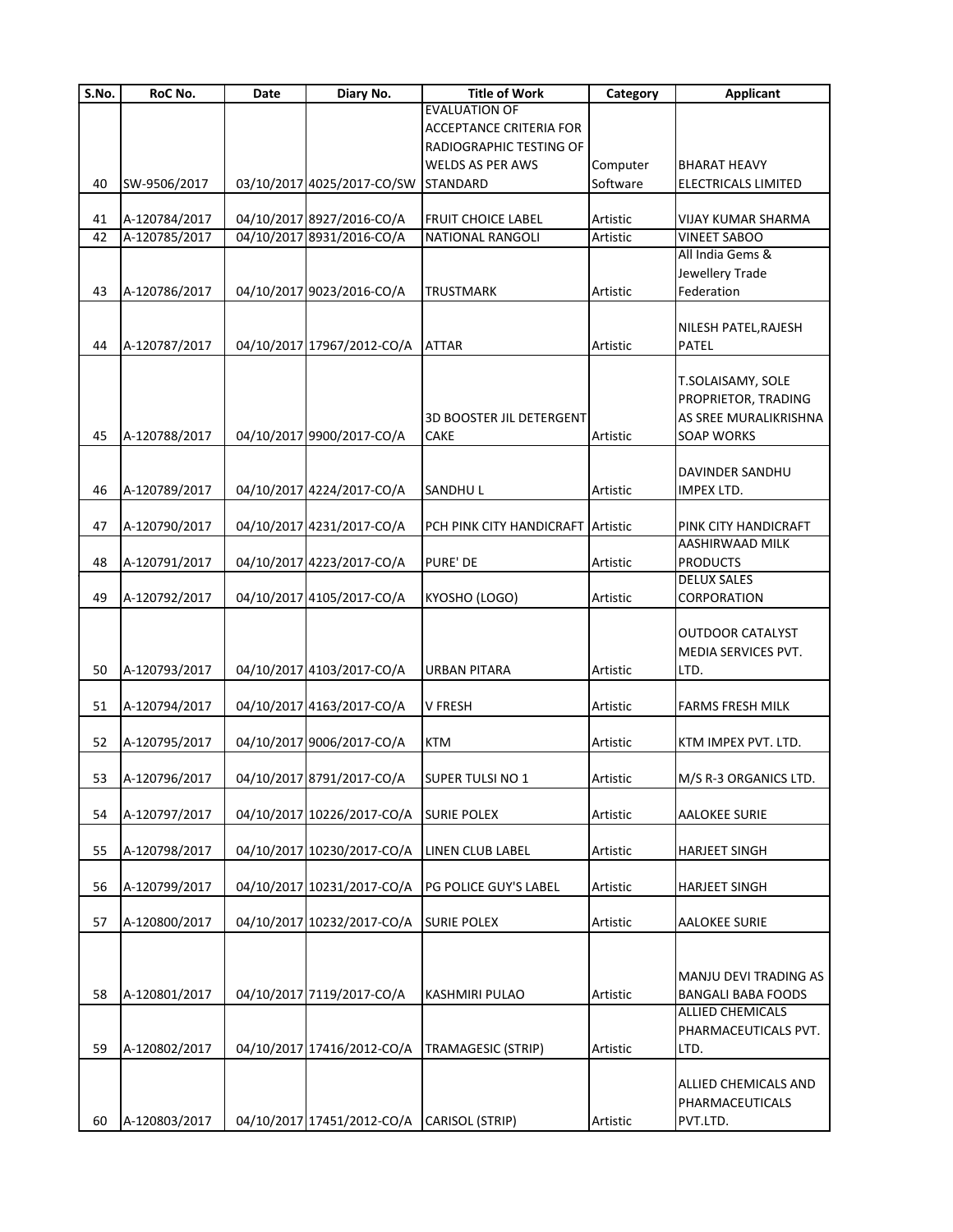| S.No. | RoC No. | Date | Diary No. | Title of Work | Category | Applicant |
|---|---|---|---|---|---|---|
| 40 | SW-9506/2017 | 03/10/2017 | 4025/2017-CO/SW | EVALUATION OF ACCEPTANCE CRITERIA FOR RADIOGRAPHIC TESTING OF WELDS AS PER AWS STANDARD | Computer Software | BHARAT HEAVY ELECTRICALS LIMITED |
| 41 | A-120784/2017 | 04/10/2017 | 8927/2016-CO/A | FRUIT CHOICE LABEL | Artistic | VIJAY KUMAR SHARMA |
| 42 | A-120785/2017 | 04/10/2017 | 8931/2016-CO/A | NATIONAL RANGOLI | Artistic | VINEET SABOO |
| 43 | A-120786/2017 | 04/10/2017 | 9023/2016-CO/A | TRUSTMARK | Artistic | All India Gems & Jewellery Trade Federation |
| 44 | A-120787/2017 | 04/10/2017 | 17967/2012-CO/A | ATTAR | Artistic | NILESH PATEL,RAJESH PATEL |
| 45 | A-120788/2017 | 04/10/2017 | 9900/2017-CO/A | 3D BOOSTER JIL DETERGENT CAKE | Artistic | T.SOLAISAMY, SOLE PROPRIETOR, TRADING AS SREE MURALIKRISHNA SOAP WORKS |
| 46 | A-120789/2017 | 04/10/2017 | 4224/2017-CO/A | SANDHU L | Artistic | DAVINDER SANDHU IMPEX LTD. |
| 47 | A-120790/2017 | 04/10/2017 | 4231/2017-CO/A | PCH PINK CITY HANDICRAFT | Artistic | PINK CITY HANDICRAFT |
| 48 | A-120791/2017 | 04/10/2017 | 4223/2017-CO/A | PURE' DE | Artistic | AASHIRWAAD MILK PRODUCTS |
| 49 | A-120792/2017 | 04/10/2017 | 4105/2017-CO/A | KYOSHO (LOGO) | Artistic | DELUX SALES CORPORATION |
| 50 | A-120793/2017 | 04/10/2017 | 4103/2017-CO/A | URBAN PITARA | Artistic | OUTDOOR CATALYST MEDIA SERVICES PVT. LTD. |
| 51 | A-120794/2017 | 04/10/2017 | 4163/2017-CO/A | V FRESH | Artistic | FARMS FRESH MILK |
| 52 | A-120795/2017 | 04/10/2017 | 9006/2017-CO/A | KTM | Artistic | KTM IMPEX PVT. LTD. |
| 53 | A-120796/2017 | 04/10/2017 | 8791/2017-CO/A | SUPER TULSI NO 1 | Artistic | M/S R-3 ORGANICS LTD. |
| 54 | A-120797/2017 | 04/10/2017 | 10226/2017-CO/A | SURIE POLEX | Artistic | AALOKEE SURIE |
| 55 | A-120798/2017 | 04/10/2017 | 10230/2017-CO/A | LINEN CLUB LABEL | Artistic | HARJEET SINGH |
| 56 | A-120799/2017 | 04/10/2017 | 10231/2017-CO/A | PG POLICE GUY'S LABEL | Artistic | HARJEET SINGH |
| 57 | A-120800/2017 | 04/10/2017 | 10232/2017-CO/A | SURIE POLEX | Artistic | AALOKEE SURIE |
| 58 | A-120801/2017 | 04/10/2017 | 7119/2017-CO/A | KASHMIRI PULAO | Artistic | MANJU DEVI TRADING AS BANGALI BABA FOODS |
| 59 | A-120802/2017 | 04/10/2017 | 17416/2012-CO/A | TRAMAGESIC (STRIP) | Artistic | ALLIED CHEMICALS PHARMACEUTICALS PVT. LTD. |
| 60 | A-120803/2017 | 04/10/2017 | 17451/2012-CO/A | CARISOL (STRIP) | Artistic | ALLIED CHEMICALS AND PHARMACEUTICALS PVT.LTD. |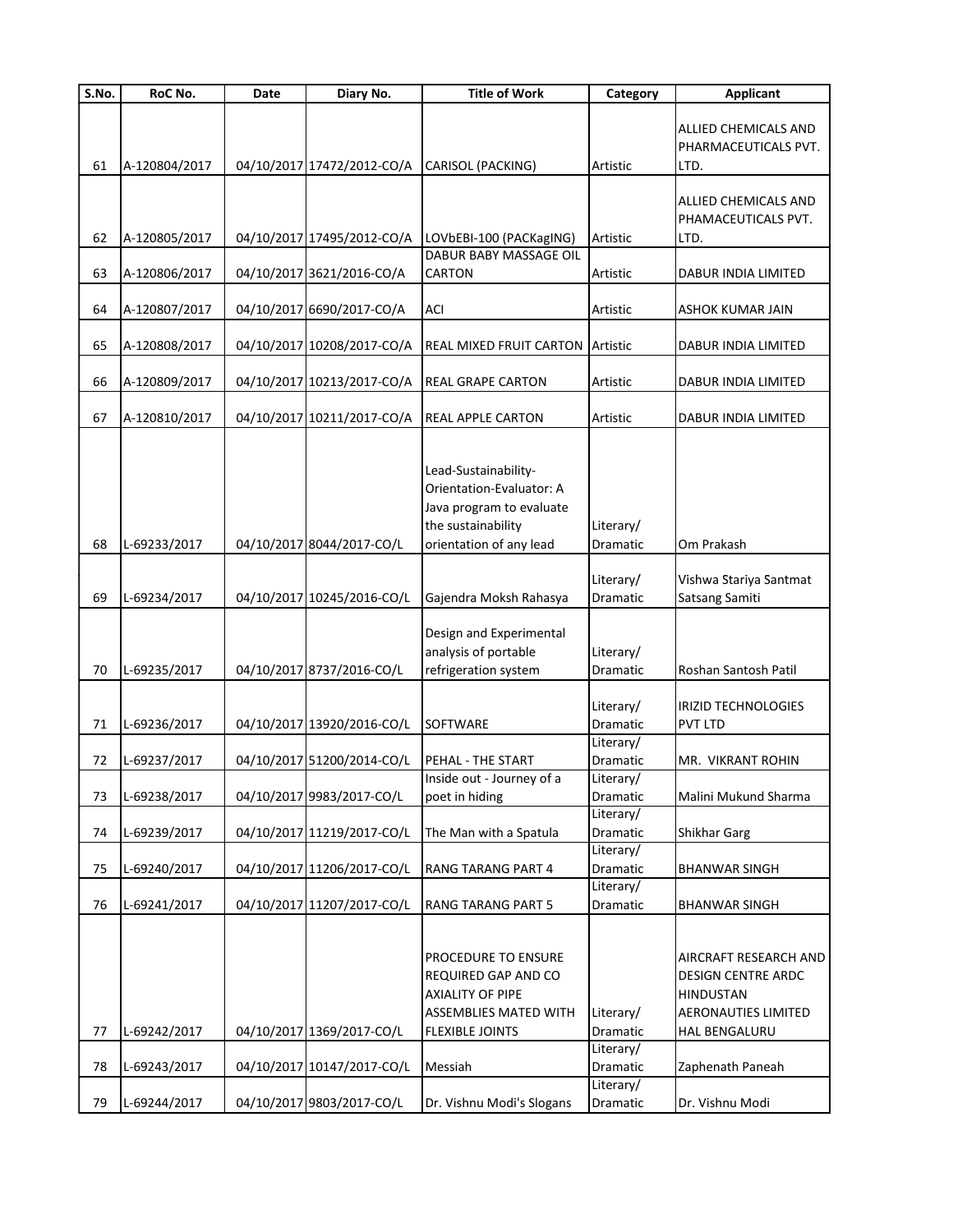| S.No. | RoC No. | Date | Diary No. | Title of Work | Category | Applicant |
|---|---|---|---|---|---|---|
| 61 | A-120804/2017 | 04/10/2017 | 17472/2012-CO/A | CARISOL (PACKING) | Artistic | ALLIED CHEMICALS AND PHARMACEUTICALS PVT. LTD. |
| 62 | A-120805/2017 | 04/10/2017 | 17495/2012-CO/A | LOVbEBI-100 (PACKagING) | Artistic | ALLIED CHEMICALS AND PHAMACEUTICALS PVT. LTD. |
| 63 | A-120806/2017 | 04/10/2017 | 3621/2016-CO/A | DABUR BABY MASSAGE OIL CARTON | Artistic | DABUR INDIA LIMITED |
| 64 | A-120807/2017 | 04/10/2017 | 6690/2017-CO/A | ACI | Artistic | ASHOK KUMAR JAIN |
| 65 | A-120808/2017 | 04/10/2017 | 10208/2017-CO/A | REAL MIXED FRUIT CARTON | Artistic | DABUR INDIA LIMITED |
| 66 | A-120809/2017 | 04/10/2017 | 10213/2017-CO/A | REAL GRAPE CARTON | Artistic | DABUR INDIA LIMITED |
| 67 | A-120810/2017 | 04/10/2017 | 10211/2017-CO/A | REAL APPLE CARTON | Artistic | DABUR INDIA LIMITED |
| 68 | L-69233/2017 | 04/10/2017 | 8044/2017-CO/L | Lead-Sustainability-Orientation-Evaluator: A Java program to evaluate the sustainability orientation of any lead | Literary/ Dramatic | Om Prakash |
| 69 | L-69234/2017 | 04/10/2017 | 10245/2016-CO/L | Gajendra Moksh Rahasya | Literary/ Dramatic | Vishwa Stariya Santmat Satsang Samiti |
| 70 | L-69235/2017 | 04/10/2017 | 8737/2016-CO/L | Design and Experimental analysis of portable refrigeration system | Literary/ Dramatic | Roshan Santosh Patil |
| 71 | L-69236/2017 | 04/10/2017 | 13920/2016-CO/L | SOFTWARE | Literary/ Dramatic | IRIZID TECHNOLOGIES PVT LTD |
| 72 | L-69237/2017 | 04/10/2017 | 51200/2014-CO/L | PEHAL - THE START | Literary/ Dramatic | MR. VIKRANT ROHIN |
| 73 | L-69238/2017 | 04/10/2017 | 9983/2017-CO/L | Inside out - Journey of a poet in hiding | Literary/ Dramatic | Malini Mukund Sharma |
| 74 | L-69239/2017 | 04/10/2017 | 11219/2017-CO/L | The Man with a Spatula | Literary/ Dramatic | Shikhar Garg |
| 75 | L-69240/2017 | 04/10/2017 | 11206/2017-CO/L | RANG TARANG PART 4 | Literary/ Dramatic | BHANWAR SINGH |
| 76 | L-69241/2017 | 04/10/2017 | 11207/2017-CO/L | RANG TARANG PART 5 | Literary/ Dramatic | BHANWAR SINGH |
| 77 | L-69242/2017 | 04/10/2017 | 1369/2017-CO/L | PROCEDURE TO ENSURE REQUIRED GAP AND CO AXIALITY OF PIPE ASSEMBLIES MATED WITH FLEXIBLE JOINTS | Literary/ Dramatic | AIRCRAFT RESEARCH AND DESIGN CENTRE ARDC HINDUSTAN AERONAUTIES LIMITED HAL BENGALURU |
| 78 | L-69243/2017 | 04/10/2017 | 10147/2017-CO/L | Messiah | Literary/ Dramatic | Zaphenath Paneah |
| 79 | L-69244/2017 | 04/10/2017 | 9803/2017-CO/L | Dr. Vishnu Modi's Slogans | Literary/ Dramatic | Dr. Vishnu Modi |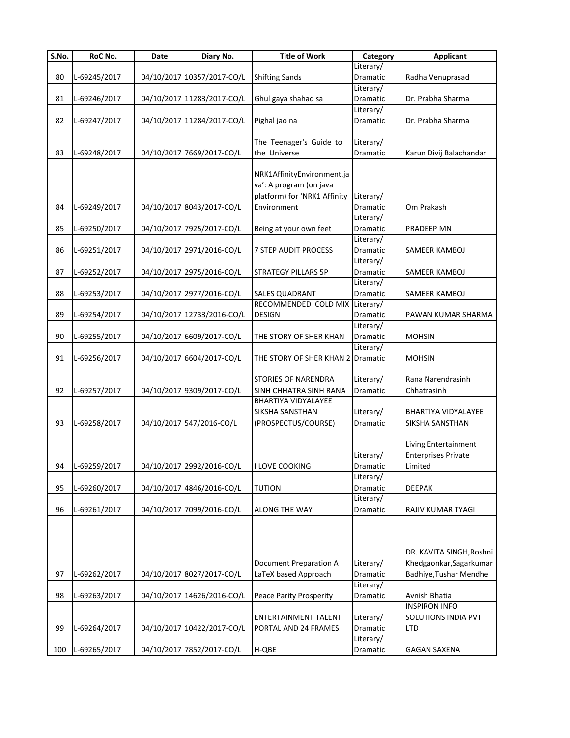| S.No. | RoC No. | Date | Diary No. | Title of Work | Category | Applicant |
|---|---|---|---|---|---|---|
| 80 | L-69245/2017 | 04/10/2017 | 10357/2017-CO/L | Shifting Sands | Literary/ Dramatic | Radha Venuprasad |
| 81 | L-69246/2017 | 04/10/2017 | 11283/2017-CO/L | Ghul gaya shahad sa | Literary/ Dramatic | Dr. Prabha Sharma |
| 82 | L-69247/2017 | 04/10/2017 | 11284/2017-CO/L | Pighal jao na | Literary/ Dramatic | Dr. Prabha Sharma |
| 83 | L-69248/2017 | 04/10/2017 | 7669/2017-CO/L | The Teenager's Guide to the Universe | Literary/ Dramatic | Karun Divij Balachandar |
| 84 | L-69249/2017 | 04/10/2017 | 8043/2017-CO/L | NRK1AffinityEnvironment.java': A program (on java platform) for 'NRK1 Affinity Environment | Literary/ Dramatic | Om Prakash |
| 85 | L-69250/2017 | 04/10/2017 | 7925/2017-CO/L | Being at your own feet | Literary/ Dramatic | PRADEEP MN |
| 86 | L-69251/2017 | 04/10/2017 | 2971/2016-CO/L | 7 STEP AUDIT PROCESS | Literary/ Dramatic | SAMEER KAMBOJ |
| 87 | L-69252/2017 | 04/10/2017 | 2975/2016-CO/L | STRATEGY PILLARS 5P | Literary/ Dramatic | SAMEER KAMBOJ |
| 88 | L-69253/2017 | 04/10/2017 | 2977/2016-CO/L | SALES QUADRANT | Literary/ Dramatic | SAMEER KAMBOJ |
| 89 | L-69254/2017 | 04/10/2017 | 12733/2016-CO/L | RECOMMENDED COLD MIX DESIGN | Literary/ Dramatic | PAWAN KUMAR SHARMA |
| 90 | L-69255/2017 | 04/10/2017 | 6609/2017-CO/L | THE STORY OF SHER KHAN | Literary/ Dramatic | MOHSIN |
| 91 | L-69256/2017 | 04/10/2017 | 6604/2017-CO/L | THE STORY OF SHER KHAN 2 | Literary/ Dramatic | MOHSIN |
| 92 | L-69257/2017 | 04/10/2017 | 9309/2017-CO/L | STORIES OF NARENDRA SINH CHHATRA SINH RANA | Literary/ Dramatic | Rana Narendrasinh Chhatrasinh |
| 93 | L-69258/2017 | 04/10/2017 | 547/2016-CO/L | BHARTIYA VIDYALAYEE SIKSHA SANSTHAN (PROSPECTUS/COURSE) | Literary/ Dramatic | BHARTIYA VIDYALAYEE SIKSHA SANSTHAN |
| 94 | L-69259/2017 | 04/10/2017 | 2992/2016-CO/L | I LOVE COOKING | Literary/ Dramatic | Living Entertainment Enterprises Private Limited |
| 95 | L-69260/2017 | 04/10/2017 | 4846/2016-CO/L | TUTION | Literary/ Dramatic | DEEPAK |
| 96 | L-69261/2017 | 04/10/2017 | 7099/2016-CO/L | ALONG THE WAY | Literary/ Dramatic | RAJIV KUMAR TYAGI |
| 97 | L-69262/2017 | 04/10/2017 | 8027/2017-CO/L | Document Preparation A LaTeX based Approach | Literary/ Dramatic | DR. KAVITA SINGH,Roshni Khedgaonkar,Sagarkumar Badhiye,Tushar Mendhe |
| 98 | L-69263/2017 | 04/10/2017 | 14626/2016-CO/L | Peace Parity Prosperity | Literary/ Dramatic | Avnish Bhatia |
| 99 | L-69264/2017 | 04/10/2017 | 10422/2017-CO/L | ENTERTAINMENT TALENT PORTAL AND 24 FRAMES | Literary/ Dramatic | INSPIRON INFO SOLUTIONS INDIA PVT LTD |
| 100 | L-69265/2017 | 04/10/2017 | 7852/2017-CO/L | H-QBE | Literary/ Dramatic | GAGAN SAXENA |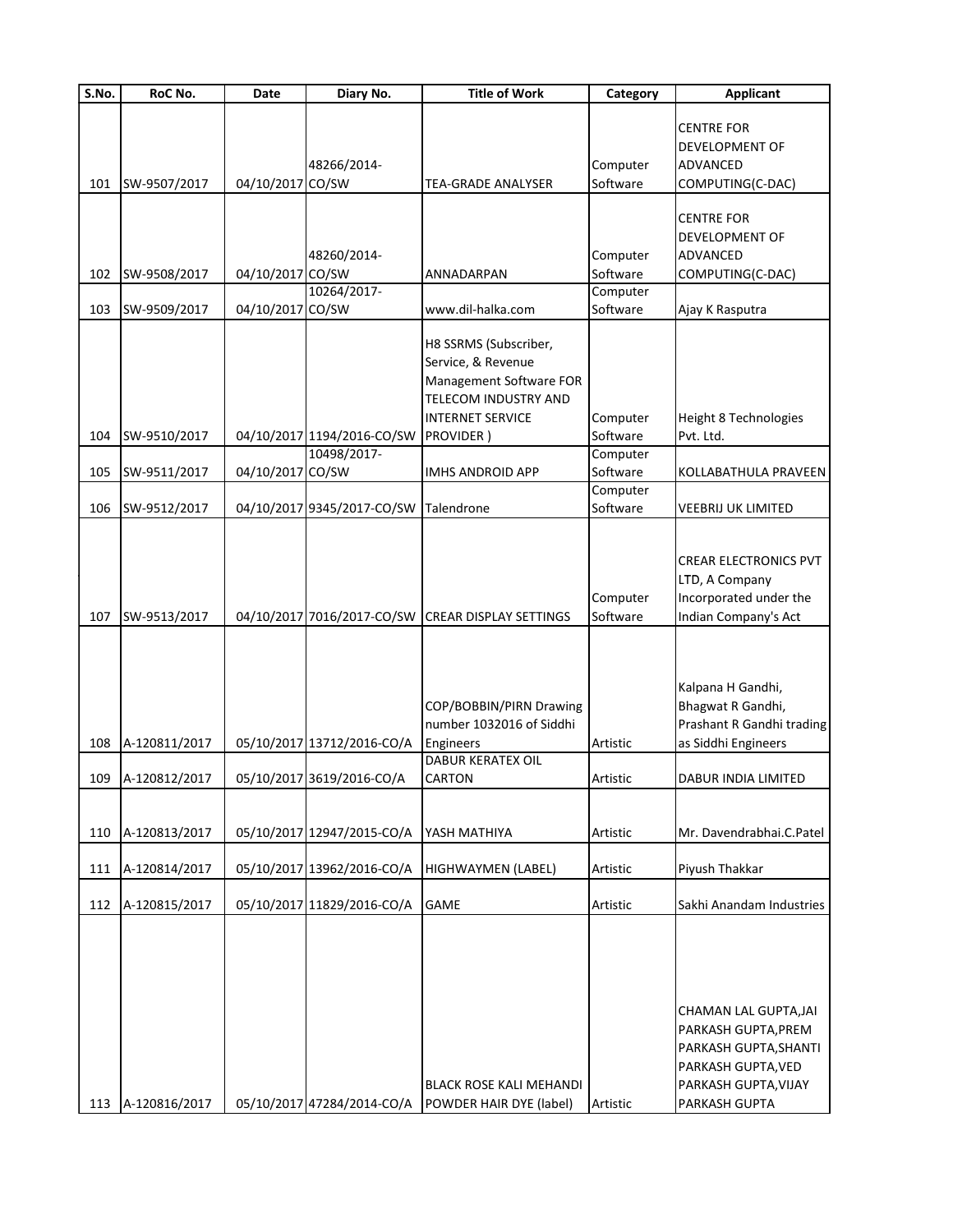| S.No. | RoC No. | Date | Diary No. | Title of Work | Category | Applicant |
|---|---|---|---|---|---|---|
| 101 | SW-9507/2017 | 04/10/2017 | 48266/2014-CO/SW | TEA-GRADE ANALYSER | Computer Software | CENTRE FOR DEVELOPMENT OF ADVANCED COMPUTING(C-DAC) |
| 102 | SW-9508/2017 | 04/10/2017 | 48260/2014-CO/SW | ANNADARPAN | Computer Software | CENTRE FOR DEVELOPMENT OF ADVANCED COMPUTING(C-DAC) |
| 103 | SW-9509/2017 | 04/10/2017 | 10264/2017-CO/SW | www.dil-halka.com | Computer Software | Ajay K Rasputra |
| 104 | SW-9510/2017 | 04/10/2017 | 1194/2016-CO/SW | H8 SSRMS (Subscriber, Service, & Revenue Management Software FOR TELECOM INDUSTRY AND INTERNET SERVICE PROVIDER ) | Computer Software | Height 8 Technologies Pvt. Ltd. |
| 105 | SW-9511/2017 | 04/10/2017 | 10498/2017-CO/SW | IMHS ANDROID APP | Computer Software | KOLLABATHULA PRAVEEN |
| 106 | SW-9512/2017 | 04/10/2017 | 9345/2017-CO/SW | Talendrone | Computer Software | VEEBRIJ UK LIMITED |
| 107 | SW-9513/2017 | 04/10/2017 | 7016/2017-CO/SW | CREAR DISPLAY SETTINGS | Computer Software | CREAR ELECTRONICS PVT LTD, A Company Incorporated under the Indian Company's Act |
| 108 | A-120811/2017 | 05/10/2017 | 13712/2016-CO/A | COP/BOBBIN/PIRN Drawing number 1032016 of Siddhi Engineers | Artistic | Kalpana H Gandhi, Bhagwat R Gandhi, Prashant R Gandhi trading as Siddhi Engineers |
| 109 | A-120812/2017 | 05/10/2017 | 3619/2016-CO/A | DABUR KERATEX OIL CARTON | Artistic | DABUR INDIA LIMITED |
| 110 | A-120813/2017 | 05/10/2017 | 12947/2015-CO/A | YASH MATHIYA | Artistic | Mr. Davendrabhai.C.Patel |
| 111 | A-120814/2017 | 05/10/2017 | 13962/2016-CO/A | HIGHWAYMEN (LABEL) | Artistic | Piyush Thakkar |
| 112 | A-120815/2017 | 05/10/2017 | 11829/2016-CO/A | GAME | Artistic | Sakhi Anandam Industries |
| 113 | A-120816/2017 | 05/10/2017 | 47284/2014-CO/A | BLACK ROSE KALI MEHANDI POWDER HAIR DYE (label) | Artistic | CHAMAN LAL GUPTA,JAI PARKASH GUPTA,PREM PARKASH GUPTA,SHANTI PARKASH GUPTA,VED PARKASH GUPTA,VIJAY PARKASH GUPTA |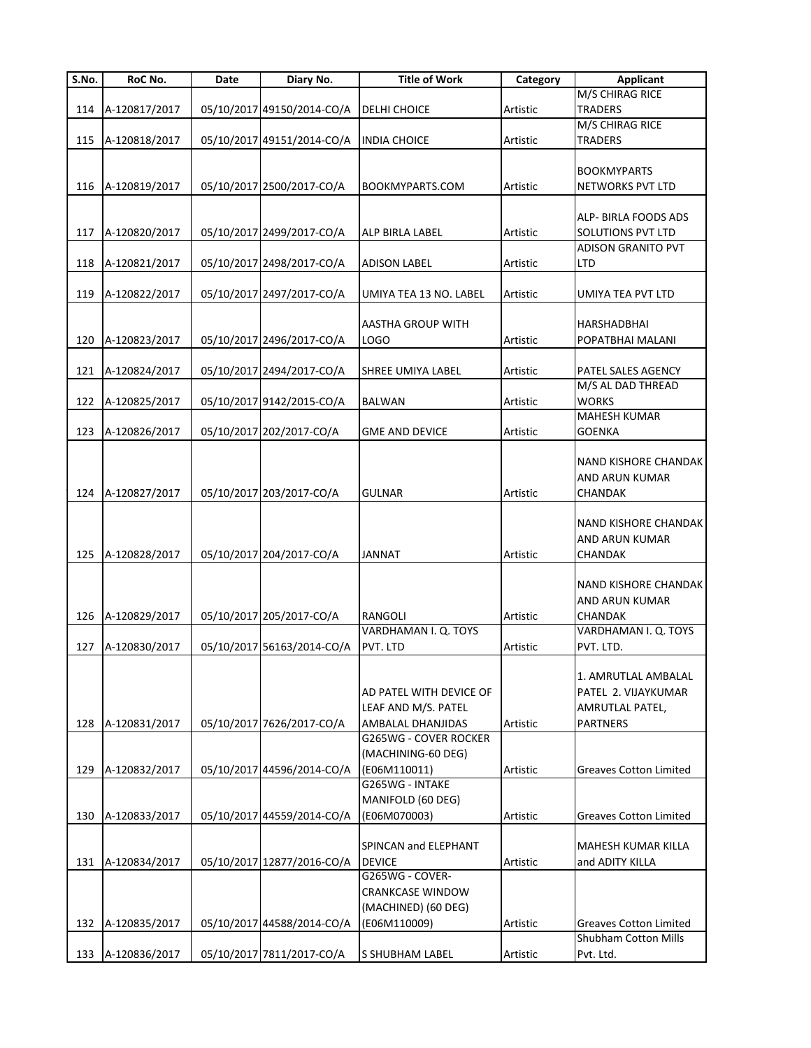| S.No. | RoC No. | Date | Diary No. | Title of Work | Category | Applicant |
|---|---|---|---|---|---|---|
| 114 | A-120817/2017 | 05/10/2017 | 49150/2014-CO/A | DELHI CHOICE | Artistic | M/S CHIRAG RICE TRADERS |
| 115 | A-120818/2017 | 05/10/2017 | 49151/2014-CO/A | INDIA CHOICE | Artistic | M/S CHIRAG RICE TRADERS |
| 116 | A-120819/2017 | 05/10/2017 | 2500/2017-CO/A | BOOKMYPARTS.COM | Artistic | BOOKMYPARTS NETWORKS PVT LTD |
| 117 | A-120820/2017 | 05/10/2017 | 2499/2017-CO/A | ALP BIRLA LABEL | Artistic | ALP- BIRLA FOODS ADS SOLUTIONS PVT LTD |
| 118 | A-120821/2017 | 05/10/2017 | 2498/2017-CO/A | ADISON LABEL | Artistic | ADISON GRANITO PVT LTD |
| 119 | A-120822/2017 | 05/10/2017 | 2497/2017-CO/A | UMIYA TEA 13 NO. LABEL | Artistic | UMIYA TEA PVT LTD |
| 120 | A-120823/2017 | 05/10/2017 | 2496/2017-CO/A | AASTHA GROUP WITH LOGO | Artistic | HARSHADBHAI POPATBHAI MALANI |
| 121 | A-120824/2017 | 05/10/2017 | 2494/2017-CO/A | SHREE UMIYA LABEL | Artistic | PATEL SALES AGENCY |
| 122 | A-120825/2017 | 05/10/2017 | 9142/2015-CO/A | BALWAN | Artistic | M/S AL DAD THREAD WORKS |
| 123 | A-120826/2017 | 05/10/2017 | 202/2017-CO/A | GME AND DEVICE | Artistic | MAHESH KUMAR GOENKA |
| 124 | A-120827/2017 | 05/10/2017 | 203/2017-CO/A | GULNAR | Artistic | NAND KISHORE CHANDAK AND ARUN KUMAR CHANDAK |
| 125 | A-120828/2017 | 05/10/2017 | 204/2017-CO/A | JANNAT | Artistic | NAND KISHORE CHANDAK AND ARUN KUMAR CHANDAK |
| 126 | A-120829/2017 | 05/10/2017 | 205/2017-CO/A | RANGOLI | Artistic | NAND KISHORE CHANDAK AND ARUN KUMAR CHANDAK |
| 127 | A-120830/2017 | 05/10/2017 | 56163/2014-CO/A | VARDHAMAN I. Q. TOYS PVT. LTD | Artistic | VARDHAMAN I. Q. TOYS PVT. LTD. |
| 128 | A-120831/2017 | 05/10/2017 | 7626/2017-CO/A | AD PATEL WITH DEVICE OF LEAF AND M/S. PATEL AMBALAL DHANJIDAS | Artistic | 1. AMRUTLAL AMBALAL PATEL 2. VIJAYKUMAR AMRUTLAL PATEL, PARTNERS |
| 129 | A-120832/2017 | 05/10/2017 | 44596/2014-CO/A | G265WG - COVER ROCKER (MACHINING-60 DEG) (E06M110011) | Artistic | Greaves Cotton Limited |
| 130 | A-120833/2017 | 05/10/2017 | 44559/2014-CO/A | G265WG - INTAKE MANIFOLD (60 DEG) (E06M070003) | Artistic | Greaves Cotton Limited |
| 131 | A-120834/2017 | 05/10/2017 | 12877/2016-CO/A | SPINCAN and ELEPHANT DEVICE | Artistic | MAHESH KUMAR KILLA and ADITY KILLA |
| 132 | A-120835/2017 | 05/10/2017 | 44588/2014-CO/A | G265WG - COVER-CRANKCASE WINDOW (MACHINED) (60 DEG) (E06M110009) | Artistic | Greaves Cotton Limited |
| 133 | A-120836/2017 | 05/10/2017 | 7811/2017-CO/A | S SHUBHAM LABEL | Artistic | Shubham Cotton Mills Pvt. Ltd. |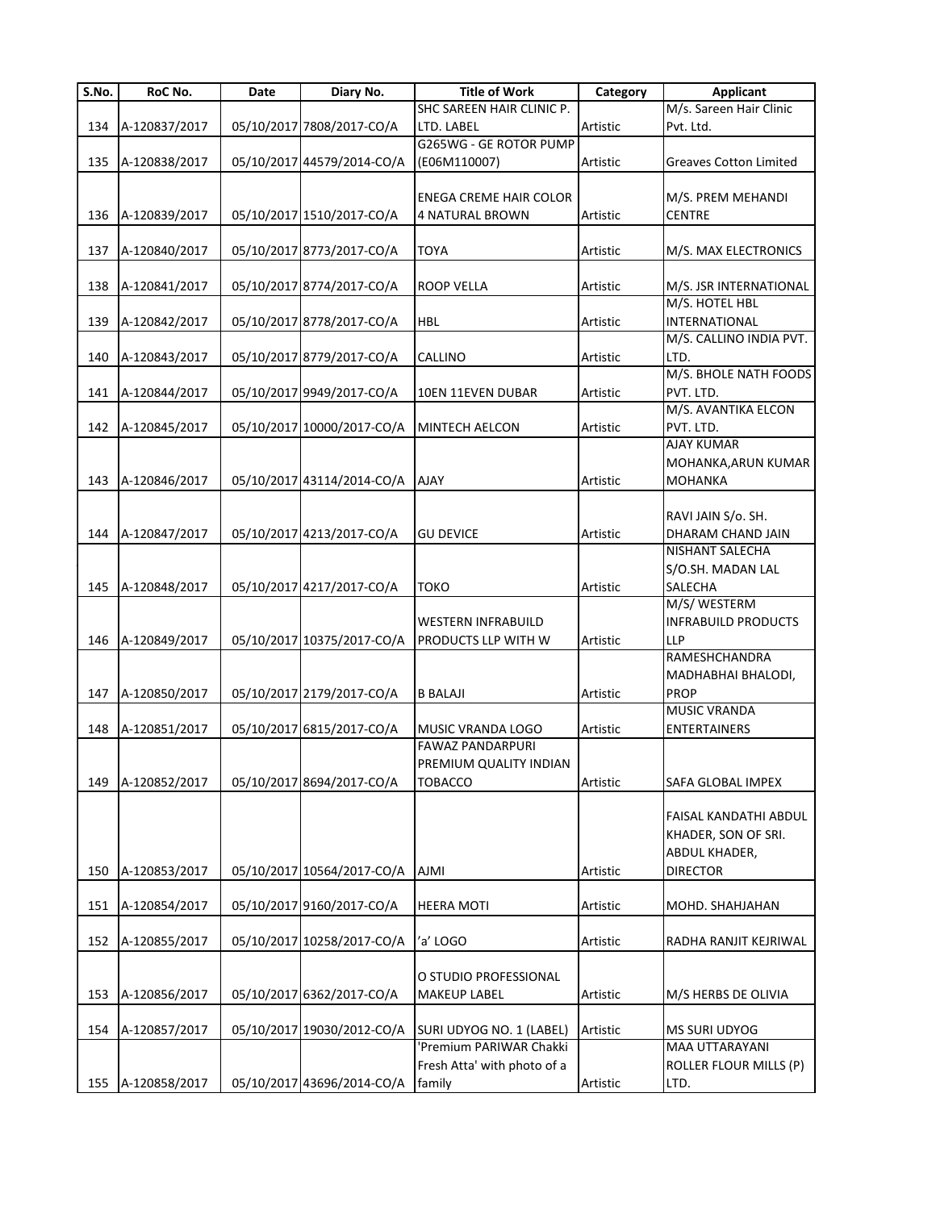| S.No. | RoC No. | Date | Diary No. | Title of Work | Category | Applicant |
|---|---|---|---|---|---|---|
| 134 | A-120837/2017 | 05/10/2017 | 7808/2017-CO/A | SHC SAREEN HAIR CLINIC P. LTD. LABEL | Artistic | M/s. Sareen Hair Clinic Pvt. Ltd. |
| 135 | A-120838/2017 | 05/10/2017 | 44579/2014-CO/A | G265WG - GE ROTOR PUMP (E06M110007) | Artistic | Greaves Cotton Limited |
| 136 | A-120839/2017 | 05/10/2017 | 1510/2017-CO/A | ENEGA CREME HAIR COLOR 4 NATURAL BROWN | Artistic | M/S. PREM MEHANDI CENTRE |
| 137 | A-120840/2017 | 05/10/2017 | 8773/2017-CO/A | TOYA | Artistic | M/S. MAX ELECTRONICS |
| 138 | A-120841/2017 | 05/10/2017 | 8774/2017-CO/A | ROOP VELLA | Artistic | M/S. JSR INTERNATIONAL |
| 139 | A-120842/2017 | 05/10/2017 | 8778/2017-CO/A | HBL | Artistic | M/S. HOTEL HBL INTERNATIONAL |
| 140 | A-120843/2017 | 05/10/2017 | 8779/2017-CO/A | CALLINO | Artistic | M/S. CALLINO INDIA PVT. LTD. |
| 141 | A-120844/2017 | 05/10/2017 | 9949/2017-CO/A | 10EN 11EVEN DUBAR | Artistic | M/S. BHOLE NATH FOODS PVT. LTD. |
| 142 | A-120845/2017 | 05/10/2017 | 10000/2017-CO/A | MINTECH AELCON | Artistic | M/S. AVANTIKA ELCON PVT. LTD. |
| 143 | A-120846/2017 | 05/10/2017 | 43114/2014-CO/A | AJAY | Artistic | AJAY KUMAR MOHANKA,ARUN KUMAR MOHANKA |
| 144 | A-120847/2017 | 05/10/2017 | 4213/2017-CO/A | GU DEVICE | Artistic | RAVI JAIN S/o. SH. DHARAM CHAND JAIN |
| 145 | A-120848/2017 | 05/10/2017 | 4217/2017-CO/A | TOKO | Artistic | NISHANT SALECHA S/O.SH. MADAN LAL SALECHA |
| 146 | A-120849/2017 | 05/10/2017 | 10375/2017-CO/A | WESTERN INFRABUILD PRODUCTS LLP WITH W | Artistic | M/S/ WESTERM INFRABUILD PRODUCTS LLP |
| 147 | A-120850/2017 | 05/10/2017 | 2179/2017-CO/A | B BALAJI | Artistic | RAMESHCHANDRA MADHABHAI BHALODI, PROP |
| 148 | A-120851/2017 | 05/10/2017 | 6815/2017-CO/A | MUSIC VRANDA LOGO | Artistic | MUSIC VRANDA ENTERTAINERS |
| 149 | A-120852/2017 | 05/10/2017 | 8694/2017-CO/A | FAWAZ PANDARPURI PREMIUM QUALITY INDIAN TOBACCO | Artistic | SAFA GLOBAL IMPEX |
| 150 | A-120853/2017 | 05/10/2017 | 10564/2017-CO/A | AJMI | Artistic | FAISAL KANDATHI ABDUL KHADER, SON OF SRI. ABDUL KHADER, DIRECTOR |
| 151 | A-120854/2017 | 05/10/2017 | 9160/2017-CO/A | HEERA MOTI | Artistic | MOHD. SHAHJAHAN |
| 152 | A-120855/2017 | 05/10/2017 | 10258/2017-CO/A | 'a' LOGO | Artistic | RADHA RANJIT KEJRIWAL |
| 153 | A-120856/2017 | 05/10/2017 | 6362/2017-CO/A | O STUDIO PROFESSIONAL MAKEUP LABEL | Artistic | M/S HERBS DE OLIVIA |
| 154 | A-120857/2017 | 05/10/2017 | 19030/2012-CO/A | SURI UDYOG NO. 1 (LABEL) | Artistic | MS SURI UDYOG |
| 155 | A-120858/2017 | 05/10/2017 | 43696/2014-CO/A | 'Premium PARIWAR Chakki Fresh Atta' with photo of a family | Artistic | MAA UTTARAYANI ROLLER FLOUR MILLS (P) LTD. |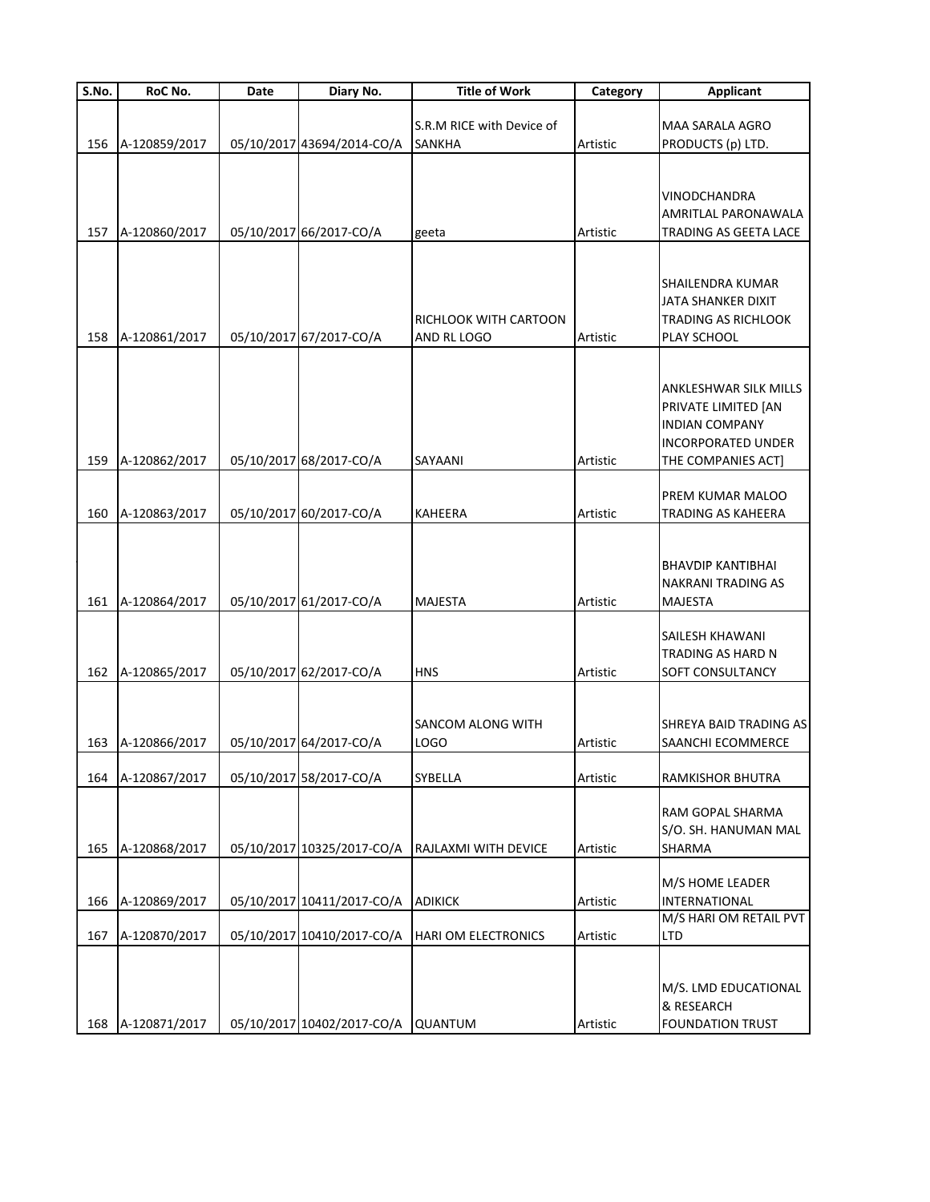| S.No. | RoC No. | Date | Diary No. | Title of Work | Category | Applicant |
|---|---|---|---|---|---|---|
| 156 | A-120859/2017 | 05/10/2017 | 43694/2014-CO/A | S.R.M RICE with Device of SANKHA | Artistic | MAA SARALA AGRO PRODUCTS (p) LTD. |
| 157 | A-120860/2017 | 05/10/2017 | 66/2017-CO/A | geeta | Artistic | VINODCHANDRA AMRITLAL PARONAWALA TRADING AS GEETA LACE |
| 158 | A-120861/2017 | 05/10/2017 | 67/2017-CO/A | RICHLOOK WITH CARTOON AND RL LOGO | Artistic | SHAILENDRA KUMAR JATA SHANKER DIXIT TRADING AS RICHLOOK PLAY SCHOOL |
| 159 | A-120862/2017 | 05/10/2017 | 68/2017-CO/A | SAYAANI | Artistic | ANKLESHWAR SILK MILLS PRIVATE LIMITED [AN INDIAN COMPANY INCORPORATED UNDER THE COMPANIES ACT] |
| 160 | A-120863/2017 | 05/10/2017 | 60/2017-CO/A | KAHEERA | Artistic | PREM KUMAR MALOO TRADING AS KAHEERA |
| 161 | A-120864/2017 | 05/10/2017 | 61/2017-CO/A | MAJESTA | Artistic | BHAVDIP KANTIBHAI NAKRANI TRADING AS MAJESTA |
| 162 | A-120865/2017 | 05/10/2017 | 62/2017-CO/A | HNS | Artistic | SAILESH KHAWANI TRADING AS HARD N SOFT CONSULTANCY |
| 163 | A-120866/2017 | 05/10/2017 | 64/2017-CO/A | SANCOM ALONG WITH LOGO | Artistic | SHREYA BAID TRADING AS SAANCHI ECOMMERCE |
| 164 | A-120867/2017 | 05/10/2017 | 58/2017-CO/A | SYBELLA | Artistic | RAMKISHOR BHUTRA |
| 165 | A-120868/2017 | 05/10/2017 | 10325/2017-CO/A | RAJLAXMI WITH DEVICE | Artistic | RAM GOPAL SHARMA S/O. SH. HANUMAN MAL SHARMA |
| 166 | A-120869/2017 | 05/10/2017 | 10411/2017-CO/A | ADIKICK | Artistic | M/S HOME LEADER INTERNATIONAL |
| 167 | A-120870/2017 | 05/10/2017 | 10410/2017-CO/A | HARI OM ELECTRONICS | Artistic | M/S HARI OM RETAIL PVT LTD |
| 168 | A-120871/2017 | 05/10/2017 | 10402/2017-CO/A | QUANTUM | Artistic | M/S. LMD EDUCATIONAL & RESEARCH FOUNDATION TRUST |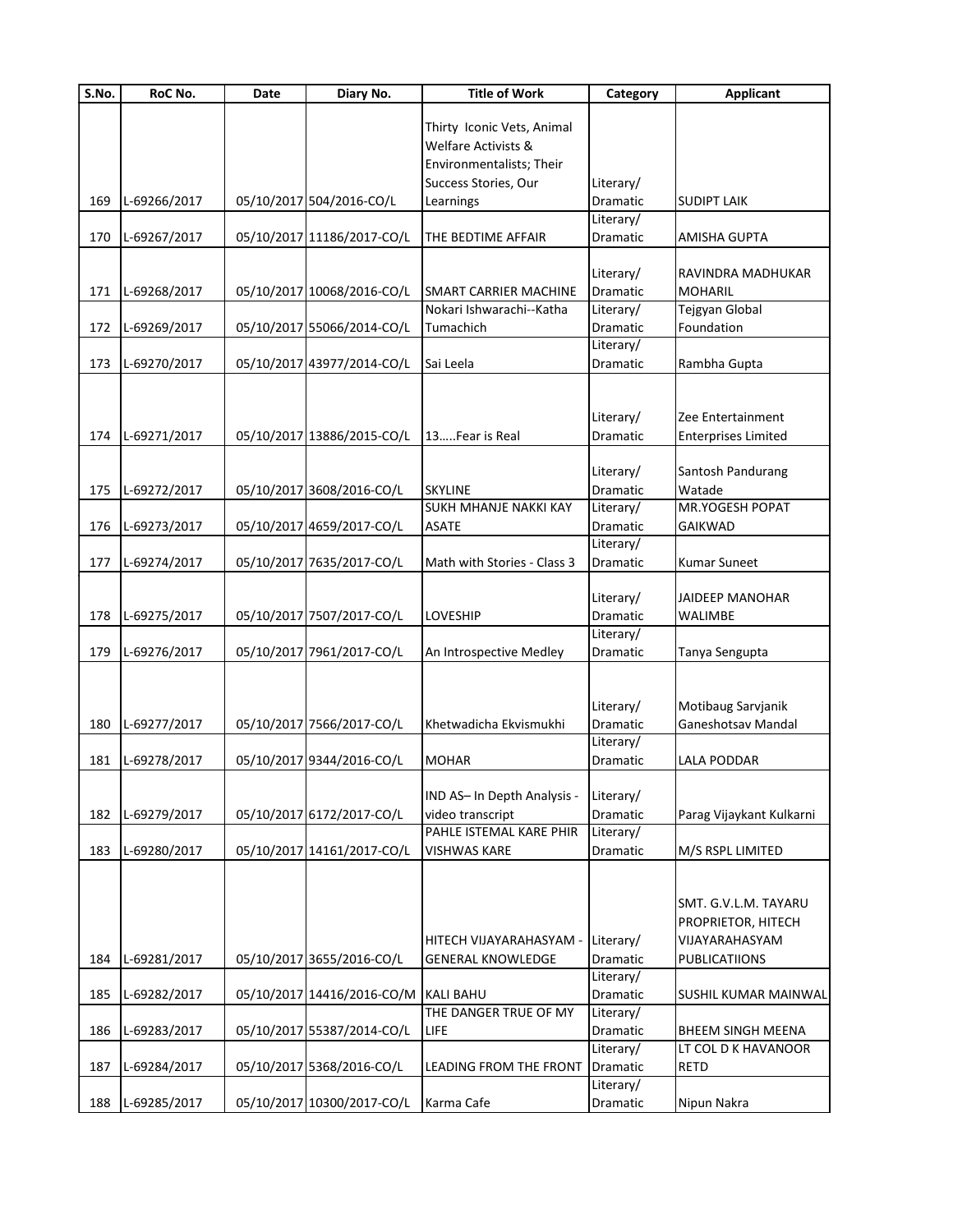| S.No. | RoC No. | Date | Diary No. | Title of Work | Category | Applicant |
|---|---|---|---|---|---|---|
| 169 | L-69266/2017 | 05/10/2017 | 504/2016-CO/L | Thirty Iconic Vets, Animal Welfare Activists & Environmentalists; Their Success Stories, Our Learnings | Literary/ Dramatic | SUDIPT LAIK |
| 170 | L-69267/2017 | 05/10/2017 | 11186/2017-CO/L | THE BEDTIME AFFAIR | Literary/ Dramatic | AMISHA GUPTA |
| 171 | L-69268/2017 | 05/10/2017 | 10068/2016-CO/L | SMART CARRIER MACHINE | Literary/ Dramatic | RAVINDRA MADHUKAR MOHARIL |
| 172 | L-69269/2017 | 05/10/2017 | 55066/2014-CO/L | Nokari Ishwarachi--Katha Tumachich | Literary/ Dramatic | Tejgyan Global Foundation |
| 173 | L-69270/2017 | 05/10/2017 | 43977/2014-CO/L | Sai Leela | Literary/ Dramatic | Rambha Gupta |
| 174 | L-69271/2017 | 05/10/2017 | 13886/2015-CO/L | 13.....Fear is Real | Literary/ Dramatic | Zee Entertainment Enterprises Limited |
| 175 | L-69272/2017 | 05/10/2017 | 3608/2016-CO/L | SKYLINE | Literary/ Dramatic | Santosh Pandurang Watade |
| 176 | L-69273/2017 | 05/10/2017 | 4659/2017-CO/L | SUKH MHANJE NAKKI KAY ASATE | Literary/ Dramatic | MR.YOGESH POPAT GAIKWAD |
| 177 | L-69274/2017 | 05/10/2017 | 7635/2017-CO/L | Math with Stories - Class 3 | Literary/ Dramatic | Kumar Suneet |
| 178 | L-69275/2017 | 05/10/2017 | 7507/2017-CO/L | LOVESHIP | Literary/ Dramatic | JAIDEEP MANOHAR WALIMBE |
| 179 | L-69276/2017 | 05/10/2017 | 7961/2017-CO/L | An Introspective Medley | Literary/ Dramatic | Tanya Sengupta |
| 180 | L-69277/2017 | 05/10/2017 | 7566/2017-CO/L | Khetwadicha Ekvismukhi | Literary/ Dramatic | Motibaug Sarvjanik Ganeshotsav Mandal |
| 181 | L-69278/2017 | 05/10/2017 | 9344/2016-CO/L | MOHAR | Literary/ Dramatic | LALA PODDAR |
| 182 | L-69279/2017 | 05/10/2017 | 6172/2017-CO/L | IND AS– In Depth Analysis - video transcript | Literary/ Dramatic | Parag Vijaykant Kulkarni |
| 183 | L-69280/2017 | 05/10/2017 | 14161/2017-CO/L | PAHLE ISTEMAL KARE PHIR VISHWAS KARE | Literary/ Dramatic | M/S RSPL LIMITED |
| 184 | L-69281/2017 | 05/10/2017 | 3655/2016-CO/L | HITECH VIJAYARAHASYAM - GENERAL KNOWLEDGE | Literary/ Dramatic | SMT. G.V.L.M. TAYARU PROPRIETOR, HITECH VIJAYARAHASYAM PUBLICATIIONS |
| 185 | L-69282/2017 | 05/10/2017 | 14416/2016-CO/M | KALI BAHU | Literary/ Dramatic | SUSHIL KUMAR MAINWAL |
| 186 | L-69283/2017 | 05/10/2017 | 55387/2014-CO/L | THE DANGER TRUE OF MY LIFE | Literary/ Dramatic | BHEEM SINGH MEENA |
| 187 | L-69284/2017 | 05/10/2017 | 5368/2016-CO/L | LEADING FROM THE FRONT | Literary/ Dramatic | LT COL D K HAVANOOR RETD |
| 188 | L-69285/2017 | 05/10/2017 | 10300/2017-CO/L | Karma Cafe | Literary/ Dramatic | Nipun Nakra |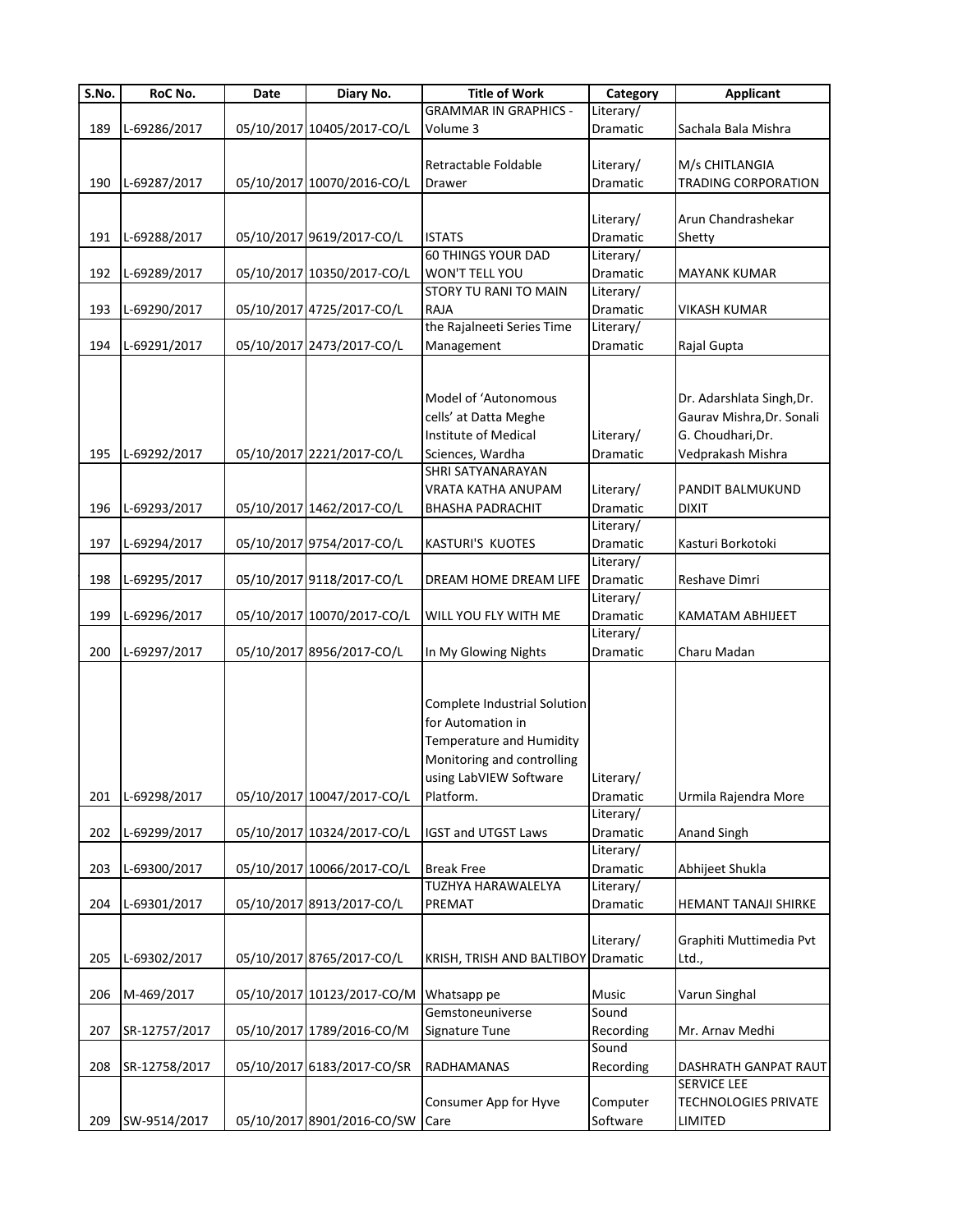| S.No. | RoC No. | Date | Diary No. | Title of Work | Category | Applicant |
|---|---|---|---|---|---|---|
| 189 | L-69286/2017 | 05/10/2017 | 10405/2017-CO/L | GRAMMAR IN GRAPHICS - Volume 3 | Literary/ Dramatic | Sachala Bala Mishra |
| 190 | L-69287/2017 | 05/10/2017 | 10070/2016-CO/L | Retractable Foldable Drawer | Literary/ Dramatic | M/s CHITLANGIA TRADING CORPORATION |
| 191 | L-69288/2017 | 05/10/2017 | 9619/2017-CO/L | ISTATS | Literary/ Dramatic | Arun Chandrashekar Shetty |
| 192 | L-69289/2017 | 05/10/2017 | 10350/2017-CO/L | 60 THINGS YOUR DAD WON'T TELL YOU | Literary/ Dramatic | MAYANK KUMAR |
| 193 | L-69290/2017 | 05/10/2017 | 4725/2017-CO/L | STORY TU RANI TO MAIN RAJA | Literary/ Dramatic | VIKASH KUMAR |
| 194 | L-69291/2017 | 05/10/2017 | 2473/2017-CO/L | the Rajalneeti Series Time Management | Literary/ Dramatic | Rajal Gupta |
| 195 | L-69292/2017 | 05/10/2017 | 2221/2017-CO/L | Model of 'Autonomous cells' at Datta Meghe Institute of Medical Sciences, Wardha | Literary/ Dramatic | Dr. Adarshlata Singh,Dr. Gaurav Mishra,Dr. Sonali G. Choudhari,Dr. Vedprakash Mishra |
| 196 | L-69293/2017 | 05/10/2017 | 1462/2017-CO/L | SHRI SATYANARAYAN VRATA KATHA ANUPAM BHASHA PADRACHIT | Literary/ Dramatic | PANDIT BALMUKUND DIXIT |
| 197 | L-69294/2017 | 05/10/2017 | 9754/2017-CO/L | KASTURI'S KUOTES | Literary/ Dramatic | Kasturi Borkotoki |
| 198 | L-69295/2017 | 05/10/2017 | 9118/2017-CO/L | DREAM HOME DREAM LIFE | Literary/ Dramatic | Reshave Dimri |
| 199 | L-69296/2017 | 05/10/2017 | 10070/2017-CO/L | WILL YOU FLY WITH ME | Literary/ Dramatic | KAMATAM ABHIJEET |
| 200 | L-69297/2017 | 05/10/2017 | 8956/2017-CO/L | In My Glowing Nights | Literary/ Dramatic | Charu Madan |
| 201 | L-69298/2017 | 05/10/2017 | 10047/2017-CO/L | Complete Industrial Solution for Automation in Temperature and Humidity Monitoring and controlling using LabVIEW Software Platform. | Literary/ Dramatic | Urmila Rajendra More |
| 202 | L-69299/2017 | 05/10/2017 | 10324/2017-CO/L | IGST and UTGST Laws | Literary/ Dramatic | Anand Singh |
| 203 | L-69300/2017 | 05/10/2017 | 10066/2017-CO/L | Break Free | Literary/ Dramatic | Abhijeet Shukla |
| 204 | L-69301/2017 | 05/10/2017 | 8913/2017-CO/L | TUZHYA HARAWALELYA PREMAT | Literary/ Dramatic | HEMANT TANAJI SHIRKE |
| 205 | L-69302/2017 | 05/10/2017 | 8765/2017-CO/L | KRISH, TRISH AND BALTIBOY | Literary/ Dramatic | Graphiti Muttimedia Pvt Ltd., |
| 206 | M-469/2017 | 05/10/2017 | 10123/2017-CO/M | Whatsapp pe | Music | Varun Singhal |
| 207 | SR-12757/2017 | 05/10/2017 | 1789/2016-CO/M | Gemstoneuniverse Signature Tune | Sound Recording | Mr. Arnav Medhi |
| 208 | SR-12758/2017 | 05/10/2017 | 6183/2017-CO/SR | RADHAMANAS | Sound Recording | DASHRATH GANPAT RAUT |
| 209 | SW-9514/2017 | 05/10/2017 | 8901/2016-CO/SW | Consumer App for Hyve Care | Computer Software | SERVICE LEE TECHNOLOGIES PRIVATE LIMITED |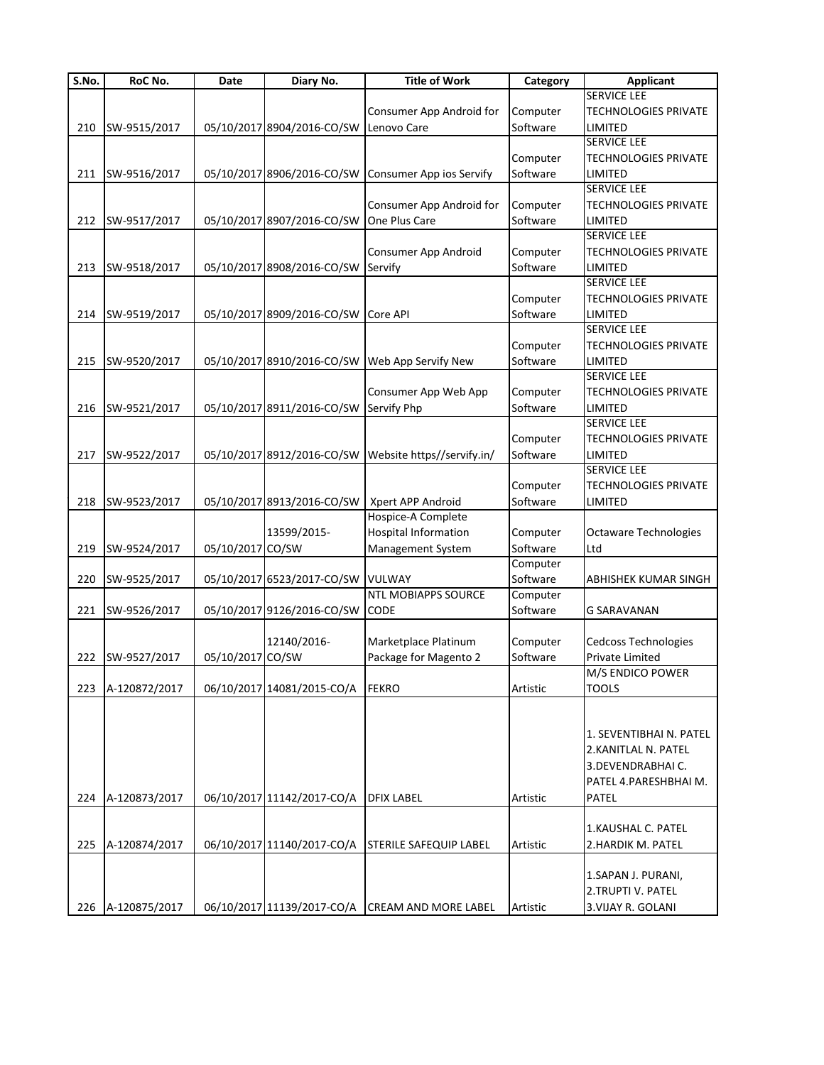| S.No. | RoC No. | Date | Diary No. | Title of Work | Category | Applicant |
|---|---|---|---|---|---|---|
| 210 | SW-9515/2017 | 05/10/2017 | 8904/2016-CO/SW | Consumer App Android for Lenovo Care | Computer Software | SERVICE LEE TECHNOLOGIES PRIVATE LIMITED |
| 211 | SW-9516/2017 | 05/10/2017 | 8906/2016-CO/SW | Consumer App ios Servify | Computer Software | SERVICE LEE TECHNOLOGIES PRIVATE LIMITED |
| 212 | SW-9517/2017 | 05/10/2017 | 8907/2016-CO/SW | Consumer App Android for One Plus Care | Computer Software | SERVICE LEE TECHNOLOGIES PRIVATE LIMITED |
| 213 | SW-9518/2017 | 05/10/2017 | 8908/2016-CO/SW | Consumer App Android Servify | Computer Software | SERVICE LEE TECHNOLOGIES PRIVATE LIMITED |
| 214 | SW-9519/2017 | 05/10/2017 | 8909/2016-CO/SW | Core API | Computer Software | SERVICE LEE TECHNOLOGIES PRIVATE LIMITED |
| 215 | SW-9520/2017 | 05/10/2017 | 8910/2016-CO/SW | Web App Servify New | Computer Software | SERVICE LEE TECHNOLOGIES PRIVATE LIMITED |
| 216 | SW-9521/2017 | 05/10/2017 | 8911/2016-CO/SW | Consumer App Web App Servify Php | Computer Software | SERVICE LEE TECHNOLOGIES PRIVATE LIMITED |
| 217 | SW-9522/2017 | 05/10/2017 | 8912/2016-CO/SW | Website https//servify.in/ | Computer Software | SERVICE LEE TECHNOLOGIES PRIVATE LIMITED |
| 218 | SW-9523/2017 | 05/10/2017 | 8913/2016-CO/SW | Xpert APP Android | Computer Software | SERVICE LEE TECHNOLOGIES PRIVATE LIMITED |
| 219 | SW-9524/2017 | 05/10/2017 | 13599/2015-CO/SW | Hospice-A Complete Hospital Information Management System | Computer Software | Octaware Technologies Ltd |
| 220 | SW-9525/2017 | 05/10/2017 | 6523/2017-CO/SW | VULWAY | Computer Software | ABHISHEK KUMAR SINGH |
| 221 | SW-9526/2017 | 05/10/2017 | 9126/2016-CO/SW | NTL MOBIAPPS SOURCE CODE | Computer Software | G SARAVANAN |
| 222 | SW-9527/2017 | 05/10/2017 | 12140/2016-CO/SW | Marketplace Platinum Package for Magento 2 | Computer Software | Cedcoss Technologies Private Limited |
| 223 | A-120872/2017 | 06/10/2017 | 14081/2015-CO/A | FEKRO | Artistic | M/S ENDICO POWER TOOLS |
| 224 | A-120873/2017 | 06/10/2017 | 11142/2017-CO/A | DFIX LABEL | Artistic | 1. SEVENTIBHAI N. PATEL 2.KANITLAL N. PATEL 3.DEVENDRABHAI C. PATEL 4.PARESHBHAI M. PATEL |
| 225 | A-120874/2017 | 06/10/2017 | 11140/2017-CO/A | STERILE SAFEQUIP LABEL | Artistic | 1.KAUSHAL C. PATEL 2.HARDIK M. PATEL |
| 226 | A-120875/2017 | 06/10/2017 | 11139/2017-CO/A | CREAM AND MORE LABEL | Artistic | 1.SAPAN J. PURANI, 2.TRUPTI V. PATEL 3.VIJAY R. GOLANI |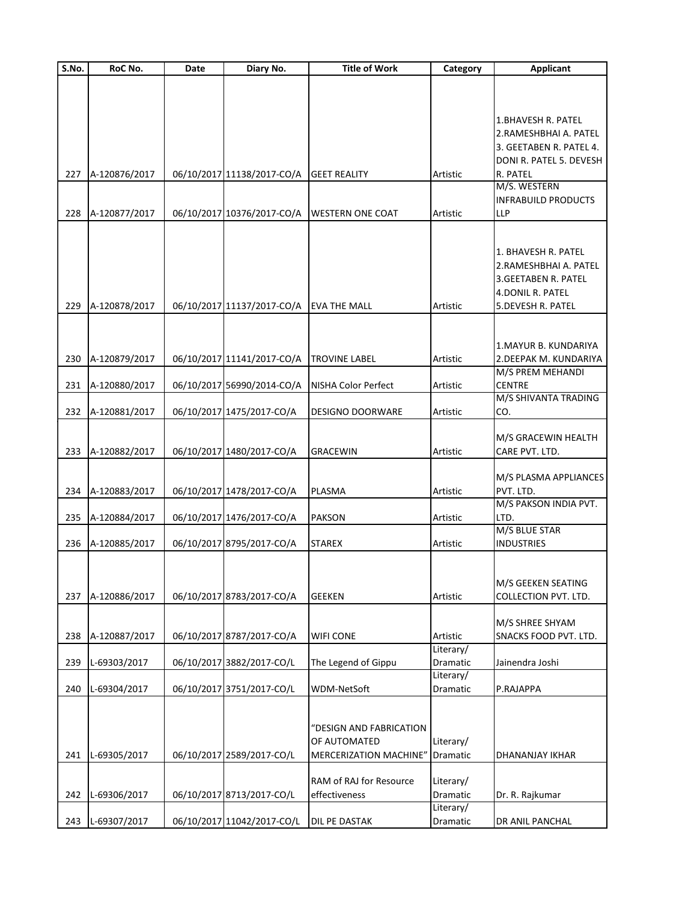| S.No. | RoC No. | Date | Diary No. | Title of Work | Category | Applicant |
|---|---|---|---|---|---|---|
| 227 | A-120876/2017 | 06/10/2017 | 11138/2017-CO/A | GEET REALITY | Artistic | 1.BHAVESH R. PATEL 2.RAMESHBHAI A. PATEL 3. GEETABEN R. PATEL 4. DONI R. PATEL 5. DEVESH R. PATEL |
| 228 | A-120877/2017 | 06/10/2017 | 10376/2017-CO/A | WESTERN ONE COAT | Artistic | M/S. WESTERN INFRABUILD PRODUCTS LLP |
| 229 | A-120878/2017 | 06/10/2017 | 11137/2017-CO/A | EVA THE MALL | Artistic | 1. BHAVESH R. PATEL 2.RAMESHBHAI A. PATEL 3.GEETABEN R. PATEL 4.DONIL R. PATEL 5.DEVESH R. PATEL |
| 230 | A-120879/2017 | 06/10/2017 | 11141/2017-CO/A | TROVINE LABEL | Artistic | 1.MAYUR B. KUNDARIYA 2.DEEPAK M. KUNDARIYA |
| 231 | A-120880/2017 | 06/10/2017 | 56990/2014-CO/A | NISHA Color Perfect | Artistic | M/S PREM MEHANDI CENTRE |
| 232 | A-120881/2017 | 06/10/2017 | 1475/2017-CO/A | DESIGNO DOORWARE | Artistic | M/S SHIVANTA TRADING CO. |
| 233 | A-120882/2017 | 06/10/2017 | 1480/2017-CO/A | GRACEWIN | Artistic | M/S GRACEWIN HEALTH CARE PVT. LTD. |
| 234 | A-120883/2017 | 06/10/2017 | 1478/2017-CO/A | PLASMA | Artistic | M/S PLASMA APPLIANCES PVT. LTD. |
| 235 | A-120884/2017 | 06/10/2017 | 1476/2017-CO/A | PAKSON | Artistic | M/S PAKSON INDIA PVT. LTD. |
| 236 | A-120885/2017 | 06/10/2017 | 8795/2017-CO/A | STAREX | Artistic | M/S BLUE STAR INDUSTRIES |
| 237 | A-120886/2017 | 06/10/2017 | 8783/2017-CO/A | GEEKEN | Artistic | M/S GEEKEN SEATING COLLECTION PVT. LTD. |
| 238 | A-120887/2017 | 06/10/2017 | 8787/2017-CO/A | WIFI CONE | Artistic | M/S SHREE SHYAM SNACKS FOOD PVT. LTD. |
| 239 | L-69303/2017 | 06/10/2017 | 3882/2017-CO/L | The Legend of Gippu | Literary/ Dramatic | Jainendra Joshi |
| 240 | L-69304/2017 | 06/10/2017 | 3751/2017-CO/L | WDM-NetSoft | Literary/ Dramatic | P.RAJAPPA |
| 241 | L-69305/2017 | 06/10/2017 | 2589/2017-CO/L | "DESIGN AND FABRICATION OF AUTOMATED MERCERIZATION MACHINE" | Literary/ Dramatic | DHANANJAY IKHAR |
| 242 | L-69306/2017 | 06/10/2017 | 8713/2017-CO/L | RAM of RAJ for Resource effectiveness | Literary/ Dramatic | Dr. R. Rajkumar |
| 243 | L-69307/2017 | 06/10/2017 | 11042/2017-CO/L | DIL PE DASTAK | Literary/ Dramatic | DR ANIL PANCHAL |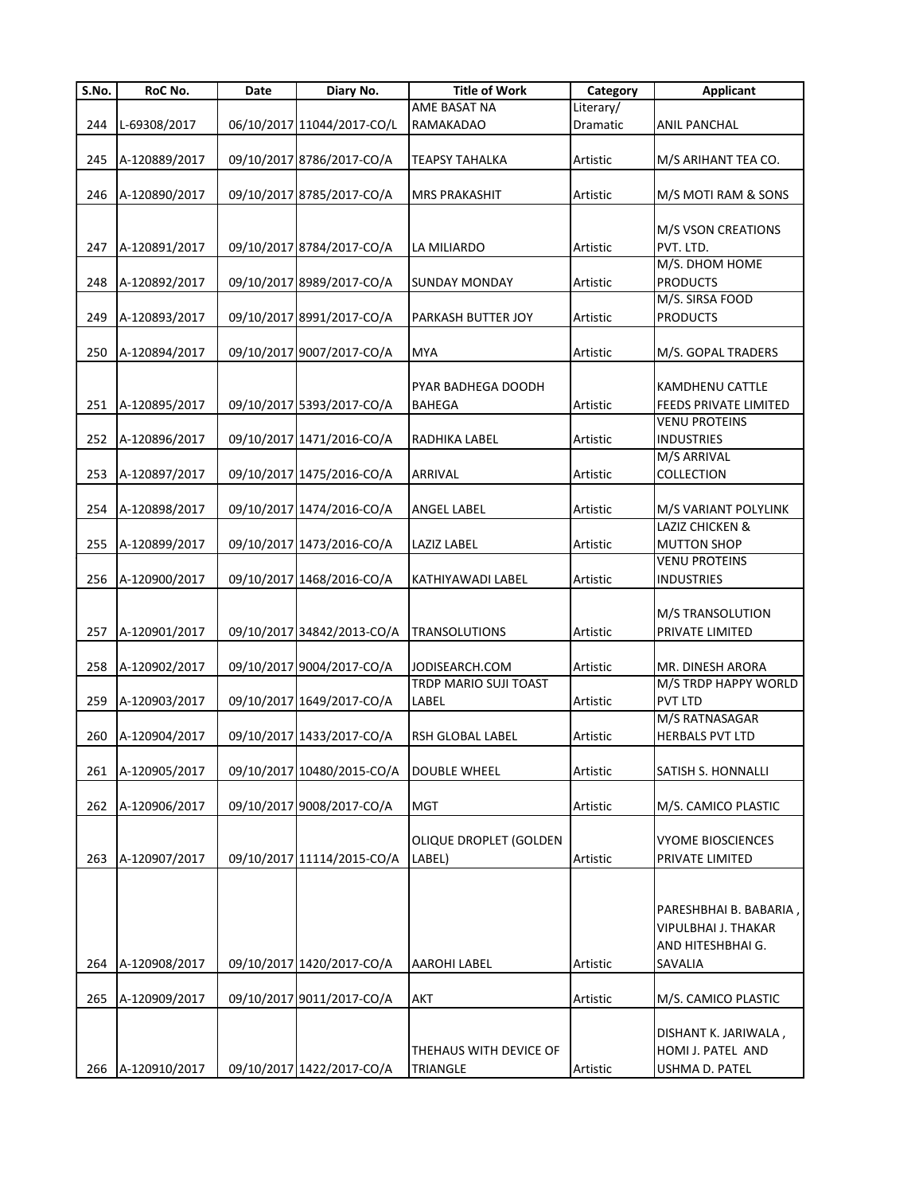| S.No. | RoC No. | Date | Diary No. | Title of Work | Category | Applicant |
|---|---|---|---|---|---|---|
| 244 | L-69308/2017 | 06/10/2017 | 11044/2017-CO/L | AME BASAT NA RAMAKADAO | Literary/ Dramatic | ANIL PANCHAL |
| 245 | A-120889/2017 | 09/10/2017 | 8786/2017-CO/A | TEAPSY TAHALKA | Artistic | M/S ARIHANT TEA CO. |
| 246 | A-120890/2017 | 09/10/2017 | 8785/2017-CO/A | MRS PRAKASHIT | Artistic | M/S MOTI RAM & SONS |
| 247 | A-120891/2017 | 09/10/2017 | 8784/2017-CO/A | LA MILIARDO | Artistic | M/S VSON CREATIONS PVT. LTD. |
| 248 | A-120892/2017 | 09/10/2017 | 8989/2017-CO/A | SUNDAY MONDAY | Artistic | M/S. DHOM HOME PRODUCTS |
| 249 | A-120893/2017 | 09/10/2017 | 8991/2017-CO/A | PARKASH BUTTER JOY | Artistic | M/S. SIRSA FOOD PRODUCTS |
| 250 | A-120894/2017 | 09/10/2017 | 9007/2017-CO/A | MYA | Artistic | M/S. GOPAL TRADERS |
| 251 | A-120895/2017 | 09/10/2017 | 5393/2017-CO/A | PYAR BADHEGA DOODH BAHEGA | Artistic | KAMDHENU CATTLE FEEDS PRIVATE LIMITED |
| 252 | A-120896/2017 | 09/10/2017 | 1471/2016-CO/A | RADHIKA LABEL | Artistic | VENU PROTEINS INDUSTRIES |
| 253 | A-120897/2017 | 09/10/2017 | 1475/2016-CO/A | ARRIVAL | Artistic | M/S ARRIVAL COLLECTION |
| 254 | A-120898/2017 | 09/10/2017 | 1474/2016-CO/A | ANGEL LABEL | Artistic | M/S VARIANT POLYLINK |
| 255 | A-120899/2017 | 09/10/2017 | 1473/2016-CO/A | LAZIZ LABEL | Artistic | LAZIZ CHICKEN & MUTTON SHOP |
| 256 | A-120900/2017 | 09/10/2017 | 1468/2016-CO/A | KATHIYAWADI LABEL | Artistic | VENU PROTEINS INDUSTRIES |
| 257 | A-120901/2017 | 09/10/2017 | 34842/2013-CO/A | TRANSOLUTIONS | Artistic | M/S TRANSOLUTION PRIVATE LIMITED |
| 258 | A-120902/2017 | 09/10/2017 | 9004/2017-CO/A | JODISEARCH.COM | Artistic | MR. DINESH ARORA |
| 259 | A-120903/2017 | 09/10/2017 | 1649/2017-CO/A | TRDP MARIO SUJI TOAST LABEL | Artistic | M/S TRDP HAPPY WORLD PVT LTD |
| 260 | A-120904/2017 | 09/10/2017 | 1433/2017-CO/A | RSH GLOBAL LABEL | Artistic | M/S RATNASAGAR HERBALS PVT LTD |
| 261 | A-120905/2017 | 09/10/2017 | 10480/2015-CO/A | DOUBLE WHEEL | Artistic | SATISH S. HONNALLI |
| 262 | A-120906/2017 | 09/10/2017 | 9008/2017-CO/A | MGT | Artistic | M/S. CAMICO PLASTIC |
| 263 | A-120907/2017 | 09/10/2017 | 11114/2015-CO/A | OLIQUE DROPLET (GOLDEN LABEL) | Artistic | VYOME BIOSCIENCES PRIVATE LIMITED |
| 264 | A-120908/2017 | 09/10/2017 | 1420/2017-CO/A | AAROHI LABEL | Artistic | PARESHBHAI B. BABARIA , VIPULBHAI J. THAKAR AND HITESHBHAI G. SAVALIA |
| 265 | A-120909/2017 | 09/10/2017 | 9011/2017-CO/A | AKT | Artistic | M/S. CAMICO PLASTIC |
| 266 | A-120910/2017 | 09/10/2017 | 1422/2017-CO/A | THEHAUS WITH DEVICE OF TRIANGLE | Artistic | DISHANT K. JARIWALA , HOMI J. PATEL AND USHMA D. PATEL |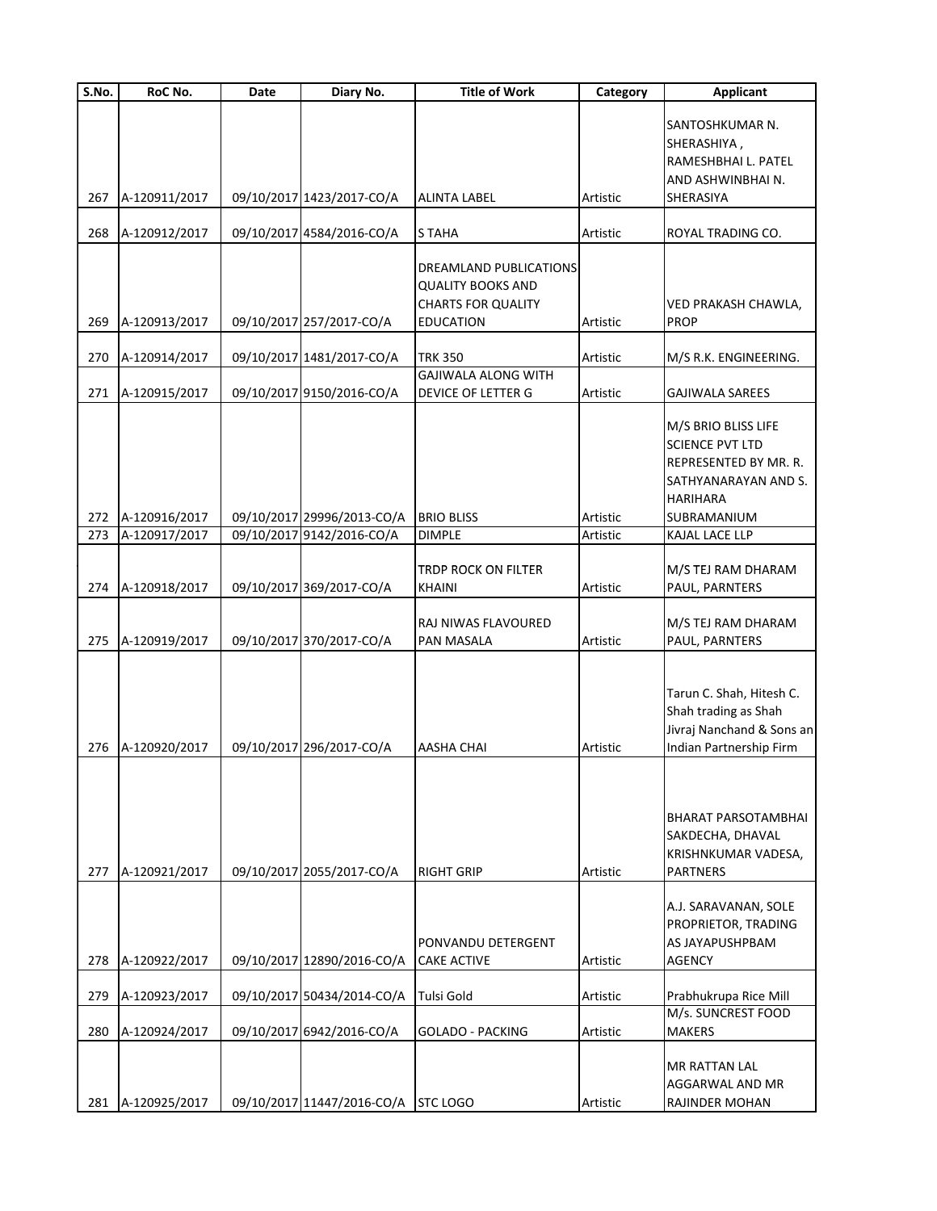| S.No. | RoC No. | Date | Diary No. | Title of Work | Category | Applicant |
|---|---|---|---|---|---|---|
| 267 | A-120911/2017 | 09/10/2017 | 1423/2017-CO/A | ALINTA LABEL | Artistic | SANTOSHKUMAR N. SHERASHIYA , RAMESHBHAI L. PATEL AND ASHWINBHAI N. SHERASIYA |
| 268 | A-120912/2017 | 09/10/2017 | 4584/2016-CO/A | S TAHA | Artistic | ROYAL TRADING CO. |
| 269 | A-120913/2017 | 09/10/2017 | 257/2017-CO/A | DREAMLAND PUBLICATIONS QUALITY BOOKS AND CHARTS FOR QUALITY EDUCATION | Artistic | VED PRAKASH CHAWLA, PROP |
| 270 | A-120914/2017 | 09/10/2017 | 1481/2017-CO/A | TRK 350 | Artistic | M/S R.K. ENGINEERING. |
| 271 | A-120915/2017 | 09/10/2017 | 9150/2016-CO/A | GAJIWALA ALONG WITH DEVICE OF LETTER G | Artistic | GAJIWALA SAREES |
| 272 | A-120916/2017 | 09/10/2017 | 29996/2013-CO/A | BRIO BLISS | Artistic | M/S BRIO BLISS LIFE SCIENCE PVT LTD REPRESENTED BY MR. R. SATHYANARAYAN AND S. HARIHARA SUBRAMANIUM |
| 273 | A-120917/2017 | 09/10/2017 | 9142/2016-CO/A | DIMPLE | Artistic | KAJAL LACE LLP |
| 274 | A-120918/2017 | 09/10/2017 | 369/2017-CO/A | TRDP ROCK ON FILTER KHAINI | Artistic | M/S TEJ RAM DHARAM PAUL, PARNTERS |
| 275 | A-120919/2017 | 09/10/2017 | 370/2017-CO/A | RAJ NIWAS FLAVOURED PAN MASALA | Artistic | M/S TEJ RAM DHARAM PAUL, PARNTERS |
| 276 | A-120920/2017 | 09/10/2017 | 296/2017-CO/A | AASHA CHAI | Artistic | Tarun C. Shah, Hitesh C. Shah trading as Shah Jivraj Nanchand & Sons an Indian Partnership Firm |
| 277 | A-120921/2017 | 09/10/2017 | 2055/2017-CO/A | RIGHT GRIP | Artistic | BHARAT PARSOTAMBHAI SAKDECHA, DHAVAL KRISHNKUMAR VADESA, PARTNERS |
| 278 | A-120922/2017 | 09/10/2017 | 12890/2016-CO/A | PONVANDU DETERGENT CAKE ACTIVE | Artistic | A.J. SARAVANAN, SOLE PROPRIETOR, TRADING AS JAYAPUSHPBAM AGENCY |
| 279 | A-120923/2017 | 09/10/2017 | 50434/2014-CO/A | Tulsi Gold | Artistic | Prabhukrupa Rice Mill |
| 280 | A-120924/2017 | 09/10/2017 | 6942/2016-CO/A | GOLADO - PACKING | Artistic | M/s. SUNCREST FOOD MAKERS |
| 281 | A-120925/2017 | 09/10/2017 | 11447/2016-CO/A | STC LOGO | Artistic | MR RATTAN LAL AGGARWAL AND MR RAJINDER MOHAN |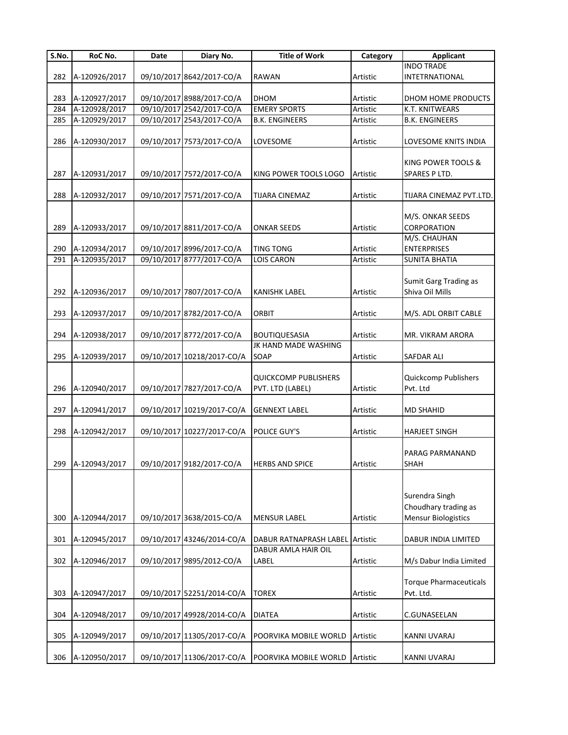| S.No. | RoC No. | Date | Diary No. | Title of Work | Category | Applicant |
|---|---|---|---|---|---|---|
| 282 | A-120926/2017 | 09/10/2017 | 8642/2017-CO/A | RAWAN | Artistic | INDO TRADE INTETRNATIONAL |
| 283 | A-120927/2017 | 09/10/2017 | 8988/2017-CO/A | DHOM | Artistic | DHOM HOME PRODUCTS |
| 284 | A-120928/2017 | 09/10/2017 | 2542/2017-CO/A | EMERY SPORTS | Artistic | K.T. KNITWEARS |
| 285 | A-120929/2017 | 09/10/2017 | 2543/2017-CO/A | B.K. ENGINEERS | Artistic | B.K. ENGINEERS |
| 286 | A-120930/2017 | 09/10/2017 | 7573/2017-CO/A | LOVESOME | Artistic | LOVESOME KNITS INDIA |
| 287 | A-120931/2017 | 09/10/2017 | 7572/2017-CO/A | KING POWER TOOLS LOGO | Artistic | KING POWER TOOLS & SPARES P LTD. |
| 288 | A-120932/2017 | 09/10/2017 | 7571/2017-CO/A | TIJARA CINEMAZ | Artistic | TIJARA CINEMAZ PVT.LTD. |
| 289 | A-120933/2017 | 09/10/2017 | 8811/2017-CO/A | ONKAR SEEDS | Artistic | M/S. ONKAR SEEDS CORPORATION |
| 290 | A-120934/2017 | 09/10/2017 | 8996/2017-CO/A | TING TONG | Artistic | M/S. CHAUHAN ENTERPRISES |
| 291 | A-120935/2017 | 09/10/2017 | 8777/2017-CO/A | LOIS CARON | Artistic | SUNITA BHATIA |
| 292 | A-120936/2017 | 09/10/2017 | 7807/2017-CO/A | KANISHK LABEL | Artistic | Sumit Garg Trading as Shiva Oil Mills |
| 293 | A-120937/2017 | 09/10/2017 | 8782/2017-CO/A | ORBIT | Artistic | M/S. ADL ORBIT CABLE |
| 294 | A-120938/2017 | 09/10/2017 | 8772/2017-CO/A | BOUTIQUESASIA | Artistic | MR. VIKRAM ARORA |
| 295 | A-120939/2017 | 09/10/2017 | 10218/2017-CO/A | JK HAND MADE WASHING SOAP | Artistic | SAFDAR ALI |
| 296 | A-120940/2017 | 09/10/2017 | 7827/2017-CO/A | QUICKCOMP PUBLISHERS PVT. LTD (LABEL) | Artistic | Quickcomp Publishers Pvt. Ltd |
| 297 | A-120941/2017 | 09/10/2017 | 10219/2017-CO/A | GENNEXT LABEL | Artistic | MD SHAHID |
| 298 | A-120942/2017 | 09/10/2017 | 10227/2017-CO/A | POLICE GUY'S | Artistic | HARJEET SINGH |
| 299 | A-120943/2017 | 09/10/2017 | 9182/2017-CO/A | HERBS AND SPICE | Artistic | PARAG PARMANAND SHAH |
| 300 | A-120944/2017 | 09/10/2017 | 3638/2015-CO/A | MENSUR LABEL | Artistic | Surendra Singh Choudhary trading as Mensur Biologistics |
| 301 | A-120945/2017 | 09/10/2017 | 43246/2014-CO/A | DABUR RATNAPRASH LABEL | Artistic | DABUR INDIA LIMITED |
| 302 | A-120946/2017 | 09/10/2017 | 9895/2012-CO/A | DABUR AMLA HAIR OIL LABEL | Artistic | M/s Dabur India Limited |
| 303 | A-120947/2017 | 09/10/2017 | 52251/2014-CO/A | TOREX | Artistic | Torque Pharmaceuticals Pvt. Ltd. |
| 304 | A-120948/2017 | 09/10/2017 | 49928/2014-CO/A | DIATEA | Artistic | C.GUNASEELAN |
| 305 | A-120949/2017 | 09/10/2017 | 11305/2017-CO/A | POORVIKA MOBILE WORLD | Artistic | KANNI UVARAJ |
| 306 | A-120950/2017 | 09/10/2017 | 11306/2017-CO/A | POORVIKA MOBILE WORLD | Artistic | KANNI UVARAJ |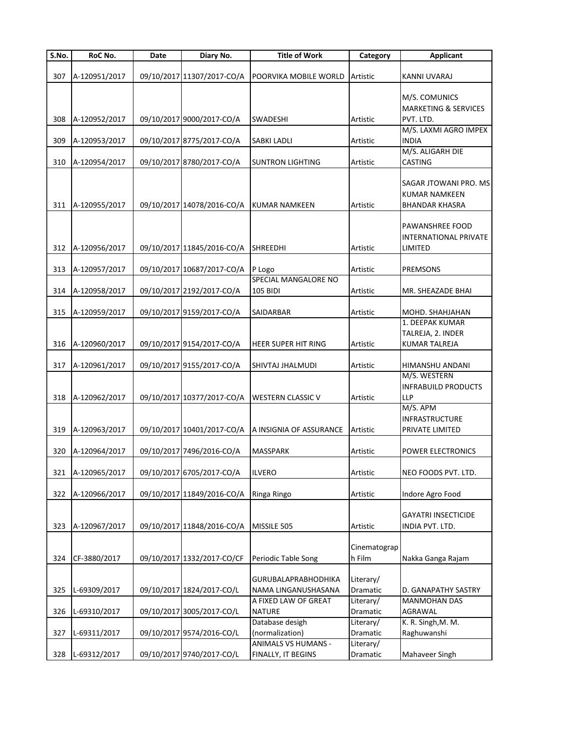| S.No. | RoC No. | Date | Diary No. | Title of Work | Category | Applicant |
|---|---|---|---|---|---|---|
| 307 | A-120951/2017 | 09/10/2017 | 11307/2017-CO/A | POORVIKA MOBILE WORLD | Artistic | KANNI UVARAJ |
| 308 | A-120952/2017 | 09/10/2017 | 9000/2017-CO/A | SWADESHI | Artistic | M/S. COMUNICS MARKETING & SERVICES PVT. LTD. |
| 309 | A-120953/2017 | 09/10/2017 | 8775/2017-CO/A | SABKI LADLI | Artistic | M/S. LAXMI AGRO IMPEX INDIA |
| 310 | A-120954/2017 | 09/10/2017 | 8780/2017-CO/A | SUNTRON LIGHTING | Artistic | M/S. ALIGARH DIE CASTING |
| 311 | A-120955/2017 | 09/10/2017 | 14078/2016-CO/A | KUMAR NAMKEEN | Artistic | SAGAR JTOWANI PRO. MS KUMAR NAMKEEN BHANDAR KHASRA |
| 312 | A-120956/2017 | 09/10/2017 | 11845/2016-CO/A | SHREEDHI | Artistic | PAWANSHREE FOOD INTERNATIONAL PRIVATE LIMITED |
| 313 | A-120957/2017 | 09/10/2017 | 10687/2017-CO/A | P Logo | Artistic | PREMSONS |
| 314 | A-120958/2017 | 09/10/2017 | 2192/2017-CO/A | SPECIAL MANGALORE NO 105 BIDI | Artistic | MR. SHEAZADE BHAI |
| 315 | A-120959/2017 | 09/10/2017 | 9159/2017-CO/A | SAIDARBAR | Artistic | MOHD. SHAHJAHAN |
| 316 | A-120960/2017 | 09/10/2017 | 9154/2017-CO/A | HEER SUPER HIT RING | Artistic | 1. DEEPAK KUMAR TALREJA, 2. INDER KUMAR TALREJA |
| 317 | A-120961/2017 | 09/10/2017 | 9155/2017-CO/A | SHIVTAJ JHALMUDI | Artistic | HIMANSHU ANDANI |
| 318 | A-120962/2017 | 09/10/2017 | 10377/2017-CO/A | WESTERN CLASSIC V | Artistic | M/S. WESTERN INFRABUILD PRODUCTS LLP |
| 319 | A-120963/2017 | 09/10/2017 | 10401/2017-CO/A | A INSIGNIA OF ASSURANCE | Artistic | M/S. APM INFRASTRUCTURE PRIVATE LIMITED |
| 320 | A-120964/2017 | 09/10/2017 | 7496/2016-CO/A | MASSPARK | Artistic | POWER ELECTRONICS |
| 321 | A-120965/2017 | 09/10/2017 | 6705/2017-CO/A | ILVERO | Artistic | NEO FOODS PVT. LTD. |
| 322 | A-120966/2017 | 09/10/2017 | 11849/2016-CO/A | Ringa Ringo | Artistic | Indore Agro Food |
| 323 | A-120967/2017 | 09/10/2017 | 11848/2016-CO/A | MISSILE 505 | Artistic | GAYATRI INSECTICIDE INDIA PVT. LTD. |
| 324 | CF-3880/2017 | 09/10/2017 | 1332/2017-CO/CF | Periodic Table Song | Cinematograph Film | Nakka Ganga Rajam |
| 325 | L-69309/2017 | 09/10/2017 | 1824/2017-CO/L | GURUBALAPRABHODHIKA NAMA LINGANUSHASANA | Literary/ Dramatic | D. GANAPATHY SASTRY |
| 326 | L-69310/2017 | 09/10/2017 | 3005/2017-CO/L | A FIXED LAW OF GREAT NATURE | Literary/ Dramatic | MANMOHAN DAS AGRAWAL |
| 327 | L-69311/2017 | 09/10/2017 | 9574/2016-CO/L | Database desigh (normalization) | Literary/ Dramatic | K. R. Singh,M. M. Raghuwanshi |
| 328 | L-69312/2017 | 09/10/2017 | 9740/2017-CO/L | ANIMALS VS HUMANS - FINALLY, IT BEGINS | Literary/ Dramatic | Mahaveer Singh |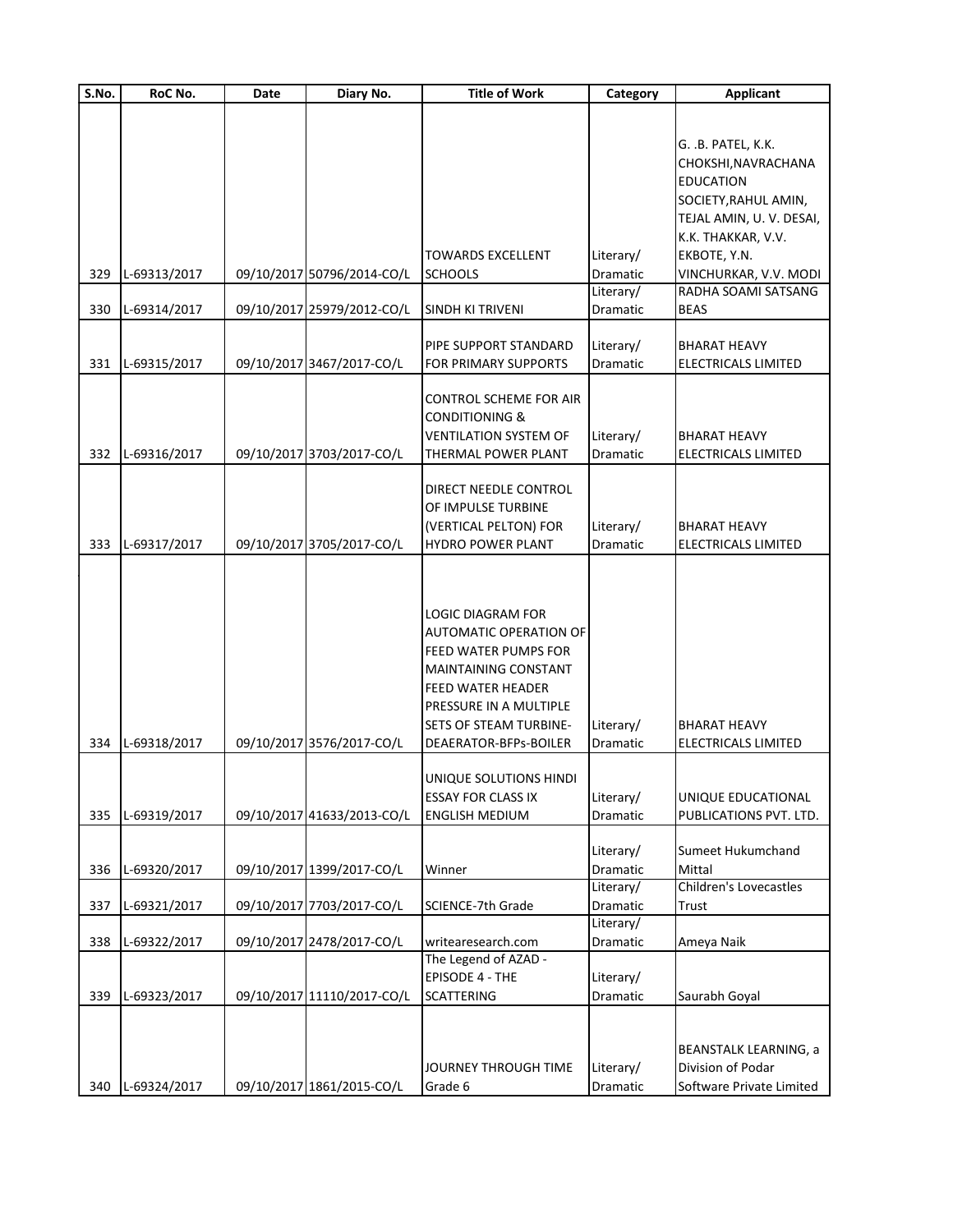| S.No. | RoC No. | Date | Diary No. | Title of Work | Category | Applicant |
|---|---|---|---|---|---|---|
| 329 | L-69313/2017 | 09/10/2017 | 50796/2014-CO/L | TOWARDS EXCELLENT SCHOOLS | Literary/ Dramatic | G. .B. PATEL, K.K. CHOKSHI,NAVRACHANA EDUCATION SOCIETY,RAHUL AMIN, TEJAL AMIN, U. V. DESAI, K.K. THAKKAR, V.V. EKBOTE, Y.N. VINCHURKAR, V.V. MODI |
| 330 | L-69314/2017 | 09/10/2017 | 25979/2012-CO/L | SINDH KI TRIVENI | Literary/ Dramatic | RADHA SOAMI SATSANG BEAS |
| 331 | L-69315/2017 | 09/10/2017 | 3467/2017-CO/L | PIPE SUPPORT STANDARD FOR PRIMARY SUPPORTS | Literary/ Dramatic | BHARAT HEAVY ELECTRICALS LIMITED |
| 332 | L-69316/2017 | 09/10/2017 | 3703/2017-CO/L | CONTROL SCHEME FOR AIR CONDITIONING & VENTILATION SYSTEM OF THERMAL POWER PLANT | Literary/ Dramatic | BHARAT HEAVY ELECTRICALS LIMITED |
| 333 | L-69317/2017 | 09/10/2017 | 3705/2017-CO/L | DIRECT NEEDLE CONTROL OF IMPULSE TURBINE (VERTICAL PELTON) FOR HYDRO POWER PLANT | Literary/ Dramatic | BHARAT HEAVY ELECTRICALS LIMITED |
| 334 | L-69318/2017 | 09/10/2017 | 3576/2017-CO/L | LOGIC DIAGRAM FOR AUTOMATIC OPERATION OF FEED WATER PUMPS FOR MAINTAINING CONSTANT FEED WATER HEADER PRESSURE IN A MULTIPLE SETS OF STEAM TURBINE-DEAERATOR-BFPs-BOILER | Literary/ Dramatic | BHARAT HEAVY ELECTRICALS LIMITED |
| 335 | L-69319/2017 | 09/10/2017 | 41633/2013-CO/L | UNIQUE SOLUTIONS HINDI ESSAY FOR CLASS IX ENGLISH MEDIUM | Literary/ Dramatic | UNIQUE EDUCATIONAL PUBLICATIONS PVT. LTD. |
| 336 | L-69320/2017 | 09/10/2017 | 1399/2017-CO/L | Winner | Literary/ Dramatic | Sumeet Hukumchand Mittal |
| 337 | L-69321/2017 | 09/10/2017 | 7703/2017-CO/L | SCIENCE-7th Grade | Literary/ Dramatic | Children's Lovecastles Trust |
| 338 | L-69322/2017 | 09/10/2017 | 2478/2017-CO/L | writearesearch.com | Literary/ Dramatic | Ameya Naik |
| 339 | L-69323/2017 | 09/10/2017 | 11110/2017-CO/L | The Legend of AZAD - EPISODE 4 - THE SCATTERING | Literary/ Dramatic | Saurabh Goyal |
| 340 | L-69324/2017 | 09/10/2017 | 1861/2015-CO/L | JOURNEY THROUGH TIME Grade 6 | Literary/ Dramatic | BEANSTALK LEARNING, a Division of Podar Software Private Limited |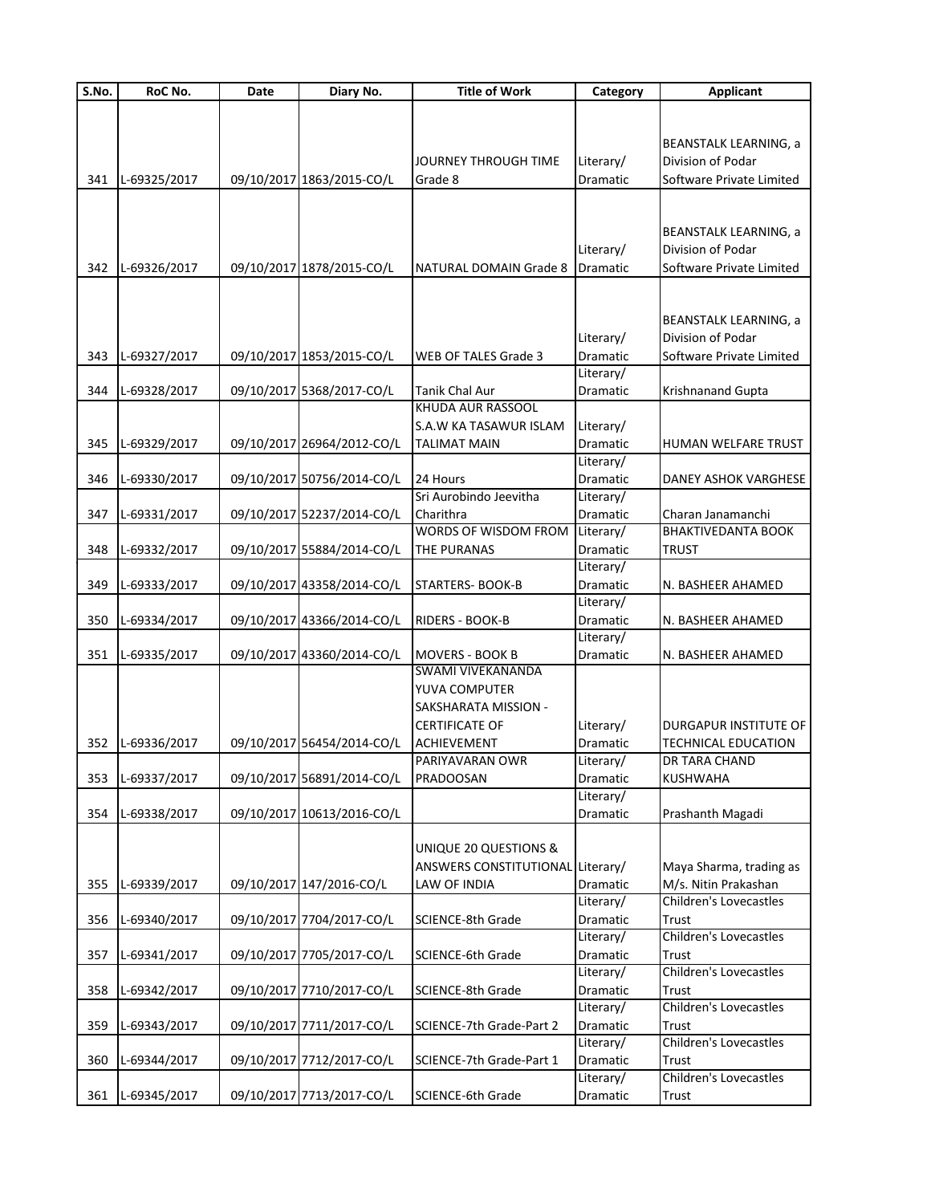| S.No. | RoC No. | Date | Diary No. | Title of Work | Category | Applicant |
|---|---|---|---|---|---|---|
| 341 | L-69325/2017 | 09/10/2017 | 1863/2015-CO/L | JOURNEY THROUGH TIME Grade 8 | Literary/ Dramatic | BEANSTALK LEARNING, a Division of Podar Software Private Limited |
| 342 | L-69326/2017 | 09/10/2017 | 1878/2015-CO/L | NATURAL DOMAIN Grade 8 | Literary/ Dramatic | BEANSTALK LEARNING, a Division of Podar Software Private Limited |
| 343 | L-69327/2017 | 09/10/2017 | 1853/2015-CO/L | WEB OF TALES Grade 3 | Literary/ Dramatic | BEANSTALK LEARNING, a Division of Podar Software Private Limited |
| 344 | L-69328/2017 | 09/10/2017 | 5368/2017-CO/L | Tanik Chal Aur | Literary/ Dramatic | Krishnanand Gupta |
| 345 | L-69329/2017 | 09/10/2017 | 26964/2012-CO/L | KHUDA AUR RASSOOL S.A.W KA TASAWUR ISLAM TALIMAT MAIN | Literary/ Dramatic | HUMAN WELFARE TRUST |
| 346 | L-69330/2017 | 09/10/2017 | 50756/2014-CO/L | 24 Hours | Literary/ Dramatic | DANEY ASHOK VARGHESE |
| 347 | L-69331/2017 | 09/10/2017 | 52237/2014-CO/L | Sri Aurobindo Jeevitha Charithra | Literary/ Dramatic | Charan Janamanchi |
| 348 | L-69332/2017 | 09/10/2017 | 55884/2014-CO/L | WORDS OF WISDOM FROM THE PURANAS | Literary/ Dramatic | BHAKTIVEDANTA BOOK TRUST |
| 349 | L-69333/2017 | 09/10/2017 | 43358/2014-CO/L | STARTERS- BOOK-B | Literary/ Dramatic | N. BASHEER AHAMED |
| 350 | L-69334/2017 | 09/10/2017 | 43366/2014-CO/L | RIDERS - BOOK-B | Literary/ Dramatic | N. BASHEER AHAMED |
| 351 | L-69335/2017 | 09/10/2017 | 43360/2014-CO/L | MOVERS - BOOK B | Literary/ Dramatic | N. BASHEER AHAMED |
| 352 | L-69336/2017 | 09/10/2017 | 56454/2014-CO/L | SWAMI VIVEKANANDA YUVA COMPUTER SAKSHARATA MISSION - CERTIFICATE OF ACHIEVEMENT | Literary/ Dramatic | DURGAPUR INSTITUTE OF TECHNICAL EDUCATION |
| 353 | L-69337/2017 | 09/10/2017 | 56891/2014-CO/L | PARIYAVARAN OWR PRADOOSAN | Literary/ Dramatic | DR TARA CHAND KUSHWAHA |
| 354 | L-69338/2017 | 09/10/2017 | 10613/2016-CO/L | | Literary/ Dramatic | Prashanth Magadi |
| 355 | L-69339/2017 | 09/10/2017 | 147/2016-CO/L | UNIQUE 20 QUESTIONS & ANSWERS CONSTITUTIONAL LAW OF INDIA | Literary/ Dramatic | Maya Sharma, trading as M/s. Nitin Prakashan |
| 356 | L-69340/2017 | 09/10/2017 | 7704/2017-CO/L | SCIENCE-8th Grade | Literary/ Dramatic | Children's Lovecastles Trust |
| 357 | L-69341/2017 | 09/10/2017 | 7705/2017-CO/L | SCIENCE-6th Grade | Literary/ Dramatic | Children's Lovecastles Trust |
| 358 | L-69342/2017 | 09/10/2017 | 7710/2017-CO/L | SCIENCE-8th Grade | Literary/ Dramatic | Children's Lovecastles Trust |
| 359 | L-69343/2017 | 09/10/2017 | 7711/2017-CO/L | SCIENCE-7th Grade-Part 2 | Literary/ Dramatic | Children's Lovecastles Trust |
| 360 | L-69344/2017 | 09/10/2017 | 7712/2017-CO/L | SCIENCE-7th Grade-Part 1 | Literary/ Dramatic | Children's Lovecastles Trust |
| 361 | L-69345/2017 | 09/10/2017 | 7713/2017-CO/L | SCIENCE-6th Grade | Literary/ Dramatic | Children's Lovecastles Trust |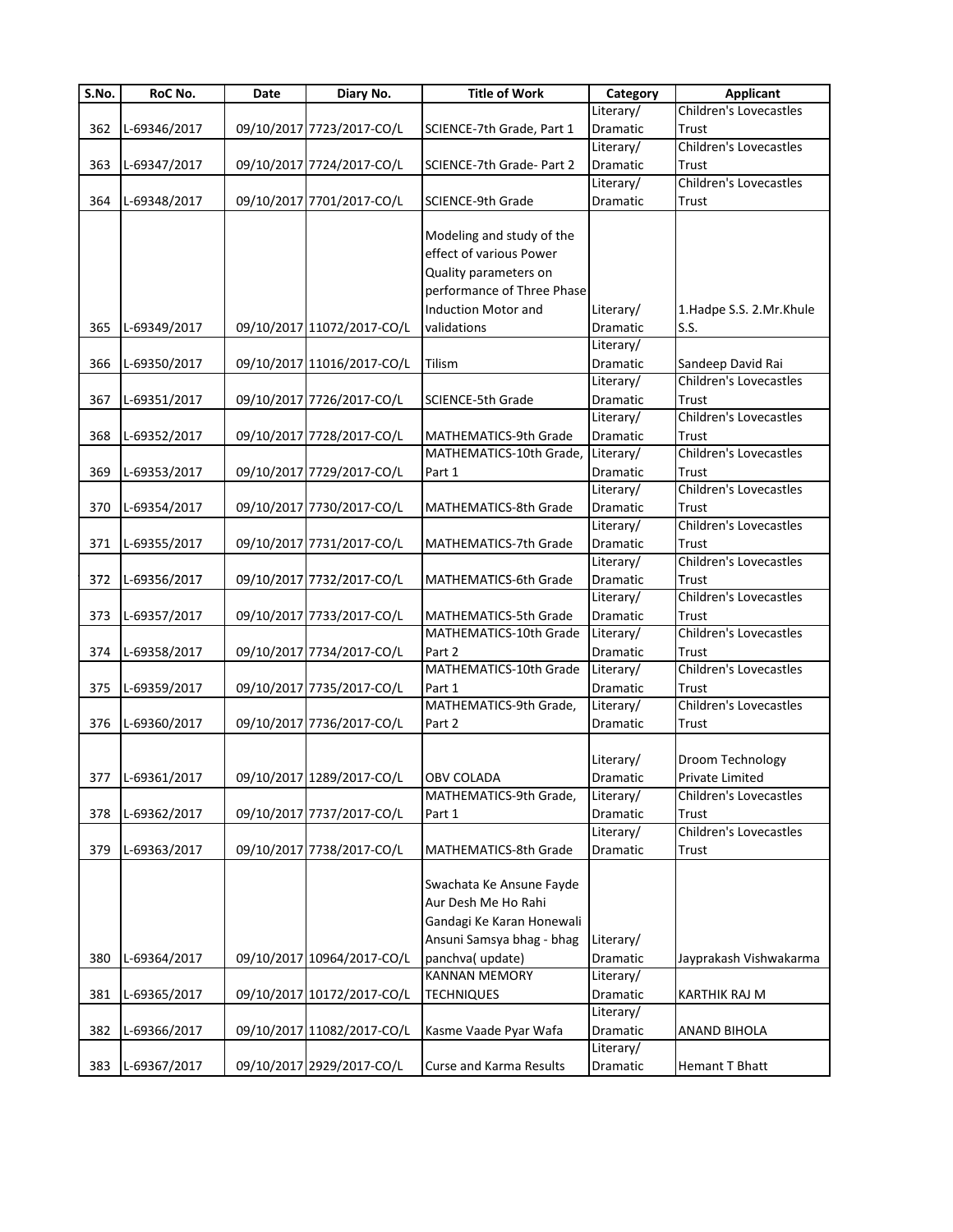| S.No. | RoC No. | Date | Diary No. | Title of Work | Category | Applicant |
|---|---|---|---|---|---|---|
| 362 | L-69346/2017 | 09/10/2017 | 7723/2017-CO/L | SCIENCE-7th Grade, Part 1 | Literary/ Dramatic | Children's Lovecastles Trust |
| 363 | L-69347/2017 | 09/10/2017 | 7724/2017-CO/L | SCIENCE-7th Grade- Part 2 | Literary/ Dramatic | Children's Lovecastles Trust |
| 364 | L-69348/2017 | 09/10/2017 | 7701/2017-CO/L | SCIENCE-9th Grade | Literary/ Dramatic | Children's Lovecastles Trust |
| 365 | L-69349/2017 | 09/10/2017 | 11072/2017-CO/L | Modeling and study of the effect of various Power Quality parameters on performance of Three Phase Induction Motor and validations | Literary/ Dramatic | 1.Hadpe S.S. 2.Mr.Khule S.S. |
| 366 | L-69350/2017 | 09/10/2017 | 11016/2017-CO/L | Tilism | Literary/ Dramatic | Sandeep David Rai |
| 367 | L-69351/2017 | 09/10/2017 | 7726/2017-CO/L | SCIENCE-5th Grade | Literary/ Dramatic | Children's Lovecastles Trust |
| 368 | L-69352/2017 | 09/10/2017 | 7728/2017-CO/L | MATHEMATICS-9th Grade | Literary/ Dramatic | Children's Lovecastles Trust |
| 369 | L-69353/2017 | 09/10/2017 | 7729/2017-CO/L | MATHEMATICS-10th Grade, Part 1 | Literary/ Dramatic | Children's Lovecastles Trust |
| 370 | L-69354/2017 | 09/10/2017 | 7730/2017-CO/L | MATHEMATICS-8th Grade | Literary/ Dramatic | Children's Lovecastles Trust |
| 371 | L-69355/2017 | 09/10/2017 | 7731/2017-CO/L | MATHEMATICS-7th Grade | Literary/ Dramatic | Children's Lovecastles Trust |
| 372 | L-69356/2017 | 09/10/2017 | 7732/2017-CO/L | MATHEMATICS-6th Grade | Literary/ Dramatic | Children's Lovecastles Trust |
| 373 | L-69357/2017 | 09/10/2017 | 7733/2017-CO/L | MATHEMATICS-5th Grade | Literary/ Dramatic | Children's Lovecastles Trust |
| 374 | L-69358/2017 | 09/10/2017 | 7734/2017-CO/L | MATHEMATICS-10th Grade Part 2 | Literary/ Dramatic | Children's Lovecastles Trust |
| 375 | L-69359/2017 | 09/10/2017 | 7735/2017-CO/L | MATHEMATICS-10th Grade Part 1 | Literary/ Dramatic | Children's Lovecastles Trust |
| 376 | L-69360/2017 | 09/10/2017 | 7736/2017-CO/L | MATHEMATICS-9th Grade, Part 2 | Literary/ Dramatic | Children's Lovecastles Trust |
| 377 | L-69361/2017 | 09/10/2017 | 1289/2017-CO/L | OBV COLADA | Literary/ Dramatic | Droom Technology Private Limited |
| 378 | L-69362/2017 | 09/10/2017 | 7737/2017-CO/L | MATHEMATICS-9th Grade, Part 1 | Literary/ Dramatic | Children's Lovecastles Trust |
| 379 | L-69363/2017 | 09/10/2017 | 7738/2017-CO/L | MATHEMATICS-8th Grade | Literary/ Dramatic | Children's Lovecastles Trust |
| 380 | L-69364/2017 | 09/10/2017 | 10964/2017-CO/L | Swachata Ke Ansune Fayde Aur Desh Me Ho Rahi Gandagi Ke Karan Honewali Ansuni Samsya bhag - bhag panchva( update) | Literary/ Dramatic | Jayprakash Vishwakarma |
| 381 | L-69365/2017 | 09/10/2017 | 10172/2017-CO/L | KANNAN MEMORY TECHNIQUES | Literary/ Dramatic | KARTHIK RAJ M |
| 382 | L-69366/2017 | 09/10/2017 | 11082/2017-CO/L | Kasme Vaade Pyar Wafa | Literary/ Dramatic | ANAND BIHOLA |
| 383 | L-69367/2017 | 09/10/2017 | 2929/2017-CO/L | Curse and Karma Results | Literary/ Dramatic | Hemant T Bhatt |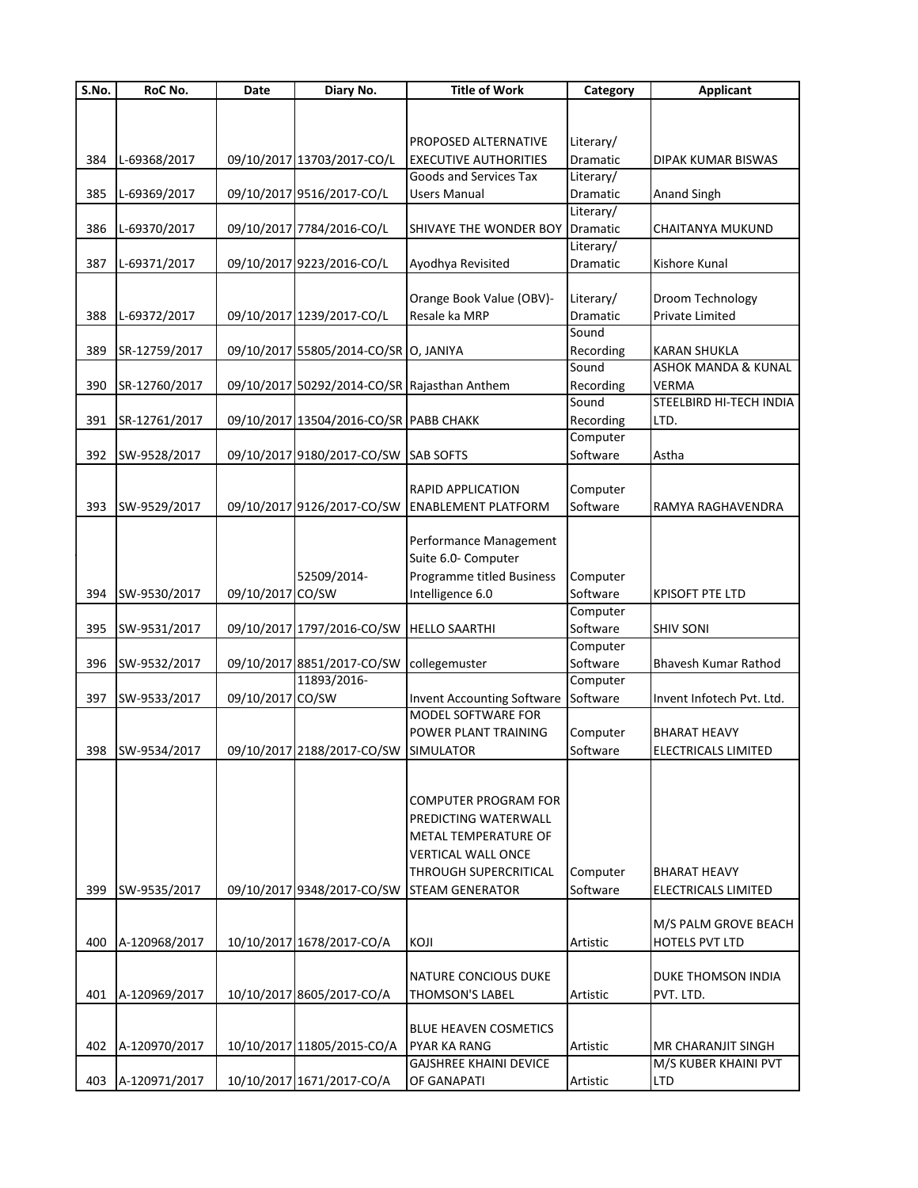| S.No. | RoC No. | Date | Diary No. | Title of Work | Category | Applicant |
|---|---|---|---|---|---|---|
| 384 | L-69368/2017 | 09/10/2017 | 13703/2017-CO/L | PROPOSED ALTERNATIVE EXECUTIVE AUTHORITIES | Literary/ Dramatic | DIPAK KUMAR BISWAS |
| 385 | L-69369/2017 | 09/10/2017 | 9516/2017-CO/L | Goods and Services Tax Users Manual | Literary/ Dramatic | Anand Singh |
| 386 | L-69370/2017 | 09/10/2017 | 7784/2016-CO/L | SHIVAYE THE WONDER BOY | Literary/ Dramatic | CHAITANYA MUKUND |
| 387 | L-69371/2017 | 09/10/2017 | 9223/2016-CO/L | Ayodhya Revisited | Literary/ Dramatic | Kishore Kunal |
| 388 | L-69372/2017 | 09/10/2017 | 1239/2017-CO/L | Orange Book Value (OBV)- Resale ka MRP | Literary/ Dramatic | Droom Technology Private Limited |
| 389 | SR-12759/2017 | 09/10/2017 | 55805/2014-CO/SR | O, JANIYA | Sound Recording | KARAN SHUKLA |
| 390 | SR-12760/2017 | 09/10/2017 | 50292/2014-CO/SR | Rajasthan Anthem | Sound Recording | ASHOK MANDA & KUNAL VERMA |
| 391 | SR-12761/2017 | 09/10/2017 | 13504/2016-CO/SR | PABB CHAKK | Sound Recording | STEELBIRD HI-TECH INDIA LTD. |
| 392 | SW-9528/2017 | 09/10/2017 | 9180/2017-CO/SW | SAB SOFTS | Computer Software | Astha |
| 393 | SW-9529/2017 | 09/10/2017 | 9126/2017-CO/SW | RAPID APPLICATION ENABLEMENT PLATFORM | Computer Software | RAMYA RAGHAVENDRA |
| 394 | SW-9530/2017 | 09/10/2017 | 52509/2014-CO/SW | Performance Management Suite 6.0- Computer Programme titled Business Intelligence 6.0 | Computer Software | KPISOFT PTE LTD |
| 395 | SW-9531/2017 | 09/10/2017 | 1797/2016-CO/SW | HELLO SAARTHI | Computer Software | SHIV SONI |
| 396 | SW-9532/2017 | 09/10/2017 | 8851/2017-CO/SW | collegemuster | Computer Software | Bhavesh Kumar Rathod |
| 397 | SW-9533/2017 | 09/10/2017 | 11893/2016-CO/SW | Invent Accounting Software | Computer Software | Invent Infotech Pvt. Ltd. |
| 398 | SW-9534/2017 | 09/10/2017 | 2188/2017-CO/SW | MODEL SOFTWARE FOR POWER PLANT TRAINING SIMULATOR | Computer Software | BHARAT HEAVY ELECTRICALS LIMITED |
| 399 | SW-9535/2017 | 09/10/2017 | 9348/2017-CO/SW | COMPUTER PROGRAM FOR PREDICTING WATERWALL METAL TEMPERATURE OF VERTICAL WALL ONCE THROUGH SUPERCRITICAL STEAM GENERATOR | Computer Software | BHARAT HEAVY ELECTRICALS LIMITED |
| 400 | A-120968/2017 | 10/10/2017 | 1678/2017-CO/A | KOJI | Artistic | M/S PALM GROVE BEACH HOTELS PVT LTD |
| 401 | A-120969/2017 | 10/10/2017 | 8605/2017-CO/A | NATURE CONCIOUS DUKE THOMSON'S LABEL | Artistic | DUKE THOMSON INDIA PVT. LTD. |
| 402 | A-120970/2017 | 10/10/2017 | 11805/2015-CO/A | BLUE HEAVEN COSMETICS PYAR KA RANG | Artistic | MR CHARANJIT SINGH |
| 403 | A-120971/2017 | 10/10/2017 | 1671/2017-CO/A | GAJSHREE KHAINI DEVICE OF GANAPATI | Artistic | M/S KUBER KHAINI PVT LTD |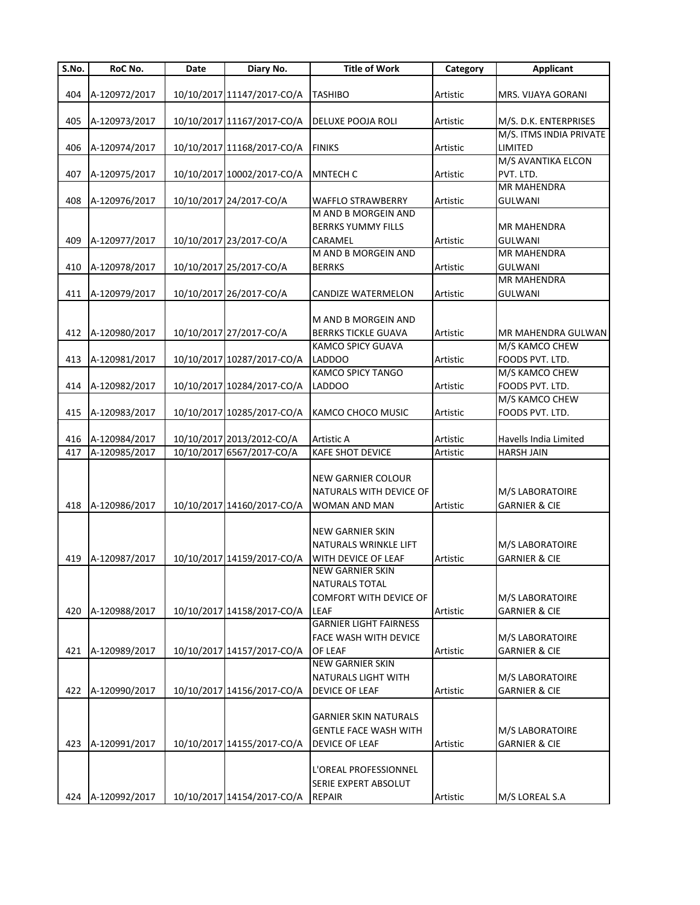| S.No. | RoC No. | Date | Diary No. | Title of Work | Category | Applicant |
|---|---|---|---|---|---|---|
| 404 | A-120972/2017 | 10/10/2017 | 11147/2017-CO/A | TASHIBO | Artistic | MRS. VIJAYA GORANI |
| 405 | A-120973/2017 | 10/10/2017 | 11167/2017-CO/A | DELUXE POOJA ROLI | Artistic | M/S. D.K. ENTERPRISES |
| 406 | A-120974/2017 | 10/10/2017 | 11168/2017-CO/A | FINIKS | Artistic | M/S. ITMS INDIA PRIVATE LIMITED |
| 407 | A-120975/2017 | 10/10/2017 | 10002/2017-CO/A | MNTECH C | Artistic | M/S AVANTIKA ELCON PVT. LTD. |
| 408 | A-120976/2017 | 10/10/2017 | 24/2017-CO/A | WAFFLO STRAWBERRY | Artistic | MR MAHENDRA GULWANI |
| 409 | A-120977/2017 | 10/10/2017 | 23/2017-CO/A | M AND B MORGEIN AND BERRKS YUMMY FILLS CARAMEL | Artistic | MR MAHENDRA GULWANI |
| 410 | A-120978/2017 | 10/10/2017 | 25/2017-CO/A | M AND B MORGEIN AND BERRKS | Artistic | MR MAHENDRA GULWANI |
| 411 | A-120979/2017 | 10/10/2017 | 26/2017-CO/A | CANDIZE WATERMELON | Artistic | MR MAHENDRA GULWANI |
| 412 | A-120980/2017 | 10/10/2017 | 27/2017-CO/A | M AND B MORGEIN AND BERRKS TICKLE GUAVA | Artistic | MR MAHENDRA GULWAN |
| 413 | A-120981/2017 | 10/10/2017 | 10287/2017-CO/A | KAMCO SPICY GUAVA LADDOO | Artistic | M/S KAMCO CHEW FOODS PVT. LTD. |
| 414 | A-120982/2017 | 10/10/2017 | 10284/2017-CO/A | KAMCO SPICY TANGO LADDOO | Artistic | M/S KAMCO CHEW FOODS PVT. LTD. |
| 415 | A-120983/2017 | 10/10/2017 | 10285/2017-CO/A | KAMCO CHOCO MUSIC | Artistic | M/S KAMCO CHEW FOODS PVT. LTD. |
| 416 | A-120984/2017 | 10/10/2017 | 2013/2012-CO/A | Artistic A | Artistic | Havells India Limited |
| 417 | A-120985/2017 | 10/10/2017 | 6567/2017-CO/A | KAFE SHOT DEVICE | Artistic | HARSH JAIN |
| 418 | A-120986/2017 | 10/10/2017 | 14160/2017-CO/A | NEW GARNIER COLOUR NATURALS WITH DEVICE OF WOMAN AND MAN | Artistic | M/S LABORATOIRE GARNIER & CIE |
| 419 | A-120987/2017 | 10/10/2017 | 14159/2017-CO/A | NEW GARNIER SKIN NATURALS WRINKLE LIFT WITH DEVICE OF LEAF | Artistic | M/S LABORATOIRE GARNIER & CIE |
| 420 | A-120988/2017 | 10/10/2017 | 14158/2017-CO/A | NEW GARNIER SKIN NATURALS TOTAL COMFORT WITH DEVICE OF LEAF | Artistic | M/S LABORATOIRE GARNIER & CIE |
| 421 | A-120989/2017 | 10/10/2017 | 14157/2017-CO/A | GARNIER LIGHT FAIRNESS FACE WASH WITH DEVICE OF LEAF | Artistic | M/S LABORATOIRE GARNIER & CIE |
| 422 | A-120990/2017 | 10/10/2017 | 14156/2017-CO/A | NEW GARNIER SKIN NATURALS LIGHT WITH DEVICE OF LEAF | Artistic | M/S LABORATOIRE GARNIER & CIE |
| 423 | A-120991/2017 | 10/10/2017 | 14155/2017-CO/A | GARNIER SKIN NATURALS GENTLE FACE WASH WITH DEVICE OF LEAF | Artistic | M/S LABORATOIRE GARNIER & CIE |
| 424 | A-120992/2017 | 10/10/2017 | 14154/2017-CO/A | L'OREAL PROFESSIONNEL SERIE EXPERT ABSOLUT REPAIR | Artistic | M/S LOREAL S.A |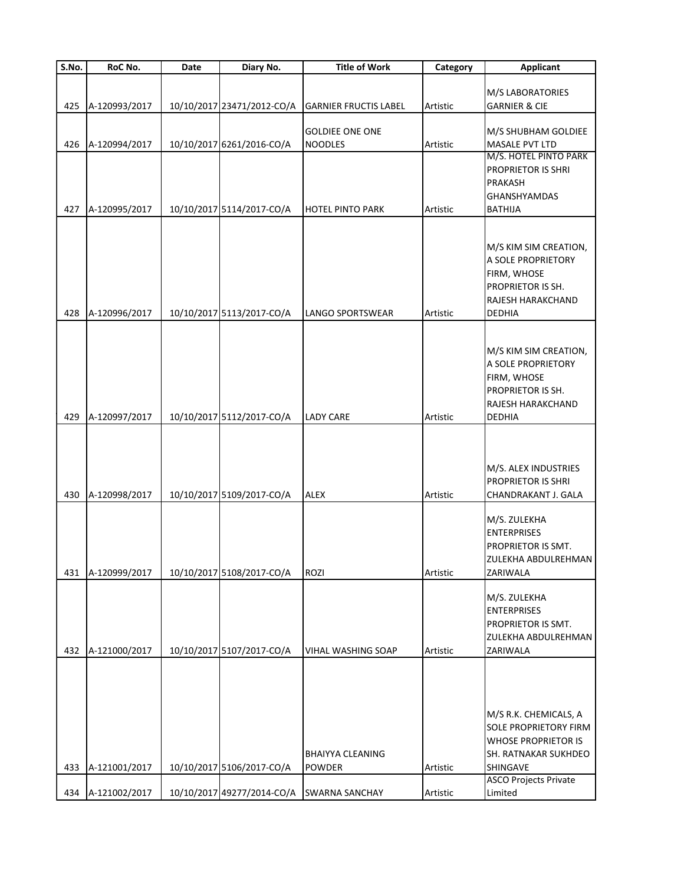| S.No. | RoC No. | Date | Diary No. | Title of Work | Category | Applicant |
|---|---|---|---|---|---|---|
| 425 | A-120993/2017 | 10/10/2017 | 23471/2012-CO/A | GARNIER FRUCTIS LABEL | Artistic | M/S LABORATORIES GARNIER & CIE |
| 426 | A-120994/2017 | 10/10/2017 | 6261/2016-CO/A | GOLDIEE ONE ONE NOODLES | Artistic | M/S SHUBHAM GOLDIEE MASALE PVT LTD |
| 427 | A-120995/2017 | 10/10/2017 | 5114/2017-CO/A | HOTEL PINTO PARK | Artistic | M/S. HOTEL PINTO PARK PROPRIETOR IS SHRI PRAKASH GHANSHYAMDAS BATHIJA |
| 428 | A-120996/2017 | 10/10/2017 | 5113/2017-CO/A | LANGO SPORTSWEAR | Artistic | M/S KIM SIM CREATION, A SOLE PROPRIETORY FIRM, WHOSE PROPRIETOR IS SH. RAJESH HARAKCHAND DEDHIA |
| 429 | A-120997/2017 | 10/10/2017 | 5112/2017-CO/A | LADY CARE | Artistic | M/S KIM SIM CREATION, A SOLE PROPRIETORY FIRM, WHOSE PROPRIETOR IS SH. RAJESH HARAKCHAND DEDHIA |
| 430 | A-120998/2017 | 10/10/2017 | 5109/2017-CO/A | ALEX | Artistic | M/S. ALEX INDUSTRIES PROPRIETOR IS SHRI CHANDRAKANT J. GALA |
| 431 | A-120999/2017 | 10/10/2017 | 5108/2017-CO/A | ROZI | Artistic | M/S. ZULEKHA ENTERPRISES PROPRIETOR IS SMT. ZULEKHA ABDULREHMAN ZARIWALA |
| 432 | A-121000/2017 | 10/10/2017 | 5107/2017-CO/A | VIHAL WASHING SOAP | Artistic | M/S. ZULEKHA ENTERPRISES PROPRIETOR IS SMT. ZULEKHA ABDULREHMAN ZARIWALA |
| 433 | A-121001/2017 | 10/10/2017 | 5106/2017-CO/A | BHAIYYA CLEANING POWDER | Artistic | M/S R.K. CHEMICALS, A SOLE PROPRIETORY FIRM WHOSE PROPRIETOR IS SH. RATNAKAR SUKHDEO SHINGAVE |
| 434 | A-121002/2017 | 10/10/2017 | 49277/2014-CO/A | SWARNA SANCHAY | Artistic | ASCO Projects Private Limited |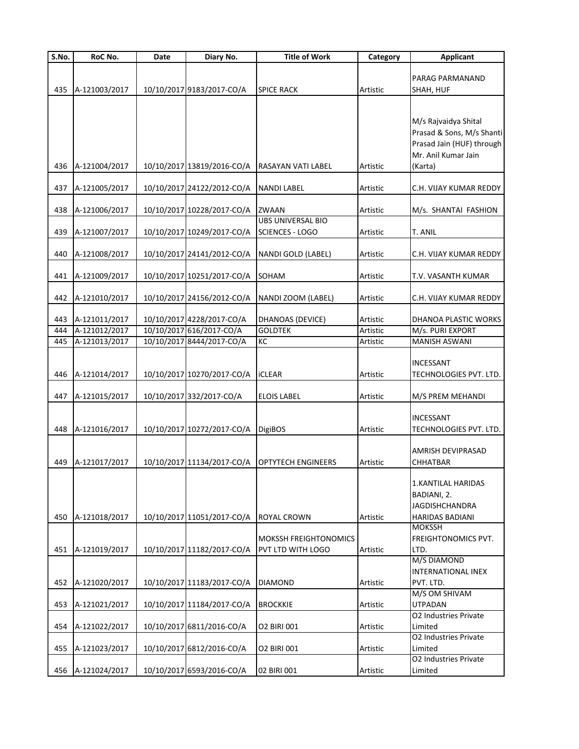| S.No. | RoC No. | Date | Diary No. | Title of Work | Category | Applicant |
|---|---|---|---|---|---|---|
| 435 | A-121003/2017 | 10/10/2017 | 9183/2017-CO/A | SPICE RACK | Artistic | PARAG PARMANAND SHAH, HUF |
| 436 | A-121004/2017 | 10/10/2017 | 13819/2016-CO/A | RASAYAN VATI LABEL | Artistic | M/s Rajvaidya Shital Prasad & Sons, M/s Shanti Prasad Jain (HUF) through Mr. Anil Kumar Jain (Karta) |
| 437 | A-121005/2017 | 10/10/2017 | 24122/2012-CO/A | NANDI LABEL | Artistic | C.H. VIJAY KUMAR REDDY |
| 438 | A-121006/2017 | 10/10/2017 | 10228/2017-CO/A | ZWAAN | Artistic | M/s. SHANTAI FASHION |
| 439 | A-121007/2017 | 10/10/2017 | 10249/2017-CO/A | UBS UNIVERSAL BIO SCIENCES - LOGO | Artistic | T. ANIL |
| 440 | A-121008/2017 | 10/10/2017 | 24141/2012-CO/A | NANDI GOLD (LABEL) | Artistic | C.H. VIJAY KUMAR REDDY |
| 441 | A-121009/2017 | 10/10/2017 | 10251/2017-CO/A | SOHAM | Artistic | T.V. VASANTH KUMAR |
| 442 | A-121010/2017 | 10/10/2017 | 24156/2012-CO/A | NANDI ZOOM (LABEL) | Artistic | C.H. VIJAY KUMAR REDDY |
| 443 | A-121011/2017 | 10/10/2017 | 4228/2017-CO/A | DHANOAS (DEVICE) | Artistic | DHANOA PLASTIC WORKS |
| 444 | A-121012/2017 | 10/10/2017 | 616/2017-CO/A | GOLDTEK | Artistic | M/s. PURI EXPORT |
| 445 | A-121013/2017 | 10/10/2017 | 8444/2017-CO/A | KC | Artistic | MANISH ASWANI |
| 446 | A-121014/2017 | 10/10/2017 | 10270/2017-CO/A | iCLEAR | Artistic | INCESSANT TECHNOLOGIES PVT. LTD. |
| 447 | A-121015/2017 | 10/10/2017 | 332/2017-CO/A | ELOIS LABEL | Artistic | M/S PREM MEHANDI |
| 448 | A-121016/2017 | 10/10/2017 | 10272/2017-CO/A | DigiBOS | Artistic | INCESSANT TECHNOLOGIES PVT. LTD. |
| 449 | A-121017/2017 | 10/10/2017 | 11134/2017-CO/A | OPTYTECH ENGINEERS | Artistic | AMRISH DEVIPRASAD CHHATBAR |
| 450 | A-121018/2017 | 10/10/2017 | 11051/2017-CO/A | ROYAL CROWN | Artistic | 1.KANTILAL HARIDAS BADIANI, 2. JAGDISHCHANDRA HARIDAS BADIANI |
| 451 | A-121019/2017 | 10/10/2017 | 11182/2017-CO/A | MOKSSH FREIGHTONOMICS PVT LTD WITH LOGO | Artistic | MOKSSH FREIGHTONOMICS PVT. LTD. |
| 452 | A-121020/2017 | 10/10/2017 | 11183/2017-CO/A | DIAMOND | Artistic | M/S DIAMOND INTERNATIONAL INEX PVT. LTD. |
| 453 | A-121021/2017 | 10/10/2017 | 11184/2017-CO/A | BROCKKIE | Artistic | M/S OM SHIVAM UTPADAN |
| 454 | A-121022/2017 | 10/10/2017 | 6811/2016-CO/A | O2 BIRI 001 | Artistic | O2 Industries Private Limited |
| 455 | A-121023/2017 | 10/10/2017 | 6812/2016-CO/A | O2 BIRI 001 | Artistic | O2 Industries Private Limited |
| 456 | A-121024/2017 | 10/10/2017 | 6593/2016-CO/A | 02 BIRI 001 | Artistic | O2 Industries Private Limited |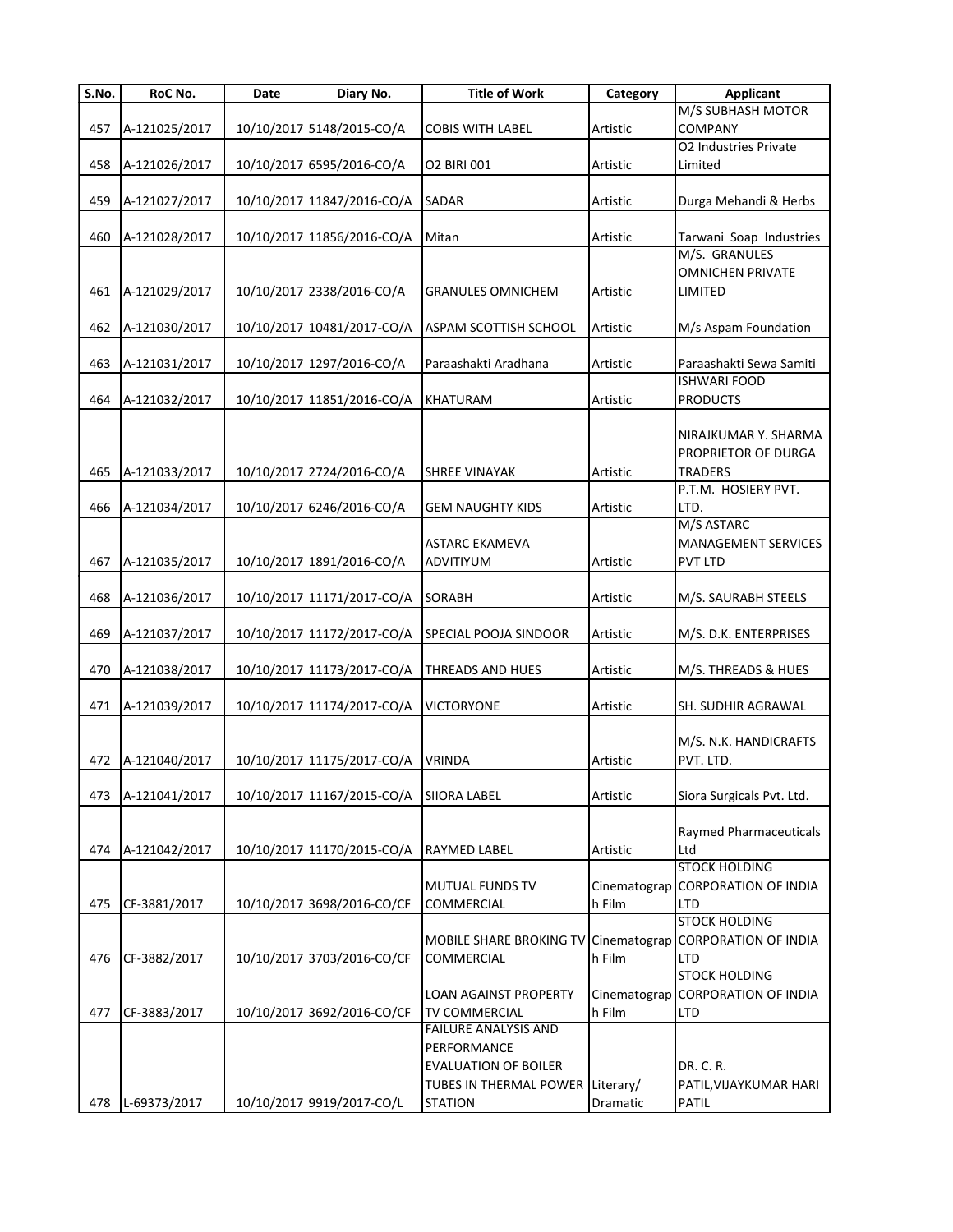| S.No. | RoC No. | Date | Diary No. | Title of Work | Category | Applicant |
|---|---|---|---|---|---|---|
| 457 | A-121025/2017 | 10/10/2017 | 5148/2015-CO/A | COBIS WITH LABEL | Artistic | M/S SUBHASH MOTOR COMPANY |
| 458 | A-121026/2017 | 10/10/2017 | 6595/2016-CO/A | O2 BIRI 001 | Artistic | O2 Industries Private Limited |
| 459 | A-121027/2017 | 10/10/2017 | 11847/2016-CO/A | SADAR | Artistic | Durga Mehandi & Herbs |
| 460 | A-121028/2017 | 10/10/2017 | 11856/2016-CO/A | Mitan | Artistic | Tarwani Soap Industries |
| 461 | A-121029/2017 | 10/10/2017 | 2338/2016-CO/A | GRANULES OMNICHEM | Artistic | M/S. GRANULES OMNICHEN PRIVATE LIMITED |
| 462 | A-121030/2017 | 10/10/2017 | 10481/2017-CO/A | ASPAM SCOTTISH SCHOOL | Artistic | M/s Aspam Foundation |
| 463 | A-121031/2017 | 10/10/2017 | 1297/2016-CO/A | Paraashakti Aradhana | Artistic | Paraashakti Sewa Samiti |
| 464 | A-121032/2017 | 10/10/2017 | 11851/2016-CO/A | KHATURAM | Artistic | ISHWARI FOOD PRODUCTS |
| 465 | A-121033/2017 | 10/10/2017 | 2724/2016-CO/A | SHREE VINAYAK | Artistic | NIRAJKUMAR Y. SHARMA PROPRIETOR OF DURGA TRADERS |
| 466 | A-121034/2017 | 10/10/2017 | 6246/2016-CO/A | GEM NAUGHTY KIDS | Artistic | P.T.M. HOSIERY PVT. LTD. |
| 467 | A-121035/2017 | 10/10/2017 | 1891/2016-CO/A | ASTARC EKAMEVA ADVITIYUM | Artistic | M/S ASTARC MANAGEMENT SERVICES PVT LTD |
| 468 | A-121036/2017 | 10/10/2017 | 11171/2017-CO/A | SORABH | Artistic | M/S. SAURABH STEELS |
| 469 | A-121037/2017 | 10/10/2017 | 11172/2017-CO/A | SPECIAL POOJA SINDOOR | Artistic | M/S. D.K. ENTERPRISES |
| 470 | A-121038/2017 | 10/10/2017 | 11173/2017-CO/A | THREADS AND HUES | Artistic | M/S. THREADS & HUES |
| 471 | A-121039/2017 | 10/10/2017 | 11174/2017-CO/A | VICTORYONE | Artistic | SH. SUDHIR AGRAWAL |
| 472 | A-121040/2017 | 10/10/2017 | 11175/2017-CO/A | VRINDA | Artistic | M/S. N.K. HANDICRAFTS PVT. LTD. |
| 473 | A-121041/2017 | 10/10/2017 | 11167/2015-CO/A | SIIORA LABEL | Artistic | Siora Surgicals Pvt. Ltd. |
| 474 | A-121042/2017 | 10/10/2017 | 11170/2015-CO/A | RAYMED LABEL | Artistic | Raymed Pharmaceuticals Ltd |
| 475 | CF-3881/2017 | 10/10/2017 | 3698/2016-CO/CF | MUTUAL FUNDS TV COMMERCIAL | Cinematograph Film | STOCK HOLDING CORPORATION OF INDIA LTD |
| 476 | CF-3882/2017 | 10/10/2017 | 3703/2016-CO/CF | MOBILE SHARE BROKING TV COMMERCIAL | Cinematograph Film | STOCK HOLDING CORPORATION OF INDIA LTD |
| 477 | CF-3883/2017 | 10/10/2017 | 3692/2016-CO/CF | LOAN AGAINST PROPERTY TV COMMERCIAL | Cinematograph Film | STOCK HOLDING CORPORATION OF INDIA LTD |
| 478 | L-69373/2017 | 10/10/2017 | 9919/2017-CO/L | FAILURE ANALYSIS AND PERFORMANCE EVALUATION OF BOILER TUBES IN THERMAL POWER STATION | Literary/ Dramatic | DR. C. R. PATIL,VIJAYKUMAR HARI PATIL |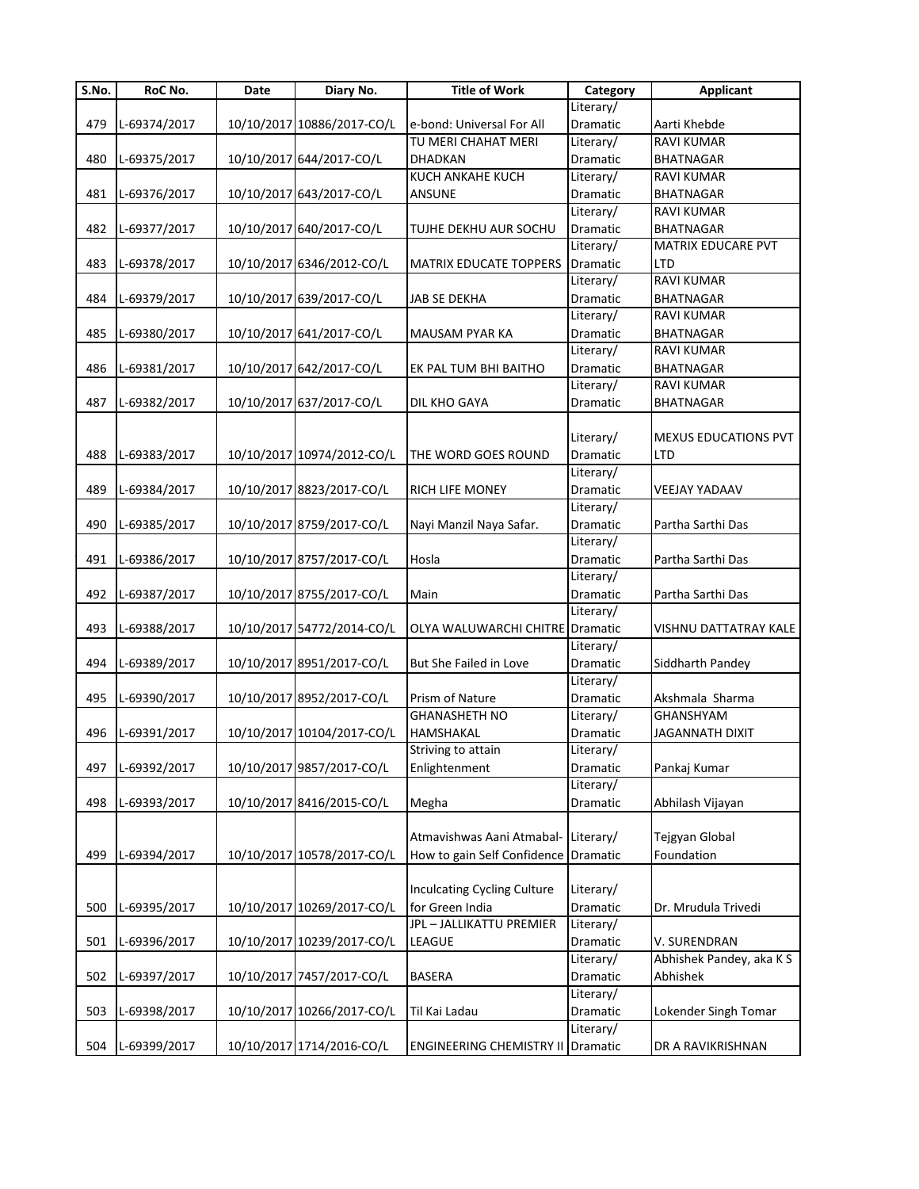| S.No. | RoC No. | Date | Diary No. | Title of Work | Category | Applicant |
|---|---|---|---|---|---|---|
| 479 | L-69374/2017 | 10/10/2017 | 10886/2017-CO/L | e-bond: Universal For All | Literary/ Dramatic | Aarti Khebde |
| 480 | L-69375/2017 | 10/10/2017 | 644/2017-CO/L | TU MERI CHAHAT MERI DHADKAN | Literary/ Dramatic | RAVI KUMAR BHATNAGAR |
| 481 | L-69376/2017 | 10/10/2017 | 643/2017-CO/L | KUCH ANKAHE KUCH ANSUNE | Literary/ Dramatic | RAVI KUMAR BHATNAGAR |
| 482 | L-69377/2017 | 10/10/2017 | 640/2017-CO/L | TUJHE DEKHU AUR SOCHU | Literary/ Dramatic | RAVI KUMAR BHATNAGAR |
| 483 | L-69378/2017 | 10/10/2017 | 6346/2012-CO/L | MATRIX EDUCATE TOPPERS | Literary/ Dramatic | MATRIX EDUCARE PVT LTD |
| 484 | L-69379/2017 | 10/10/2017 | 639/2017-CO/L | JAB SE DEKHA | Literary/ Dramatic | RAVI KUMAR BHATNAGAR |
| 485 | L-69380/2017 | 10/10/2017 | 641/2017-CO/L | MAUSAM PYAR KA | Literary/ Dramatic | RAVI KUMAR BHATNAGAR |
| 486 | L-69381/2017 | 10/10/2017 | 642/2017-CO/L | EK PAL TUM BHI BAITHO | Literary/ Dramatic | RAVI KUMAR BHATNAGAR |
| 487 | L-69382/2017 | 10/10/2017 | 637/2017-CO/L | DIL KHO GAYA | Literary/ Dramatic | RAVI KUMAR BHATNAGAR |
| 488 | L-69383/2017 | 10/10/2017 | 10974/2012-CO/L | THE WORD GOES ROUND | Literary/ Dramatic | MEXUS EDUCATIONS PVT LTD |
| 489 | L-69384/2017 | 10/10/2017 | 8823/2017-CO/L | RICH LIFE MONEY | Literary/ Dramatic | VEEJAY YADAAV |
| 490 | L-69385/2017 | 10/10/2017 | 8759/2017-CO/L | Nayi Manzil Naya Safar. | Literary/ Dramatic | Partha Sarthi Das |
| 491 | L-69386/2017 | 10/10/2017 | 8757/2017-CO/L | Hosla | Literary/ Dramatic | Partha Sarthi Das |
| 492 | L-69387/2017 | 10/10/2017 | 8755/2017-CO/L | Main | Literary/ Dramatic | Partha Sarthi Das |
| 493 | L-69388/2017 | 10/10/2017 | 54772/2014-CO/L | OLYA WALUWARCHI CHITRE | Literary/ Dramatic | VISHNU DATTATRAY KALE |
| 494 | L-69389/2017 | 10/10/2017 | 8951/2017-CO/L | But She Failed in Love | Literary/ Dramatic | Siddharth Pandey |
| 495 | L-69390/2017 | 10/10/2017 | 8952/2017-CO/L | Prism of Nature | Literary/ Dramatic | Akshmala Sharma |
| 496 | L-69391/2017 | 10/10/2017 | 10104/2017-CO/L | GHANASHETH NO HAMSHAKAL | Literary/ Dramatic | GHANSHYAM JAGANNATH DIXIT |
| 497 | L-69392/2017 | 10/10/2017 | 9857/2017-CO/L | Striving to attain Enlightenment | Literary/ Dramatic | Pankaj Kumar |
| 498 | L-69393/2017 | 10/10/2017 | 8416/2015-CO/L | Megha | Literary/ Dramatic | Abhilash Vijayan |
| 499 | L-69394/2017 | 10/10/2017 | 10578/2017-CO/L | Atmavishwas Aani Atmabal- How to gain Self Confidence | Literary/ Dramatic | Tejgyan Global Foundation |
| 500 | L-69395/2017 | 10/10/2017 | 10269/2017-CO/L | Inculcating Cycling Culture for Green India | Literary/ Dramatic | Dr. Mrudula Trivedi |
| 501 | L-69396/2017 | 10/10/2017 | 10239/2017-CO/L | JPL – JALLIKATTU PREMIER LEAGUE | Literary/ Dramatic | V. SURENDRAN |
| 502 | L-69397/2017 | 10/10/2017 | 7457/2017-CO/L | BASERA | Literary/ Dramatic | Abhishek Pandey, aka K S Abhishek |
| 503 | L-69398/2017 | 10/10/2017 | 10266/2017-CO/L | Til Kai Ladau | Literary/ Dramatic | Lokender Singh Tomar |
| 504 | L-69399/2017 | 10/10/2017 | 1714/2016-CO/L | ENGINEERING CHEMISTRY II | Literary/ Dramatic | DR A RAVIKRISHNAN |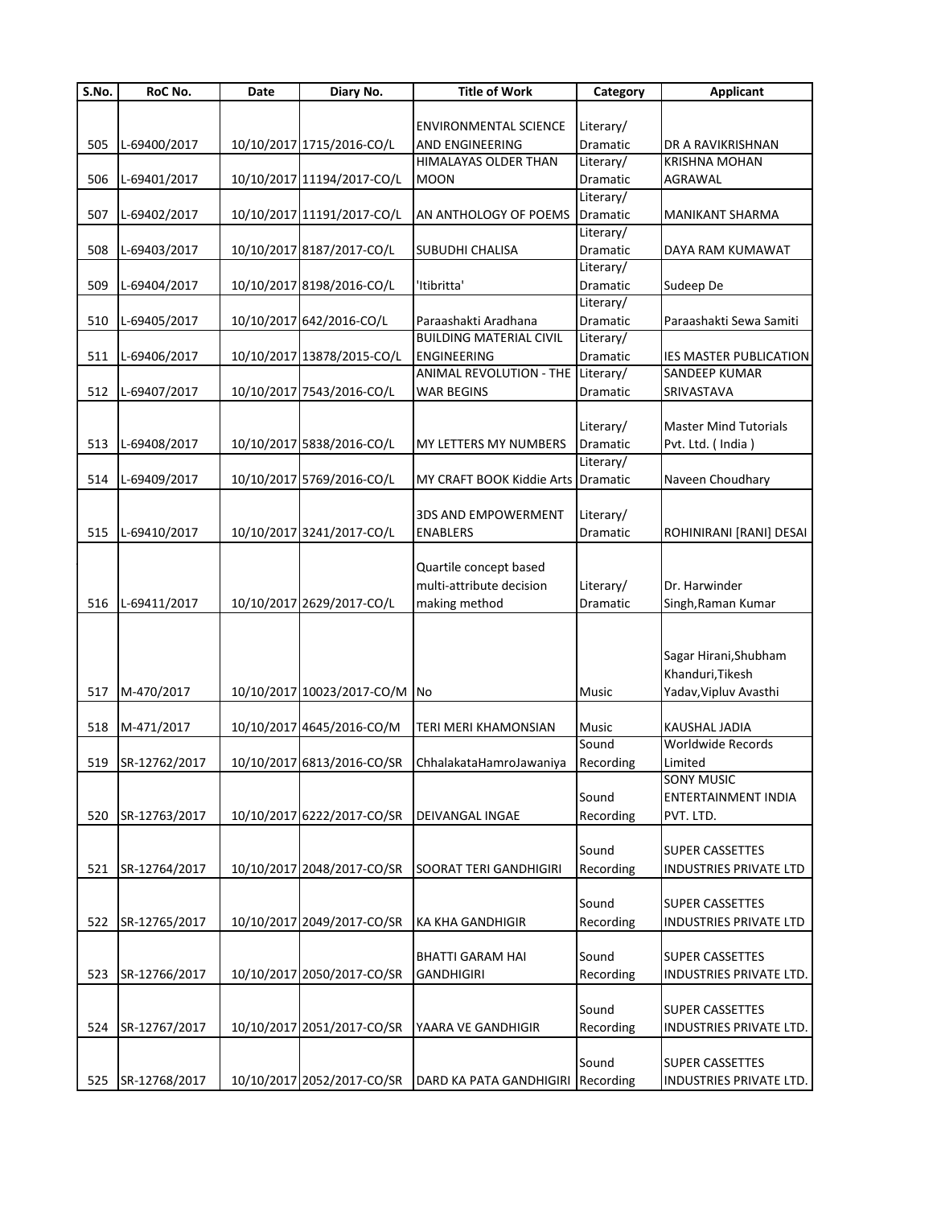| S.No. | RoC No. | Date | Diary No. | Title of Work | Category | Applicant |
|---|---|---|---|---|---|---|
| 505 | L-69400/2017 | 10/10/2017 | 1715/2016-CO/L | ENVIRONMENTAL SCIENCE AND ENGINEERING | Literary/ Dramatic | DR A RAVIKRISHNAN |
| 506 | L-69401/2017 | 10/10/2017 | 11194/2017-CO/L | HIMALAYAS OLDER THAN MOON | Literary/ Dramatic | KRISHNA MOHAN AGRAWAL |
| 507 | L-69402/2017 | 10/10/2017 | 11191/2017-CO/L | AN ANTHOLOGY OF POEMS | Literary/ Dramatic | MANIKANT SHARMA |
| 508 | L-69403/2017 | 10/10/2017 | 8187/2017-CO/L | SUBUDHI CHALISA | Literary/ Dramatic | DAYA RAM KUMAWAT |
| 509 | L-69404/2017 | 10/10/2017 | 8198/2016-CO/L | 'Itibritta' | Literary/ Dramatic | Sudeep De |
| 510 | L-69405/2017 | 10/10/2017 | 642/2016-CO/L | Paraashakti Aradhana | Literary/ Dramatic | Paraashakti Sewa Samiti |
| 511 | L-69406/2017 | 10/10/2017 | 13878/2015-CO/L | BUILDING MATERIAL CIVIL ENGINEERING | Literary/ Dramatic | IES MASTER PUBLICATION |
| 512 | L-69407/2017 | 10/10/2017 | 7543/2016-CO/L | ANIMAL REVOLUTION - THE WAR BEGINS | Literary/ Dramatic | SANDEEP KUMAR SRIVASTAVA |
| 513 | L-69408/2017 | 10/10/2017 | 5838/2016-CO/L | MY LETTERS MY NUMBERS | Literary/ Dramatic | Master Mind Tutorials Pvt. Ltd. ( India ) |
| 514 | L-69409/2017 | 10/10/2017 | 5769/2016-CO/L | MY CRAFT BOOK Kiddie Arts | Literary/ Dramatic | Naveen Choudhary |
| 515 | L-69410/2017 | 10/10/2017 | 3241/2017-CO/L | 3DS AND EMPOWERMENT ENABLERS | Literary/ Dramatic | ROHINIRANI [RANI] DESAI |
| 516 | L-69411/2017 | 10/10/2017 | 2629/2017-CO/L | Quartile concept based multi-attribute decision making method | Literary/ Dramatic | Dr. Harwinder Singh,Raman Kumar |
| 517 | M-470/2017 | 10/10/2017 | 10023/2017-CO/M | No | Music | Sagar Hirani,Shubham Khanduri,Tikesh Yadav,Vipluv Avasthi |
| 518 | M-471/2017 | 10/10/2017 | 4645/2016-CO/M | TERI MERI KHAMONSIAN | Music | KAUSHAL JADIA |
| 519 | SR-12762/2017 | 10/10/2017 | 6813/2016-CO/SR | ChhalakataHamroJawaniya | Sound Recording | Worldwide Records Limited |
| 520 | SR-12763/2017 | 10/10/2017 | 6222/2017-CO/SR | DEIVANGAL INGAE | Sound Recording | SONY MUSIC ENTERTAINMENT INDIA PVT. LTD. |
| 521 | SR-12764/2017 | 10/10/2017 | 2048/2017-CO/SR | SOORAT TERI GANDHIGIRI | Sound Recording | SUPER CASSETTES INDUSTRIES PRIVATE LTD |
| 522 | SR-12765/2017 | 10/10/2017 | 2049/2017-CO/SR | KA KHA GANDHIGIR | Sound Recording | SUPER CASSETTES INDUSTRIES PRIVATE LTD |
| 523 | SR-12766/2017 | 10/10/2017 | 2050/2017-CO/SR | BHATTI GARAM HAI GANDHIGIRI | Sound Recording | SUPER CASSETTES INDUSTRIES PRIVATE LTD. |
| 524 | SR-12767/2017 | 10/10/2017 | 2051/2017-CO/SR | YAARA VE GANDHIGIR | Sound Recording | SUPER CASSETTES INDUSTRIES PRIVATE LTD. |
| 525 | SR-12768/2017 | 10/10/2017 | 2052/2017-CO/SR | DARD KA PATA GANDHIGIRI | Sound Recording | SUPER CASSETTES INDUSTRIES PRIVATE LTD. |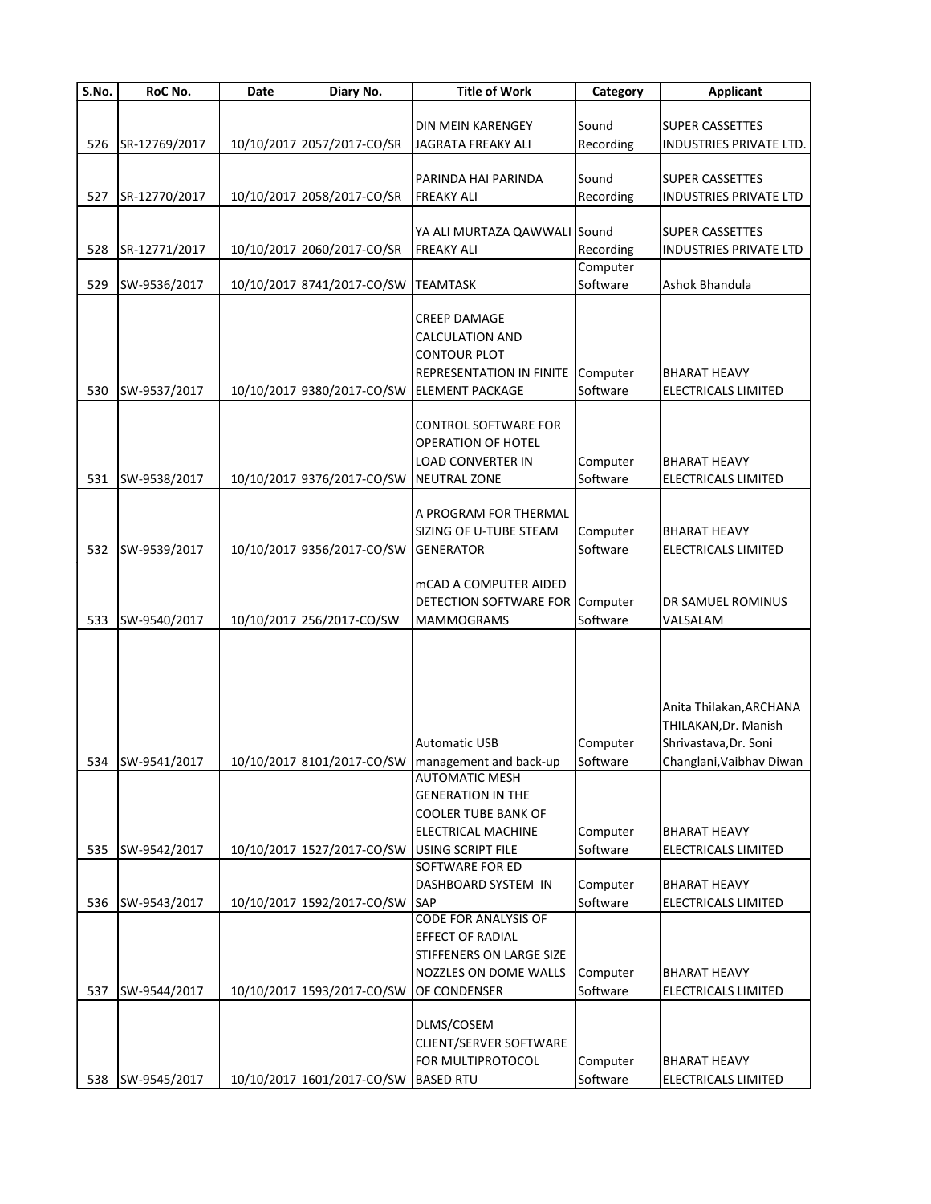| S.No. | RoC No. | Date | Diary No. | Title of Work | Category | Applicant |
|---|---|---|---|---|---|---|
| 526 | SR-12769/2017 | 10/10/2017 | 2057/2017-CO/SR | DIN MEIN KARENGEY JAGRATA FREAKY ALI | Sound Recording | SUPER CASSETTES INDUSTRIES PRIVATE LTD. |
| 527 | SR-12770/2017 | 10/10/2017 | 2058/2017-CO/SR | PARINDA HAI PARINDA FREAKY ALI | Sound Recording | SUPER CASSETTES INDUSTRIES PRIVATE LTD |
| 528 | SR-12771/2017 | 10/10/2017 | 2060/2017-CO/SR | YA ALI MURTAZA QAWWALI FREAKY ALI | Sound Recording | SUPER CASSETTES INDUSTRIES PRIVATE LTD |
| 529 | SW-9536/2017 | 10/10/2017 | 8741/2017-CO/SW | TEAMTASK | Computer Software | Ashok Bhandula |
| 530 | SW-9537/2017 | 10/10/2017 | 9380/2017-CO/SW | CREEP DAMAGE CALCULATION AND CONTOUR PLOT REPRESENTATION IN FINITE ELEMENT PACKAGE | Computer Software | BHARAT HEAVY ELECTRICALS LIMITED |
| 531 | SW-9538/2017 | 10/10/2017 | 9376/2017-CO/SW | CONTROL SOFTWARE FOR OPERATION OF HOTEL LOAD CONVERTER IN NEUTRAL ZONE | Computer Software | BHARAT HEAVY ELECTRICALS LIMITED |
| 532 | SW-9539/2017 | 10/10/2017 | 9356/2017-CO/SW | A PROGRAM FOR THERMAL SIZING OF U-TUBE STEAM GENERATOR | Computer Software | BHARAT HEAVY ELECTRICALS LIMITED |
| 533 | SW-9540/2017 | 10/10/2017 | 256/2017-CO/SW | mCAD A COMPUTER AIDED DETECTION SOFTWARE FOR MAMMOGRAMS | Computer Software | DR SAMUEL ROMINUS VALSALAM |
| 534 | SW-9541/2017 | 10/10/2017 | 8101/2017-CO/SW | Automatic USB management and back-up | Computer Software | Anita Thilakan,ARCHANA THILAKAN,Dr. Manish Shrivastava,Dr. Soni Changlani,Vaibhav Diwan |
| 535 | SW-9542/2017 | 10/10/2017 | 1527/2017-CO/SW | AUTOMATIC MESH GENERATION IN THE COOLER TUBE BANK OF ELECTRICAL MACHINE USING SCRIPT FILE | Computer Software | BHARAT HEAVY ELECTRICALS LIMITED |
| 536 | SW-9543/2017 | 10/10/2017 | 1592/2017-CO/SW | SOFTWARE FOR ED DASHBOARD SYSTEM IN SAP | Computer Software | BHARAT HEAVY ELECTRICALS LIMITED |
| 537 | SW-9544/2017 | 10/10/2017 | 1593/2017-CO/SW | CODE FOR ANALYSIS OF EFFECT OF RADIAL STIFFENERS ON LARGE SIZE NOZZLES ON DOME WALLS OF CONDENSER | Computer Software | BHARAT HEAVY ELECTRICALS LIMITED |
| 538 | SW-9545/2017 | 10/10/2017 | 1601/2017-CO/SW | DLMS/COSEM CLIENT/SERVER SOFTWARE FOR MULTIPROTOCOL BASED RTU | Computer Software | BHARAT HEAVY ELECTRICALS LIMITED |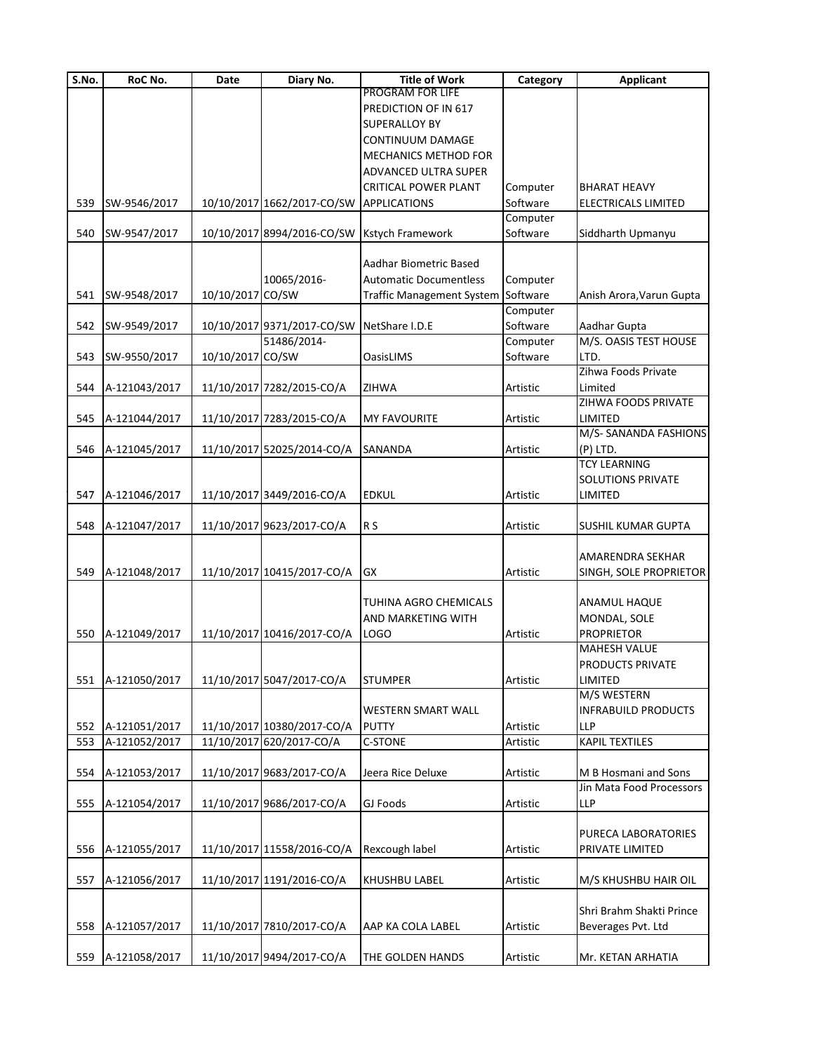| S.No. | RoC No. | Date | Diary No. | Title of Work | Category | Applicant |
|---|---|---|---|---|---|---|
| 539 | SW-9546/2017 | 10/10/2017 | 1662/2017-CO/SW | PROGRAM FOR LIFE PREDICTION OF IN 617 SUPERALLOY BY CONTINUUM DAMAGE MECHANICS METHOD FOR ADVANCED ULTRA SUPER CRITICAL POWER PLANT APPLICATIONS | Computer Software | BHARAT HEAVY ELECTRICALS LIMITED |
| 540 | SW-9547/2017 | 10/10/2017 | 8994/2016-CO/SW | Kstych Framework | Computer Software | Siddharth Upmanyu |
| 541 | SW-9548/2017 | 10/10/2017 | 10065/2016-CO/SW | Aadhar Biometric Based Automatic Documentless Traffic Management System | Computer Software | Anish Arora,Varun Gupta |
| 542 | SW-9549/2017 | 10/10/2017 | 9371/2017-CO/SW | NetShare I.D.E | Computer Software | Aadhar Gupta |
| 543 | SW-9550/2017 | 10/10/2017 | 51486/2014-CO/SW | OasisLIMS | Computer Software | M/S. OASIS TEST HOUSE LTD. |
| 544 | A-121043/2017 | 11/10/2017 | 7282/2015-CO/A | ZIHWA | Artistic | Zihwa Foods Private Limited |
| 545 | A-121044/2017 | 11/10/2017 | 7283/2015-CO/A | MY FAVOURITE | Artistic | ZIHWA FOODS PRIVATE LIMITED |
| 546 | A-121045/2017 | 11/10/2017 | 52025/2014-CO/A | SANANDA | Artistic | M/S- SANANDA FASHIONS (P) LTD. |
| 547 | A-121046/2017 | 11/10/2017 | 3449/2016-CO/A | EDKUL | Artistic | TCY LEARNING SOLUTIONS PRIVATE LIMITED |
| 548 | A-121047/2017 | 11/10/2017 | 9623/2017-CO/A | R S | Artistic | SUSHIL KUMAR GUPTA |
| 549 | A-121048/2017 | 11/10/2017 | 10415/2017-CO/A | GX | Artistic | AMARENDRA SEKHAR SINGH, SOLE PROPRIETOR |
| 550 | A-121049/2017 | 11/10/2017 | 10416/2017-CO/A | TUHINA AGRO CHEMICALS AND MARKETING WITH LOGO | Artistic | ANAMUL HAQUE MONDAL, SOLE PROPRIETOR |
| 551 | A-121050/2017 | 11/10/2017 | 5047/2017-CO/A | STUMPER | Artistic | MAHESH VALUE PRODUCTS PRIVATE LIMITED |
| 552 | A-121051/2017 | 11/10/2017 | 10380/2017-CO/A | WESTERN SMART WALL PUTTY | Artistic | M/S WESTERN INFRABUILD PRODUCTS LLP |
| 553 | A-121052/2017 | 11/10/2017 | 620/2017-CO/A | C-STONE | Artistic | KAPIL TEXTILES |
| 554 | A-121053/2017 | 11/10/2017 | 9683/2017-CO/A | Jeera Rice Deluxe | Artistic | M B Hosmani and Sons |
| 555 | A-121054/2017 | 11/10/2017 | 9686/2017-CO/A | GJ Foods | Artistic | Jin Mata Food Processors LLP |
| 556 | A-121055/2017 | 11/10/2017 | 11558/2016-CO/A | Rexcough label | Artistic | PURECA LABORATORIES PRIVATE LIMITED |
| 557 | A-121056/2017 | 11/10/2017 | 1191/2016-CO/A | KHUSHBU LABEL | Artistic | M/S KHUSHBU HAIR OIL |
| 558 | A-121057/2017 | 11/10/2017 | 7810/2017-CO/A | AAP KA COLA LABEL | Artistic | Shri Brahm Shakti Prince Beverages Pvt. Ltd |
| 559 | A-121058/2017 | 11/10/2017 | 9494/2017-CO/A | THE GOLDEN HANDS | Artistic | Mr. KETAN ARHATIA |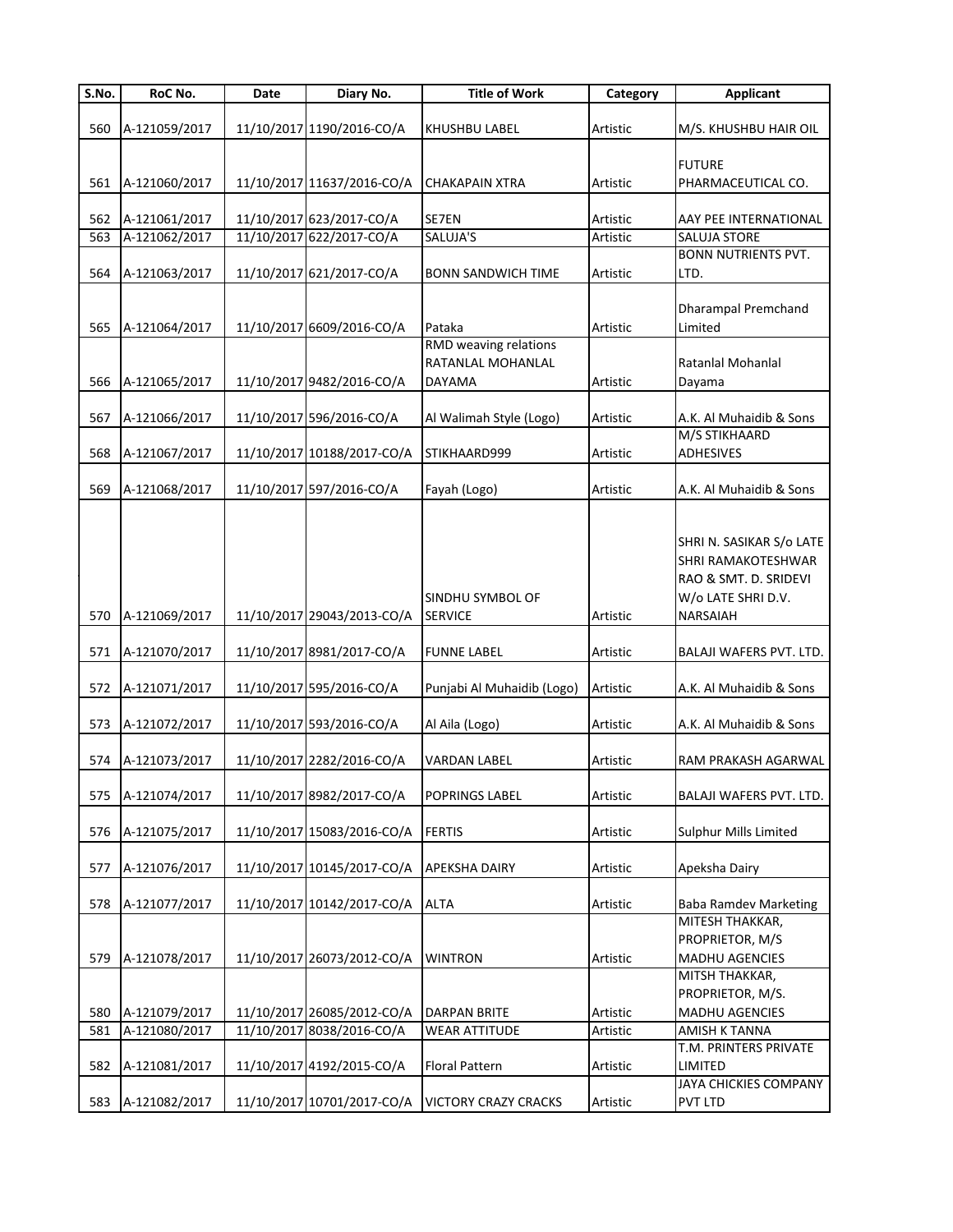| S.No. | RoC No. | Date | Diary No. | Title of Work | Category | Applicant |
|---|---|---|---|---|---|---|
| 560 | A-121059/2017 | 11/10/2017 | 1190/2016-CO/A | KHUSHBU LABEL | Artistic | M/S. KHUSHBU HAIR OIL |
| 561 | A-121060/2017 | 11/10/2017 | 11637/2016-CO/A | CHAKAPAIN XTRA | Artistic | FUTURE PHARMACEUTICAL CO. |
| 562 | A-121061/2017 | 11/10/2017 | 623/2017-CO/A | SE7EN | Artistic | AAY PEE INTERNATIONAL |
| 563 | A-121062/2017 | 11/10/2017 | 622/2017-CO/A | SALUJA'S | Artistic | SALUJA STORE |
| 564 | A-121063/2017 | 11/10/2017 | 621/2017-CO/A | BONN SANDWICH TIME | Artistic | BONN NUTRIENTS PVT. LTD. |
| 565 | A-121064/2017 | 11/10/2017 | 6609/2016-CO/A | Pataka | Artistic | Dharampal Premchand Limited |
| 566 | A-121065/2017 | 11/10/2017 | 9482/2016-CO/A | RMD weaving relations RATANLAL MOHANLAL DAYAMA | Artistic | Ratanlal Mohanlal Dayama |
| 567 | A-121066/2017 | 11/10/2017 | 596/2016-CO/A | Al Walimah Style (Logo) | Artistic | A.K. Al Muhaidib & Sons |
| 568 | A-121067/2017 | 11/10/2017 | 10188/2017-CO/A | STIKHAARD999 | Artistic | M/S STIKHAARD ADHESIVES |
| 569 | A-121068/2017 | 11/10/2017 | 597/2016-CO/A | Fayah (Logo) | Artistic | A.K. Al Muhaidib & Sons |
| 570 | A-121069/2017 | 11/10/2017 | 29043/2013-CO/A | SINDHU SYMBOL OF SERVICE | Artistic | SHRI N. SASIKAR S/o LATE SHRI RAMAKOTESHWAR RAO & SMT. D. SRIDEVI W/o LATE SHRI D.V. NARSAIAH |
| 571 | A-121070/2017 | 11/10/2017 | 8981/2017-CO/A | FUNNE LABEL | Artistic | BALAJI WAFERS PVT. LTD. |
| 572 | A-121071/2017 | 11/10/2017 | 595/2016-CO/A | Punjabi Al Muhaidib (Logo) | Artistic | A.K. Al Muhaidib & Sons |
| 573 | A-121072/2017 | 11/10/2017 | 593/2016-CO/A | Al Aila (Logo) | Artistic | A.K. Al Muhaidib & Sons |
| 574 | A-121073/2017 | 11/10/2017 | 2282/2016-CO/A | VARDAN LABEL | Artistic | RAM PRAKASH AGARWAL |
| 575 | A-121074/2017 | 11/10/2017 | 8982/2017-CO/A | POPRINGS LABEL | Artistic | BALAJI WAFERS PVT. LTD. |
| 576 | A-121075/2017 | 11/10/2017 | 15083/2016-CO/A | FERTIS | Artistic | Sulphur Mills Limited |
| 577 | A-121076/2017 | 11/10/2017 | 10145/2017-CO/A | APEKSHA DAIRY | Artistic | Apeksha Dairy |
| 578 | A-121077/2017 | 11/10/2017 | 10142/2017-CO/A | ALTA | Artistic | Baba Ramdev Marketing |
| 579 | A-121078/2017 | 11/10/2017 | 26073/2012-CO/A | WINTRON | Artistic | MITESH THAKKAR, PROPRIETOR, M/S MADHU AGENCIES |
| 580 | A-121079/2017 | 11/10/2017 | 26085/2012-CO/A | DARPAN BRITE | Artistic | MITSH THAKKAR, PROPRIETOR, M/S. MADHU AGENCIES |
| 581 | A-121080/2017 | 11/10/2017 | 8038/2016-CO/A | WEAR ATTITUDE | Artistic | AMISH K TANNA |
| 582 | A-121081/2017 | 11/10/2017 | 4192/2015-CO/A | Floral Pattern | Artistic | T.M. PRINTERS PRIVATE LIMITED |
| 583 | A-121082/2017 | 11/10/2017 | 10701/2017-CO/A | VICTORY CRAZY CRACKS | Artistic | JAYA CHICKIES COMPANY PVT LTD |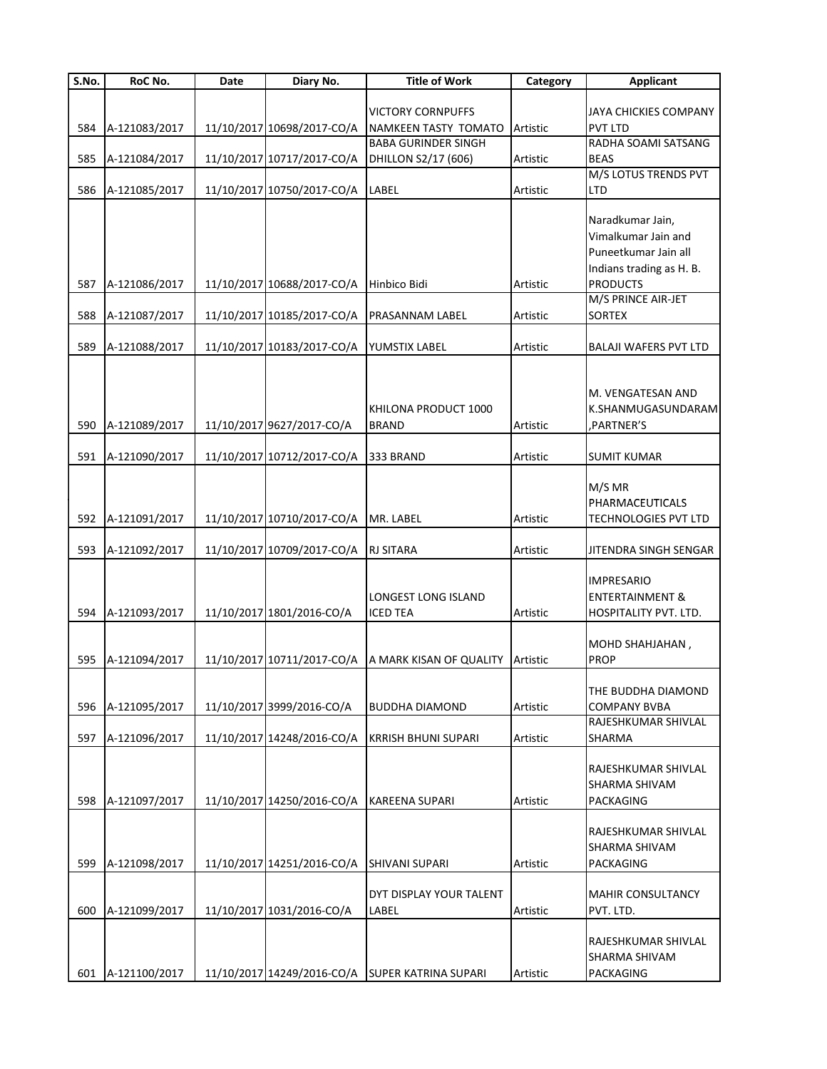| S.No. | RoC No. | Date | Diary No. | Title of Work | Category | Applicant |
|---|---|---|---|---|---|---|
| 584 | A-121083/2017 | 11/10/2017 | 10698/2017-CO/A | VICTORY CORNPUFFS NAMKEEN TASTY TOMATO | Artistic | JAYA CHICKIES COMPANY PVT LTD |
| 585 | A-121084/2017 | 11/10/2017 | 10717/2017-CO/A | BABA GURINDER SINGH DHILLON S2/17 (606) | Artistic | RADHA SOAMI SATSANG BEAS |
| 586 | A-121085/2017 | 11/10/2017 | 10750/2017-CO/A | LABEL | Artistic | M/S LOTUS TRENDS PVT LTD |
| 587 | A-121086/2017 | 11/10/2017 | 10688/2017-CO/A | Hinbico Bidi | Artistic | Naradkumar Jain, Vimalkumar Jain and Puneetkumar Jain all Indians trading as H. B. PRODUCTS |
| 588 | A-121087/2017 | 11/10/2017 | 10185/2017-CO/A | PRASANNAM LABEL | Artistic | M/S PRINCE AIR-JET SORTEX |
| 589 | A-121088/2017 | 11/10/2017 | 10183/2017-CO/A | YUMSTIX LABEL | Artistic | BALAJI WAFERS PVT LTD |
| 590 | A-121089/2017 | 11/10/2017 | 9627/2017-CO/A | KHILONA PRODUCT 1000 BRAND | Artistic | M. VENGATESAN AND K.SHANMUGASUNDARAM ,PARTNER'S |
| 591 | A-121090/2017 | 11/10/2017 | 10712/2017-CO/A | 333 BRAND | Artistic | SUMIT KUMAR |
| 592 | A-121091/2017 | 11/10/2017 | 10710/2017-CO/A | MR. LABEL | Artistic | M/S MR PHARMACEUTICALS TECHNOLOGIES PVT LTD |
| 593 | A-121092/2017 | 11/10/2017 | 10709/2017-CO/A | RJ SITARA | Artistic | JITENDRA SINGH SENGAR |
| 594 | A-121093/2017 | 11/10/2017 | 1801/2016-CO/A | LONGEST LONG ISLAND ICED TEA | Artistic | IMPRESARIO ENTERTAINMENT & HOSPITALITY PVT. LTD. |
| 595 | A-121094/2017 | 11/10/2017 | 10711/2017-CO/A | A MARK KISAN OF QUALITY | Artistic | MOHD SHAHJAHAN , PROP |
| 596 | A-121095/2017 | 11/10/2017 | 3999/2016-CO/A | BUDDHA DIAMOND | Artistic | THE BUDDHA DIAMOND COMPANY BVBA |
| 597 | A-121096/2017 | 11/10/2017 | 14248/2016-CO/A | KRRISH BHUNI SUPARI | Artistic | RAJESHKUMAR SHIVLAL SHARMA |
| 598 | A-121097/2017 | 11/10/2017 | 14250/2016-CO/A | KAREENA SUPARI | Artistic | RAJESHKUMAR SHIVLAL SHARMA SHIVAM PACKAGING |
| 599 | A-121098/2017 | 11/10/2017 | 14251/2016-CO/A | SHIVANI SUPARI | Artistic | RAJESHKUMAR SHIVLAL SHARMA SHIVAM PACKAGING |
| 600 | A-121099/2017 | 11/10/2017 | 1031/2016-CO/A | DYT DISPLAY YOUR TALENT LABEL | Artistic | MAHIR CONSULTANCY PVT. LTD. |
| 601 | A-121100/2017 | 11/10/2017 | 14249/2016-CO/A | SUPER KATRINA SUPARI | Artistic | RAJESHKUMAR SHIVLAL SHARMA SHIVAM PACKAGING |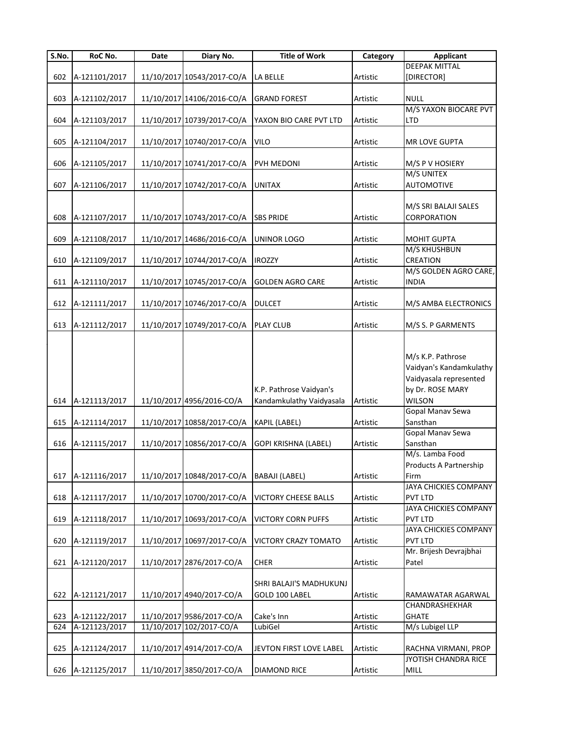| S.No. | RoC No. | Date | Diary No. | Title of Work | Category | Applicant |
|---|---|---|---|---|---|---|
| 602 | A-121101/2017 | 11/10/2017 | 10543/2017-CO/A | LA BELLE | Artistic | DEEPAK MITTAL [DIRECTOR] |
| 603 | A-121102/2017 | 11/10/2017 | 14106/2016-CO/A | GRAND FOREST | Artistic | NULL |
| 604 | A-121103/2017 | 11/10/2017 | 10739/2017-CO/A | YAXON BIO CARE PVT LTD | Artistic | M/S YAXON BIOCARE PVT LTD |
| 605 | A-121104/2017 | 11/10/2017 | 10740/2017-CO/A | VILO | Artistic | MR LOVE GUPTA |
| 606 | A-121105/2017 | 11/10/2017 | 10741/2017-CO/A | PVH MEDONI | Artistic | M/S P V HOSIERY |
| 607 | A-121106/2017 | 11/10/2017 | 10742/2017-CO/A | UNITAX | Artistic | M/S UNITEX AUTOMOTIVE |
| 608 | A-121107/2017 | 11/10/2017 | 10743/2017-CO/A | SBS PRIDE | Artistic | M/S SRI BALAJI SALES CORPORATION |
| 609 | A-121108/2017 | 11/10/2017 | 14686/2016-CO/A | UNINOR LOGO | Artistic | MOHIT GUPTA |
| 610 | A-121109/2017 | 11/10/2017 | 10744/2017-CO/A | IROZZY | Artistic | M/S KHUSHBUN CREATION |
| 611 | A-121110/2017 | 11/10/2017 | 10745/2017-CO/A | GOLDEN AGRO CARE | Artistic | M/S GOLDEN AGRO CARE, INDIA |
| 612 | A-121111/2017 | 11/10/2017 | 10746/2017-CO/A | DULCET | Artistic | M/S AMBA ELECTRONICS |
| 613 | A-121112/2017 | 11/10/2017 | 10749/2017-CO/A | PLAY CLUB | Artistic | M/S S. P GARMENTS |
| 614 | A-121113/2017 | 11/10/2017 | 4956/2016-CO/A | K.P. Pathrose Vaidyan's Kandamkulathy Vaidyasala | Artistic | M/s K.P. Pathrose Vaidyan's Kandamkulathy Vaidyasala represented by Dr. ROSE MARY WILSON |
| 615 | A-121114/2017 | 11/10/2017 | 10858/2017-CO/A | KAPIL (LABEL) | Artistic | Gopal Manav Sewa Sansthan |
| 616 | A-121115/2017 | 11/10/2017 | 10856/2017-CO/A | GOPI KRISHNA (LABEL) | Artistic | Gopal Manav Sewa Sansthan |
| 617 | A-121116/2017 | 11/10/2017 | 10848/2017-CO/A | BABAJI (LABEL) | Artistic | M/s. Lamba Food Products A Partnership Firm |
| 618 | A-121117/2017 | 11/10/2017 | 10700/2017-CO/A | VICTORY CHEESE BALLS | Artistic | JAYA CHICKIES COMPANY PVT LTD |
| 619 | A-121118/2017 | 11/10/2017 | 10693/2017-CO/A | VICTORY CORN PUFFS | Artistic | JAYA CHICKIES COMPANY PVT LTD |
| 620 | A-121119/2017 | 11/10/2017 | 10697/2017-CO/A | VICTORY CRAZY TOMATO | Artistic | JAYA CHICKIES COMPANY PVT LTD |
| 621 | A-121120/2017 | 11/10/2017 | 2876/2017-CO/A | CHER | Artistic | Mr. Brijesh Devrajbhai Patel |
| 622 | A-121121/2017 | 11/10/2017 | 4940/2017-CO/A | SHRI BALAJI'S MADHUKUNJ GOLD 100 LABEL | Artistic | RAMAWATAR AGARWAL |
| 623 | A-121122/2017 | 11/10/2017 | 9586/2017-CO/A | Cake's Inn | Artistic | CHANDRASHEKHAR GHATE |
| 624 | A-121123/2017 | 11/10/2017 | 102/2017-CO/A | LubiGel | Artistic | M/s Lubigel LLP |
| 625 | A-121124/2017 | 11/10/2017 | 4914/2017-CO/A | JEVTON FIRST LOVE LABEL | Artistic | RACHNA VIRMANI, PROP |
| 626 | A-121125/2017 | 11/10/2017 | 3850/2017-CO/A | DIAMOND RICE | Artistic | JYOTISH CHANDRA RICE MILL |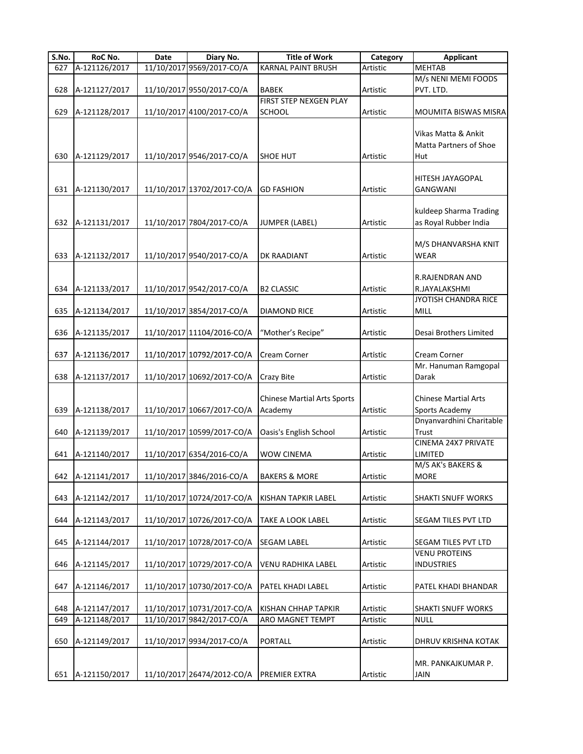| S.No. | RoC No. | Date | Diary No. | Title of Work | Category | Applicant |
|---|---|---|---|---|---|---|
| 627 | A-121126/2017 | 11/10/2017 | 9569/2017-CO/A | KARNAL PAINT BRUSH | Artistic | MEHTAB |
| 628 | A-121127/2017 | 11/10/2017 | 9550/2017-CO/A | BABEK | Artistic | M/s NENI MEMI FOODS PVT. LTD. |
| 629 | A-121128/2017 | 11/10/2017 | 4100/2017-CO/A | FIRST STEP NEXGEN PLAY SCHOOL | Artistic | MOUMITA BISWAS MISRA |
| 630 | A-121129/2017 | 11/10/2017 | 9546/2017-CO/A | SHOE HUT | Artistic | Vikas Matta & Ankit Matta Partners of Shoe Hut |
| 631 | A-121130/2017 | 11/10/2017 | 13702/2017-CO/A | GD FASHION | Artistic | HITESH JAYAGOPAL GANGWANI |
| 632 | A-121131/2017 | 11/10/2017 | 7804/2017-CO/A | JUMPER (LABEL) | Artistic | kuldeep Sharma Trading as Royal Rubber India |
| 633 | A-121132/2017 | 11/10/2017 | 9540/2017-CO/A | DK RAADIANT | Artistic | M/S DHANVARSHA KNIT WEAR |
| 634 | A-121133/2017 | 11/10/2017 | 9542/2017-CO/A | B2 CLASSIC | Artistic | R.RAJENDRAN AND R.JAYALAKSHMI |
| 635 | A-121134/2017 | 11/10/2017 | 3854/2017-CO/A | DIAMOND RICE | Artistic | JYOTISH CHANDRA RICE MILL |
| 636 | A-121135/2017 | 11/10/2017 | 11104/2016-CO/A | "Mother's Recipe" | Artistic | Desai Brothers Limited |
| 637 | A-121136/2017 | 11/10/2017 | 10792/2017-CO/A | Cream Corner | Artistic | Cream Corner |
| 638 | A-121137/2017 | 11/10/2017 | 10692/2017-CO/A | Crazy Bite | Artistic | Mr. Hanuman Ramgopal Darak |
| 639 | A-121138/2017 | 11/10/2017 | 10667/2017-CO/A | Chinese Martial Arts Sports Academy | Artistic | Chinese Martial Arts Sports Academy |
| 640 | A-121139/2017 | 11/10/2017 | 10599/2017-CO/A | Oasis's English School | Artistic | Dnyanvardhini Charitable Trust |
| 641 | A-121140/2017 | 11/10/2017 | 6354/2016-CO/A | WOW CINEMA | Artistic | CINEMA 24X7 PRIVATE LIMITED |
| 642 | A-121141/2017 | 11/10/2017 | 3846/2016-CO/A | BAKERS & MORE | Artistic | M/S AK's BAKERS & MORE |
| 643 | A-121142/2017 | 11/10/2017 | 10724/2017-CO/A | KISHAN TAPKIR LABEL | Artistic | SHAKTI SNUFF WORKS |
| 644 | A-121143/2017 | 11/10/2017 | 10726/2017-CO/A | TAKE A LOOK LABEL | Artistic | SEGAM TILES PVT LTD |
| 645 | A-121144/2017 | 11/10/2017 | 10728/2017-CO/A | SEGAM LABEL | Artistic | SEGAM TILES PVT LTD |
| 646 | A-121145/2017 | 11/10/2017 | 10729/2017-CO/A | VENU RADHIKA LABEL | Artistic | VENU PROTEINS INDUSTRIES |
| 647 | A-121146/2017 | 11/10/2017 | 10730/2017-CO/A | PATEL KHADI LABEL | Artistic | PATEL KHADI BHANDAR |
| 648 | A-121147/2017 | 11/10/2017 | 10731/2017-CO/A | KISHAN CHHAP TAPKIR | Artistic | SHAKTI SNUFF WORKS |
| 649 | A-121148/2017 | 11/10/2017 | 9842/2017-CO/A | ARO MAGNET TEMPT | Artistic | NULL |
| 650 | A-121149/2017 | 11/10/2017 | 9934/2017-CO/A | PORTALL | Artistic | DHRUV KRISHNA KOTAK |
| 651 | A-121150/2017 | 11/10/2017 | 26474/2012-CO/A | PREMIER EXTRA | Artistic | MR. PANKAJKUMAR P. JAIN |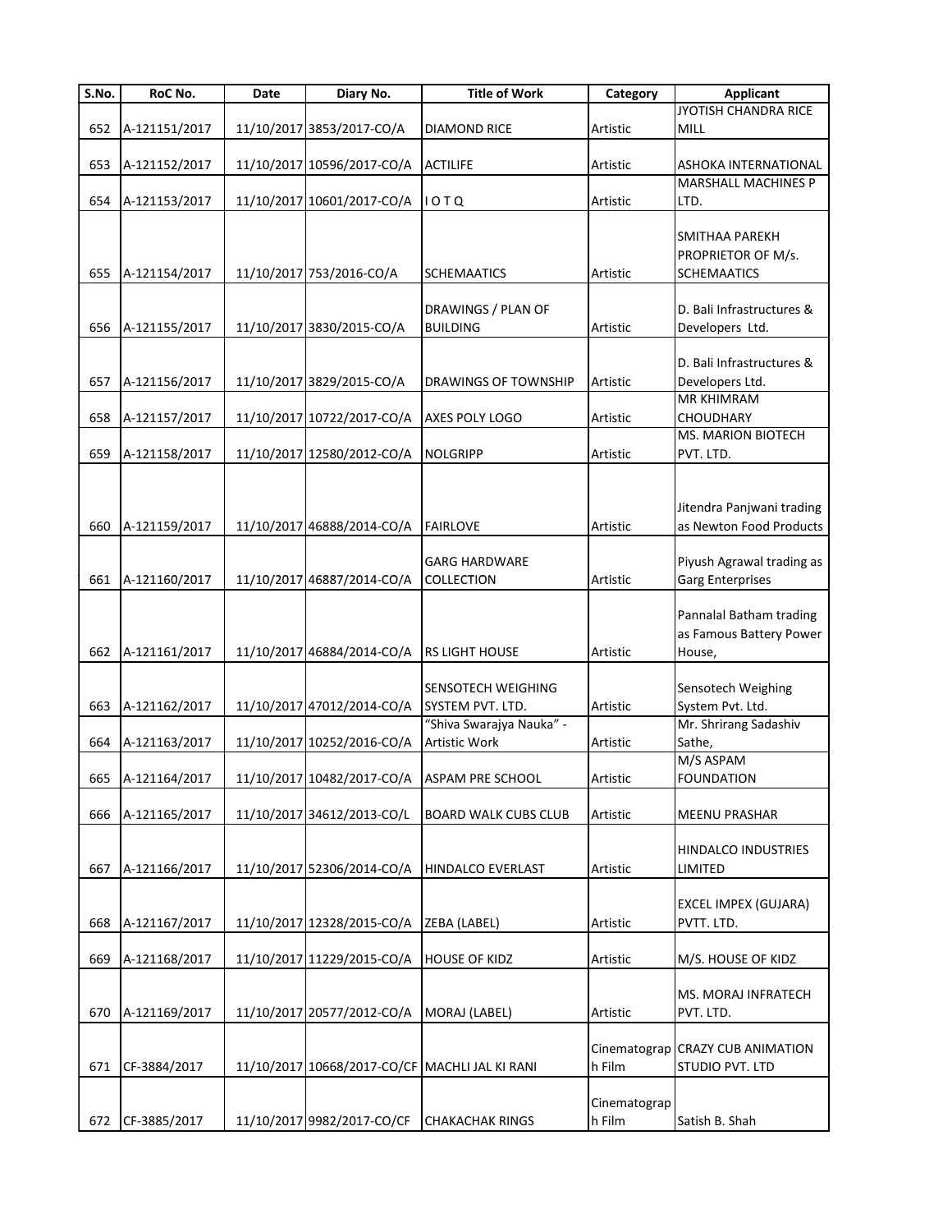| S.No. | RoC No. | Date | Diary No. | Title of Work | Category | Applicant |
|---|---|---|---|---|---|---|
| 652 | A-121151/2017 | 11/10/2017 | 3853/2017-CO/A | DIAMOND RICE | Artistic | JYOTISH CHANDRA RICE MILL |
| 653 | A-121152/2017 | 11/10/2017 | 10596/2017-CO/A | ACTILIFE | Artistic | ASHOKA INTERNATIONAL |
| 654 | A-121153/2017 | 11/10/2017 | 10601/2017-CO/A | I O T Q | Artistic | MARSHALL MACHINES P LTD. |
| 655 | A-121154/2017 | 11/10/2017 | 753/2016-CO/A | SCHEMAATICS | Artistic | SMITHAA PAREKH PROPRIETOR OF M/s. SCHEMAATICS |
| 656 | A-121155/2017 | 11/10/2017 | 3830/2015-CO/A | DRAWINGS / PLAN OF BUILDING | Artistic | D. Bali Infrastructures & Developers Ltd. |
| 657 | A-121156/2017 | 11/10/2017 | 3829/2015-CO/A | DRAWINGS OF TOWNSHIP | Artistic | D. Bali Infrastructures & Developers Ltd. |
| 658 | A-121157/2017 | 11/10/2017 | 10722/2017-CO/A | AXES POLY LOGO | Artistic | MR KHIMRAM CHOUDHARY |
| 659 | A-121158/2017 | 11/10/2017 | 12580/2012-CO/A | NOLGRIPP | Artistic | MS. MARION BIOTECH PVT. LTD. |
| 660 | A-121159/2017 | 11/10/2017 | 46888/2014-CO/A | FAIRLOVE | Artistic | Jitendra Panjwani trading as Newton Food Products |
| 661 | A-121160/2017 | 11/10/2017 | 46887/2014-CO/A | GARG HARDWARE COLLECTION | Artistic | Piyush Agrawal trading as Garg Enterprises |
| 662 | A-121161/2017 | 11/10/2017 | 46884/2014-CO/A | RS LIGHT HOUSE | Artistic | Pannalal Batham trading as Famous Battery Power House, |
| 663 | A-121162/2017 | 11/10/2017 | 47012/2014-CO/A | SENSOTECH WEIGHING SYSTEM PVT. LTD. | Artistic | Sensotech Weighing System Pvt. Ltd. |
| 664 | A-121163/2017 | 11/10/2017 | 10252/2016-CO/A | "Shiva Swarajya Nauka" - Artistic Work | Artistic | Mr. Shrirang Sadashiv Sathe, |
| 665 | A-121164/2017 | 11/10/2017 | 10482/2017-CO/A | ASPAM PRE SCHOOL | Artistic | M/S ASPAM FOUNDATION |
| 666 | A-121165/2017 | 11/10/2017 | 34612/2013-CO/L | BOARD WALK CUBS CLUB | Artistic | MEENU PRASHAR |
| 667 | A-121166/2017 | 11/10/2017 | 52306/2014-CO/A | HINDALCO EVERLAST | Artistic | HINDALCO INDUSTRIES LIMITED |
| 668 | A-121167/2017 | 11/10/2017 | 12328/2015-CO/A | ZEBA (LABEL) | Artistic | EXCEL IMPEX (GUJARA) PVTT. LTD. |
| 669 | A-121168/2017 | 11/10/2017 | 11229/2015-CO/A | HOUSE OF KIDZ | Artistic | M/S. HOUSE OF KIDZ |
| 670 | A-121169/2017 | 11/10/2017 | 20577/2012-CO/A | MORAJ (LABEL) | Artistic | MS. MORAJ INFRATECH PVT. LTD. |
| 671 | CF-3884/2017 | 11/10/2017 | 10668/2017-CO/CF | MACHLI JAL KI RANI | Cinematograph Film | CRAZY CUB ANIMATION STUDIO PVT. LTD |
| 672 | CF-3885/2017 | 11/10/2017 | 9982/2017-CO/CF | CHAKACHAK RINGS | Cinematograph Film | Satish B. Shah |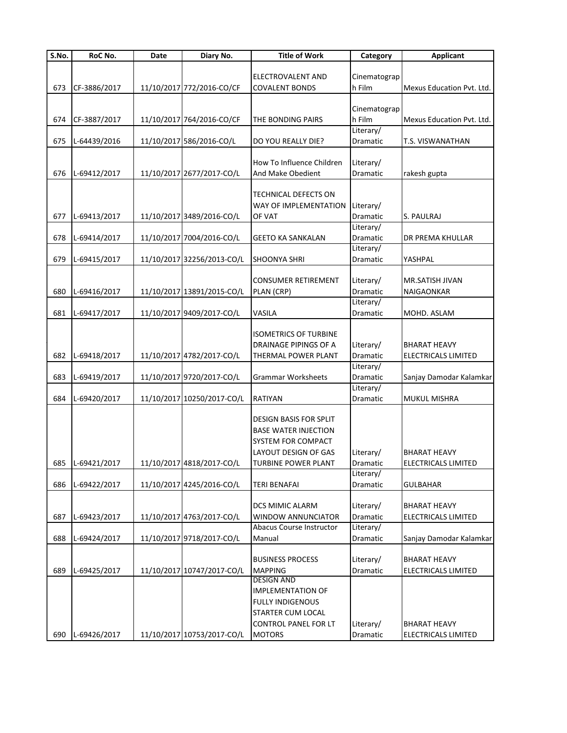| S.No. | RoC No. | Date | Diary No. | Title of Work | Category | Applicant |
|---|---|---|---|---|---|---|
| 673 | CF-3886/2017 | 11/10/2017 | 772/2016-CO/CF | ELECTROVALENT AND COVALENT BONDS | Cinematograph Film | Mexus Education Pvt. Ltd. |
| 674 | CF-3887/2017 | 11/10/2017 | 764/2016-CO/CF | THE BONDING PAIRS | Cinematograph Film | Mexus Education Pvt. Ltd. |
| 675 | L-64439/2016 | 11/10/2017 | 586/2016-CO/L | DO YOU REALLY DIE? | Literary/ Dramatic | T.S. VISWANATHAN |
| 676 | L-69412/2017 | 11/10/2017 | 2677/2017-CO/L | How To Influence Children And Make Obedient | Literary/ Dramatic | rakesh gupta |
| 677 | L-69413/2017 | 11/10/2017 | 3489/2016-CO/L | TECHNICAL DEFECTS ON WAY OF IMPLEMENTATION OF VAT | Literary/ Dramatic | S. PAULRAJ |
| 678 | L-69414/2017 | 11/10/2017 | 7004/2016-CO/L | GEETO KA SANKALAN | Literary/ Dramatic | DR PREMA KHULLAR |
| 679 | L-69415/2017 | 11/10/2017 | 32256/2013-CO/L | SHOONYA SHRI | Literary/ Dramatic | YASHPAL |
| 680 | L-69416/2017 | 11/10/2017 | 13891/2015-CO/L | CONSUMER RETIREMENT PLAN (CRP) | Literary/ Dramatic | MR.SATISH JIVAN NAIGAONKAR |
| 681 | L-69417/2017 | 11/10/2017 | 9409/2017-CO/L | VASILA | Literary/ Dramatic | MOHD. ASLAM |
| 682 | L-69418/2017 | 11/10/2017 | 4782/2017-CO/L | ISOMETRICS OF TURBINE DRAINAGE PIPINGS OF A THERMAL POWER PLANT | Literary/ Dramatic | BHARAT HEAVY ELECTRICALS LIMITED |
| 683 | L-69419/2017 | 11/10/2017 | 9720/2017-CO/L | Grammar Worksheets | Literary/ Dramatic | Sanjay Damodar Kalamkar |
| 684 | L-69420/2017 | 11/10/2017 | 10250/2017-CO/L | RATIYAN | Literary/ Dramatic | MUKUL MISHRA |
| 685 | L-69421/2017 | 11/10/2017 | 4818/2017-CO/L | DESIGN BASIS FOR SPLIT BASE WATER INJECTION SYSTEM FOR COMPACT LAYOUT DESIGN OF GAS TURBINE POWER PLANT | Literary/ Dramatic | BHARAT HEAVY ELECTRICALS LIMITED |
| 686 | L-69422/2017 | 11/10/2017 | 4245/2016-CO/L | TERI BENAFAI | Literary/ Dramatic | GULBAHAR |
| 687 | L-69423/2017 | 11/10/2017 | 4763/2017-CO/L | DCS MIMIC ALARM WINDOW ANNUNCIATOR | Literary/ Dramatic | BHARAT HEAVY ELECTRICALS LIMITED |
| 688 | L-69424/2017 | 11/10/2017 | 9718/2017-CO/L | Abacus Course Instructor Manual | Literary/ Dramatic | Sanjay Damodar Kalamkar |
| 689 | L-69425/2017 | 11/10/2017 | 10747/2017-CO/L | BUSINESS PROCESS MAPPING | Literary/ Dramatic | BHARAT HEAVY ELECTRICALS LIMITED |
| 690 | L-69426/2017 | 11/10/2017 | 10753/2017-CO/L | DESIGN AND IMPLEMENTATION OF FULLY INDIGENOUS STARTER CUM LOCAL CONTROL PANEL FOR LT MOTORS | Literary/ Dramatic | BHARAT HEAVY ELECTRICALS LIMITED |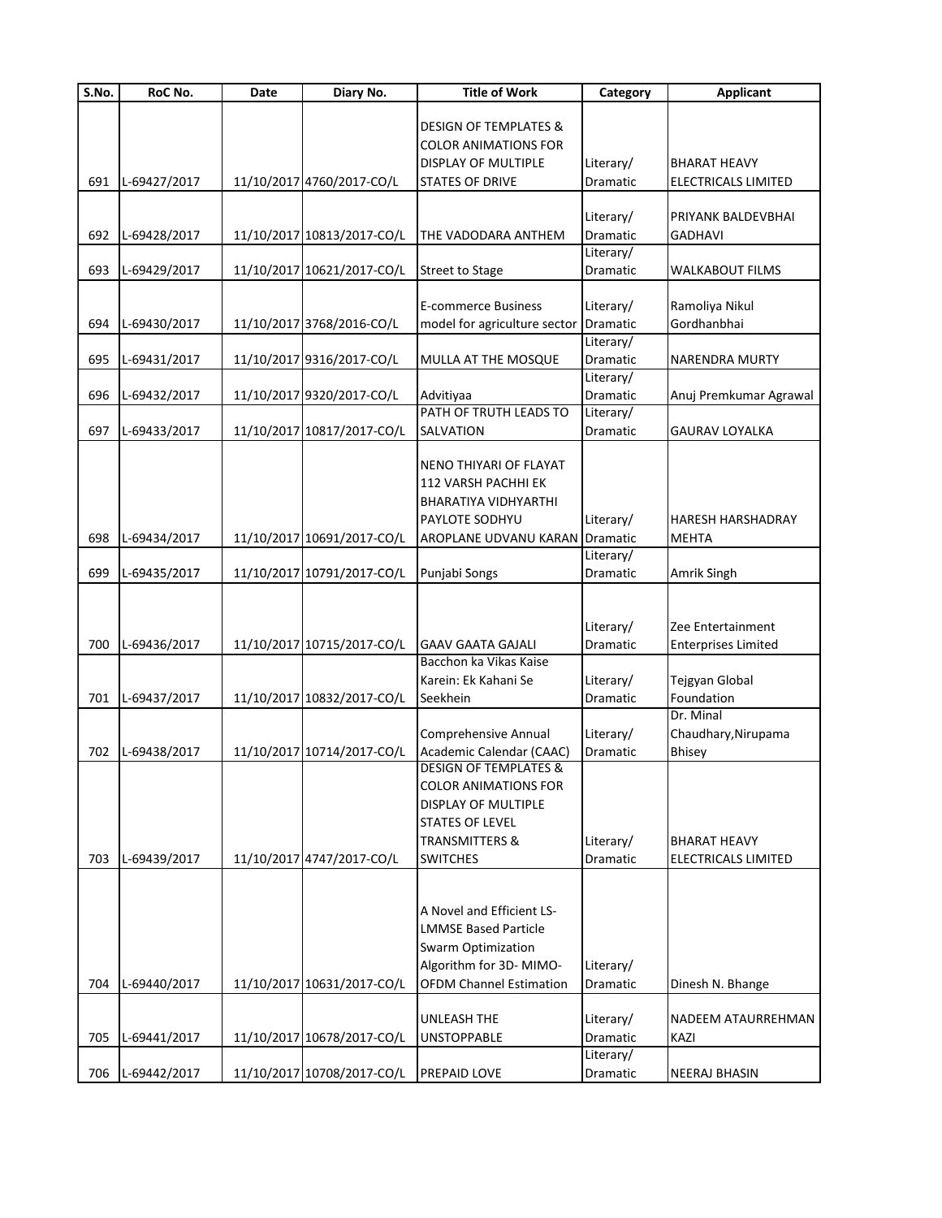| S.No. | RoC No. | Date | Diary No. | Title of Work | Category | Applicant |
|---|---|---|---|---|---|---|
| 691 | L-69427/2017 | 11/10/2017 | 4760/2017-CO/L | DESIGN OF TEMPLATES & COLOR ANIMATIONS FOR DISPLAY OF MULTIPLE STATES OF DRIVE | Literary/ Dramatic | BHARAT HEAVY ELECTRICALS LIMITED |
| 692 | L-69428/2017 | 11/10/2017 | 10813/2017-CO/L | THE VADODARA ANTHEM | Literary/ Dramatic | PRIYANK BALDEVBHAI GADHAVI |
| 693 | L-69429/2017 | 11/10/2017 | 10621/2017-CO/L | Street to Stage | Literary/ Dramatic | WALKABOUT FILMS |
| 694 | L-69430/2017 | 11/10/2017 | 3768/2016-CO/L | E-commerce Business model for agriculture sector | Literary/ Dramatic | Ramoliya Nikul Gordhanbhai |
| 695 | L-69431/2017 | 11/10/2017 | 9316/2017-CO/L | MULLA AT THE MOSQUE | Literary/ Dramatic | NARENDRA MURTY |
| 696 | L-69432/2017 | 11/10/2017 | 9320/2017-CO/L | Advitiyaa | Literary/ Dramatic | Anuj Premkumar Agrawal |
| 697 | L-69433/2017 | 11/10/2017 | 10817/2017-CO/L | PATH OF TRUTH LEADS TO SALVATION | Literary/ Dramatic | GAURAV LOYALKA |
| 698 | L-69434/2017 | 11/10/2017 | 10691/2017-CO/L | NENO THIYARI OF FLAYAT 112 VARSH PACHHI EK BHARATIYA VIDHYARTHI PAYLOTE SODHYU AROPLANE UDVANU KARAN | Literary/ Dramatic | HARESH HARSHADRAY MEHTA |
| 699 | L-69435/2017 | 11/10/2017 | 10791/2017-CO/L | Punjabi Songs | Literary/ Dramatic | Amrik Singh |
| 700 | L-69436/2017 | 11/10/2017 | 10715/2017-CO/L | GAAV GAATA GAJALI | Literary/ Dramatic | Zee Entertainment Enterprises Limited |
| 701 | L-69437/2017 | 11/10/2017 | 10832/2017-CO/L | Bacchon ka Vikas Kaise Karein: Ek Kahani Se Seekhein | Literary/ Dramatic | Tejgyan Global Foundation |
| 702 | L-69438/2017 | 11/10/2017 | 10714/2017-CO/L | Comprehensive Annual Academic Calendar (CAAC) | Literary/ Dramatic | Dr. Minal Chaudhary,Nirupama Bhisey |
| 703 | L-69439/2017 | 11/10/2017 | 4747/2017-CO/L | DESIGN OF TEMPLATES & COLOR ANIMATIONS FOR DISPLAY OF MULTIPLE STATES OF LEVEL TRANSMITTERS & SWITCHES | Literary/ Dramatic | BHARAT HEAVY ELECTRICALS LIMITED |
| 704 | L-69440/2017 | 11/10/2017 | 10631/2017-CO/L | A Novel and Efficient LS-LMMSE Based Particle Swarm Optimization Algorithm for 3D- MIMO-OFDM Channel Estimation | Literary/ Dramatic | Dinesh N. Bhange |
| 705 | L-69441/2017 | 11/10/2017 | 10678/2017-CO/L | UNLEASH THE UNSTOPPABLE | Literary/ Dramatic | NADEEM ATAURREHMAN KAZI |
| 706 | L-69442/2017 | 11/10/2017 | 10708/2017-CO/L | PREPAID LOVE | Literary/ Dramatic | NEERAJ BHASIN |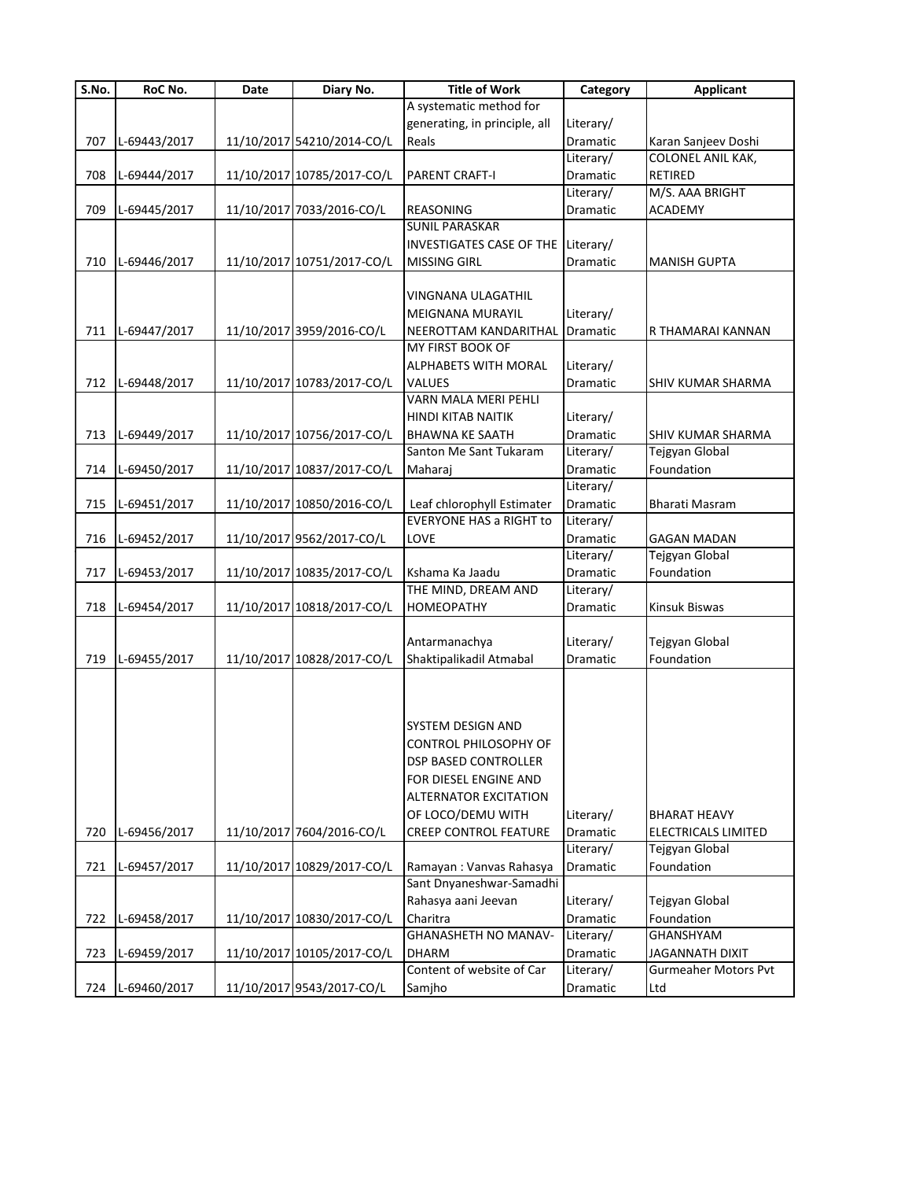| S.No. | RoC No. | Date | Diary No. | Title of Work | Category | Applicant |
|---|---|---|---|---|---|---|
| 707 | L-69443/2017 | 11/10/2017 | 54210/2014-CO/L | A systematic method for generating, in principle, all Reals | Literary/ Dramatic | Karan Sanjeev Doshi |
| 708 | L-69444/2017 | 11/10/2017 | 10785/2017-CO/L | PARENT CRAFT-I | Literary/ Dramatic | COLONEL ANIL KAK, RETIRED |
| 709 | L-69445/2017 | 11/10/2017 | 7033/2016-CO/L | REASONING | Literary/ Dramatic | M/S. AAA BRIGHT ACADEMY |
| 710 | L-69446/2017 | 11/10/2017 | 10751/2017-CO/L | SUNIL PARASKAR INVESTIGATES CASE OF THE MISSING GIRL | Literary/ Dramatic | MANISH GUPTA |
| 711 | L-69447/2017 | 11/10/2017 | 3959/2016-CO/L | VINGNANA ULAGATHIL MEIGNANA MURAYIL NEEROTTAM KANDARITHAL | Literary/ Dramatic | R THAMARAI KANNAN |
| 712 | L-69448/2017 | 11/10/2017 | 10783/2017-CO/L | MY FIRST BOOK OF ALPHABETS WITH MORAL VALUES | Literary/ Dramatic | SHIV KUMAR SHARMA |
| 713 | L-69449/2017 | 11/10/2017 | 10756/2017-CO/L | VARN MALA MERI PEHLI HINDI KITAB NAITIK BHAWNA KE SAATH | Literary/ Dramatic | SHIV KUMAR SHARMA |
| 714 | L-69450/2017 | 11/10/2017 | 10837/2017-CO/L | Santon Me Sant Tukaram Maharaj | Literary/ Dramatic | Tejgyan Global Foundation |
| 715 | L-69451/2017 | 11/10/2017 | 10850/2016-CO/L | Leaf chlorophyll Estimater | Literary/ Dramatic | Bharati Masram |
| 716 | L-69452/2017 | 11/10/2017 | 9562/2017-CO/L | EVERYONE HAS a RIGHT to LOVE | Literary/ Dramatic | GAGAN MADAN |
| 717 | L-69453/2017 | 11/10/2017 | 10835/2017-CO/L | Kshama Ka Jaadu | Literary/ Dramatic | Tejgyan Global Foundation |
| 718 | L-69454/2017 | 11/10/2017 | 10818/2017-CO/L | THE MIND, DREAM AND HOMEOPATHY | Literary/ Dramatic | Kinsuk Biswas |
| 719 | L-69455/2017 | 11/10/2017 | 10828/2017-CO/L | Antarmanachya Shaktipalikadil Atmabal | Literary/ Dramatic | Tejgyan Global Foundation |
| 720 | L-69456/2017 | 11/10/2017 | 7604/2016-CO/L | SYSTEM DESIGN AND CONTROL PHILOSOPHY OF DSP BASED CONTROLLER FOR DIESEL ENGINE AND ALTERNATOR EXCITATION OF LOCO/DEMU WITH CREEP CONTROL FEATURE | Literary/ Dramatic | BHARAT HEAVY ELECTRICALS LIMITED |
| 721 | L-69457/2017 | 11/10/2017 | 10829/2017-CO/L | Ramayan : Vanvas Rahasya | Literary/ Dramatic | Tejgyan Global Foundation |
| 722 | L-69458/2017 | 11/10/2017 | 10830/2017-CO/L | Sant Dnyaneshwar-Samadhi Rahasya aani Jeevan Charitra | Literary/ Dramatic | Tejgyan Global Foundation |
| 723 | L-69459/2017 | 11/10/2017 | 10105/2017-CO/L | GHANASHETH NO MANAV-DHARM | Literary/ Dramatic | GHANSHYAM JAGANNATH DIXIT |
| 724 | L-69460/2017 | 11/10/2017 | 9543/2017-CO/L | Content of website of Car Samjho | Literary/ Dramatic | Gurmeaher Motors Pvt Ltd |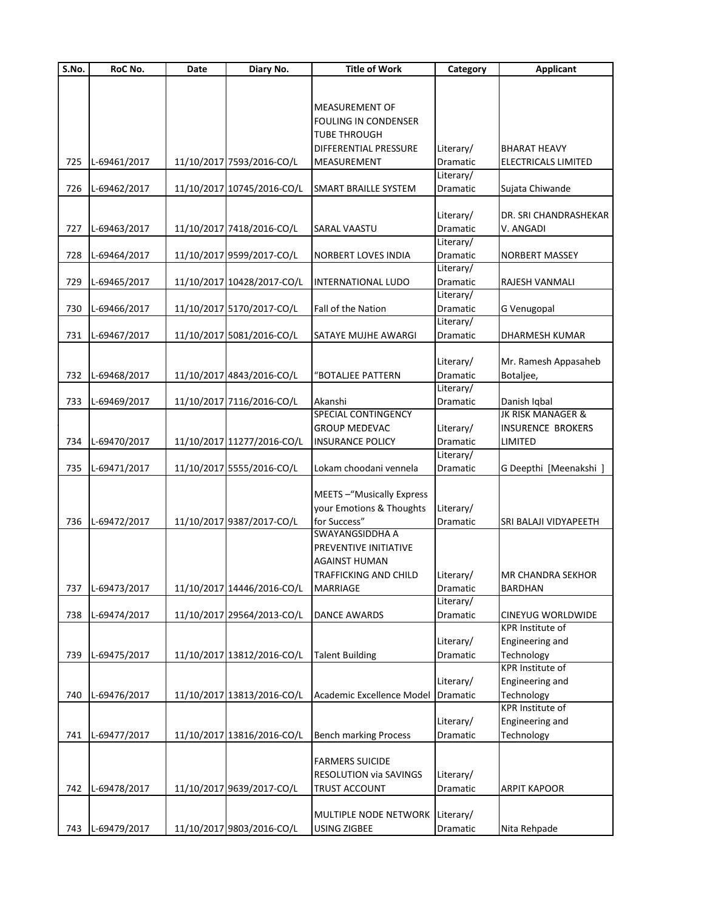| S.No. | RoC No. | Date | Diary No. | Title of Work | Category | Applicant |
|---|---|---|---|---|---|---|
| 725 | L-69461/2017 | 11/10/2017 | 7593/2016-CO/L | MEASUREMENT OF FOULING IN CONDENSER TUBE THROUGH DIFFERENTIAL PRESSURE MEASUREMENT | Literary/ Dramatic | BHARAT HEAVY ELECTRICALS LIMITED |
| 726 | L-69462/2017 | 11/10/2017 | 10745/2016-CO/L | SMART BRAILLE SYSTEM | Literary/ Dramatic | Sujata Chiwande |
| 727 | L-69463/2017 | 11/10/2017 | 7418/2016-CO/L | SARAL VAASTU | Literary/ Dramatic | DR. SRI CHANDRASHEKAR V. ANGADI |
| 728 | L-69464/2017 | 11/10/2017 | 9599/2017-CO/L | NORBERT LOVES INDIA | Literary/ Dramatic | NORBERT MASSEY |
| 729 | L-69465/2017 | 11/10/2017 | 10428/2017-CO/L | INTERNATIONAL LUDO | Literary/ Dramatic | RAJESH VANMALI |
| 730 | L-69466/2017 | 11/10/2017 | 5170/2017-CO/L | Fall of the Nation | Literary/ Dramatic | G Venugopal |
| 731 | L-69467/2017 | 11/10/2017 | 5081/2016-CO/L | SATAYE MUJHE AWARGI | Literary/ Dramatic | DHARMESH KUMAR |
| 732 | L-69468/2017 | 11/10/2017 | 4843/2016-CO/L | "BOTALJEE PATTERN | Literary/ Dramatic | Mr. Ramesh Appasaheb Botaljee, |
| 733 | L-69469/2017 | 11/10/2017 | 7116/2016-CO/L | Akanshi | Literary/ Dramatic | Danish Iqbal |
| 734 | L-69470/2017 | 11/10/2017 | 11277/2016-CO/L | SPECIAL CONTINGENCY GROUP MEDEVAC INSURANCE POLICY | Literary/ Dramatic | JK RISK MANAGER & INSURENCE BROKERS LIMITED |
| 735 | L-69471/2017 | 11/10/2017 | 5555/2016-CO/L | Lokam choodani vennela | Literary/ Dramatic | G Deepthi [Meenakshi ] |
| 736 | L-69472/2017 | 11/10/2017 | 9387/2017-CO/L | MEETS –"Musically Express your Emotions & Thoughts for Success" | Literary/ Dramatic | SRI BALAJI VIDYAPEETH |
| 737 | L-69473/2017 | 11/10/2017 | 14446/2016-CO/L | SWAYANGSIDDHA A PREVENTIVE INITIATIVE AGAINST HUMAN TRAFFICKING AND CHILD MARRIAGE | Literary/ Dramatic | MR CHANDRA SEKHOR BARDHAN |
| 738 | L-69474/2017 | 11/10/2017 | 29564/2013-CO/L | DANCE AWARDS | Literary/ Dramatic | CINEYUG WORLDWIDE |
| 739 | L-69475/2017 | 11/10/2017 | 13812/2016-CO/L | Talent Building | Literary/ Dramatic | KPR Institute of Engineering and Technology |
| 740 | L-69476/2017 | 11/10/2017 | 13813/2016-CO/L | Academic Excellence Model | Literary/ Dramatic | KPR Institute of Engineering and Technology |
| 741 | L-69477/2017 | 11/10/2017 | 13816/2016-CO/L | Bench marking Process | Literary/ Dramatic | KPR Institute of Engineering and Technology |
| 742 | L-69478/2017 | 11/10/2017 | 9639/2017-CO/L | FARMERS SUICIDE RESOLUTION via SAVINGS TRUST ACCOUNT | Literary/ Dramatic | ARPIT KAPOOR |
| 743 | L-69479/2017 | 11/10/2017 | 9803/2016-CO/L | MULTIPLE NODE NETWORK USING ZIGBEE | Literary/ Dramatic | Nita Rehpade |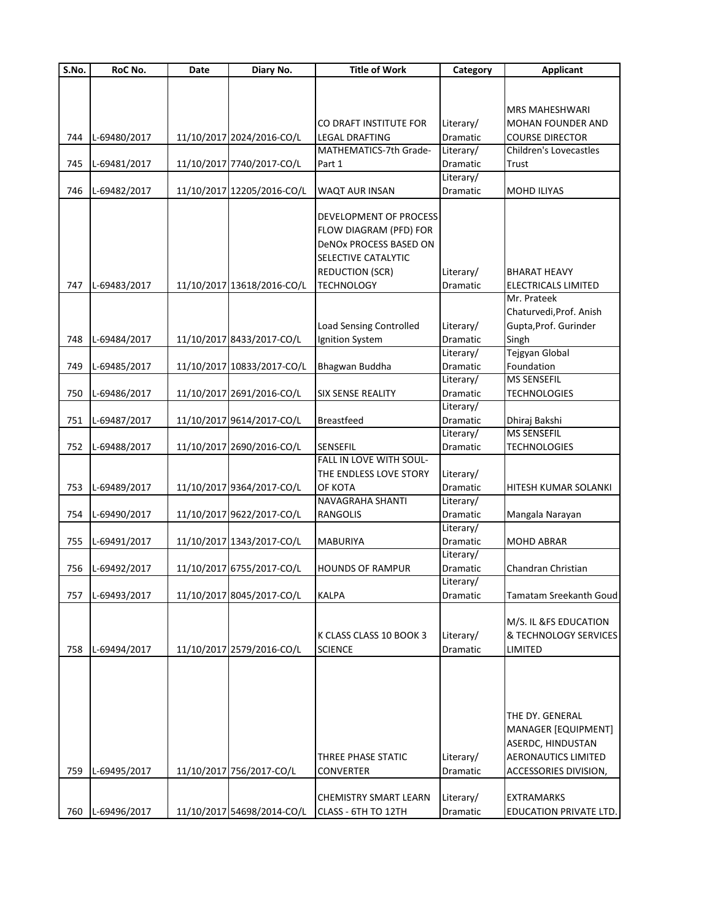| S.No. | RoC No. | Date | Diary No. | Title of Work | Category | Applicant |
|---|---|---|---|---|---|---|
| 744 | L-69480/2017 | 11/10/2017 | 2024/2016-CO/L | CO DRAFT INSTITUTE FOR LEGAL DRAFTING | Literary/ Dramatic | MRS MAHESHWARI MOHAN FOUNDER AND COURSE DIRECTOR |
| 745 | L-69481/2017 | 11/10/2017 | 7740/2017-CO/L | MATHEMATICS-7th Grade-Part 1 | Literary/ Dramatic | Children's Lovecastles Trust |
| 746 | L-69482/2017 | 11/10/2017 | 12205/2016-CO/L | WAQT AUR INSAN | Literary/ Dramatic | MOHD ILIYAS |
| 747 | L-69483/2017 | 11/10/2017 | 13618/2016-CO/L | DEVELOPMENT OF PROCESS FLOW DIAGRAM (PFD) FOR DeNOx PROCESS BASED ON SELECTIVE CATALYTIC REDUCTION (SCR) TECHNOLOGY | Literary/ Dramatic | BHARAT HEAVY ELECTRICALS LIMITED |
| 748 | L-69484/2017 | 11/10/2017 | 8433/2017-CO/L | Load Sensing Controlled Ignition System | Literary/ Dramatic | Mr. Prateek Chaturvedi,Prof. Anish Gupta,Prof. Gurinder Singh |
| 749 | L-69485/2017 | 11/10/2017 | 10833/2017-CO/L | Bhagwan Buddha | Literary/ Dramatic | Tejgyan Global Foundation |
| 750 | L-69486/2017 | 11/10/2017 | 2691/2016-CO/L | SIX SENSE REALITY | Literary/ Dramatic | MS SENSEFIL TECHNOLOGIES |
| 751 | L-69487/2017 | 11/10/2017 | 9614/2017-CO/L | Breastfeed | Literary/ Dramatic | Dhiraj Bakshi |
| 752 | L-69488/2017 | 11/10/2017 | 2690/2016-CO/L | SENSEFIL | Literary/ Dramatic | MS SENSEFIL TECHNOLOGIES |
| 753 | L-69489/2017 | 11/10/2017 | 9364/2017-CO/L | FALL IN LOVE WITH SOUL-THE ENDLESS LOVE STORY OF KOTA | Literary/ Dramatic | HITESH KUMAR SOLANKI |
| 754 | L-69490/2017 | 11/10/2017 | 9622/2017-CO/L | NAVAGRAHA SHANTI RANGOLIS | Literary/ Dramatic | Mangala Narayan |
| 755 | L-69491/2017 | 11/10/2017 | 1343/2017-CO/L | MABURIYA | Literary/ Dramatic | MOHD ABRAR |
| 756 | L-69492/2017 | 11/10/2017 | 6755/2017-CO/L | HOUNDS OF RAMPUR | Literary/ Dramatic | Chandran Christian |
| 757 | L-69493/2017 | 11/10/2017 | 8045/2017-CO/L | KALPA | Literary/ Dramatic | Tamatam Sreekanth Goud |
| 758 | L-69494/2017 | 11/10/2017 | 2579/2016-CO/L | K CLASS CLASS 10 BOOK 3 SCIENCE | Literary/ Dramatic | M/S. IL &FS EDUCATION & TECHNOLOGY SERVICES LIMITED |
| 759 | L-69495/2017 | 11/10/2017 | 756/2017-CO/L | THREE PHASE STATIC CONVERTER | Literary/ Dramatic | THE DY. GENERAL MANAGER [EQUIPMENT] ASERDC, HINDUSTAN AERONAUTICS LIMITED ACCESSORIES DIVISION, |
| 760 | L-69496/2017 | 11/10/2017 | 54698/2014-CO/L | CHEMISTRY SMART LEARN CLASS - 6TH TO 12TH | Literary/ Dramatic | EXTRAMARKS EDUCATION PRIVATE LTD. |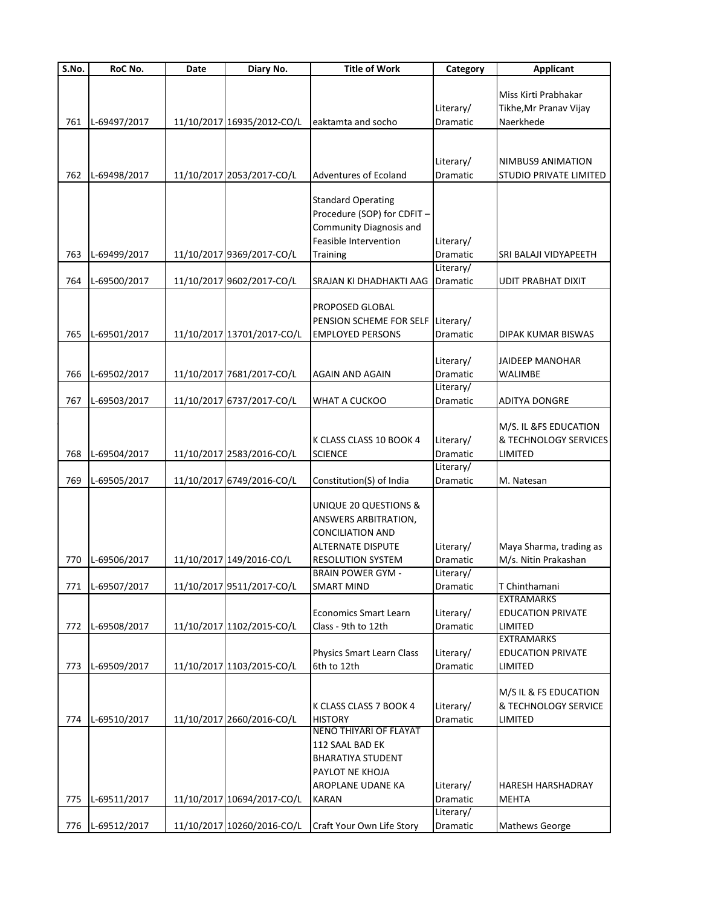| S.No. | RoC No. | Date | Diary No. | Title of Work | Category | Applicant |
|---|---|---|---|---|---|---|
| 761 | L-69497/2017 | 11/10/2017 | 16935/2012-CO/L | eaktamta and socho | Literary/ Dramatic | Miss Kirti Prabhakar Tikhe,Mr Pranav Vijay Naerkhede |
| 762 | L-69498/2017 | 11/10/2017 | 2053/2017-CO/L | Adventures of Ecoland | Literary/ Dramatic | NIMBUS9 ANIMATION STUDIO PRIVATE LIMITED |
| 763 | L-69499/2017 | 11/10/2017 | 9369/2017-CO/L | Standard Operating Procedure (SOP) for CDFIT – Community Diagnosis and Feasible Intervention Training | Literary/ Dramatic | SRI BALAJI VIDYAPEETH |
| 764 | L-69500/2017 | 11/10/2017 | 9602/2017-CO/L | SRAJAN KI DHADHAKTI AAG | Literary/ Dramatic | UDIT PRABHAT DIXIT |
| 765 | L-69501/2017 | 11/10/2017 | 13701/2017-CO/L | PROPOSED GLOBAL PENSION SCHEME FOR SELF EMPLOYED PERSONS | Literary/ Dramatic | DIPAK KUMAR BISWAS |
| 766 | L-69502/2017 | 11/10/2017 | 7681/2017-CO/L | AGAIN AND AGAIN | Literary/ Dramatic | JAIDEEP MANOHAR WALIMBE |
| 767 | L-69503/2017 | 11/10/2017 | 6737/2017-CO/L | WHAT A CUCKOO | Literary/ Dramatic | ADITYA DONGRE |
| 768 | L-69504/2017 | 11/10/2017 | 2583/2016-CO/L | K CLASS CLASS 10 BOOK 4 SCIENCE | Literary/ Dramatic | M/S. IL &FS EDUCATION & TECHNOLOGY SERVICES LIMITED |
| 769 | L-69505/2017 | 11/10/2017 | 6749/2016-CO/L | Constitution(S) of India | Literary/ Dramatic | M. Natesan |
| 770 | L-69506/2017 | 11/10/2017 | 149/2016-CO/L | UNIQUE 20 QUESTIONS & ANSWERS ARBITRATION, CONCILIATION AND ALTERNATE DISPUTE RESOLUTION SYSTEM | Literary/ Dramatic | Maya Sharma, trading as M/s. Nitin Prakashan |
| 771 | L-69507/2017 | 11/10/2017 | 9511/2017-CO/L | BRAIN POWER GYM - SMART MIND | Literary/ Dramatic | T Chinthamani |
| 772 | L-69508/2017 | 11/10/2017 | 1102/2015-CO/L | Economics Smart Learn Class - 9th to 12th | Literary/ Dramatic | EXTRAMARKS EDUCATION PRIVATE LIMITED |
| 773 | L-69509/2017 | 11/10/2017 | 1103/2015-CO/L | Physics Smart Learn Class 6th to 12th | Literary/ Dramatic | EXTRAMARKS EDUCATION PRIVATE LIMITED |
| 774 | L-69510/2017 | 11/10/2017 | 2660/2016-CO/L | K CLASS CLASS 7 BOOK 4 HISTORY | Literary/ Dramatic | M/S IL & FS EDUCATION & TECHNOLOGY SERVICE LIMITED |
| 775 | L-69511/2017 | 11/10/2017 | 10694/2017-CO/L | NENO THIYARI OF FLAYAT 112 SAAL BAD EK BHARATIYA STUDENT PAYLOT NE KHOJA AROPLANE UDANE KA KARAN | Literary/ Dramatic | HARESH HARSHADRAY MEHTA |
| 776 | L-69512/2017 | 11/10/2017 | 10260/2016-CO/L | Craft Your Own Life Story | Literary/ Dramatic | Mathews George |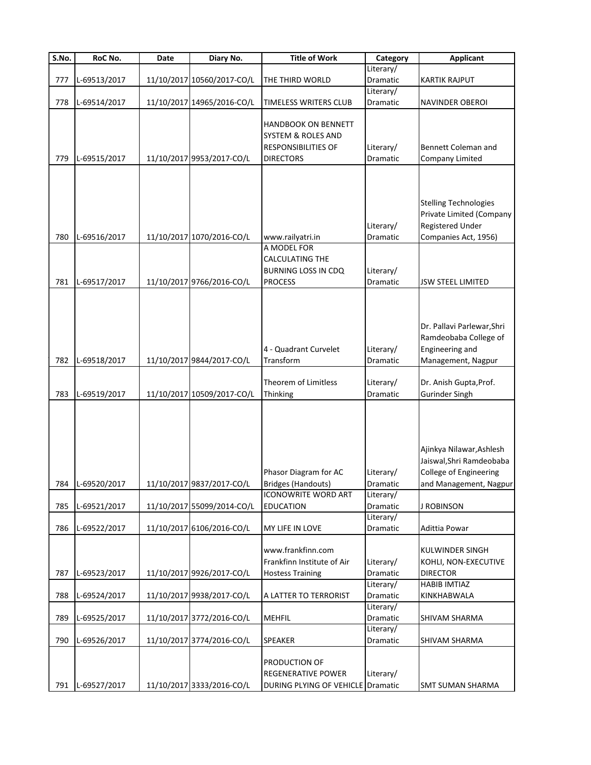| S.No. | RoC No. | Date | Diary No. | Title of Work | Category | Applicant |
|---|---|---|---|---|---|---|
| 777 | L-69513/2017 | 11/10/2017 | 10560/2017-CO/L | THE THIRD WORLD | Literary/ Dramatic | KARTIK RAJPUT |
| 778 | L-69514/2017 | 11/10/2017 | 14965/2016-CO/L | TIMELESS WRITERS CLUB | Literary/ Dramatic | NAVINDER OBEROI |
| 779 | L-69515/2017 | 11/10/2017 | 9953/2017-CO/L | HANDBOOK ON BENNETT SYSTEM & ROLES AND RESPONSIBILITIES OF DIRECTORS | Literary/ Dramatic | Bennett Coleman and Company Limited |
| 780 | L-69516/2017 | 11/10/2017 | 1070/2016-CO/L | www.railyatri.in | Literary/ Dramatic | Stelling Technologies Private Limited (Company Registered Under Companies Act, 1956) |
| 781 | L-69517/2017 | 11/10/2017 | 9766/2016-CO/L | A MODEL FOR CALCULATING THE BURNING LOSS IN CDQ PROCESS | Literary/ Dramatic | JSW STEEL LIMITED |
| 782 | L-69518/2017 | 11/10/2017 | 9844/2017-CO/L | 4 - Quadrant Curvelet Transform | Literary/ Dramatic | Dr. Pallavi Parlewar,Shri Ramdeobaba College of Engineering and Management, Nagpur |
| 783 | L-69519/2017 | 11/10/2017 | 10509/2017-CO/L | Theorem of Limitless Thinking | Literary/ Dramatic | Dr. Anish Gupta,Prof. Gurinder Singh |
| 784 | L-69520/2017 | 11/10/2017 | 9837/2017-CO/L | Phasor Diagram for AC Bridges (Handouts) | Literary/ Dramatic | Ajinkya Nilawar,Ashlesh Jaiswal,Shri Ramdeobaba College of Engineering and Management, Nagpur |
| 785 | L-69521/2017 | 11/10/2017 | 55099/2014-CO/L | ICONOWRITE WORD ART EDUCATION | Literary/ Dramatic | J ROBINSON |
| 786 | L-69522/2017 | 11/10/2017 | 6106/2016-CO/L | MY LIFE IN LOVE | Literary/ Dramatic | Adittia Powar |
| 787 | L-69523/2017 | 11/10/2017 | 9926/2017-CO/L | www.frankfinn.com Frankfinn Institute of Air Hostess Training | Literary/ Dramatic | KULWINDER SINGH KOHLI, NON-EXECUTIVE DIRECTOR |
| 788 | L-69524/2017 | 11/10/2017 | 9938/2017-CO/L | A LATTER TO TERRORIST | Literary/ Dramatic | HABIB IMTIAZ KINKHABWALA |
| 789 | L-69525/2017 | 11/10/2017 | 3772/2016-CO/L | MEHFIL | Literary/ Dramatic | SHIVAM SHARMA |
| 790 | L-69526/2017 | 11/10/2017 | 3774/2016-CO/L | SPEAKER | Literary/ Dramatic | SHIVAM SHARMA |
| 791 | L-69527/2017 | 11/10/2017 | 3333/2016-CO/L | PRODUCTION OF REGENERATIVE POWER DURING PLYING OF VEHICLE | Literary/ Dramatic | SMT SUMAN SHARMA |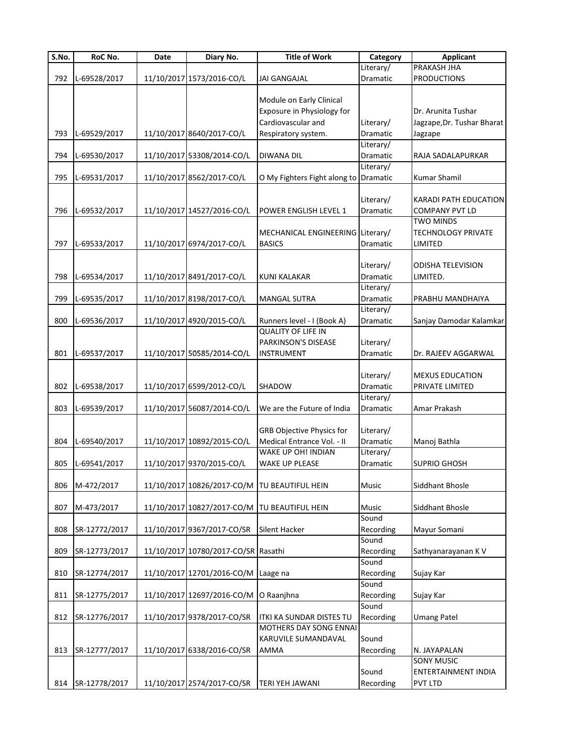| S.No. | RoC No. | Date | Diary No. | Title of Work | Category | Applicant |
|---|---|---|---|---|---|---|
| 792 | L-69528/2017 | 11/10/2017 | 1573/2016-CO/L | JAI GANGAJAL | Literary/ Dramatic | PRAKASH JHA PRODUCTIONS |
| 793 | L-69529/2017 | 11/10/2017 | 8640/2017-CO/L | Module on Early Clinical Exposure in Physiology for Cardiovascular and Respiratory system. | Literary/ Dramatic | Dr. Arunita Tushar Jagzape,Dr. Tushar Bharat Jagzape |
| 794 | L-69530/2017 | 11/10/2017 | 53308/2014-CO/L | DIWANA DIL | Literary/ Dramatic | RAJA SADALAPURKAR |
| 795 | L-69531/2017 | 11/10/2017 | 8562/2017-CO/L | O My Fighters Fight along to | Literary/ Dramatic | Kumar Shamil |
| 796 | L-69532/2017 | 11/10/2017 | 14527/2016-CO/L | POWER ENGLISH LEVEL 1 | Literary/ Dramatic | KARADI PATH EDUCATION COMPANY PVT LD |
| 797 | L-69533/2017 | 11/10/2017 | 6974/2017-CO/L | MECHANICAL ENGINEERING BASICS | Literary/ Dramatic | TWO MINDS TECHNOLOGY PRIVATE LIMITED |
| 798 | L-69534/2017 | 11/10/2017 | 8491/2017-CO/L | KUNI KALAKAR | Literary/ Dramatic | ODISHA TELEVISION LIMITED. |
| 799 | L-69535/2017 | 11/10/2017 | 8198/2017-CO/L | MANGAL SUTRA | Literary/ Dramatic | PRABHU MANDHAIYA |
| 800 | L-69536/2017 | 11/10/2017 | 4920/2015-CO/L | Runners level - I (Book A) | Literary/ Dramatic | Sanjay Damodar Kalamkar |
| 801 | L-69537/2017 | 11/10/2017 | 50585/2014-CO/L | QUALITY OF LIFE IN PARKINSON'S DISEASE INSTRUMENT | Literary/ Dramatic | Dr. RAJEEV AGGARWAL |
| 802 | L-69538/2017 | 11/10/2017 | 6599/2012-CO/L | SHADOW | Literary/ Dramatic | MEXUS EDUCATION PRIVATE LIMITED |
| 803 | L-69539/2017 | 11/10/2017 | 56087/2014-CO/L | We are the Future of India | Literary/ Dramatic | Amar Prakash |
| 804 | L-69540/2017 | 11/10/2017 | 10892/2015-CO/L | GRB Objective Physics for Medical Entrance Vol. - II | Literary/ Dramatic | Manoj Bathla |
| 805 | L-69541/2017 | 11/10/2017 | 9370/2015-CO/L | WAKE UP OH! INDIAN WAKE UP PLEASE | Literary/ Dramatic | SUPRIO GHOSH |
| 806 | M-472/2017 | 11/10/2017 | 10826/2017-CO/M | TU BEAUTIFUL HEIN | Music | Siddhant Bhosle |
| 807 | M-473/2017 | 11/10/2017 | 10827/2017-CO/M | TU BEAUTIFUL HEIN | Music | Siddhant Bhosle |
| 808 | SR-12772/2017 | 11/10/2017 | 9367/2017-CO/SR | Silent Hacker | Sound Recording | Mayur Somani |
| 809 | SR-12773/2017 | 11/10/2017 | 10780/2017-CO/SR | Rasathi | Sound Recording | Sathyanarayanan K V |
| 810 | SR-12774/2017 | 11/10/2017 | 12701/2016-CO/M | Laage na | Sound Recording | Sujay Kar |
| 811 | SR-12775/2017 | 11/10/2017 | 12697/2016-CO/M | O Raanjhna | Sound Recording | Sujay Kar |
| 812 | SR-12776/2017 | 11/10/2017 | 9378/2017-CO/SR | ITKI KA SUNDAR DISTES TU | Sound Recording | Umang Patel |
| 813 | SR-12777/2017 | 11/10/2017 | 6338/2016-CO/SR | MOTHERS DAY SONG ENNAI KARUVILE SUMANDAVAL AMMA | Sound Recording | N. JAYAPALAN |
| 814 | SR-12778/2017 | 11/10/2017 | 2574/2017-CO/SR | TERI YEH JAWANI | Sound Recording | SONY MUSIC ENTERTAINMENT INDIA PVT LTD |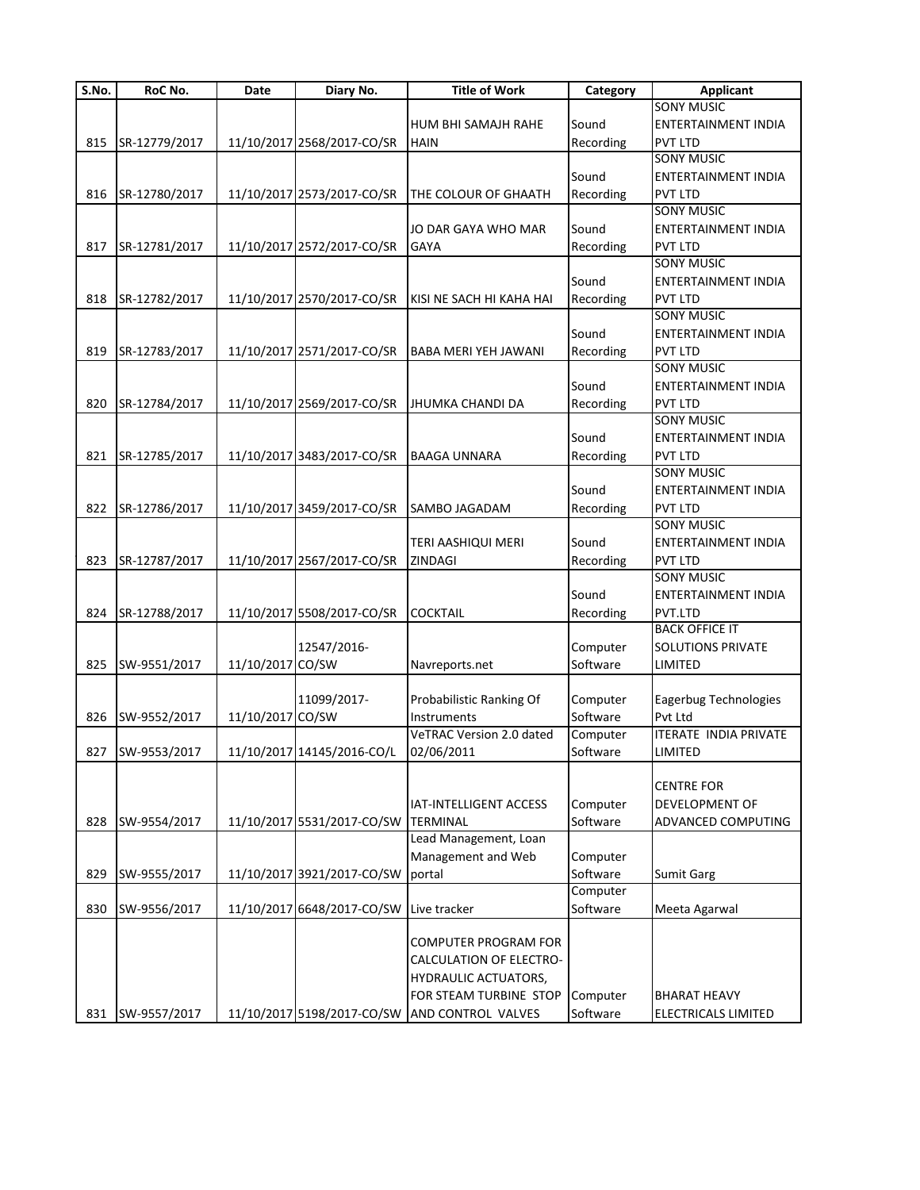| S.No. | RoC No. | Date | Diary No. | Title of Work | Category | Applicant |
|---|---|---|---|---|---|---|
| 815 | SR-12779/2017 | 11/10/2017 | 2568/2017-CO/SR | HUM BHI SAMAJH RAHE HAIN | Sound Recording | SONY MUSIC ENTERTAINMENT INDIA PVT LTD |
| 816 | SR-12780/2017 | 11/10/2017 | 2573/2017-CO/SR | THE COLOUR OF GHAATH | Sound Recording | SONY MUSIC ENTERTAINMENT INDIA PVT LTD |
| 817 | SR-12781/2017 | 11/10/2017 | 2572/2017-CO/SR | JO DAR GAYA WHO MAR GAYA | Sound Recording | SONY MUSIC ENTERTAINMENT INDIA PVT LTD |
| 818 | SR-12782/2017 | 11/10/2017 | 2570/2017-CO/SR | KISI NE SACH HI KAHA HAI | Sound Recording | SONY MUSIC ENTERTAINMENT INDIA PVT LTD |
| 819 | SR-12783/2017 | 11/10/2017 | 2571/2017-CO/SR | BABA MERI YEH JAWANI | Sound Recording | SONY MUSIC ENTERTAINMENT INDIA PVT LTD |
| 820 | SR-12784/2017 | 11/10/2017 | 2569/2017-CO/SR | JHUMKA CHANDI DA | Sound Recording | SONY MUSIC ENTERTAINMENT INDIA PVT LTD |
| 821 | SR-12785/2017 | 11/10/2017 | 3483/2017-CO/SR | BAAGA UNNARA | Sound Recording | SONY MUSIC ENTERTAINMENT INDIA PVT LTD |
| 822 | SR-12786/2017 | 11/10/2017 | 3459/2017-CO/SR | SAMBO JAGADAM | Sound Recording | SONY MUSIC ENTERTAINMENT INDIA PVT LTD |
| 823 | SR-12787/2017 | 11/10/2017 | 2567/2017-CO/SR | TERI AASHIQUI MERI ZINDAGI | Sound Recording | SONY MUSIC ENTERTAINMENT INDIA PVT LTD |
| 824 | SR-12788/2017 | 11/10/2017 | 5508/2017-CO/SR | COCKTAIL | Sound Recording | SONY MUSIC ENTERTAINMENT INDIA PVT.LTD |
| 825 | SW-9551/2017 | 11/10/2017 | 12547/2016-CO/SW | Navreports.net | Computer Software | BACK OFFICE IT SOLUTIONS PRIVATE LIMITED |
| 826 | SW-9552/2017 | 11/10/2017 | 11099/2017-CO/SW | Probabilistic Ranking Of Instruments | Computer Software | Eagerbug Technologies Pvt Ltd |
| 827 | SW-9553/2017 | 11/10/2017 | 14145/2016-CO/L | VeTRAC Version 2.0 dated 02/06/2011 | Computer Software | ITERATE INDIA PRIVATE LIMITED |
| 828 | SW-9554/2017 | 11/10/2017 | 5531/2017-CO/SW | IAT-INTELLIGENT ACCESS TERMINAL | Computer Software | CENTRE FOR DEVELOPMENT OF ADVANCED COMPUTING |
| 829 | SW-9555/2017 | 11/10/2017 | 3921/2017-CO/SW | Lead Management, Loan Management and Web portal | Computer Software | Sumit Garg |
| 830 | SW-9556/2017 | 11/10/2017 | 6648/2017-CO/SW | Live tracker | Computer Software | Meeta Agarwal |
| 831 | SW-9557/2017 | 11/10/2017 | 5198/2017-CO/SW | COMPUTER PROGRAM FOR CALCULATION OF ELECTRO-HYDRAULIC ACTUATORS, FOR STEAM TURBINE STOP AND CONTROL VALVES | Computer Software | BHARAT HEAVY ELECTRICALS LIMITED |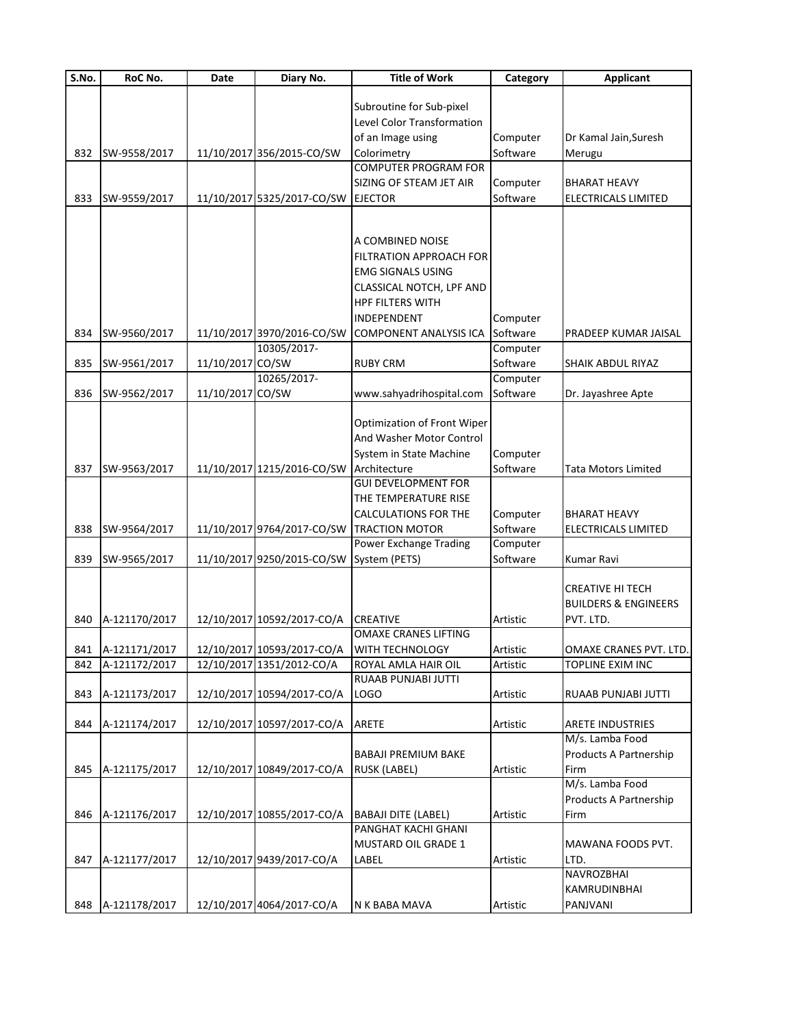| S.No. | RoC No. | Date | Diary No. | Title of Work | Category | Applicant |
|---|---|---|---|---|---|---|
| 832 | SW-9558/2017 | 11/10/2017 | 356/2015-CO/SW | Subroutine for Sub-pixel Level Color Transformation of an Image using Colorimetry | Computer Software | Dr Kamal Jain,Suresh Merugu |
| 833 | SW-9559/2017 | 11/10/2017 | 5325/2017-CO/SW | COMPUTER PROGRAM FOR SIZING OF STEAM JET AIR EJECTOR | Computer Software | BHARAT HEAVY ELECTRICALS LIMITED |
| 834 | SW-9560/2017 | 11/10/2017 | 3970/2016-CO/SW | A COMBINED NOISE FILTRATION APPROACH FOR EMG SIGNALS USING CLASSICAL NOTCH, LPF AND HPF FILTERS WITH INDEPENDENT COMPONENT ANALYSIS ICA | Computer Software | PRADEEP KUMAR JAISAL |
| 835 | SW-9561/2017 | 11/10/2017 | 10305/2017-CO/SW | RUBY CRM | Computer Software | SHAIK ABDUL RIYAZ |
| 836 | SW-9562/2017 | 11/10/2017 | 10265/2017-CO/SW | www.sahyadrihospital.com | Computer Software | Dr. Jayashree Apte |
| 837 | SW-9563/2017 | 11/10/2017 | 1215/2016-CO/SW | Optimization of Front Wiper And Washer Motor Control System in State Machine Architecture | Computer Software | Tata Motors Limited |
| 838 | SW-9564/2017 | 11/10/2017 | 9764/2017-CO/SW | GUI DEVELOPMENT FOR THE TEMPERATURE RISE CALCULATIONS FOR THE TRACTION MOTOR | Computer Software | BHARAT HEAVY ELECTRICALS LIMITED |
| 839 | SW-9565/2017 | 11/10/2017 | 9250/2015-CO/SW | Power Exchange Trading System (PETS) | Computer Software | Kumar Ravi |
| 840 | A-121170/2017 | 12/10/2017 | 10592/2017-CO/A | CREATIVE | Artistic | CREATIVE HI TECH BUILDERS & ENGINEERS PVT. LTD. |
| 841 | A-121171/2017 | 12/10/2017 | 10593/2017-CO/A | OMAXE CRANES LIFTING WITH TECHNOLOGY | Artistic | OMAXE CRANES PVT. LTD. |
| 842 | A-121172/2017 | 12/10/2017 | 1351/2012-CO/A | ROYAL AMLA HAIR OIL | Artistic | TOPLINE EXIM INC |
| 843 | A-121173/2017 | 12/10/2017 | 10594/2017-CO/A | RUAAB PUNJABI JUTTI LOGO | Artistic | RUAAB PUNJABI JUTTI |
| 844 | A-121174/2017 | 12/10/2017 | 10597/2017-CO/A | ARETE | Artistic | ARETE INDUSTRIES |
| 845 | A-121175/2017 | 12/10/2017 | 10849/2017-CO/A | BABAJI PREMIUM BAKE RUSK (LABEL) | Artistic | M/s. Lamba Food Products A Partnership Firm |
| 846 | A-121176/2017 | 12/10/2017 | 10855/2017-CO/A | BABAJI DITE (LABEL) | Artistic | M/s. Lamba Food Products A Partnership Firm |
| 847 | A-121177/2017 | 12/10/2017 | 9439/2017-CO/A | PANGHAT KACHI GHANI MUSTARD OIL GRADE 1 LABEL | Artistic | MAWANA FOODS PVT. LTD. |
| 848 | A-121178/2017 | 12/10/2017 | 4064/2017-CO/A | N K BABA MAVA | Artistic | NAVROZBHAI KAMRUDINBHAI PANJVANI |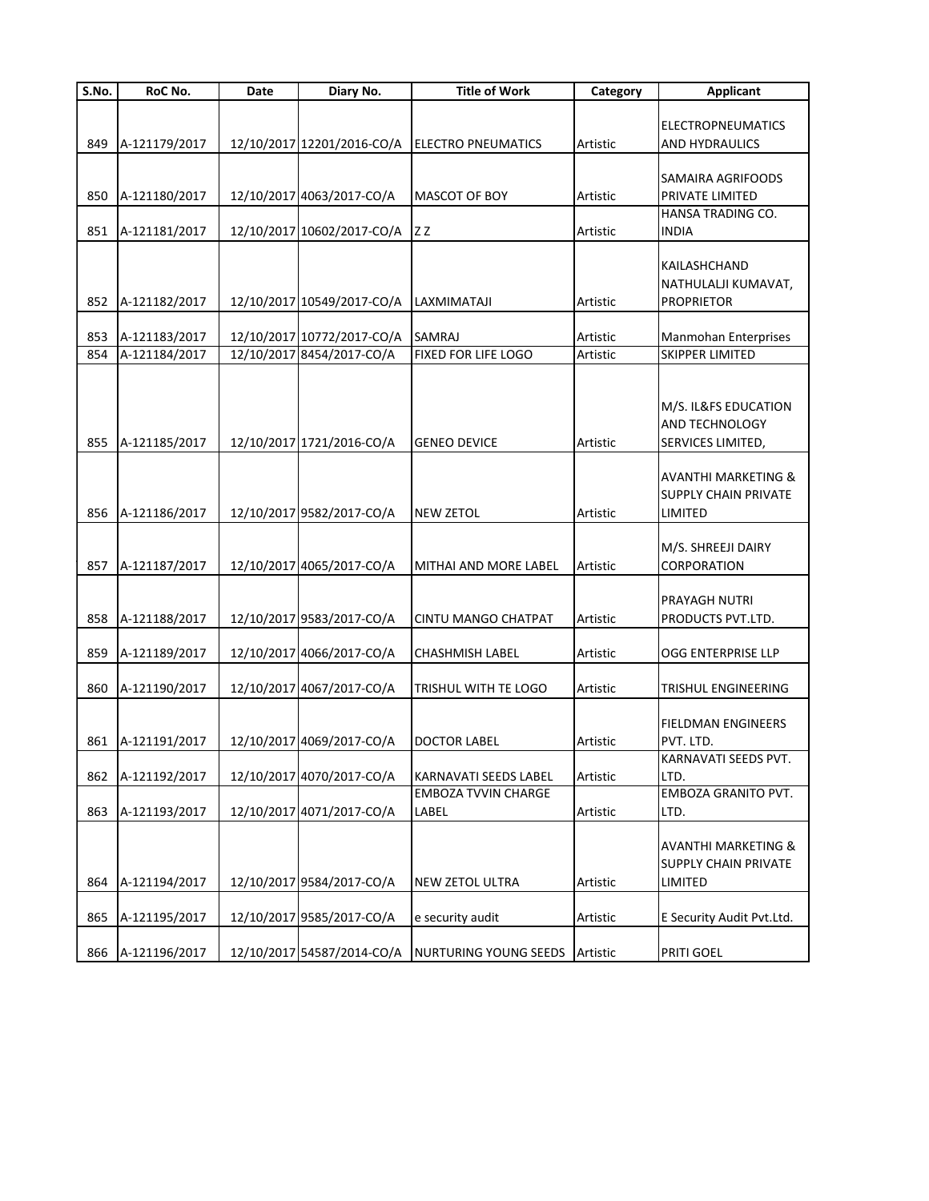| S.No. | RoC No. | Date | Diary No. | Title of Work | Category | Applicant |
|---|---|---|---|---|---|---|
| 849 | A-121179/2017 | 12/10/2017 | 12201/2016-CO/A | ELECTRO PNEUMATICS | Artistic | ELECTROPNEUMATICS AND HYDRAULICS |
| 850 | A-121180/2017 | 12/10/2017 | 4063/2017-CO/A | MASCOT OF BOY | Artistic | SAMAIRA AGRIFOODS PRIVATE LIMITED |
| 851 | A-121181/2017 | 12/10/2017 | 10602/2017-CO/A | Z Z | Artistic | HANSA TRADING CO. INDIA |
| 852 | A-121182/2017 | 12/10/2017 | 10549/2017-CO/A | LAXMIMATAJI | Artistic | KAILASHCHAND NATHULALJI KUMAVAT, PROPRIETOR |
| 853 | A-121183/2017 | 12/10/2017 | 10772/2017-CO/A | SAMRAJ | Artistic | Manmohan Enterprises |
| 854 | A-121184/2017 | 12/10/2017 | 8454/2017-CO/A | FIXED FOR LIFE LOGO | Artistic | SKIPPER LIMITED |
| 855 | A-121185/2017 | 12/10/2017 | 1721/2016-CO/A | GENEO DEVICE | Artistic | M/S. IL&FS EDUCATION AND TECHNOLOGY SERVICES LIMITED, |
| 856 | A-121186/2017 | 12/10/2017 | 9582/2017-CO/A | NEW ZETOL | Artistic | AVANTHI MARKETING & SUPPLY CHAIN PRIVATE LIMITED |
| 857 | A-121187/2017 | 12/10/2017 | 4065/2017-CO/A | MITHAI AND MORE LABEL | Artistic | M/S. SHREEJI DAIRY CORPORATION |
| 858 | A-121188/2017 | 12/10/2017 | 9583/2017-CO/A | CINTU MANGO CHATPAT | Artistic | PRAYAGH NUTRI PRODUCTS PVT.LTD. |
| 859 | A-121189/2017 | 12/10/2017 | 4066/2017-CO/A | CHASHMISH LABEL | Artistic | OGG ENTERPRISE LLP |
| 860 | A-121190/2017 | 12/10/2017 | 4067/2017-CO/A | TRISHUL WITH TE LOGO | Artistic | TRISHUL ENGINEERING |
| 861 | A-121191/2017 | 12/10/2017 | 4069/2017-CO/A | DOCTOR LABEL | Artistic | FIELDMAN ENGINEERS PVT. LTD. |
| 862 | A-121192/2017 | 12/10/2017 | 4070/2017-CO/A | KARNAVATI SEEDS LABEL | Artistic | KARNAVATI SEEDS PVT. LTD. |
| 863 | A-121193/2017 | 12/10/2017 | 4071/2017-CO/A | EMBOZA TVVIN CHARGE LABEL | Artistic | EMBOZA GRANITO PVT. LTD. |
| 864 | A-121194/2017 | 12/10/2017 | 9584/2017-CO/A | NEW ZETOL ULTRA | Artistic | AVANTHI MARKETING & SUPPLY CHAIN PRIVATE LIMITED |
| 865 | A-121195/2017 | 12/10/2017 | 9585/2017-CO/A | e security audit | Artistic | E Security Audit Pvt.Ltd. |
| 866 | A-121196/2017 | 12/10/2017 | 54587/2014-CO/A | NURTURING YOUNG SEEDS | Artistic | PRITI GOEL |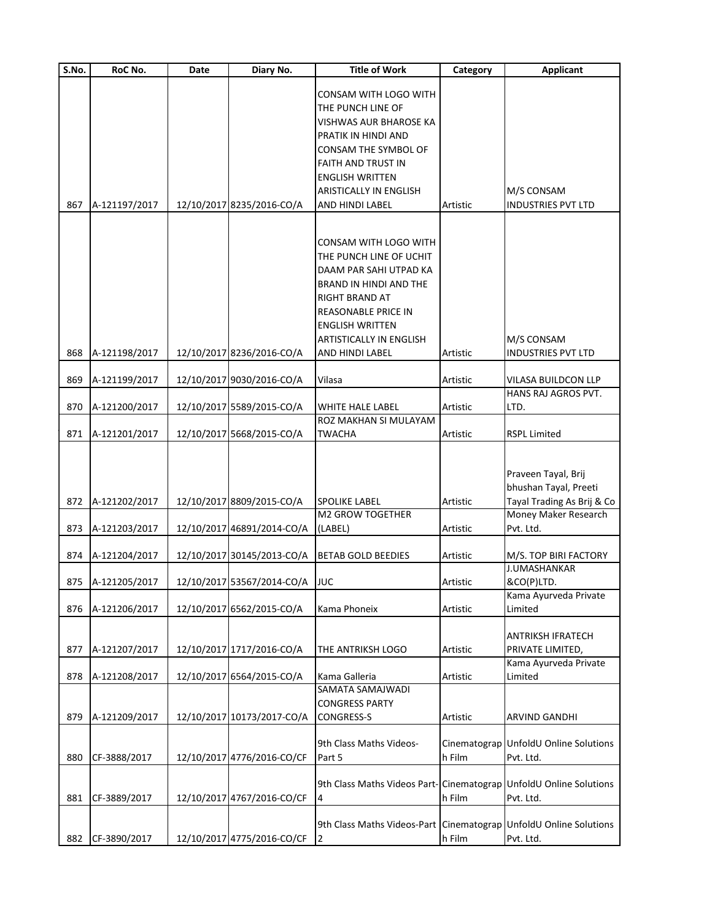| S.No. | RoC No. | Date | Diary No. | Title of Work | Category | Applicant |
|---|---|---|---|---|---|---|
| 867 | A-121197/2017 | 12/10/2017 | 8235/2016-CO/A | CONSAM WITH LOGO WITH THE PUNCH LINE OF VISHWAS AUR BHAROSE KA PRATIK IN HINDI AND CONSAM THE SYMBOL OF FAITH AND TRUST IN ENGLISH WRITTEN ARISTICALLY IN ENGLISH AND HINDI LABEL | Artistic | M/S CONSAM INDUSTRIES PVT LTD |
| 868 | A-121198/2017 | 12/10/2017 | 8236/2016-CO/A | CONSAM WITH LOGO WITH THE PUNCH LINE OF UCHIT DAAM PAR SAHI UTPAD KA BRAND IN HINDI AND THE RIGHT BRAND AT REASONABLE PRICE IN ENGLISH WRITTEN ARTISTICALLY IN ENGLISH AND HINDI LABEL | Artistic | M/S CONSAM INDUSTRIES PVT LTD |
| 869 | A-121199/2017 | 12/10/2017 | 9030/2016-CO/A | Vilasa | Artistic | VILASA BUILDCON LLP |
| 870 | A-121200/2017 | 12/10/2017 | 5589/2015-CO/A | WHITE HALE LABEL | Artistic | HANS RAJ AGROS PVT. LTD. |
| 871 | A-121201/2017 | 12/10/2017 | 5668/2015-CO/A | ROZ MAKHAN SI MULAYAM TWACHA | Artistic | RSPL Limited |
| 872 | A-121202/2017 | 12/10/2017 | 8809/2015-CO/A | SPOLIKE LABEL | Artistic | Praveen Tayal, Brij bhushan Tayal, Preeti Tayal Trading As Brij & Co |
| 873 | A-121203/2017 | 12/10/2017 | 46891/2014-CO/A | M2 GROW TOGETHER (LABEL) | Artistic | Money Maker Research Pvt. Ltd. |
| 874 | A-121204/2017 | 12/10/2017 | 30145/2013-CO/A | BETAB GOLD BEEDIES | Artistic | M/S. TOP BIRI FACTORY |
| 875 | A-121205/2017 | 12/10/2017 | 53567/2014-CO/A | JUC | Artistic | J.UMASHANKAR &CO(P)LTD. |
| 876 | A-121206/2017 | 12/10/2017 | 6562/2015-CO/A | Kama Phoneix | Artistic | Kama Ayurveda Private Limited |
| 877 | A-121207/2017 | 12/10/2017 | 1717/2016-CO/A | THE ANTRIKSH LOGO | Artistic | ANTRIKSH IFRATECH PRIVATE LIMITED, |
| 878 | A-121208/2017 | 12/10/2017 | 6564/2015-CO/A | Kama Galleria | Artistic | Kama Ayurveda Private Limited |
| 879 | A-121209/2017 | 12/10/2017 | 10173/2017-CO/A | SAMATA SAMAJWADI CONGRESS PARTY CONGRESS-S | Artistic | ARVIND GANDHI |
| 880 | CF-3888/2017 | 12/10/2017 | 4776/2016-CO/CF | 9th Class Maths Videos-Part 5 | Cinematograph Film | UnfoldU Online Solutions Pvt. Ltd. |
| 881 | CF-3889/2017 | 12/10/2017 | 4767/2016-CO/CF | 9th Class Maths Videos Part-4 | Cinematograph Film | UnfoldU Online Solutions Pvt. Ltd. |
| 882 | CF-3890/2017 | 12/10/2017 | 4775/2016-CO/CF | 9th Class Maths Videos-Part 2 | Cinematograph Film | UnfoldU Online Solutions Pvt. Ltd. |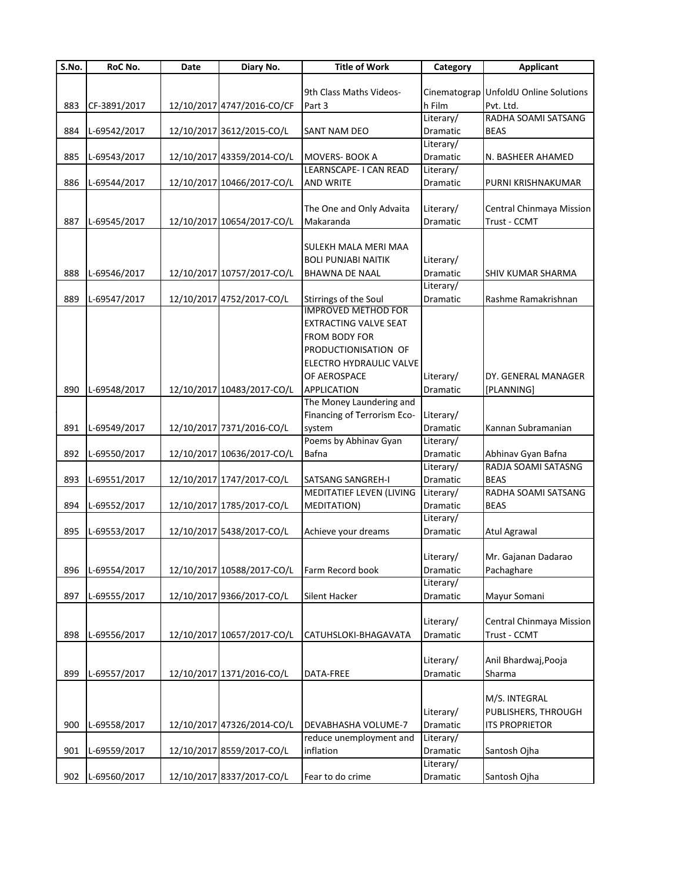| S.No. | RoC No. | Date | Diary No. | Title of Work | Category | Applicant |
|---|---|---|---|---|---|---|
| 883 | CF-3891/2017 | 12/10/2017 | 4747/2016-CO/CF | 9th Class Maths Videos-Part 3 | Cinematograph Film | UnfoldU Online Solutions Pvt. Ltd. |
| 884 | L-69542/2017 | 12/10/2017 | 3612/2015-CO/L | SANT NAM DEO | Literary/ Dramatic | RADHA SOAMI SATSANG BEAS |
| 885 | L-69543/2017 | 12/10/2017 | 43359/2014-CO/L | MOVERS- BOOK A | Literary/ Dramatic | N. BASHEER AHAMED |
| 886 | L-69544/2017 | 12/10/2017 | 10466/2017-CO/L | LEARNSCAPE- I CAN READ AND WRITE | Literary/ Dramatic | PURNI KRISHNAKUMAR |
| 887 | L-69545/2017 | 12/10/2017 | 10654/2017-CO/L | The One and Only Advaita Makaranda | Literary/ Dramatic | Central Chinmaya Mission Trust - CCMT |
| 888 | L-69546/2017 | 12/10/2017 | 10757/2017-CO/L | SULEKH MALA MERI MAA BOLI PUNJABI NAITIK BHAWNA DE NAAL | Literary/ Dramatic | SHIV KUMAR SHARMA |
| 889 | L-69547/2017 | 12/10/2017 | 4752/2017-CO/L | Stirrings of the Soul | Literary/ Dramatic | Rashme Ramakrishnan |
| 890 | L-69548/2017 | 12/10/2017 | 10483/2017-CO/L | IMPROVED METHOD FOR EXTRACTING VALVE SEAT FROM BODY FOR PRODUCTIONISATION OF ELECTRO HYDRAULIC VALVE OF AEROSPACE APPLICATION | Literary/ Dramatic | DY. GENERAL MANAGER [PLANNING] |
| 891 | L-69549/2017 | 12/10/2017 | 7371/2016-CO/L | The Money Laundering and Financing of Terrorism Eco-system | Literary/ Dramatic | Kannan Subramanian |
| 892 | L-69550/2017 | 12/10/2017 | 10636/2017-CO/L | Poems by Abhinav Gyan Bafna | Literary/ Dramatic | Abhinav Gyan Bafna |
| 893 | L-69551/2017 | 12/10/2017 | 1747/2017-CO/L | SATSANG SANGREH-I | Literary/ Dramatic | RADJA SOAMI SATASNG BEAS |
| 894 | L-69552/2017 | 12/10/2017 | 1785/2017-CO/L | MEDITATIEF LEVEN (LIVING MEDITATION) | Literary/ Dramatic | RADHA SOAMI SATSANG BEAS |
| 895 | L-69553/2017 | 12/10/2017 | 5438/2017-CO/L | Achieve your dreams | Literary/ Dramatic | Atul Agrawal |
| 896 | L-69554/2017 | 12/10/2017 | 10588/2017-CO/L | Farm Record book | Literary/ Dramatic | Mr. Gajanan Dadarao Pachaghare |
| 897 | L-69555/2017 | 12/10/2017 | 9366/2017-CO/L | Silent Hacker | Literary/ Dramatic | Mayur Somani |
| 898 | L-69556/2017 | 12/10/2017 | 10657/2017-CO/L | CATUHSLOKI-BHAGAVATA | Literary/ Dramatic | Central Chinmaya Mission Trust - CCMT |
| 899 | L-69557/2017 | 12/10/2017 | 1371/2016-CO/L | DATA-FREE | Literary/ Dramatic | Anil Bhardwaj,Pooja Sharma |
| 900 | L-69558/2017 | 12/10/2017 | 47326/2014-CO/L | DEVABHASHA VOLUME-7 | Literary/ Dramatic | M/S. INTEGRAL PUBLISHERS, THROUGH ITS PROPRIETOR |
| 901 | L-69559/2017 | 12/10/2017 | 8559/2017-CO/L | reduce unemployment and inflation | Literary/ Dramatic | Santosh Ojha |
| 902 | L-69560/2017 | 12/10/2017 | 8337/2017-CO/L | Fear to do crime | Literary/ Dramatic | Santosh Ojha |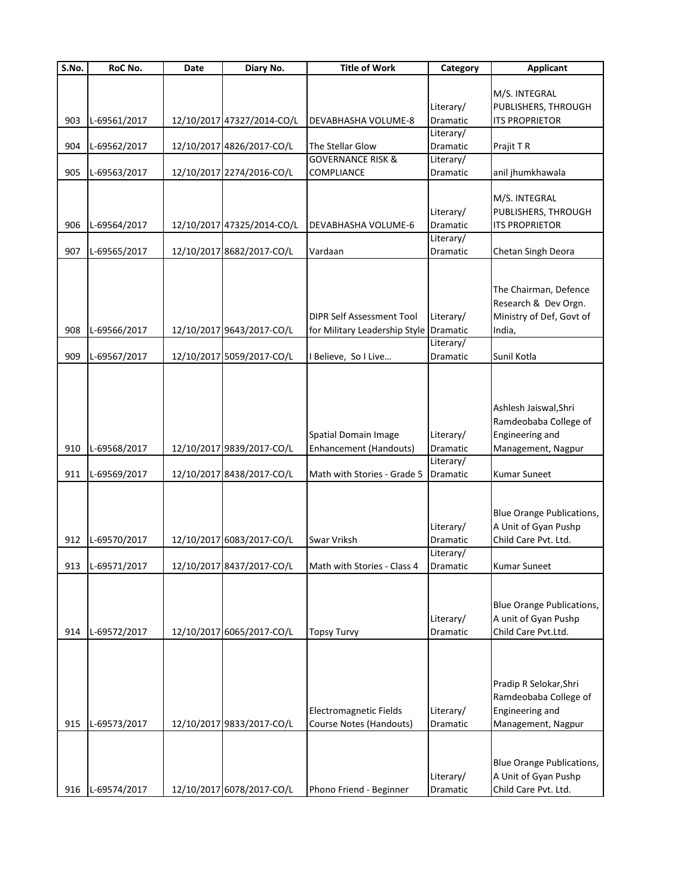| S.No. | RoC No. | Date | Diary No. | Title of Work | Category | Applicant |
|---|---|---|---|---|---|---|
| 903 | L-69561/2017 | 12/10/2017 | 47327/2014-CO/L | DEVABHASHA VOLUME-8 | Literary/ Dramatic | M/S. INTEGRAL PUBLISHERS, THROUGH ITS PROPRIETOR |
| 904 | L-69562/2017 | 12/10/2017 | 4826/2017-CO/L | The Stellar Glow | Literary/ Dramatic | Prajit T R |
| 905 | L-69563/2017 | 12/10/2017 | 2274/2016-CO/L | GOVERNANCE RISK & COMPLIANCE | Literary/ Dramatic | anil jhumkhawala |
| 906 | L-69564/2017 | 12/10/2017 | 47325/2014-CO/L | DEVABHASHA VOLUME-6 | Literary/ Dramatic | M/S. INTEGRAL PUBLISHERS, THROUGH ITS PROPRIETOR |
| 907 | L-69565/2017 | 12/10/2017 | 8682/2017-CO/L | Vardaan | Literary/ Dramatic | Chetan Singh Deora |
| 908 | L-69566/2017 | 12/10/2017 | 9643/2017-CO/L | DIPR Self Assessment Tool for Military Leadership Style | Literary/ Dramatic | The Chairman, Defence Research & Dev Orgn. Ministry of Def, Govt of India, |
| 909 | L-69567/2017 | 12/10/2017 | 5059/2017-CO/L | I Believe, So I Live… | Literary/ Dramatic | Sunil Kotla |
| 910 | L-69568/2017 | 12/10/2017 | 9839/2017-CO/L | Spatial Domain Image Enhancement (Handouts) | Literary/ Dramatic | Ashlesh Jaiswal,Shri Ramdeobaba College of Engineering and Management, Nagpur |
| 911 | L-69569/2017 | 12/10/2017 | 8438/2017-CO/L | Math with Stories - Grade 5 | Literary/ Dramatic | Kumar Suneet |
| 912 | L-69570/2017 | 12/10/2017 | 6083/2017-CO/L | Swar Vriksh | Literary/ Dramatic | Blue Orange Publications, A Unit of Gyan Pushp Child Care Pvt. Ltd. |
| 913 | L-69571/2017 | 12/10/2017 | 8437/2017-CO/L | Math with Stories - Class 4 | Literary/ Dramatic | Kumar Suneet |
| 914 | L-69572/2017 | 12/10/2017 | 6065/2017-CO/L | Topsy Turvy | Literary/ Dramatic | Blue Orange Publications, A unit of Gyan Pushp Child Care Pvt.Ltd. |
| 915 | L-69573/2017 | 12/10/2017 | 9833/2017-CO/L | Electromagnetic Fields Course Notes (Handouts) | Literary/ Dramatic | Pradip R Selokar,Shri Ramdeobaba College of Engineering and Management, Nagpur |
| 916 | L-69574/2017 | 12/10/2017 | 6078/2017-CO/L | Phono Friend - Beginner | Literary/ Dramatic | Blue Orange Publications, A Unit of Gyan Pushp Child Care Pvt. Ltd. |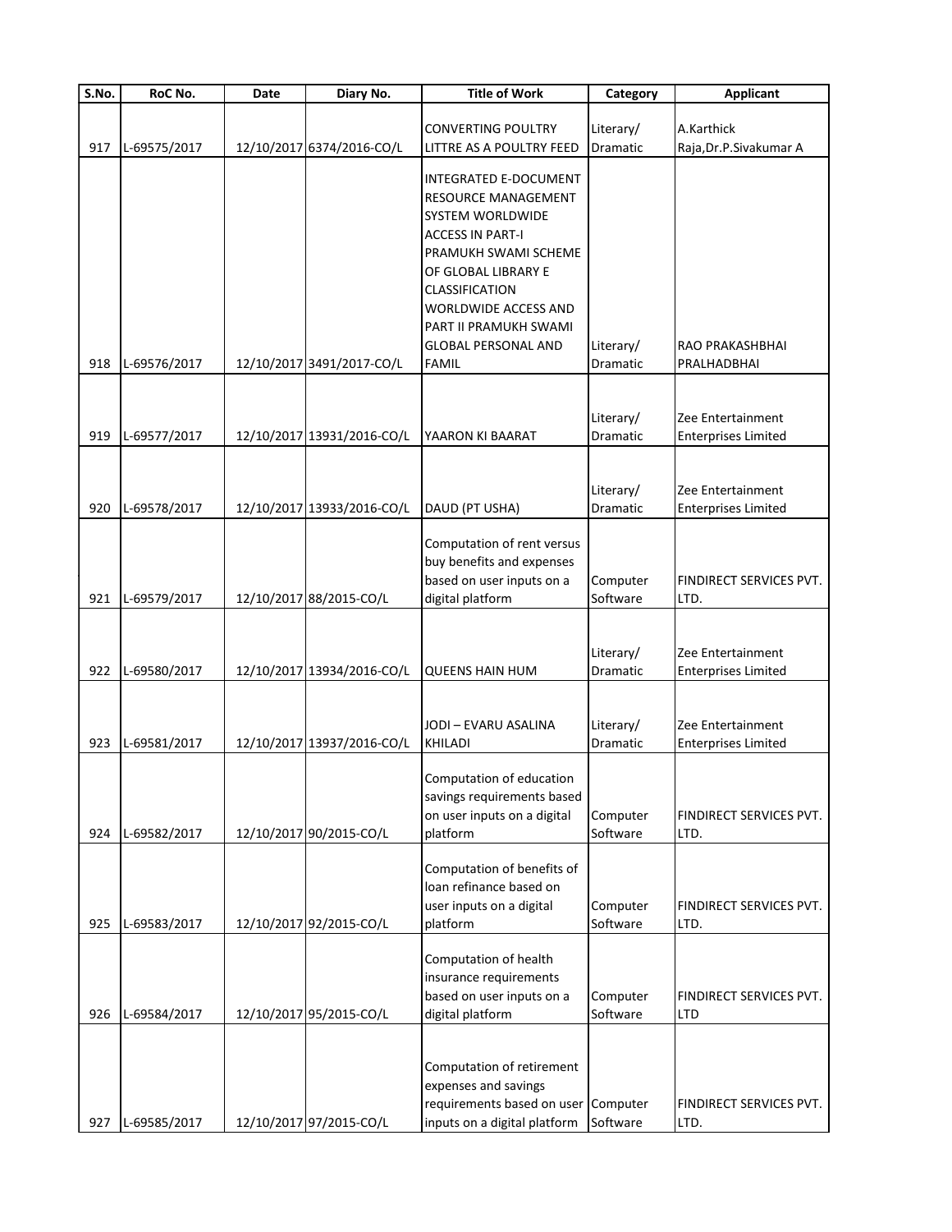| S.No. | RoC No. | Date | Diary No. | Title of Work | Category | Applicant |
|---|---|---|---|---|---|---|
| 917 | L-69575/2017 | 12/10/2017 | 6374/2016-CO/L | CONVERTING POULTRY LITTRE AS A POULTRY FEED | Literary/ Dramatic | A.Karthick Raja,Dr.P.Sivakumar A |
| 918 | L-69576/2017 | 12/10/2017 | 3491/2017-CO/L | INTEGRATED E-DOCUMENT RESOURCE MANAGEMENT SYSTEM WORLDWIDE ACCESS IN PART-I PRAMUKH SWAMI SCHEME OF GLOBAL LIBRARY E CLASSIFICATION WORLDWIDE ACCESS AND PART II PRAMUKH SWAMI GLOBAL PERSONAL AND FAMIL | Literary/ Dramatic | RAO PRAKASHBHAI PRALHADBHAI |
| 919 | L-69577/2017 | 12/10/2017 | 13931/2016-CO/L | YAARON KI BAARAT | Literary/ Dramatic | Zee Entertainment Enterprises Limited |
| 920 | L-69578/2017 | 12/10/2017 | 13933/2016-CO/L | DAUD (PT USHA) | Literary/ Dramatic | Zee Entertainment Enterprises Limited |
| 921 | L-69579/2017 | 12/10/2017 | 88/2015-CO/L | Computation of rent versus buy benefits and expenses based on user inputs on a digital platform | Computer Software | FINDIRECT SERVICES PVT. LTD. |
| 922 | L-69580/2017 | 12/10/2017 | 13934/2016-CO/L | QUEENS HAIN HUM | Literary/ Dramatic | Zee Entertainment Enterprises Limited |
| 923 | L-69581/2017 | 12/10/2017 | 13937/2016-CO/L | JODI – EVARU ASALINA KHILADI | Literary/ Dramatic | Zee Entertainment Enterprises Limited |
| 924 | L-69582/2017 | 12/10/2017 | 90/2015-CO/L | Computation of education savings requirements based on user inputs on a digital platform | Computer Software | FINDIRECT SERVICES PVT. LTD. |
| 925 | L-69583/2017 | 12/10/2017 | 92/2015-CO/L | Computation of benefits of loan refinance based on user inputs on a digital platform | Computer Software | FINDIRECT SERVICES PVT. LTD. |
| 926 | L-69584/2017 | 12/10/2017 | 95/2015-CO/L | Computation of health insurance requirements based on user inputs on a digital platform | Computer Software | FINDIRECT SERVICES PVT. LTD |
| 927 | L-69585/2017 | 12/10/2017 | 97/2015-CO/L | Computation of retirement expenses and savings requirements based on user inputs on a digital platform | Computer Software | FINDIRECT SERVICES PVT. LTD. |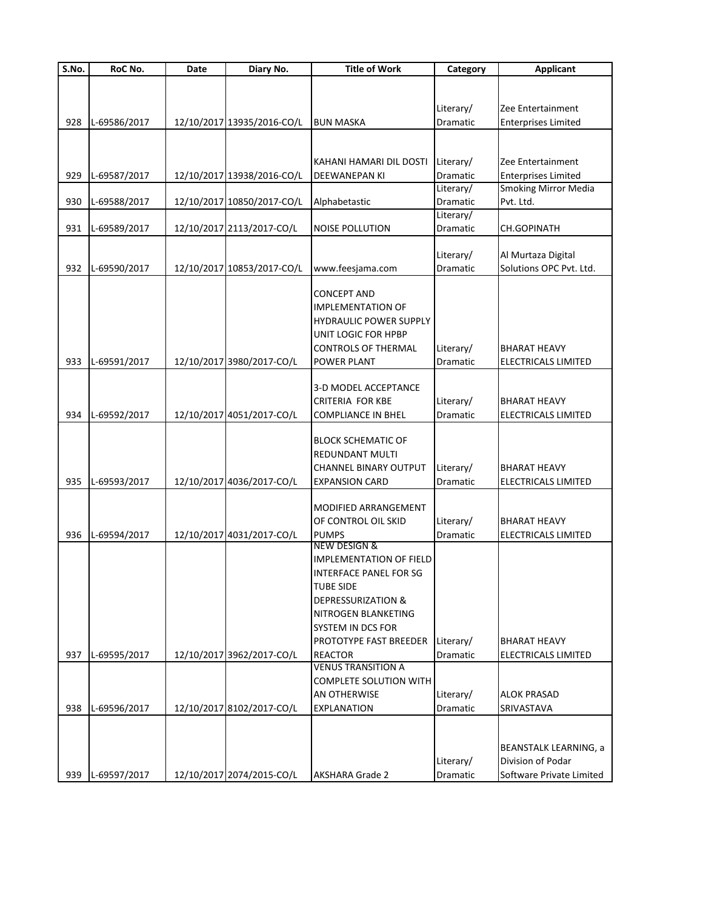| S.No. | RoC No. | Date | Diary No. | Title of Work | Category | Applicant |
|---|---|---|---|---|---|---|
| 928 | L-69586/2017 | 12/10/2017 | 13935/2016-CO/L | BUN MASKA | Literary/ Dramatic | Zee Entertainment Enterprises Limited |
| 929 | L-69587/2017 | 12/10/2017 | 13938/2016-CO/L | KAHANI HAMARI DIL DOSTI DEEWANEPAN KI | Literary/ Dramatic | Zee Entertainment Enterprises Limited |
| 930 | L-69588/2017 | 12/10/2017 | 10850/2017-CO/L | Alphabetastic | Literary/ Dramatic | Smoking Mirror Media Pvt. Ltd. |
| 931 | L-69589/2017 | 12/10/2017 | 2113/2017-CO/L | NOISE POLLUTION | Literary/ Dramatic | CH.GOPINATH |
| 932 | L-69590/2017 | 12/10/2017 | 10853/2017-CO/L | www.feesjama.com | Literary/ Dramatic | Al Murtaza Digital Solutions OPC Pvt. Ltd. |
| 933 | L-69591/2017 | 12/10/2017 | 3980/2017-CO/L | CONCEPT AND IMPLEMENTATION OF HYDRAULIC POWER SUPPLY UNIT LOGIC FOR HPBP CONTROLS OF THERMAL POWER PLANT | Literary/ Dramatic | BHARAT HEAVY ELECTRICALS LIMITED |
| 934 | L-69592/2017 | 12/10/2017 | 4051/2017-CO/L | 3-D MODEL ACCEPTANCE CRITERIA FOR KBE COMPLIANCE IN BHEL | Literary/ Dramatic | BHARAT HEAVY ELECTRICALS LIMITED |
| 935 | L-69593/2017 | 12/10/2017 | 4036/2017-CO/L | BLOCK SCHEMATIC OF REDUNDANT MULTI CHANNEL BINARY OUTPUT EXPANSION CARD | Literary/ Dramatic | BHARAT HEAVY ELECTRICALS LIMITED |
| 936 | L-69594/2017 | 12/10/2017 | 4031/2017-CO/L | MODIFIED ARRANGEMENT OF CONTROL OIL SKID PUMPS | Literary/ Dramatic | BHARAT HEAVY ELECTRICALS LIMITED |
| 937 | L-69595/2017 | 12/10/2017 | 3962/2017-CO/L | NEW DESIGN & IMPLEMENTATION OF FIELD INTERFACE PANEL FOR SG TUBE SIDE DEPRESSURIZATION & NITROGEN BLANKETING SYSTEM IN DCS FOR PROTOTYPE FAST BREEDER REACTOR | Literary/ Dramatic | BHARAT HEAVY ELECTRICALS LIMITED |
| 938 | L-69596/2017 | 12/10/2017 | 8102/2017-CO/L | VENUS TRANSITION A COMPLETE SOLUTION WITH AN OTHERWISE EXPLANATION | Literary/ Dramatic | ALOK PRASAD SRIVASTAVA |
| 939 | L-69597/2017 | 12/10/2017 | 2074/2015-CO/L | AKSHARA Grade 2 | Literary/ Dramatic | BEANSTALK LEARNING, a Division of Podar Software Private Limited |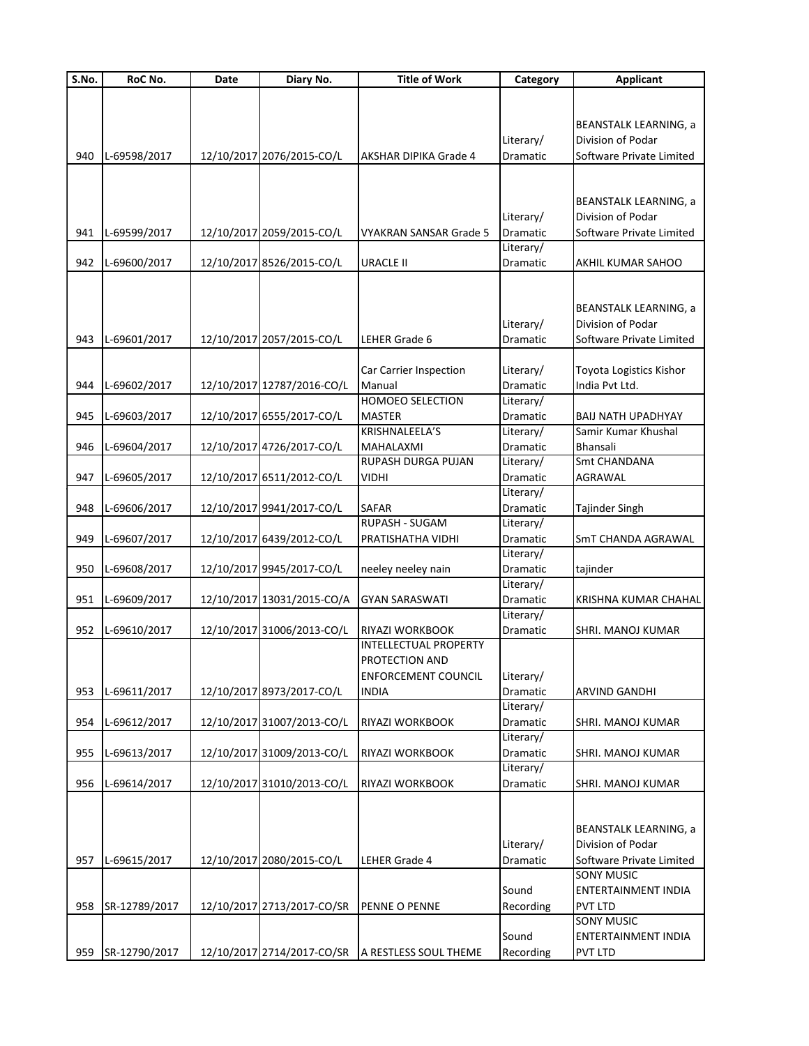| S.No. | RoC No. | Date | Diary No. | Title of Work | Category | Applicant |
|---|---|---|---|---|---|---|
| 940 | L-69598/2017 | 12/10/2017 | 2076/2015-CO/L | AKSHAR DIPIKA Grade 4 | Literary/ Dramatic | BEANSTALK LEARNING, a Division of Podar Software Private Limited |
| 941 | L-69599/2017 | 12/10/2017 | 2059/2015-CO/L | VYAKRAN SANSAR Grade 5 | Literary/ Dramatic | BEANSTALK LEARNING, a Division of Podar Software Private Limited |
| 942 | L-69600/2017 | 12/10/2017 | 8526/2015-CO/L | URACLE II | Literary/ Dramatic | AKHIL KUMAR SAHOO |
| 943 | L-69601/2017 | 12/10/2017 | 2057/2015-CO/L | LEHER Grade 6 | Literary/ Dramatic | BEANSTALK LEARNING, a Division of Podar Software Private Limited |
| 944 | L-69602/2017 | 12/10/2017 | 12787/2016-CO/L | Car Carrier Inspection Manual | Literary/ Dramatic | Toyota Logistics Kishor India Pvt Ltd. |
| 945 | L-69603/2017 | 12/10/2017 | 6555/2017-CO/L | HOMOEO SELECTION MASTER | Literary/ Dramatic | BAIJ NATH UPADHYAY |
| 946 | L-69604/2017 | 12/10/2017 | 4726/2017-CO/L | KRISHNALEELA'S MAHALAXMI | Literary/ Dramatic | Samir Kumar Khushal Bhansali |
| 947 | L-69605/2017 | 12/10/2017 | 6511/2012-CO/L | RUPASH DURGA PUJAN VIDHI | Literary/ Dramatic | Smt CHANDANA AGRAWAL |
| 948 | L-69606/2017 | 12/10/2017 | 9941/2017-CO/L | SAFAR | Literary/ Dramatic | Tajinder Singh |
| 949 | L-69607/2017 | 12/10/2017 | 6439/2012-CO/L | RUPASH - SUGAM PRATISHATHA VIDHI | Literary/ Dramatic | SmT CHANDA AGRAWAL |
| 950 | L-69608/2017 | 12/10/2017 | 9945/2017-CO/L | neeley neeley nain | Literary/ Dramatic | tajinder |
| 951 | L-69609/2017 | 12/10/2017 | 13031/2015-CO/A | GYAN SARASWATI | Literary/ Dramatic | KRISHNA KUMAR CHAHAL |
| 952 | L-69610/2017 | 12/10/2017 | 31006/2013-CO/L | RIYAZI WORKBOOK | Literary/ Dramatic | SHRI. MANOJ KUMAR |
| 953 | L-69611/2017 | 12/10/2017 | 8973/2017-CO/L | INTELLECTUAL PROPERTY PROTECTION AND ENFORCEMENT COUNCIL INDIA | Literary/ Dramatic | ARVIND GANDHI |
| 954 | L-69612/2017 | 12/10/2017 | 31007/2013-CO/L | RIYAZI WORKBOOK | Literary/ Dramatic | SHRI. MANOJ KUMAR |
| 955 | L-69613/2017 | 12/10/2017 | 31009/2013-CO/L | RIYAZI WORKBOOK | Literary/ Dramatic | SHRI. MANOJ KUMAR |
| 956 | L-69614/2017 | 12/10/2017 | 31010/2013-CO/L | RIYAZI WORKBOOK | Literary/ Dramatic | SHRI. MANOJ KUMAR |
| 957 | L-69615/2017 | 12/10/2017 | 2080/2015-CO/L | LEHER Grade 4 | Literary/ Dramatic | BEANSTALK LEARNING, a Division of Podar Software Private Limited |
| 958 | SR-12789/2017 | 12/10/2017 | 2713/2017-CO/SR | PENNE O PENNE | Sound Recording | SONY MUSIC ENTERTAINMENT INDIA PVT LTD |
| 959 | SR-12790/2017 | 12/10/2017 | 2714/2017-CO/SR | A RESTLESS SOUL THEME | Sound Recording | SONY MUSIC ENTERTAINMENT INDIA PVT LTD |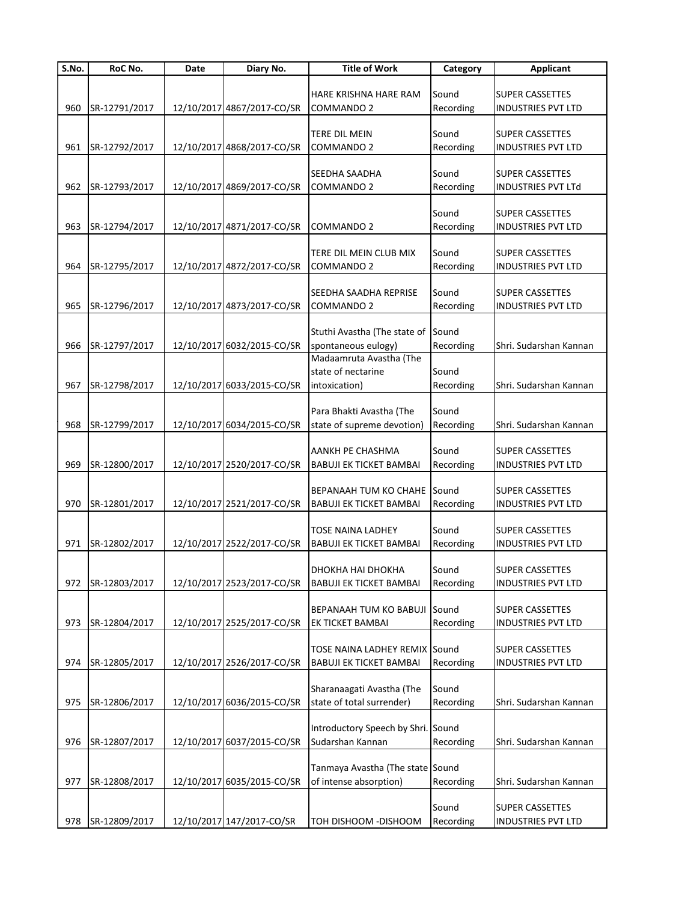| S.No. | RoC No. | Date | Diary No. | Title of Work | Category | Applicant |
|---|---|---|---|---|---|---|
| 960 | SR-12791/2017 | 12/10/2017 | 4867/2017-CO/SR | HARE KRISHNA HARE RAM COMMANDO 2 | Sound Recording | SUPER CASSETTES INDUSTRIES PVT LTD |
| 961 | SR-12792/2017 | 12/10/2017 | 4868/2017-CO/SR | TERE DIL MEIN COMMANDO 2 | Sound Recording | SUPER CASSETTES INDUSTRIES PVT LTD |
| 962 | SR-12793/2017 | 12/10/2017 | 4869/2017-CO/SR | SEEDHA SAADHA COMMANDO 2 | Sound Recording | SUPER CASSETTES INDUSTRIES PVT LTd |
| 963 | SR-12794/2017 | 12/10/2017 | 4871/2017-CO/SR | COMMANDO 2 | Sound Recording | SUPER CASSETTES INDUSTRIES PVT LTD |
| 964 | SR-12795/2017 | 12/10/2017 | 4872/2017-CO/SR | TERE DIL MEIN CLUB MIX COMMANDO 2 | Sound Recording | SUPER CASSETTES INDUSTRIES PVT LTD |
| 965 | SR-12796/2017 | 12/10/2017 | 4873/2017-CO/SR | SEEDHA SAADHA REPRISE COMMANDO 2 | Sound Recording | SUPER CASSETTES INDUSTRIES PVT LTD |
| 966 | SR-12797/2017 | 12/10/2017 | 6032/2015-CO/SR | Stuthi Avastha (The state of spontaneous eulogy) | Sound Recording | Shri. Sudarshan Kannan |
| 967 | SR-12798/2017 | 12/10/2017 | 6033/2015-CO/SR | Madaamruta Avastha (The state of nectarine intoxication) | Sound Recording | Shri. Sudarshan Kannan |
| 968 | SR-12799/2017 | 12/10/2017 | 6034/2015-CO/SR | Para Bhakti Avastha (The state of supreme devotion) | Sound Recording | Shri. Sudarshan Kannan |
| 969 | SR-12800/2017 | 12/10/2017 | 2520/2017-CO/SR | AANKH PE CHASHMA BABUJI EK TICKET BAMBAI | Sound Recording | SUPER CASSETTES INDUSTRIES PVT LTD |
| 970 | SR-12801/2017 | 12/10/2017 | 2521/2017-CO/SR | BEPANAAH TUM KO CHAHE BABUJI EK TICKET BAMBAI | Sound Recording | SUPER CASSETTES INDUSTRIES PVT LTD |
| 971 | SR-12802/2017 | 12/10/2017 | 2522/2017-CO/SR | TOSE NAINA LADHEY BABUJI EK TICKET BAMBAI | Sound Recording | SUPER CASSETTES INDUSTRIES PVT LTD |
| 972 | SR-12803/2017 | 12/10/2017 | 2523/2017-CO/SR | DHOKHA HAI DHOKHA BABUJI EK TICKET BAMBAI | Sound Recording | SUPER CASSETTES INDUSTRIES PVT LTD |
| 973 | SR-12804/2017 | 12/10/2017 | 2525/2017-CO/SR | BEPANAAH TUM KO BABUJI EK TICKET BAMBAI | Sound Recording | SUPER CASSETTES INDUSTRIES PVT LTD |
| 974 | SR-12805/2017 | 12/10/2017 | 2526/2017-CO/SR | TOSE NAINA LADHEY REMIX BABUJI EK TICKET BAMBAI | Sound Recording | SUPER CASSETTES INDUSTRIES PVT LTD |
| 975 | SR-12806/2017 | 12/10/2017 | 6036/2015-CO/SR | Sharanaagati Avastha (The state of total surrender) | Sound Recording | Shri. Sudarshan Kannan |
| 976 | SR-12807/2017 | 12/10/2017 | 6037/2015-CO/SR | Introductory Speech by Shri. Sudarshan Kannan | Sound Recording | Shri. Sudarshan Kannan |
| 977 | SR-12808/2017 | 12/10/2017 | 6035/2015-CO/SR | Tanmaya Avastha (The state of intense absorption) | Sound Recording | Shri. Sudarshan Kannan |
| 978 | SR-12809/2017 | 12/10/2017 | 147/2017-CO/SR | TOH DISHOOM -DISHOOM | Sound Recording | SUPER CASSETTES INDUSTRIES PVT LTD |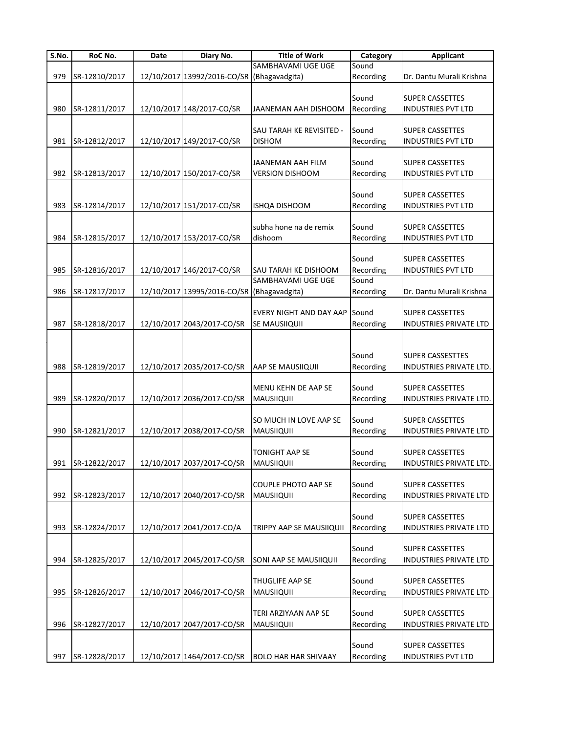| S.No. | RoC No. | Date | Diary No. | Title of Work | Category | Applicant |
|---|---|---|---|---|---|---|
| 979 | SR-12810/2017 | 12/10/2017 | 13992/2016-CO/SR | SAMBHAVAMI UGE UGE (Bhagavadgita) | Sound Recording | Dr. Dantu Murali Krishna |
| 980 | SR-12811/2017 | 12/10/2017 | 148/2017-CO/SR | JAANEMAN AAH DISHOOM | Sound Recording | SUPER CASSETTES INDUSTRIES PVT LTD |
| 981 | SR-12812/2017 | 12/10/2017 | 149/2017-CO/SR | SAU TARAH KE REVISITED - DISHOM | Sound Recording | SUPER CASSETTES INDUSTRIES PVT LTD |
| 982 | SR-12813/2017 | 12/10/2017 | 150/2017-CO/SR | JAANEMAN AAH FILM VERSION DISHOOM | Sound Recording | SUPER CASSETTES INDUSTRIES PVT LTD |
| 983 | SR-12814/2017 | 12/10/2017 | 151/2017-CO/SR | ISHQA DISHOOM | Sound Recording | SUPER CASSETTES INDUSTRIES PVT LTD |
| 984 | SR-12815/2017 | 12/10/2017 | 153/2017-CO/SR | subha hone na de remix dishoom | Sound Recording | SUPER CASSETTES INDUSTRIES PVT LTD |
| 985 | SR-12816/2017 | 12/10/2017 | 146/2017-CO/SR | SAU TARAH KE DISHOOM | Sound Recording | SUPER CASSETTES INDUSTRIES PVT LTD |
| 986 | SR-12817/2017 | 12/10/2017 | 13995/2016-CO/SR | SAMBHAVAMI UGE UGE (Bhagavadgita) | Sound Recording | Dr. Dantu Murali Krishna |
| 987 | SR-12818/2017 | 12/10/2017 | 2043/2017-CO/SR | EVERY NIGHT AND DAY AAP SE MAUSIIQUII | Sound Recording | SUPER CASSETTES INDUSTRIES PRIVATE LTD |
| 988 | SR-12819/2017 | 12/10/2017 | 2035/2017-CO/SR | AAP SE MAUSIIQUII | Sound Recording | SUPER CASSESTTES INDUSTRIES PRIVATE LTD. |
| 989 | SR-12820/2017 | 12/10/2017 | 2036/2017-CO/SR | MENU KEHN DE AAP SE MAUSIIQUII | Sound Recording | SUPER CASSETTES INDUSTRIES PRIVATE LTD. |
| 990 | SR-12821/2017 | 12/10/2017 | 2038/2017-CO/SR | SO MUCH IN LOVE AAP SE MAUSIIQUII | Sound Recording | SUPER CASSETTES INDUSTRIES PRIVATE LTD |
| 991 | SR-12822/2017 | 12/10/2017 | 2037/2017-CO/SR | TONIGHT AAP SE MAUSIIQUII | Sound Recording | SUPER CASSETTES INDUSTRIES PRIVATE LTD. |
| 992 | SR-12823/2017 | 12/10/2017 | 2040/2017-CO/SR | COUPLE PHOTO AAP SE MAUSIIQUII | Sound Recording | SUPER CASSETTES INDUSTRIES PRIVATE LTD |
| 993 | SR-12824/2017 | 12/10/2017 | 2041/2017-CO/A | TRIPPY AAP SE MAUSIIQUII | Sound Recording | SUPER CASSETTES INDUSTRIES PRIVATE LTD |
| 994 | SR-12825/2017 | 12/10/2017 | 2045/2017-CO/SR | SONI AAP SE MAUSIIQUII | Sound Recording | SUPER CASSETTES INDUSTRIES PRIVATE LTD |
| 995 | SR-12826/2017 | 12/10/2017 | 2046/2017-CO/SR | THUGLIFE AAP SE MAUSIIQUII | Sound Recording | SUPER CASSETTES INDUSTRIES PRIVATE LTD |
| 996 | SR-12827/2017 | 12/10/2017 | 2047/2017-CO/SR | TERI ARZIYAAN AAP SE MAUSIIQUII | Sound Recording | SUPER CASSETTES INDUSTRIES PRIVATE LTD |
| 997 | SR-12828/2017 | 12/10/2017 | 1464/2017-CO/SR | BOLO HAR HAR SHIVAAY | Sound Recording | SUPER CASSETTES INDUSTRIES PVT LTD |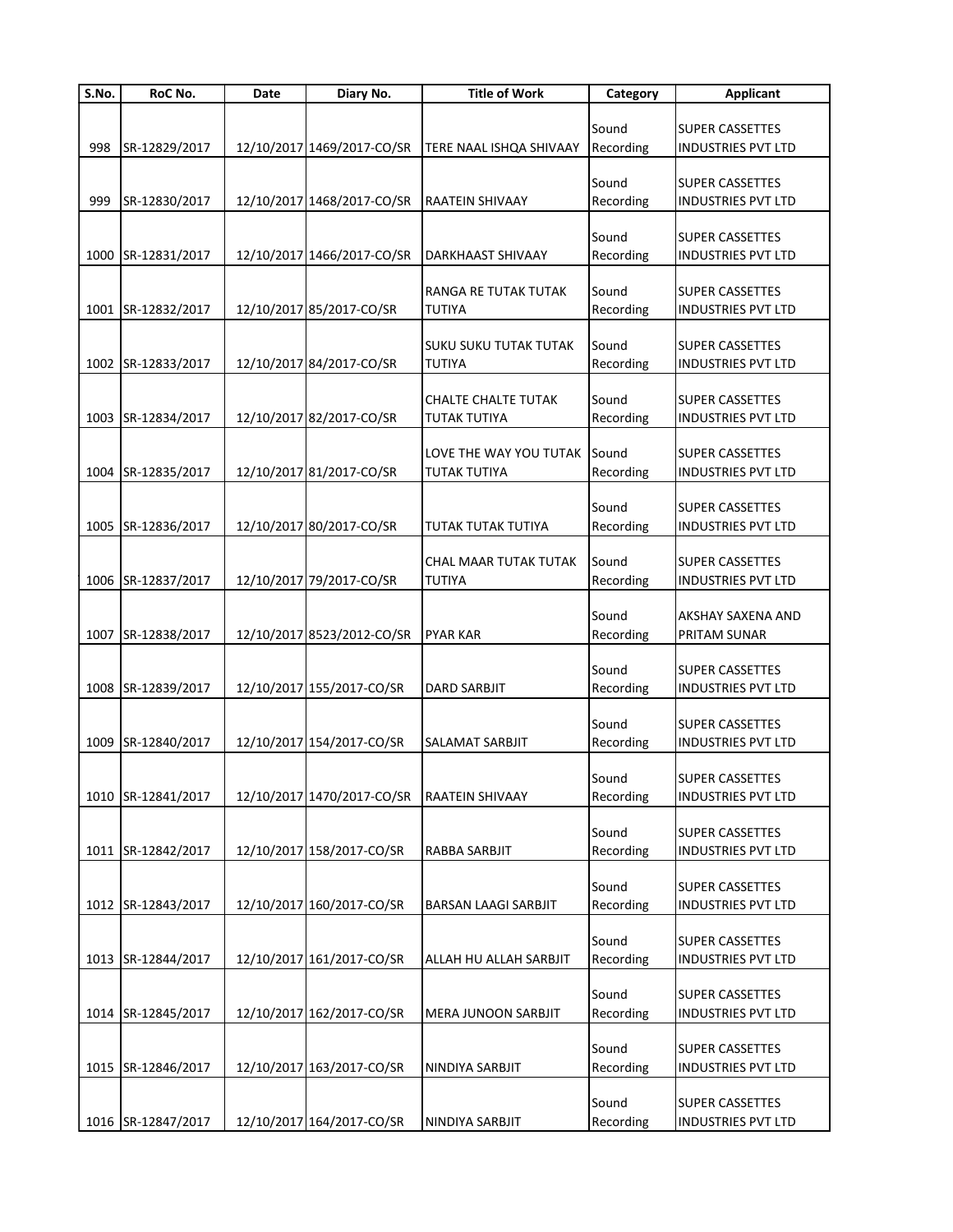| S.No. | RoC No. | Date | Diary No. | Title of Work | Category | Applicant |
|---|---|---|---|---|---|---|
| 998 | SR-12829/2017 | 12/10/2017 | 1469/2017-CO/SR | TERE NAAL ISHQA SHIVAAY | Sound Recording | SUPER CASSETTES INDUSTRIES PVT LTD |
| 999 | SR-12830/2017 | 12/10/2017 | 1468/2017-CO/SR | RAATEIN SHIVAAY | Sound Recording | SUPER CASSETTES INDUSTRIES PVT LTD |
| 1000 | SR-12831/2017 | 12/10/2017 | 1466/2017-CO/SR | DARKHAAST SHIVAAY | Sound Recording | SUPER CASSETTES INDUSTRIES PVT LTD |
| 1001 | SR-12832/2017 | 12/10/2017 | 85/2017-CO/SR | RANGA RE TUTAK TUTAK TUTIYA | Sound Recording | SUPER CASSETTES INDUSTRIES PVT LTD |
| 1002 | SR-12833/2017 | 12/10/2017 | 84/2017-CO/SR | SUKU SUKU TUTAK TUTAK TUTIYA | Sound Recording | SUPER CASSETTES INDUSTRIES PVT LTD |
| 1003 | SR-12834/2017 | 12/10/2017 | 82/2017-CO/SR | CHALTE CHALTE TUTAK TUTAK TUTIYA | Sound Recording | SUPER CASSETTES INDUSTRIES PVT LTD |
| 1004 | SR-12835/2017 | 12/10/2017 | 81/2017-CO/SR | LOVE THE WAY YOU TUTAK TUTAK TUTIYA | Sound Recording | SUPER CASSETTES INDUSTRIES PVT LTD |
| 1005 | SR-12836/2017 | 12/10/2017 | 80/2017-CO/SR | TUTAK TUTAK TUTIYA | Sound Recording | SUPER CASSETTES INDUSTRIES PVT LTD |
| 1006 | SR-12837/2017 | 12/10/2017 | 79/2017-CO/SR | CHAL MAAR TUTAK TUTAK TUTIYA | Sound Recording | SUPER CASSETTES INDUSTRIES PVT LTD |
| 1007 | SR-12838/2017 | 12/10/2017 | 8523/2012-CO/SR | PYAR KAR | Sound Recording | AKSHAY SAXENA AND PRITAM SUNAR |
| 1008 | SR-12839/2017 | 12/10/2017 | 155/2017-CO/SR | DARD SARBJIT | Sound Recording | SUPER CASSETTES INDUSTRIES PVT LTD |
| 1009 | SR-12840/2017 | 12/10/2017 | 154/2017-CO/SR | SALAMAT SARBJIT | Sound Recording | SUPER CASSETTES INDUSTRIES PVT LTD |
| 1010 | SR-12841/2017 | 12/10/2017 | 1470/2017-CO/SR | RAATEIN SHIVAAY | Sound Recording | SUPER CASSETTES INDUSTRIES PVT LTD |
| 1011 | SR-12842/2017 | 12/10/2017 | 158/2017-CO/SR | RABBA SARBJIT | Sound Recording | SUPER CASSETTES INDUSTRIES PVT LTD |
| 1012 | SR-12843/2017 | 12/10/2017 | 160/2017-CO/SR | BARSAN LAAGI SARBJIT | Sound Recording | SUPER CASSETTES INDUSTRIES PVT LTD |
| 1013 | SR-12844/2017 | 12/10/2017 | 161/2017-CO/SR | ALLAH HU ALLAH SARBJIT | Sound Recording | SUPER CASSETTES INDUSTRIES PVT LTD |
| 1014 | SR-12845/2017 | 12/10/2017 | 162/2017-CO/SR | MERA JUNOON SARBJIT | Sound Recording | SUPER CASSETTES INDUSTRIES PVT LTD |
| 1015 | SR-12846/2017 | 12/10/2017 | 163/2017-CO/SR | NINDIYA SARBJIT | Sound Recording | SUPER CASSETTES INDUSTRIES PVT LTD |
| 1016 | SR-12847/2017 | 12/10/2017 | 164/2017-CO/SR | NINDIYA SARBJIT | Sound Recording | SUPER CASSETTES INDUSTRIES PVT LTD |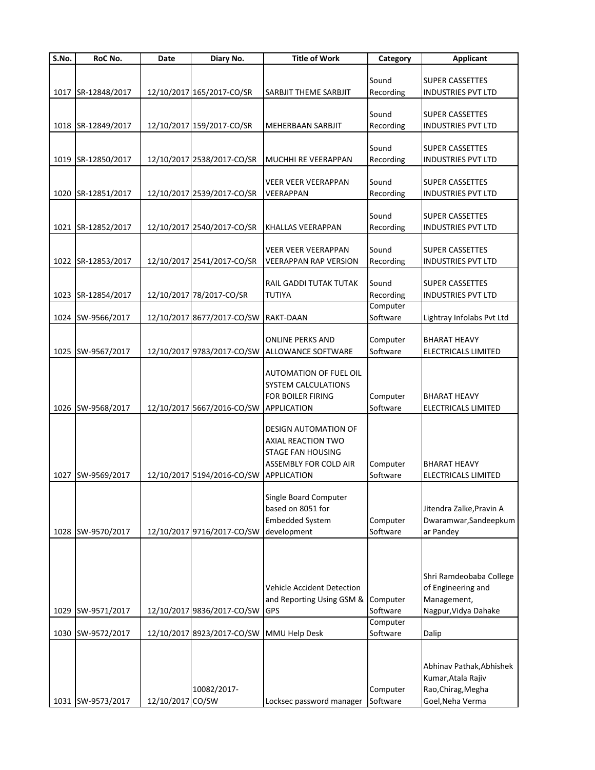| S.No. | RoC No. | Date | Diary No. | Title of Work | Category | Applicant |
|---|---|---|---|---|---|---|
| 1017 | SR-12848/2017 | 12/10/2017 | 165/2017-CO/SR | SARBJIT THEME SARBJIT | Sound Recording | SUPER CASSETTES INDUSTRIES PVT LTD |
| 1018 | SR-12849/2017 | 12/10/2017 | 159/2017-CO/SR | MEHERBAAN SARBJIT | Sound Recording | SUPER CASSETTES INDUSTRIES PVT LTD |
| 1019 | SR-12850/2017 | 12/10/2017 | 2538/2017-CO/SR | MUCHHI RE VEERAPPAN | Sound Recording | SUPER CASSETTES INDUSTRIES PVT LTD |
| 1020 | SR-12851/2017 | 12/10/2017 | 2539/2017-CO/SR | VEER VEER VEERAPPAN VEERAPPAN | Sound Recording | SUPER CASSETTES INDUSTRIES PVT LTD |
| 1021 | SR-12852/2017 | 12/10/2017 | 2540/2017-CO/SR | KHALLAS VEERAPPAN | Sound Recording | SUPER CASSETTES INDUSTRIES PVT LTD |
| 1022 | SR-12853/2017 | 12/10/2017 | 2541/2017-CO/SR | VEER VEER VEERAPPAN VEERAPPAN RAP VERSION | Sound Recording | SUPER CASSETTES INDUSTRIES PVT LTD |
| 1023 | SR-12854/2017 | 12/10/2017 | 78/2017-CO/SR | RAIL GADDI TUTAK TUTAK TUTIYA | Sound Recording | SUPER CASSETTES INDUSTRIES PVT LTD |
| 1024 | SW-9566/2017 | 12/10/2017 | 8677/2017-CO/SW | RAKT-DAAN | Computer Software | Lightray Infolabs Pvt Ltd |
| 1025 | SW-9567/2017 | 12/10/2017 | 9783/2017-CO/SW | ONLINE PERKS AND ALLOWANCE SOFTWARE | Computer Software | BHARAT HEAVY ELECTRICALS LIMITED |
| 1026 | SW-9568/2017 | 12/10/2017 | 5667/2016-CO/SW | AUTOMATION OF FUEL OIL SYSTEM CALCULATIONS FOR BOILER FIRING APPLICATION | Computer Software | BHARAT HEAVY ELECTRICALS LIMITED |
| 1027 | SW-9569/2017 | 12/10/2017 | 5194/2016-CO/SW | DESIGN AUTOMATION OF AXIAL REACTION TWO STAGE FAN HOUSING ASSEMBLY FOR COLD AIR APPLICATION | Computer Software | BHARAT HEAVY ELECTRICALS LIMITED |
| 1028 | SW-9570/2017 | 12/10/2017 | 9716/2017-CO/SW | Single Board Computer based on 8051 for Embedded System development | Computer Software | Jitendra Zalke,Pravin A Dwaramwar,Sandeepkumar Pandey |
| 1029 | SW-9571/2017 | 12/10/2017 | 9836/2017-CO/SW | Vehicle Accident Detection and Reporting Using GSM & GPS | Computer Software | Shri Ramdeobaba College of Engineering and Management, Nagpur,Vidya Dahake |
| 1030 | SW-9572/2017 | 12/10/2017 | 8923/2017-CO/SW | MMU Help Desk | Computer Software | Dalip |
| 1031 | SW-9573/2017 | 12/10/2017 | 10082/2017-CO/SW | Locksec password manager | Computer Software | Abhinav Pathak,Abhishek Kumar,Atala Rajiv Rao,Chirag,Megha Goel,Neha Verma |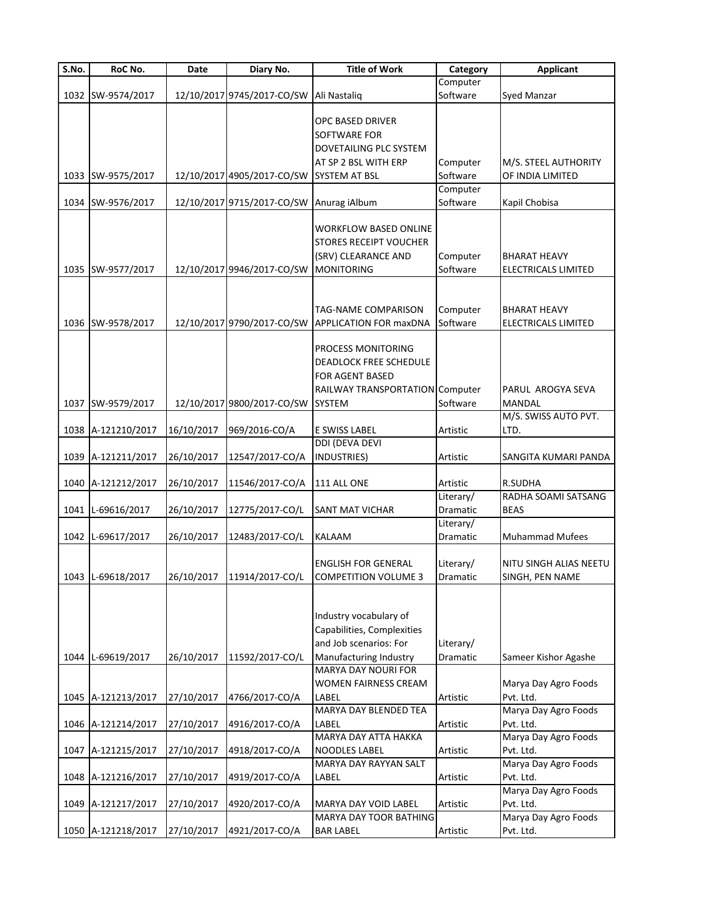| S.No. | RoC No. | Date | Diary No. | Title of Work | Category | Applicant |
|---|---|---|---|---|---|---|
| 1032 | SW-9574/2017 | 12/10/2017 | 9745/2017-CO/SW | Ali Nastaliq | Computer Software | Syed Manzar |
| 1033 | SW-9575/2017 | 12/10/2017 | 4905/2017-CO/SW | OPC BASED DRIVER SOFTWARE FOR DOVETAILING PLC SYSTEM AT SP 2 BSL WITH ERP SYSTEM AT BSL | Computer Software | M/S. STEEL AUTHORITY OF INDIA LIMITED |
| 1034 | SW-9576/2017 | 12/10/2017 | 9715/2017-CO/SW | Anurag iAlbum | Computer Software | Kapil Chobisa |
| 1035 | SW-9577/2017 | 12/10/2017 | 9946/2017-CO/SW | WORKFLOW BASED ONLINE STORES RECEIPT VOUCHER (SRV) CLEARANCE AND MONITORING | Computer Software | BHARAT HEAVY ELECTRICALS LIMITED |
| 1036 | SW-9578/2017 | 12/10/2017 | 9790/2017-CO/SW | TAG-NAME COMPARISON APPLICATION FOR maxDNA | Computer Software | BHARAT HEAVY ELECTRICALS LIMITED |
| 1037 | SW-9579/2017 | 12/10/2017 | 9800/2017-CO/SW | PROCESS MONITORING DEADLOCK FREE SCHEDULE FOR AGENT BASED RAILWAY TRANSPORTATION SYSTEM | Computer Software | PARUL AROGYA SEVA MANDAL |
| 1038 | A-121210/2017 | 16/10/2017 | 969/2016-CO/A | E SWISS LABEL | Artistic | M/S. SWISS AUTO PVT. LTD. |
| 1039 | A-121211/2017 | 26/10/2017 | 12547/2017-CO/A | DDI (DEVA DEVI INDUSTRIES) | Artistic | SANGITA KUMARI PANDA |
| 1040 | A-121212/2017 | 26/10/2017 | 11546/2017-CO/A | 111 ALL ONE | Artistic | R.SUDHA |
| 1041 | L-69616/2017 | 26/10/2017 | 12775/2017-CO/L | SANT MAT VICHAR | Literary/ Dramatic | RADHA SOAMI SATSANG BEAS |
| 1042 | L-69617/2017 | 26/10/2017 | 12483/2017-CO/L | KALAAM | Literary/ Dramatic | Muhammad Mufees |
| 1043 | L-69618/2017 | 26/10/2017 | 11914/2017-CO/L | ENGLISH FOR GENERAL COMPETITION VOLUME 3 | Literary/ Dramatic | NITU SINGH ALIAS NEETU SINGH, PEN NAME |
| 1044 | L-69619/2017 | 26/10/2017 | 11592/2017-CO/L | Industry vocabulary of Capabilities, Complexities and Job scenarios: For Manufacturing Industry | Literary/ Dramatic | Sameer Kishor Agashe |
| 1045 | A-121213/2017 | 27/10/2017 | 4766/2017-CO/A | MARYA DAY NOURI FOR WOMEN FAIRNESS CREAM LABEL | Artistic | Marya Day Agro Foods Pvt. Ltd. |
| 1046 | A-121214/2017 | 27/10/2017 | 4916/2017-CO/A | MARYA DAY BLENDED TEA LABEL | Artistic | Marya Day Agro Foods Pvt. Ltd. |
| 1047 | A-121215/2017 | 27/10/2017 | 4918/2017-CO/A | MARYA DAY ATTA HAKKA NOODLES LABEL | Artistic | Marya Day Agro Foods Pvt. Ltd. |
| 1048 | A-121216/2017 | 27/10/2017 | 4919/2017-CO/A | MARYA DAY RAYYAN SALT LABEL | Artistic | Marya Day Agro Foods Pvt. Ltd. |
| 1049 | A-121217/2017 | 27/10/2017 | 4920/2017-CO/A | MARYA DAY VOID LABEL | Artistic | Marya Day Agro Foods Pvt. Ltd. |
| 1050 | A-121218/2017 | 27/10/2017 | 4921/2017-CO/A | MARYA DAY TOOR BATHING BAR LABEL | Artistic | Marya Day Agro Foods Pvt. Ltd. |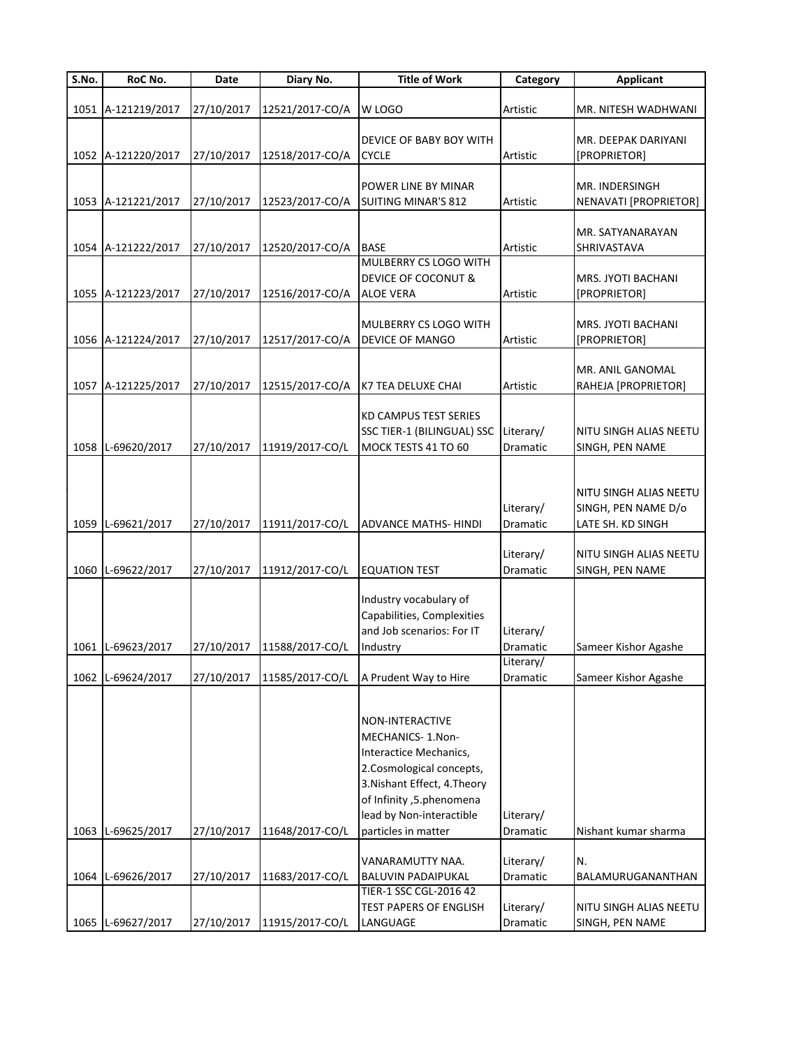| S.No. | RoC No. | Date | Diary No. | Title of Work | Category | Applicant |
|---|---|---|---|---|---|---|
| 1051 | A-121219/2017 | 27/10/2017 | 12521/2017-CO/A | W LOGO | Artistic | MR. NITESH WADHWANI |
| 1052 | A-121220/2017 | 27/10/2017 | 12518/2017-CO/A | DEVICE OF BABY BOY WITH CYCLE | Artistic | MR. DEEPAK DARIYANI [PROPRIETOR] |
| 1053 | A-121221/2017 | 27/10/2017 | 12523/2017-CO/A | POWER LINE BY MINAR SUITING MINAR'S 812 | Artistic | MR. INDERSINGH NENAVATI [PROPRIETOR] |
| 1054 | A-121222/2017 | 27/10/2017 | 12520/2017-CO/A | BASE | Artistic | MR. SATYANARAYAN SHRIVASTAVA |
| 1055 | A-121223/2017 | 27/10/2017 | 12516/2017-CO/A | MULBERRY CS LOGO WITH DEVICE OF COCONUT & ALOE VERA | Artistic | MRS. JYOTI BACHANI [PROPRIETOR] |
| 1056 | A-121224/2017 | 27/10/2017 | 12517/2017-CO/A | MULBERRY CS LOGO WITH DEVICE OF MANGO | Artistic | MRS. JYOTI BACHANI [PROPRIETOR] |
| 1057 | A-121225/2017 | 27/10/2017 | 12515/2017-CO/A | K7 TEA DELUXE CHAI | Artistic | MR. ANIL GANOMAL RAHEJA [PROPRIETOR] |
| 1058 | L-69620/2017 | 27/10/2017 | 11919/2017-CO/L | KD CAMPUS TEST SERIES SSC TIER-1 (BILINGUAL) SSC MOCK TESTS 41 TO 60 | Literary/ Dramatic | NITU SINGH ALIAS NEETU SINGH, PEN NAME |
| 1059 | L-69621/2017 | 27/10/2017 | 11911/2017-CO/L | ADVANCE MATHS- HINDI | Literary/ Dramatic | NITU SINGH ALIAS NEETU SINGH, PEN NAME D/o LATE SH. KD SINGH |
| 1060 | L-69622/2017 | 27/10/2017 | 11912/2017-CO/L | EQUATION TEST | Literary/ Dramatic | NITU SINGH ALIAS NEETU SINGH, PEN NAME |
| 1061 | L-69623/2017 | 27/10/2017 | 11588/2017-CO/L | Industry vocabulary of Capabilities, Complexities and Job scenarios: For IT Industry | Literary/ Dramatic | Sameer Kishor Agashe |
| 1062 | L-69624/2017 | 27/10/2017 | 11585/2017-CO/L | A Prudent Way to Hire | Literary/ Dramatic | Sameer Kishor Agashe |
| 1063 | L-69625/2017 | 27/10/2017 | 11648/2017-CO/L | NON-INTERACTIVE MECHANICS- 1.Non-Interactice Mechanics, 2.Cosmological concepts, 3.Nishant Effect, 4.Theory of Infinity ,5.phenomena lead by Non-interactible particles in matter | Literary/ Dramatic | Nishant kumar sharma |
| 1064 | L-69626/2017 | 27/10/2017 | 11683/2017-CO/L | VANARAMUTTY NAA. BALUVIN PADAIPUKAL | Literary/ Dramatic | N. BALAMURUGANANTHAN |
| 1065 | L-69627/2017 | 27/10/2017 | 11915/2017-CO/L | TIER-1 SSC CGL-2016 42 TEST PAPERS OF ENGLISH LANGUAGE | Literary/ Dramatic | NITU SINGH ALIAS NEETU SINGH, PEN NAME |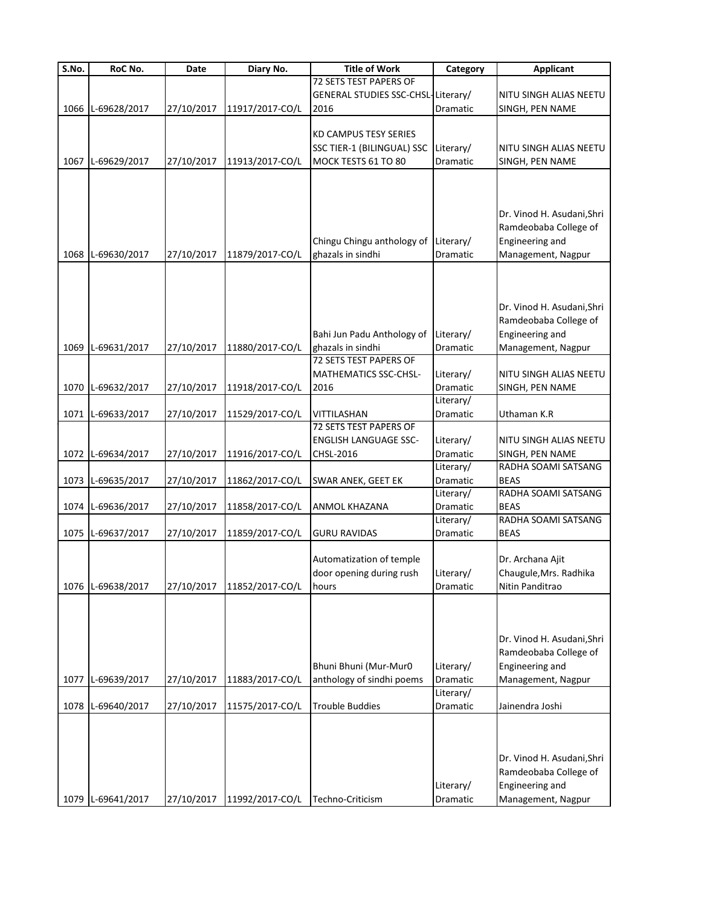| S.No. | RoC No. | Date | Diary No. | Title of Work | Category | Applicant |
|---|---|---|---|---|---|---|
| 1066 | L-69628/2017 | 27/10/2017 | 11917/2017-CO/L | 72 SETS TEST PAPERS OF GENERAL STUDIES SSC-CHSL-2016 | Literary/ Dramatic | NITU SINGH ALIAS NEETU SINGH, PEN NAME |
| 1067 | L-69629/2017 | 27/10/2017 | 11913/2017-CO/L | KD CAMPUS TESY SERIES SSC TIER-1 (BILINGUAL) SSC MOCK TESTS 61 TO 80 | Literary/ Dramatic | NITU SINGH ALIAS NEETU SINGH, PEN NAME |
| 1068 | L-69630/2017 | 27/10/2017 | 11879/2017-CO/L | Chingu Chingu anthology of ghazals in sindhi | Literary/ Dramatic | Dr. Vinod H. Asudani,Shri Ramdeobaba College of Engineering and Management, Nagpur |
| 1069 | L-69631/2017 | 27/10/2017 | 11880/2017-CO/L | Bahi Jun Padu Anthology of ghazals in sindhi | Literary/ Dramatic | Dr. Vinod H. Asudani,Shri Ramdeobaba College of Engineering and Management, Nagpur |
| 1070 | L-69632/2017 | 27/10/2017 | 11918/2017-CO/L | 72 SETS TEST PAPERS OF MATHEMATICS SSC-CHSL-2016 | Literary/ Dramatic | NITU SINGH ALIAS NEETU SINGH, PEN NAME |
| 1071 | L-69633/2017 | 27/10/2017 | 11529/2017-CO/L | VITTILASHAN | Literary/ Dramatic | Uthaman K.R |
| 1072 | L-69634/2017 | 27/10/2017 | 11916/2017-CO/L | 72 SETS TEST PAPERS OF ENGLISH LANGUAGE SSC-CHSL-2016 | Literary/ Dramatic | NITU SINGH ALIAS NEETU SINGH, PEN NAME |
| 1073 | L-69635/2017 | 27/10/2017 | 11862/2017-CO/L | SWAR ANEK, GEET EK | Literary/ Dramatic | RADHA SOAMI SATSANG BEAS |
| 1074 | L-69636/2017 | 27/10/2017 | 11858/2017-CO/L | ANMOL KHAZANA | Literary/ Dramatic | RADHA SOAMI SATSANG BEAS |
| 1075 | L-69637/2017 | 27/10/2017 | 11859/2017-CO/L | GURU RAVIDAS | Literary/ Dramatic | RADHA SOAMI SATSANG BEAS |
| 1076 | L-69638/2017 | 27/10/2017 | 11852/2017-CO/L | Automatization of temple door opening during rush hours | Literary/ Dramatic | Dr. Archana Ajit Chaugule,Mrs. Radhika Nitin Panditrao |
| 1077 | L-69639/2017 | 27/10/2017 | 11883/2017-CO/L | Bhuni Bhuni (Mur-Mur0 anthology of sindhi poems | Literary/ Dramatic | Dr. Vinod H. Asudani,Shri Ramdeobaba College of Engineering and Management, Nagpur |
| 1078 | L-69640/2017 | 27/10/2017 | 11575/2017-CO/L | Trouble Buddies | Literary/ Dramatic | Jainendra Joshi |
| 1079 | L-69641/2017 | 27/10/2017 | 11992/2017-CO/L | Techno-Criticism | Literary/ Dramatic | Dr. Vinod H. Asudani,Shri Ramdeobaba College of Engineering and Management, Nagpur |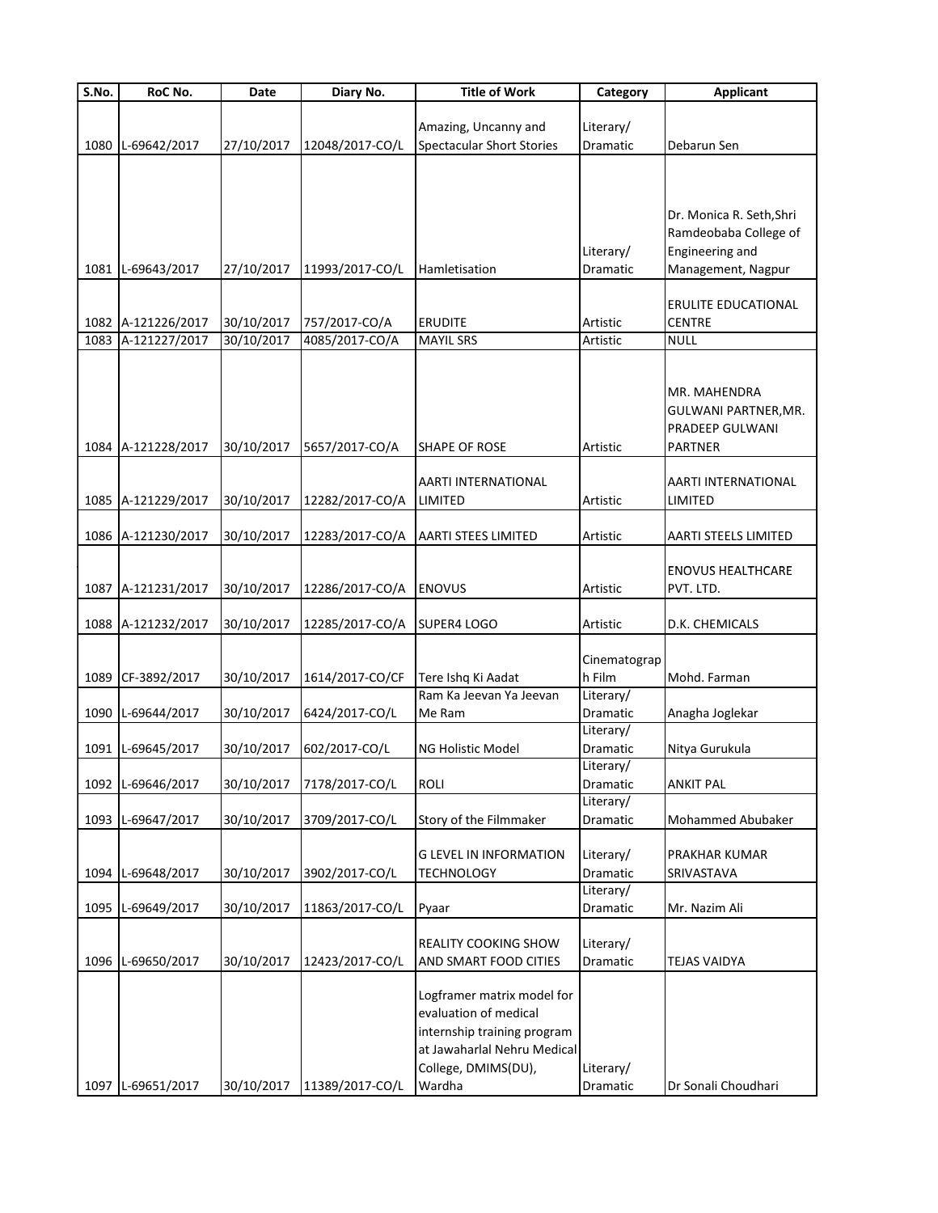| S.No. | RoC No. | Date | Diary No. | Title of Work | Category | Applicant |
|---|---|---|---|---|---|---|
| 1080 | L-69642/2017 | 27/10/2017 | 12048/2017-CO/L | Amazing, Uncanny and Spectacular Short Stories | Literary/ Dramatic | Debarun Sen |
| 1081 | L-69643/2017 | 27/10/2017 | 11993/2017-CO/L | Hamletisation | Literary/ Dramatic | Dr. Monica R. Seth,Shri Ramdeobaba College of Engineering and Management, Nagpur |
| 1082 | A-121226/2017 | 30/10/2017 | 757/2017-CO/A | ERUDITE | Artistic | ERULITE EDUCATIONAL CENTRE |
| 1083 | A-121227/2017 | 30/10/2017 | 4085/2017-CO/A | MAYIL SRS | Artistic | NULL |
| 1084 | A-121228/2017 | 30/10/2017 | 5657/2017-CO/A | SHAPE OF ROSE | Artistic | MR. MAHENDRA GULWANI PARTNER,MR. PRADEEP GULWANI PARTNER |
| 1085 | A-121229/2017 | 30/10/2017 | 12282/2017-CO/A | AARTI INTERNATIONAL LIMITED | Artistic | AARTI INTERNATIONAL LIMITED |
| 1086 | A-121230/2017 | 30/10/2017 | 12283/2017-CO/A | AARTI STEES LIMITED | Artistic | AARTI STEELS LIMITED |
| 1087 | A-121231/2017 | 30/10/2017 | 12286/2017-CO/A | ENOVUS | Artistic | ENOVUS HEALTHCARE PVT. LTD. |
| 1088 | A-121232/2017 | 30/10/2017 | 12285/2017-CO/A | SUPER4 LOGO | Artistic | D.K. CHEMICALS |
| 1089 | CF-3892/2017 | 30/10/2017 | 1614/2017-CO/CF | Tere Ishq Ki Aadat | Cinematograph Film | Mohd. Farman |
| 1090 | L-69644/2017 | 30/10/2017 | 6424/2017-CO/L | Ram Ka Jeevan Ya Jeevan Me Ram | Literary/ Dramatic | Anagha Joglekar |
| 1091 | L-69645/2017 | 30/10/2017 | 602/2017-CO/L | NG Holistic Model | Literary/ Dramatic | Nitya Gurukula |
| 1092 | L-69646/2017 | 30/10/2017 | 7178/2017-CO/L | ROLI | Literary/ Dramatic | ANKIT PAL |
| 1093 | L-69647/2017 | 30/10/2017 | 3709/2017-CO/L | Story of the Filmmaker | Literary/ Dramatic | Mohammed Abubaker |
| 1094 | L-69648/2017 | 30/10/2017 | 3902/2017-CO/L | G LEVEL IN INFORMATION TECHNOLOGY | Literary/ Dramatic | PRAKHAR KUMAR SRIVASTAVA |
| 1095 | L-69649/2017 | 30/10/2017 | 11863/2017-CO/L | Pyaar | Literary/ Dramatic | Mr. Nazim Ali |
| 1096 | L-69650/2017 | 30/10/2017 | 12423/2017-CO/L | REALITY COOKING SHOW AND SMART FOOD CITIES | Literary/ Dramatic | TEJAS VAIDYA |
| 1097 | L-69651/2017 | 30/10/2017 | 11389/2017-CO/L | Logframer matrix model for evaluation of medical internship training program at Jawaharlal Nehru Medical College, DMIMS(DU), Wardha | Literary/ Dramatic | Dr Sonali Choudhari |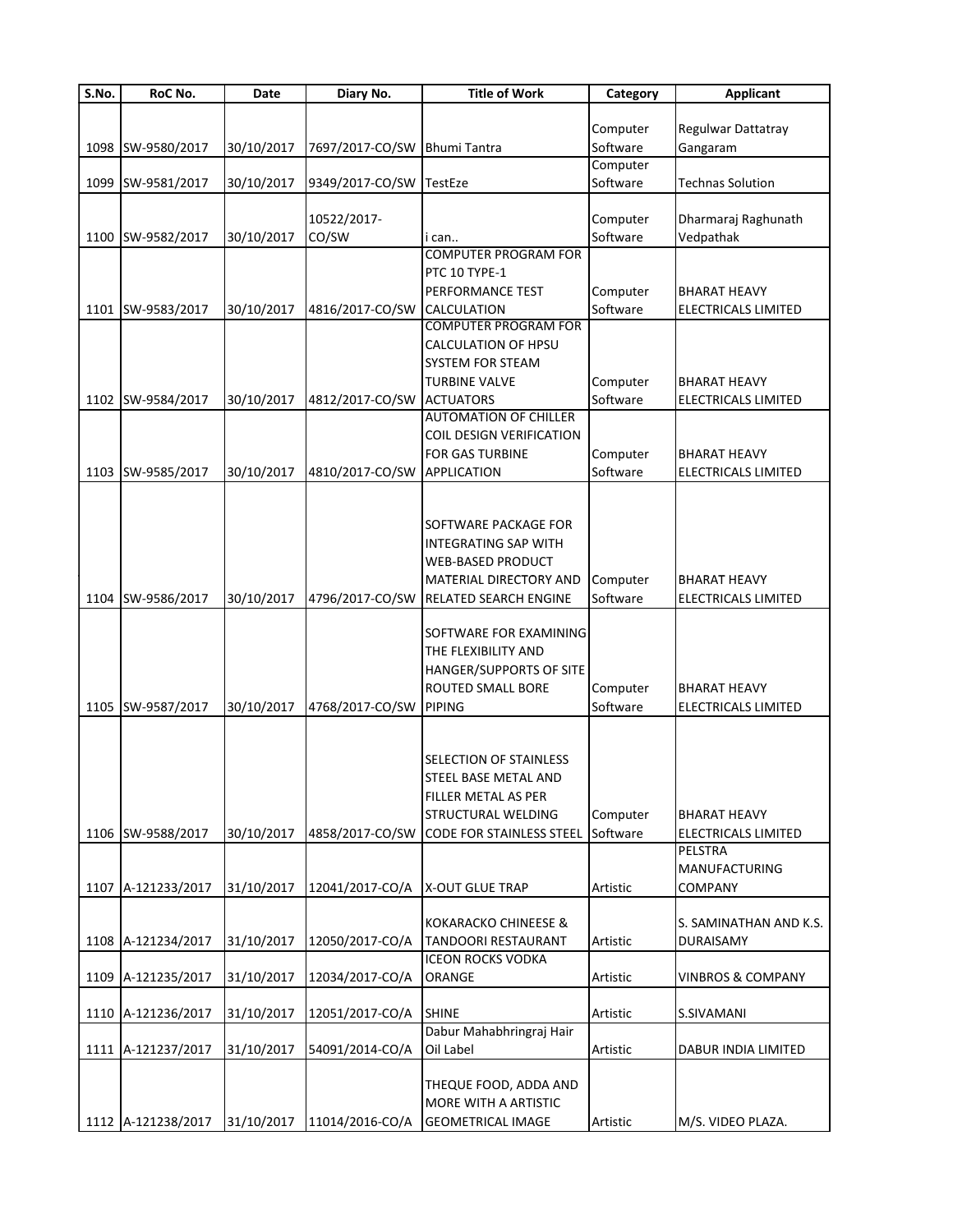| S.No. | RoC No. | Date | Diary No. | Title of Work | Category | Applicant |
|---|---|---|---|---|---|---|
| 1098 | SW-9580/2017 | 30/10/2017 | 7697/2017-CO/SW | Bhumi Tantra | Computer Software | Regulwar Dattatray Gangaram |
| 1099 | SW-9581/2017 | 30/10/2017 | 9349/2017-CO/SW | TestEze | Computer Software | Technas Solution |
| 1100 | SW-9582/2017 | 30/10/2017 | 10522/2017-CO/SW | i can.. | Computer Software | Dharmaraj Raghunath Vedpathak |
| 1101 | SW-9583/2017 | 30/10/2017 | 4816/2017-CO/SW | COMPUTER PROGRAM FOR PTC 10 TYPE-1 PERFORMANCE TEST CALCULATION | Computer Software | BHARAT HEAVY ELECTRICALS LIMITED |
| 1102 | SW-9584/2017 | 30/10/2017 | 4812/2017-CO/SW | COMPUTER PROGRAM FOR CALCULATION OF HPSU SYSTEM FOR STEAM TURBINE VALVE ACTUATORS | Computer Software | BHARAT HEAVY ELECTRICALS LIMITED |
| 1103 | SW-9585/2017 | 30/10/2017 | 4810/2017-CO/SW | AUTOMATION OF CHILLER COIL DESIGN VERIFICATION FOR GAS TURBINE APPLICATION | Computer Software | BHARAT HEAVY ELECTRICALS LIMITED |
| 1104 | SW-9586/2017 | 30/10/2017 | 4796/2017-CO/SW | SOFTWARE PACKAGE FOR INTEGRATING SAP WITH WEB-BASED PRODUCT MATERIAL DIRECTORY AND RELATED SEARCH ENGINE | Computer Software | BHARAT HEAVY ELECTRICALS LIMITED |
| 1105 | SW-9587/2017 | 30/10/2017 | 4768/2017-CO/SW | SOFTWARE FOR EXAMINING THE FLEXIBILITY AND HANGER/SUPPORTS OF SITE ROUTED SMALL BORE PIPING | Computer Software | BHARAT HEAVY ELECTRICALS LIMITED |
| 1106 | SW-9588/2017 | 30/10/2017 | 4858/2017-CO/SW | SELECTION OF STAINLESS STEEL BASE METAL AND FILLER METAL AS PER STRUCTURAL WELDING CODE FOR STAINLESS STEEL | Computer Software | BHARAT HEAVY ELECTRICALS LIMITED |
| 1107 | A-121233/2017 | 31/10/2017 | 12041/2017-CO/A | X-OUT GLUE TRAP | Artistic | PELSTRA MANUFACTURING COMPANY |
| 1108 | A-121234/2017 | 31/10/2017 | 12050/2017-CO/A | KOKARACKO CHINEESE & TANDOORI RESTAURANT | Artistic | S. SAMINATHAN AND K.S. DURAISAMY |
| 1109 | A-121235/2017 | 31/10/2017 | 12034/2017-CO/A | ICEON ROCKS VODKA ORANGE | Artistic | VINBROS & COMPANY |
| 1110 | A-121236/2017 | 31/10/2017 | 12051/2017-CO/A | SHINE | Artistic | S.SIVAMANI |
| 1111 | A-121237/2017 | 31/10/2017 | 54091/2014-CO/A | Dabur Mahabhringraj Hair Oil Label | Artistic | DABUR INDIA LIMITED |
| 1112 | A-121238/2017 | 31/10/2017 | 11014/2016-CO/A | THEQUE FOOD, ADDA AND MORE WITH A ARTISTIC GEOMETRICAL IMAGE | Artistic | M/S. VIDEO PLAZA. |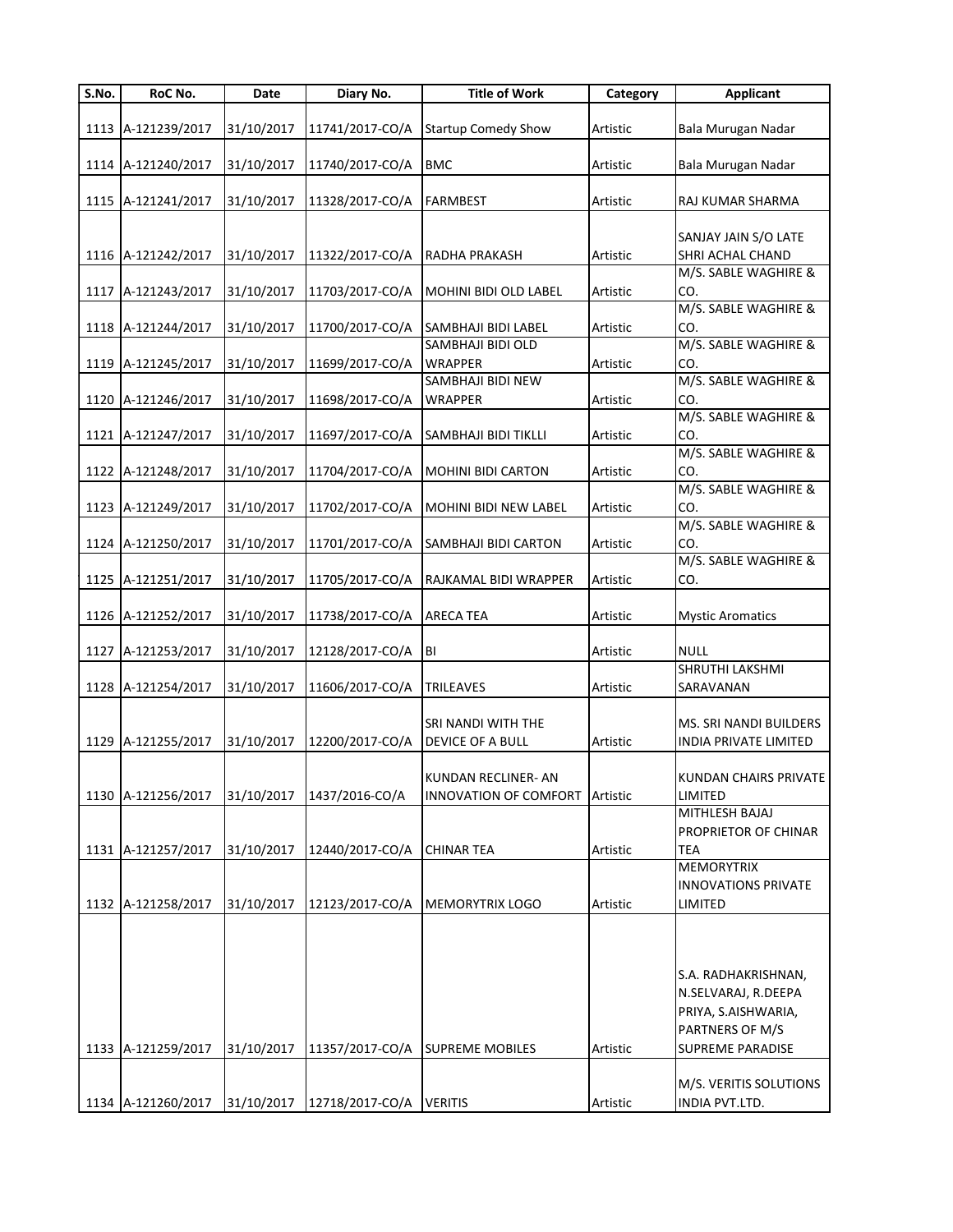| S.No. | RoC No. | Date | Diary No. | Title of Work | Category | Applicant |
|---|---|---|---|---|---|---|
| 1113 | A-121239/2017 | 31/10/2017 | 11741/2017-CO/A | Startup Comedy Show | Artistic | Bala Murugan Nadar |
| 1114 | A-121240/2017 | 31/10/2017 | 11740/2017-CO/A | BMC | Artistic | Bala Murugan Nadar |
| 1115 | A-121241/2017 | 31/10/2017 | 11328/2017-CO/A | FARMBEST | Artistic | RAJ KUMAR SHARMA |
| 1116 | A-121242/2017 | 31/10/2017 | 11322/2017-CO/A | RADHA PRAKASH | Artistic | SANJAY JAIN S/O LATE SHRI ACHAL CHAND |
| 1117 | A-121243/2017 | 31/10/2017 | 11703/2017-CO/A | MOHINI BIDI OLD LABEL | Artistic | M/S. SABLE WAGHIRE & CO. |
| 1118 | A-121244/2017 | 31/10/2017 | 11700/2017-CO/A | SAMBHAJI BIDI LABEL | Artistic | M/S. SABLE WAGHIRE & CO. |
| 1119 | A-121245/2017 | 31/10/2017 | 11699/2017-CO/A | SAMBHAJI BIDI OLD WRAPPER | Artistic | M/S. SABLE WAGHIRE & CO. |
| 1120 | A-121246/2017 | 31/10/2017 | 11698/2017-CO/A | SAMBHAJI BIDI NEW WRAPPER | Artistic | M/S. SABLE WAGHIRE & CO. |
| 1121 | A-121247/2017 | 31/10/2017 | 11697/2017-CO/A | SAMBHAJI BIDI TIKLLI | Artistic | M/S. SABLE WAGHIRE & CO. |
| 1122 | A-121248/2017 | 31/10/2017 | 11704/2017-CO/A | MOHINI BIDI CARTON | Artistic | M/S. SABLE WAGHIRE & CO. |
| 1123 | A-121249/2017 | 31/10/2017 | 11702/2017-CO/A | MOHINI BIDI NEW LABEL | Artistic | M/S. SABLE WAGHIRE & CO. |
| 1124 | A-121250/2017 | 31/10/2017 | 11701/2017-CO/A | SAMBHAJI BIDI CARTON | Artistic | M/S. SABLE WAGHIRE & CO. |
| 1125 | A-121251/2017 | 31/10/2017 | 11705/2017-CO/A | RAJKAMAL BIDI WRAPPER | Artistic | M/S. SABLE WAGHIRE & CO. |
| 1126 | A-121252/2017 | 31/10/2017 | 11738/2017-CO/A | ARECA TEA | Artistic | Mystic Aromatics |
| 1127 | A-121253/2017 | 31/10/2017 | 12128/2017-CO/A | BI | Artistic | NULL |
| 1128 | A-121254/2017 | 31/10/2017 | 11606/2017-CO/A | TRILEAVES | Artistic | SHRUTHI LAKSHMI SARAVANAN |
| 1129 | A-121255/2017 | 31/10/2017 | 12200/2017-CO/A | SRI NANDI WITH THE DEVICE OF A BULL | Artistic | MS. SRI NANDI BUILDERS INDIA PRIVATE LIMITED |
| 1130 | A-121256/2017 | 31/10/2017 | 1437/2016-CO/A | KUNDAN RECLINER- AN INNOVATION OF COMFORT | Artistic | KUNDAN CHAIRS PRIVATE LIMITED |
| 1131 | A-121257/2017 | 31/10/2017 | 12440/2017-CO/A | CHINAR TEA | Artistic | MITHLESH BAJAJ PROPRIETOR OF CHINAR TEA |
| 1132 | A-121258/2017 | 31/10/2017 | 12123/2017-CO/A | MEMORYTRIX LOGO | Artistic | MEMORYTRIX INNOVATIONS PRIVATE LIMITED |
| 1133 | A-121259/2017 | 31/10/2017 | 11357/2017-CO/A | SUPREME MOBILES | Artistic | S.A. RADHAKRISHNAN, N.SELVARAJ, R.DEEPA PRIYA, S.AISHWARIA, PARTNERS OF M/S SUPREME PARADISE |
| 1134 | A-121260/2017 | 31/10/2017 | 12718/2017-CO/A | VERITIS | Artistic | M/S. VERITIS SOLUTIONS INDIA PVT.LTD. |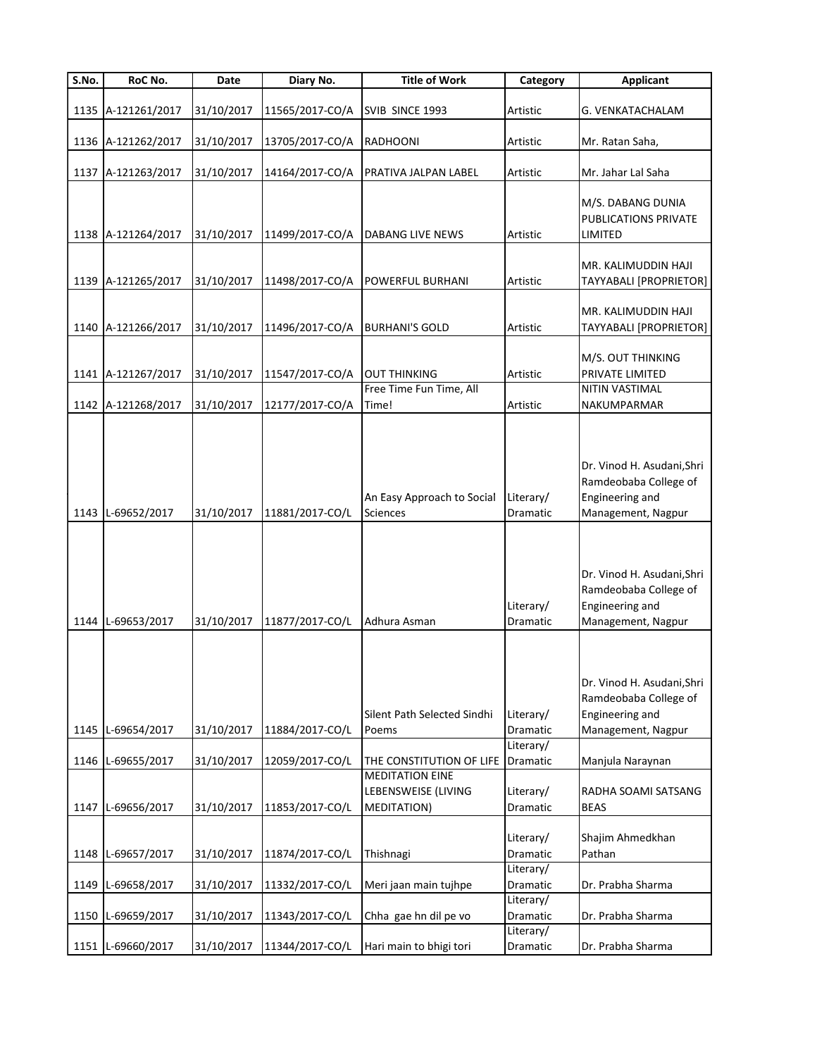| S.No. | RoC No. | Date | Diary No. | Title of Work | Category | Applicant |
|---|---|---|---|---|---|---|
| 1135 | A-121261/2017 | 31/10/2017 | 11565/2017-CO/A | SVIB SINCE 1993 | Artistic | G. VENKATACHALAM |
| 1136 | A-121262/2017 | 31/10/2017 | 13705/2017-CO/A | RADHOONI | Artistic | Mr. Ratan Saha, |
| 1137 | A-121263/2017 | 31/10/2017 | 14164/2017-CO/A | PRATIVA JALPAN LABEL | Artistic | Mr. Jahar Lal Saha |
| 1138 | A-121264/2017 | 31/10/2017 | 11499/2017-CO/A | DABANG LIVE NEWS | Artistic | M/S. DABANG DUNIA PUBLICATIONS PRIVATE LIMITED |
| 1139 | A-121265/2017 | 31/10/2017 | 11498/2017-CO/A | POWERFUL BURHANI | Artistic | MR. KALIMUDDIN HAJI TAYYABALI [PROPRIETOR] |
| 1140 | A-121266/2017 | 31/10/2017 | 11496/2017-CO/A | BURHANI'S GOLD | Artistic | MR. KALIMUDDIN HAJI TAYYABALI [PROPRIETOR] |
| 1141 | A-121267/2017 | 31/10/2017 | 11547/2017-CO/A | OUT THINKING | Artistic | M/S. OUT THINKING PRIVATE LIMITED |
| 1142 | A-121268/2017 | 31/10/2017 | 12177/2017-CO/A | Free Time Fun Time, All Time! | Artistic | NITIN VASTIMAL NAKUMPARMAR |
| 1143 | L-69652/2017 | 31/10/2017 | 11881/2017-CO/L | An Easy Approach to Social Sciences | Literary/ Dramatic | Dr. Vinod H. Asudani,Shri Ramdeobaba College of Engineering and Management, Nagpur |
| 1144 | L-69653/2017 | 31/10/2017 | 11877/2017-CO/L | Adhura Asman | Literary/ Dramatic | Dr. Vinod H. Asudani,Shri Ramdeobaba College of Engineering and Management, Nagpur |
| 1145 | L-69654/2017 | 31/10/2017 | 11884/2017-CO/L | Silent Path Selected Sindhi Poems | Literary/ Dramatic | Dr. Vinod H. Asudani,Shri Ramdeobaba College of Engineering and Management, Nagpur |
| 1146 | L-69655/2017 | 31/10/2017 | 12059/2017-CO/L | THE CONSTITUTION OF LIFE | Literary/ Dramatic | Manjula Naraynan |
| 1147 | L-69656/2017 | 31/10/2017 | 11853/2017-CO/L | MEDITATION EINE LEBENSWEISE (LIVING MEDITATION) | Literary/ Dramatic | RADHA SOAMI SATSANG BEAS |
| 1148 | L-69657/2017 | 31/10/2017 | 11874/2017-CO/L | Thishnagi | Literary/ Dramatic | Shajim Ahmedkhan Pathan |
| 1149 | L-69658/2017 | 31/10/2017 | 11332/2017-CO/L | Meri jaan main tujhpe | Literary/ Dramatic | Dr. Prabha Sharma |
| 1150 | L-69659/2017 | 31/10/2017 | 11343/2017-CO/L | Chha gae hn dil pe vo | Literary/ Dramatic | Dr. Prabha Sharma |
| 1151 | L-69660/2017 | 31/10/2017 | 11344/2017-CO/L | Hari main to bhigi tori | Literary/ Dramatic | Dr. Prabha Sharma |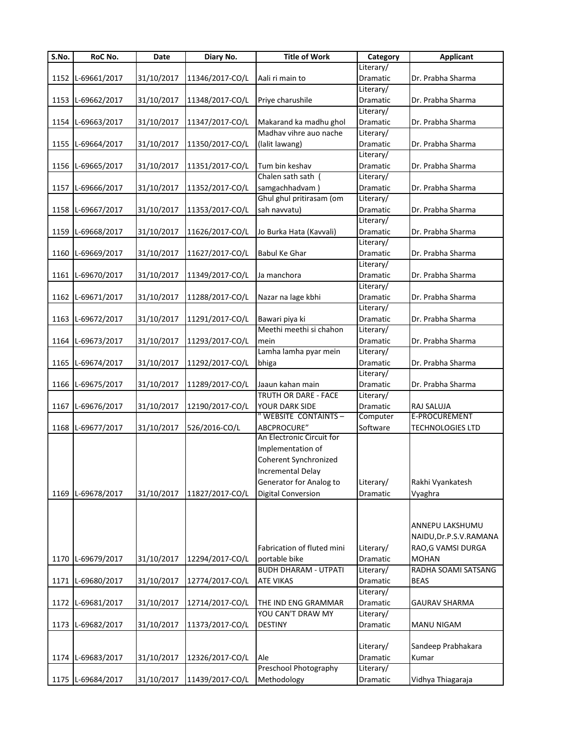| S.No. | RoC No. | Date | Diary No. | Title of Work | Category | Applicant |
|---|---|---|---|---|---|---|
| 1152 | L-69661/2017 | 31/10/2017 | 11346/2017-CO/L | Aali ri main to | Literary/ Dramatic | Dr. Prabha Sharma |
| 1153 | L-69662/2017 | 31/10/2017 | 11348/2017-CO/L | Priye charushile | Literary/ Dramatic | Dr. Prabha Sharma |
| 1154 | L-69663/2017 | 31/10/2017 | 11347/2017-CO/L | Makarand ka madhu ghol | Literary/ Dramatic | Dr. Prabha Sharma |
| 1155 | L-69664/2017 | 31/10/2017 | 11350/2017-CO/L | Madhav vihre auo nache (lalit lawang) | Literary/ Dramatic | Dr. Prabha Sharma |
| 1156 | L-69665/2017 | 31/10/2017 | 11351/2017-CO/L | Tum bin keshav | Literary/ Dramatic | Dr. Prabha Sharma |
| 1157 | L-69666/2017 | 31/10/2017 | 11352/2017-CO/L | Chalen sath sath ( samgachhadvam ) | Literary/ Dramatic | Dr. Prabha Sharma |
| 1158 | L-69667/2017 | 31/10/2017 | 11353/2017-CO/L | Ghul ghul pritirasam (om sah navvatu) | Literary/ Dramatic | Dr. Prabha Sharma |
| 1159 | L-69668/2017 | 31/10/2017 | 11626/2017-CO/L | Jo Burka Hata (Kavvali) | Literary/ Dramatic | Dr. Prabha Sharma |
| 1160 | L-69669/2017 | 31/10/2017 | 11627/2017-CO/L | Babul Ke Ghar | Literary/ Dramatic | Dr. Prabha Sharma |
| 1161 | L-69670/2017 | 31/10/2017 | 11349/2017-CO/L | Ja manchora | Literary/ Dramatic | Dr. Prabha Sharma |
| 1162 | L-69671/2017 | 31/10/2017 | 11288/2017-CO/L | Nazar na lage kbhi | Literary/ Dramatic | Dr. Prabha Sharma |
| 1163 | L-69672/2017 | 31/10/2017 | 11291/2017-CO/L | Bawari piya ki | Literary/ Dramatic | Dr. Prabha Sharma |
| 1164 | L-69673/2017 | 31/10/2017 | 11293/2017-CO/L | Meethi meethi si chahon mein | Literary/ Dramatic | Dr. Prabha Sharma |
| 1165 | L-69674/2017 | 31/10/2017 | 11292/2017-CO/L | Lamha lamha pyar mein bhiga | Literary/ Dramatic | Dr. Prabha Sharma |
| 1166 | L-69675/2017 | 31/10/2017 | 11289/2017-CO/L | Jaaun kahan main | Literary/ Dramatic | Dr. Prabha Sharma |
| 1167 | L-69676/2017 | 31/10/2017 | 12190/2017-CO/L | TRUTH OR DARE - FACE YOUR DARK SIDE | Literary/ Dramatic | RAJ SALUJA |
| 1168 | L-69677/2017 | 31/10/2017 | 526/2016-CO/L | " WEBSITE CONTAINTS – ABCPROCURE" | Computer Software | E-PROCUREMENT TECHNOLOGIES LTD |
| 1169 | L-69678/2017 | 31/10/2017 | 11827/2017-CO/L | An Electronic Circuit for Implementation of Coherent Synchronized Incremental Delay Generator for Analog to Digital Conversion | Literary/ Dramatic | Rakhi Vyankatesh Vyaghra |
| 1170 | L-69679/2017 | 31/10/2017 | 12294/2017-CO/L | Fabrication of fluted mini portable bike | Literary/ Dramatic | ANNEPU LAKSHUMU NAIDU,Dr.P.S.V.RAMANA RAO,G VAMSI DURGA MOHAN |
| 1171 | L-69680/2017 | 31/10/2017 | 12774/2017-CO/L | BUDH DHARAM - UTPATI ATE VIKAS | Literary/ Dramatic | RADHA SOAMI SATSANG BEAS |
| 1172 | L-69681/2017 | 31/10/2017 | 12714/2017-CO/L | THE IND ENG GRAMMAR | Literary/ Dramatic | GAURAV SHARMA |
| 1173 | L-69682/2017 | 31/10/2017 | 11373/2017-CO/L | YOU CAN'T DRAW MY DESTINY | Literary/ Dramatic | MANU NIGAM |
| 1174 | L-69683/2017 | 31/10/2017 | 12326/2017-CO/L | Ale | Literary/ Dramatic | Sandeep Prabhakara Kumar |
| 1175 | L-69684/2017 | 31/10/2017 | 11439/2017-CO/L | Preschool Photography Methodology | Literary/ Dramatic | Vidhya Thiagaraja |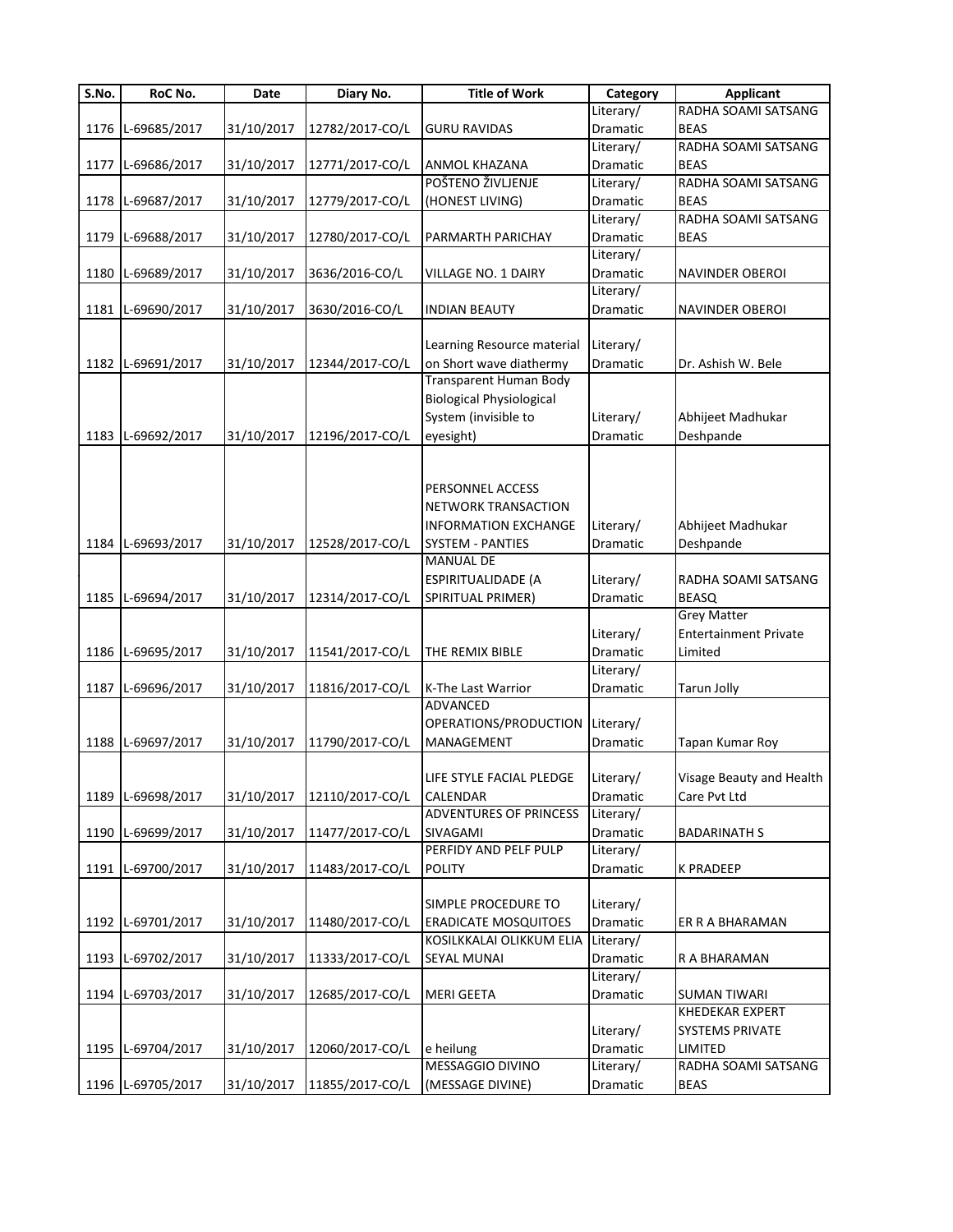| S.No. | RoC No. | Date | Diary No. | Title of Work | Category | Applicant |
|---|---|---|---|---|---|---|
| 1176 | L-69685/2017 | 31/10/2017 | 12782/2017-CO/L | GURU RAVIDAS | Literary/ Dramatic | RADHA SOAMI SATSANG BEAS |
| 1177 | L-69686/2017 | 31/10/2017 | 12771/2017-CO/L | ANMOL KHAZANA | Literary/ Dramatic | RADHA SOAMI SATSANG BEAS |
| 1178 | L-69687/2017 | 31/10/2017 | 12779/2017-CO/L | POŠTENO ŽIVLJENJE (HONEST LIVING) | Literary/ Dramatic | RADHA SOAMI SATSANG BEAS |
| 1179 | L-69688/2017 | 31/10/2017 | 12780/2017-CO/L | PARMARTH PARICHAY | Literary/ Dramatic | RADHA SOAMI SATSANG BEAS |
| 1180 | L-69689/2017 | 31/10/2017 | 3636/2016-CO/L | VILLAGE NO. 1 DAIRY | Literary/ Dramatic | NAVINDER OBEROI |
| 1181 | L-69690/2017 | 31/10/2017 | 3630/2016-CO/L | INDIAN BEAUTY | Literary/ Dramatic | NAVINDER OBEROI |
| 1182 | L-69691/2017 | 31/10/2017 | 12344/2017-CO/L | Learning Resource material on Short wave diathermy | Literary/ Dramatic | Dr. Ashish W. Bele |
| 1183 | L-69692/2017 | 31/10/2017 | 12196/2017-CO/L | Transparent Human Body Biological Physiological System (invisible to eyesight) | Literary/ Dramatic | Abhijeet Madhukar Deshpande |
| 1184 | L-69693/2017 | 31/10/2017 | 12528/2017-CO/L | PERSONNEL ACCESS NETWORK TRANSACTION INFORMATION EXCHANGE SYSTEM - PANTIES | Literary/ Dramatic | Abhijeet Madhukar Deshpande |
| 1185 | L-69694/2017 | 31/10/2017 | 12314/2017-CO/L | MANUAL DE ESPIRITUALIDADE (A SPIRITUAL PRIMER) | Literary/ Dramatic | RADHA SOAMI SATSANG BEASQ |
| 1186 | L-69695/2017 | 31/10/2017 | 11541/2017-CO/L | THE REMIX BIBLE | Literary/ Dramatic | Grey Matter Entertainment Private Limited |
| 1187 | L-69696/2017 | 31/10/2017 | 11816/2017-CO/L | K-The Last Warrior | Literary/ Dramatic | Tarun Jolly |
| 1188 | L-69697/2017 | 31/10/2017 | 11790/2017-CO/L | ADVANCED OPERATIONS/PRODUCTION MANAGEMENT | Literary/ Dramatic | Tapan Kumar Roy |
| 1189 | L-69698/2017 | 31/10/2017 | 12110/2017-CO/L | LIFE STYLE FACIAL PLEDGE CALENDAR | Literary/ Dramatic | Visage Beauty and Health Care Pvt Ltd |
| 1190 | L-69699/2017 | 31/10/2017 | 11477/2017-CO/L | ADVENTURES OF PRINCESS SIVAGAMI | Literary/ Dramatic | BADARINATH S |
| 1191 | L-69700/2017 | 31/10/2017 | 11483/2017-CO/L | PERFIDY AND PELF PULP POLITY | Literary/ Dramatic | K PRADEEP |
| 1192 | L-69701/2017 | 31/10/2017 | 11480/2017-CO/L | SIMPLE PROCEDURE TO ERADICATE MOSQUITOES | Literary/ Dramatic | ER R A BHARAMAN |
| 1193 | L-69702/2017 | 31/10/2017 | 11333/2017-CO/L | KOSILKKALAI OLIKKUM ELIA SEYAL MUNAI | Literary/ Dramatic | R A BHARAMAN |
| 1194 | L-69703/2017 | 31/10/2017 | 12685/2017-CO/L | MERI GEETA | Literary/ Dramatic | SUMAN TIWARI |
| 1195 | L-69704/2017 | 31/10/2017 | 12060/2017-CO/L | e heilung | Literary/ Dramatic | KHEDEKAR EXPERT SYSTEMS PRIVATE LIMITED |
| 1196 | L-69705/2017 | 31/10/2017 | 11855/2017-CO/L | MESSAGGIO DIVINO (MESSAGE DIVINE) | Literary/ Dramatic | RADHA SOAMI SATSANG BEAS |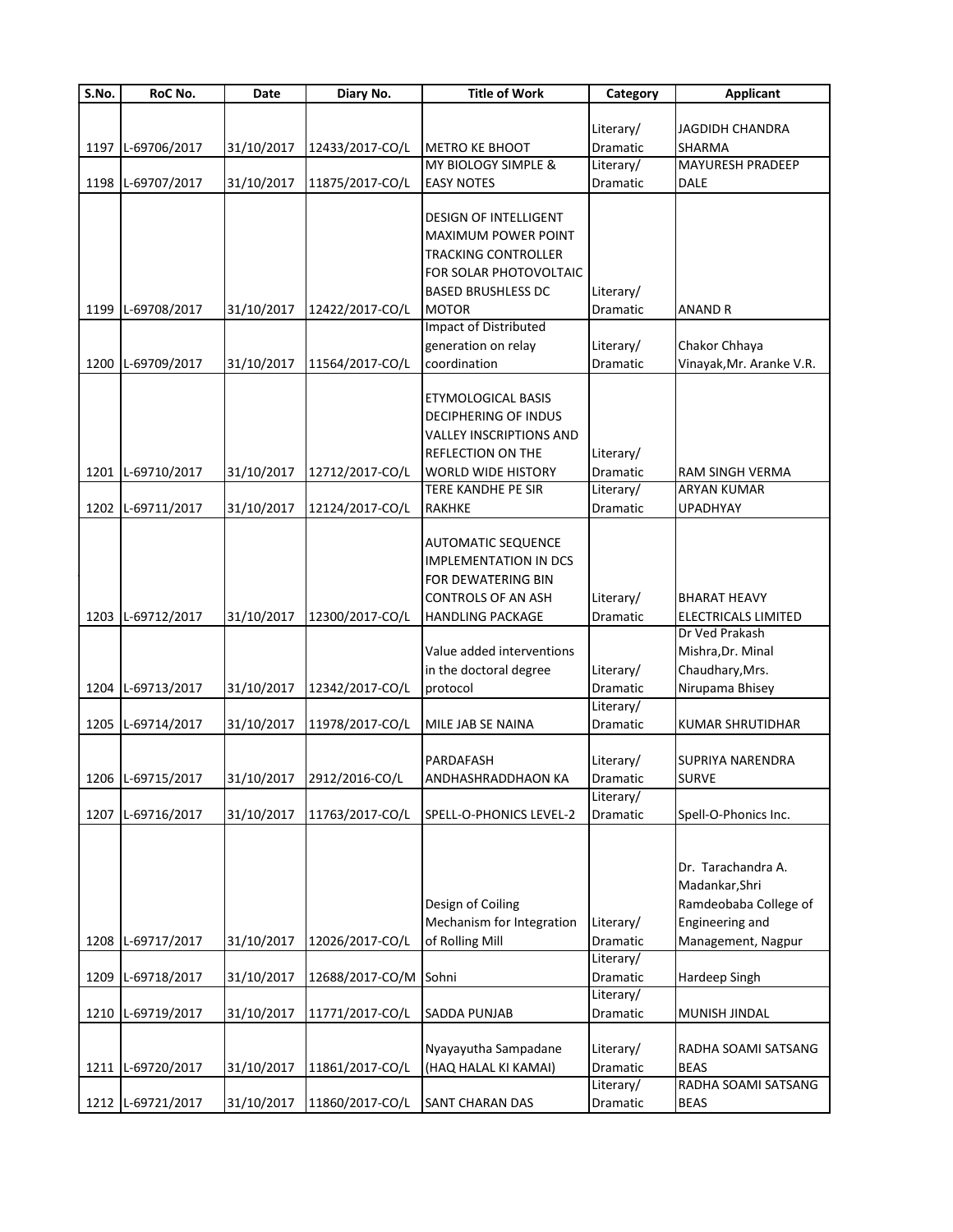| S.No. | RoC No. | Date | Diary No. | Title of Work | Category | Applicant |
|---|---|---|---|---|---|---|
| 1197 | L-69706/2017 | 31/10/2017 | 12433/2017-CO/L | METRO KE BHOOT | Literary/ Dramatic | JAGDIDH CHANDRA SHARMA |
| 1198 | L-69707/2017 | 31/10/2017 | 11875/2017-CO/L | MY BIOLOGY SIMPLE & EASY NOTES | Literary/ Dramatic | MAYURESH PRADEEP DALE |
| 1199 | L-69708/2017 | 31/10/2017 | 12422/2017-CO/L | DESIGN OF INTELLIGENT MAXIMUM POWER POINT TRACKING CONTROLLER FOR SOLAR PHOTOVOLTAIC BASED BRUSHLESS DC MOTOR | Literary/ Dramatic | ANAND R |
| 1200 | L-69709/2017 | 31/10/2017 | 11564/2017-CO/L | Impact of Distributed generation on relay coordination | Literary/ Dramatic | Chakor Chhaya Vinayak,Mr. Aranke V.R. |
| 1201 | L-69710/2017 | 31/10/2017 | 12712/2017-CO/L | ETYMOLOGICAL BASIS DECIPHERING OF INDUS VALLEY INSCRIPTIONS AND REFLECTION ON THE WORLD WIDE HISTORY | Literary/ Dramatic | RAM SINGH VERMA |
| 1202 | L-69711/2017 | 31/10/2017 | 12124/2017-CO/L | TERE KANDHE PE SIR RAKHKE | Literary/ Dramatic | ARYAN KUMAR UPADHYAY |
| 1203 | L-69712/2017 | 31/10/2017 | 12300/2017-CO/L | AUTOMATIC SEQUENCE IMPLEMENTATION IN DCS FOR DEWATERING BIN CONTROLS OF AN ASH HANDLING PACKAGE | Literary/ Dramatic | BHARAT HEAVY ELECTRICALS LIMITED |
| 1204 | L-69713/2017 | 31/10/2017 | 12342/2017-CO/L | Value added interventions in the doctoral degree protocol | Literary/ Dramatic | Dr Ved Prakash Mishra,Dr. Minal Chaudhary,Mrs. Nirupama Bhisey |
| 1205 | L-69714/2017 | 31/10/2017 | 11978/2017-CO/L | MILE JAB SE NAINA | Literary/ Dramatic | KUMAR SHRUTIDHAR |
| 1206 | L-69715/2017 | 31/10/2017 | 2912/2016-CO/L | PARDAFASH ANDHASHRADDHAON KA | Literary/ Dramatic | SUPRIYA NARENDRA SURVE |
| 1207 | L-69716/2017 | 31/10/2017 | 11763/2017-CO/L | SPELL-O-PHONICS LEVEL-2 | Literary/ Dramatic | Spell-O-Phonics Inc. |
| 1208 | L-69717/2017 | 31/10/2017 | 12026/2017-CO/L | Design of Coiling Mechanism for Integration of Rolling Mill | Literary/ Dramatic | Dr. Tarachandra A. Madankar,Shri Ramdeobaba College of Engineering and Management, Nagpur |
| 1209 | L-69718/2017 | 31/10/2017 | 12688/2017-CO/M | Sohni | Literary/ Dramatic | Hardeep Singh |
| 1210 | L-69719/2017 | 31/10/2017 | 11771/2017-CO/L | SADDA PUNJAB | Literary/ Dramatic | MUNISH JINDAL |
| 1211 | L-69720/2017 | 31/10/2017 | 11861/2017-CO/L | Nyayayutha Sampadane (HAQ HALAL KI KAMAI) | Literary/ Dramatic | RADHA SOAMI SATSANG BEAS |
| 1212 | L-69721/2017 | 31/10/2017 | 11860/2017-CO/L | SANT CHARAN DAS | Literary/ Dramatic | RADHA SOAMI SATSANG BEAS |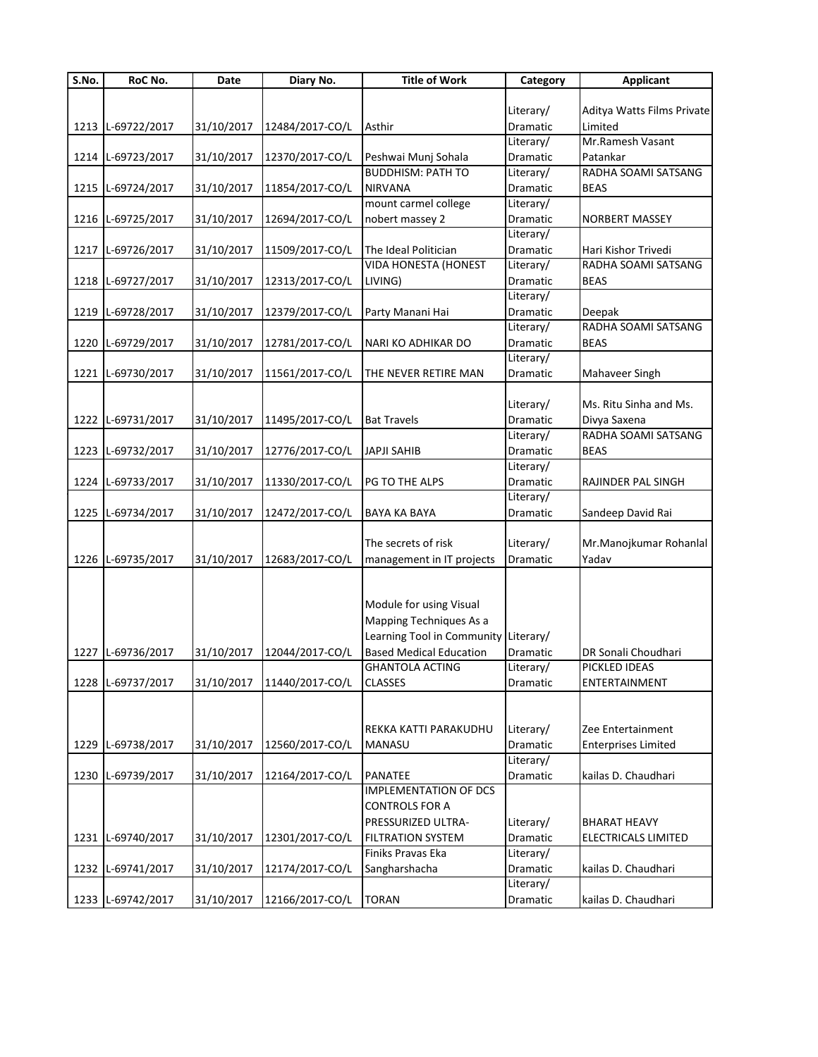| S.No. | RoC No. | Date | Diary No. | Title of Work | Category | Applicant |
|---|---|---|---|---|---|---|
| 1213 | L-69722/2017 | 31/10/2017 | 12484/2017-CO/L | Asthir | Literary/ Dramatic | Aditya Watts Films Private Limited |
| 1214 | L-69723/2017 | 31/10/2017 | 12370/2017-CO/L | Peshwai Munj Sohala | Literary/ Dramatic | Mr.Ramesh Vasant Patankar |
| 1215 | L-69724/2017 | 31/10/2017 | 11854/2017-CO/L | BUDDHISM: PATH TO NIRVANA | Literary/ Dramatic | RADHA SOAMI SATSANG BEAS |
| 1216 | L-69725/2017 | 31/10/2017 | 12694/2017-CO/L | mount carmel college nobert massey 2 | Literary/ Dramatic | NORBERT MASSEY |
| 1217 | L-69726/2017 | 31/10/2017 | 11509/2017-CO/L | The Ideal Politician | Literary/ Dramatic | Hari Kishor Trivedi |
| 1218 | L-69727/2017 | 31/10/2017 | 12313/2017-CO/L | VIDA HONESTA (HONEST LIVING) | Literary/ Dramatic | RADHA SOAMI SATSANG BEAS |
| 1219 | L-69728/2017 | 31/10/2017 | 12379/2017-CO/L | Party Manani Hai | Literary/ Dramatic | Deepak |
| 1220 | L-69729/2017 | 31/10/2017 | 12781/2017-CO/L | NARI KO ADHIKAR DO | Literary/ Dramatic | RADHA SOAMI SATSANG BEAS |
| 1221 | L-69730/2017 | 31/10/2017 | 11561/2017-CO/L | THE NEVER RETIRE MAN | Literary/ Dramatic | Mahaveer Singh |
| 1222 | L-69731/2017 | 31/10/2017 | 11495/2017-CO/L | Bat Travels | Literary/ Dramatic | Ms. Ritu Sinha and Ms. Divya Saxena |
| 1223 | L-69732/2017 | 31/10/2017 | 12776/2017-CO/L | JAPJI SAHIB | Literary/ Dramatic | RADHA SOAMI SATSANG BEAS |
| 1224 | L-69733/2017 | 31/10/2017 | 11330/2017-CO/L | PG TO THE ALPS | Literary/ Dramatic | RAJINDER PAL SINGH |
| 1225 | L-69734/2017 | 31/10/2017 | 12472/2017-CO/L | BAYA KA BAYA | Literary/ Dramatic | Sandeep David Rai |
| 1226 | L-69735/2017 | 31/10/2017 | 12683/2017-CO/L | The secrets of risk management in IT projects | Literary/ Dramatic | Mr.Manojkumar Rohanlal Yadav |
| 1227 | L-69736/2017 | 31/10/2017 | 12044/2017-CO/L | Module for using Visual Mapping Techniques As a Learning Tool in Community Based Medical Education | Literary/ Dramatic | DR Sonali Choudhari |
| 1228 | L-69737/2017 | 31/10/2017 | 11440/2017-CO/L | GHANTOLA ACTING CLASSES | Literary/ Dramatic | PICKLED IDEAS ENTERTAINMENT |
| 1229 | L-69738/2017 | 31/10/2017 | 12560/2017-CO/L | REKKA KATTI PARAKUDHU MANASU | Literary/ Dramatic | Zee Entertainment Enterprises Limited |
| 1230 | L-69739/2017 | 31/10/2017 | 12164/2017-CO/L | PANATEE | Literary/ Dramatic | kailas D. Chaudhari |
| 1231 | L-69740/2017 | 31/10/2017 | 12301/2017-CO/L | IMPLEMENTATION OF DCS CONTROLS FOR A PRESSURIZED ULTRA-FILTRATION SYSTEM | Literary/ Dramatic | BHARAT HEAVY ELECTRICALS LIMITED |
| 1232 | L-69741/2017 | 31/10/2017 | 12174/2017-CO/L | Finiks Pravas Eka Sangharshacha | Literary/ Dramatic | kailas D. Chaudhari |
| 1233 | L-69742/2017 | 31/10/2017 | 12166/2017-CO/L | TORAN | Literary/ Dramatic | kailas D. Chaudhari |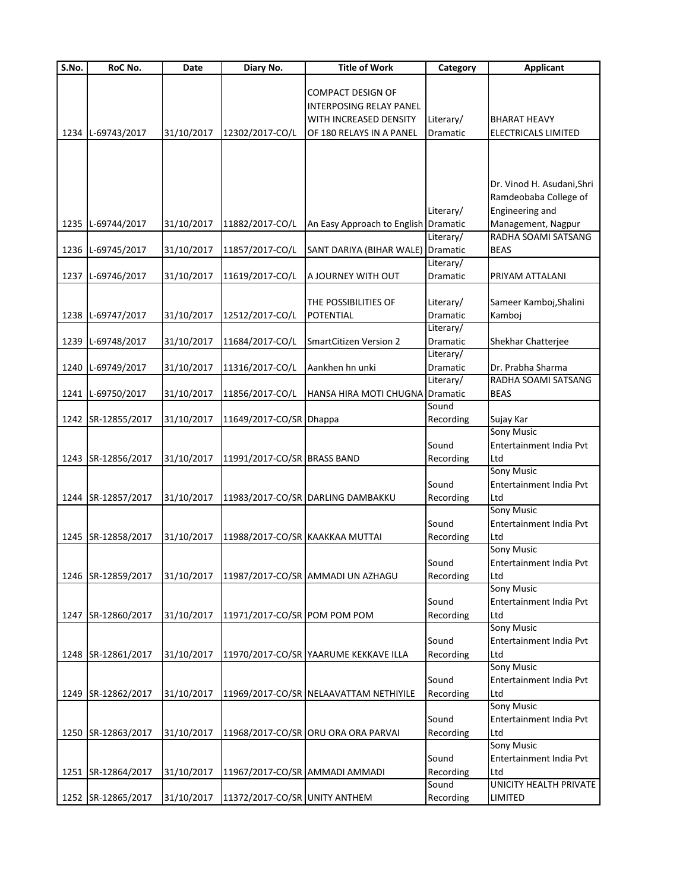| S.No. | RoC No. | Date | Diary No. | Title of Work | Category | Applicant |
|---|---|---|---|---|---|---|
| 1234 | L-69743/2017 | 31/10/2017 | 12302/2017-CO/L | COMPACT DESIGN OF INTERPOSING RELAY PANEL WITH INCREASED DENSITY OF 180 RELAYS IN A PANEL | Literary/ Dramatic | BHARAT HEAVY ELECTRICALS LIMITED |
| 1235 | L-69744/2017 | 31/10/2017 | 11882/2017-CO/L | An Easy Approach to English | Literary/ Dramatic | Dr. Vinod H. Asudani,Shri Ramdeobaba College of Engineering and Management, Nagpur |
| 1236 | L-69745/2017 | 31/10/2017 | 11857/2017-CO/L | SANT DARIYA (BIHAR WALE) | Literary/ Dramatic | RADHA SOAMI SATSANG BEAS |
| 1237 | L-69746/2017 | 31/10/2017 | 11619/2017-CO/L | A JOURNEY WITH OUT | Literary/ Dramatic | PRIYAM ATTALANI |
| 1238 | L-69747/2017 | 31/10/2017 | 12512/2017-CO/L | THE POSSIBILITIES OF POTENTIAL | Literary/ Dramatic | Sameer Kamboj,Shalini Kamboj |
| 1239 | L-69748/2017 | 31/10/2017 | 11684/2017-CO/L | SmartCitizen Version 2 | Literary/ Dramatic | Shekhar Chatterjee |
| 1240 | L-69749/2017 | 31/10/2017 | 11316/2017-CO/L | Aankhen hn unki | Literary/ Dramatic | Dr. Prabha Sharma |
| 1241 | L-69750/2017 | 31/10/2017 | 11856/2017-CO/L | HANSA HIRA MOTI CHUGNA | Literary/ Dramatic | RADHA SOAMI SATSANG BEAS |
| 1242 | SR-12855/2017 | 31/10/2017 | 11649/2017-CO/SR | Dhappa | Sound Recording | Sujay Kar |
| 1243 | SR-12856/2017 | 31/10/2017 | 11991/2017-CO/SR | BRASS BAND | Sound Recording | Sony Music Entertainment India Pvt Ltd |
| 1244 | SR-12857/2017 | 31/10/2017 | 11983/2017-CO/SR | DARLING DAMBAKKU | Sound Recording | Sony Music Entertainment India Pvt Ltd |
| 1245 | SR-12858/2017 | 31/10/2017 | 11988/2017-CO/SR | KAAKKAA MUTTAI | Sound Recording | Sony Music Entertainment India Pvt Ltd |
| 1246 | SR-12859/2017 | 31/10/2017 | 11987/2017-CO/SR | AMMADI UN AZHAGU | Sound Recording | Sony Music Entertainment India Pvt Ltd |
| 1247 | SR-12860/2017 | 31/10/2017 | 11971/2017-CO/SR | POM POM POM | Sound Recording | Sony Music Entertainment India Pvt Ltd |
| 1248 | SR-12861/2017 | 31/10/2017 | 11970/2017-CO/SR | YAARUME KEKKAVE ILLA | Sound Recording | Sony Music Entertainment India Pvt Ltd |
| 1249 | SR-12862/2017 | 31/10/2017 | 11969/2017-CO/SR | NELAAVATTAM NETHIYILE | Sound Recording | Sony Music Entertainment India Pvt Ltd |
| 1250 | SR-12863/2017 | 31/10/2017 | 11968/2017-CO/SR | ORU ORA ORA PARVAI | Sound Recording | Sony Music Entertainment India Pvt Ltd |
| 1251 | SR-12864/2017 | 31/10/2017 | 11967/2017-CO/SR | AMMADI AMMADI | Sound Recording | Sony Music Entertainment India Pvt Ltd |
| 1252 | SR-12865/2017 | 31/10/2017 | 11372/2017-CO/SR | UNITY ANTHEM | Sound Recording | UNICITY HEALTH PRIVATE LIMITED |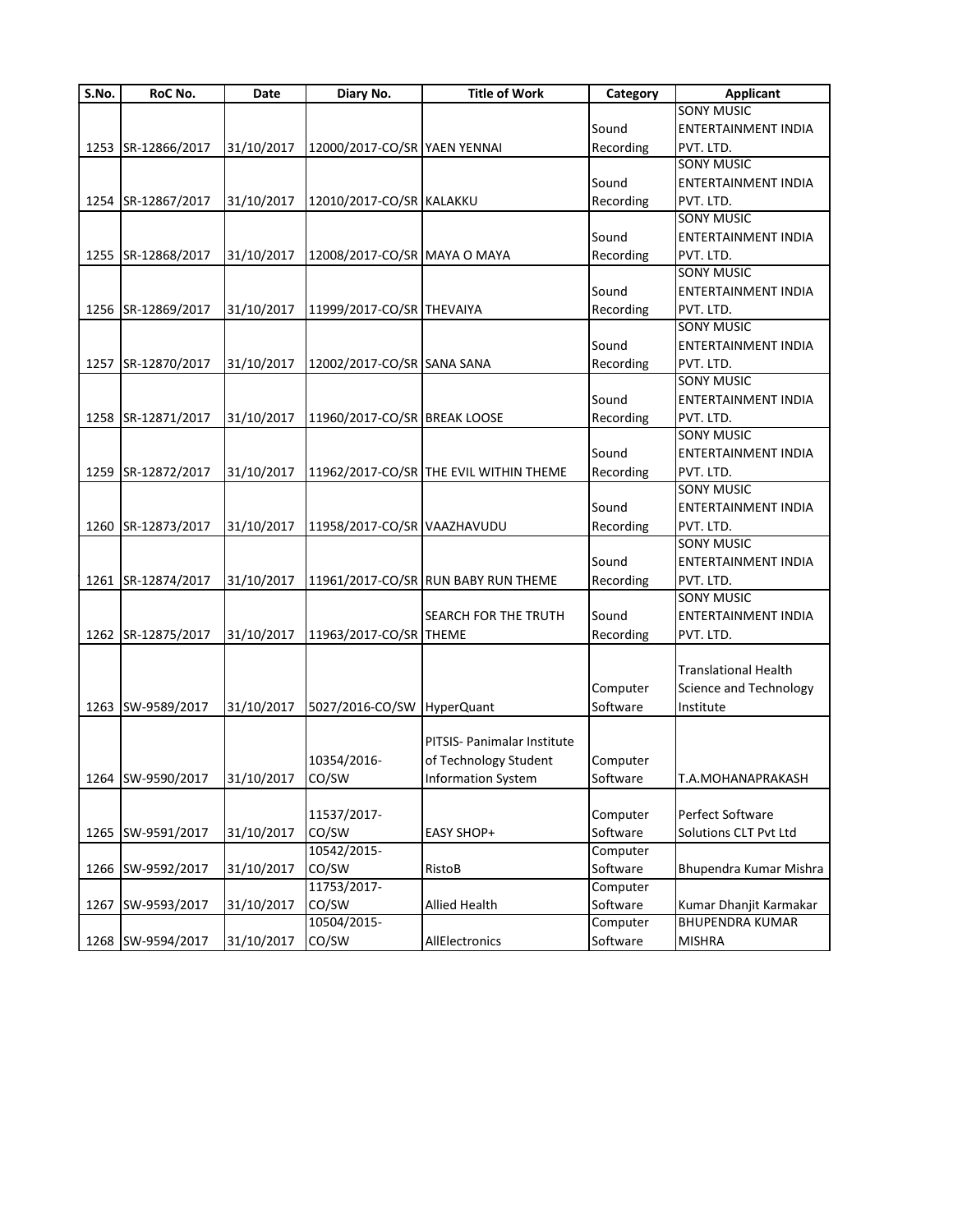| S.No. | RoC No. | Date | Diary No. | Title of Work | Category | Applicant |
|---|---|---|---|---|---|---|
| 1253 | SR-12866/2017 | 31/10/2017 | 12000/2017-CO/SR | YAEN YENNAI | Sound Recording | SONY MUSIC ENTERTAINMENT INDIA PVT. LTD. |
| 1254 | SR-12867/2017 | 31/10/2017 | 12010/2017-CO/SR | KALAKKU | Sound Recording | SONY MUSIC ENTERTAINMENT INDIA PVT. LTD. |
| 1255 | SR-12868/2017 | 31/10/2017 | 12008/2017-CO/SR | MAYA O MAYA | Sound Recording | SONY MUSIC ENTERTAINMENT INDIA PVT. LTD. |
| 1256 | SR-12869/2017 | 31/10/2017 | 11999/2017-CO/SR | THEVAIYA | Sound Recording | SONY MUSIC ENTERTAINMENT INDIA PVT. LTD. |
| 1257 | SR-12870/2017 | 31/10/2017 | 12002/2017-CO/SR | SANA SANA | Sound Recording | SONY MUSIC ENTERTAINMENT INDIA PVT. LTD. |
| 1258 | SR-12871/2017 | 31/10/2017 | 11960/2017-CO/SR | BREAK LOOSE | Sound Recording | SONY MUSIC ENTERTAINMENT INDIA PVT. LTD. |
| 1259 | SR-12872/2017 | 31/10/2017 | 11962/2017-CO/SR | THE EVIL WITHIN THEME | Sound Recording | SONY MUSIC ENTERTAINMENT INDIA PVT. LTD. |
| 1260 | SR-12873/2017 | 31/10/2017 | 11958/2017-CO/SR | VAAZHAVUDU | Sound Recording | SONY MUSIC ENTERTAINMENT INDIA PVT. LTD. |
| 1261 | SR-12874/2017 | 31/10/2017 | 11961/2017-CO/SR | RUN BABY RUN THEME | Sound Recording | SONY MUSIC ENTERTAINMENT INDIA PVT. LTD. |
| 1262 | SR-12875/2017 | 31/10/2017 | 11963/2017-CO/SR | SEARCH FOR THE TRUTH THEME | Sound Recording | SONY MUSIC ENTERTAINMENT INDIA PVT. LTD. |
| 1263 | SW-9589/2017 | 31/10/2017 | 5027/2016-CO/SW | HyperQuant | Computer Software | Translational Health Science and Technology Institute |
| 1264 | SW-9590/2017 | 31/10/2017 | 10354/2016-CO/SW | PITSIS- Panimalar Institute of Technology Student Information System | Computer Software | T.A.MOHANAPRAKASH |
| 1265 | SW-9591/2017 | 31/10/2017 | 11537/2017-CO/SW | EASY SHOP+ | Computer Software | Perfect Software Solutions CLT Pvt Ltd |
| 1266 | SW-9592/2017 | 31/10/2017 | 10542/2015-CO/SW | RistoB | Computer Software | Bhupendra Kumar Mishra |
| 1267 | SW-9593/2017 | 31/10/2017 | 11753/2017-CO/SW | Allied Health | Computer Software | Kumar Dhanjit Karmakar |
| 1268 | SW-9594/2017 | 31/10/2017 | 10504/2015-CO/SW | AllElectronics | Computer Software | BHUPENDRA KUMAR MISHRA |